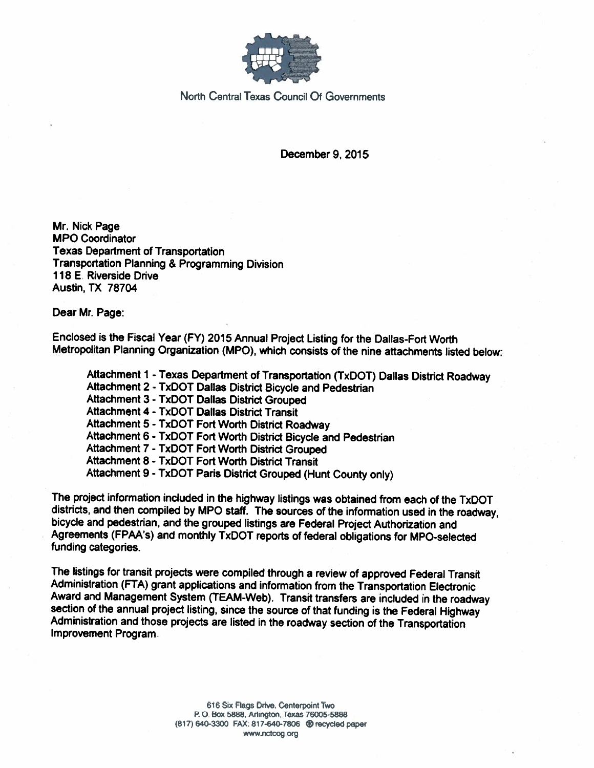North Central Texas Council Of Governments

December 9, 2015

Mr. Nick Page
MPO Coordinator
Texas Department of Transportation
Transportation Planning & Programming Division
118 E. Riverside Drive
Austin, TX 78704

Dear Mr. Page:

Enclosed is the Fiscal Year (FY) 2015 Annual Project Listing for the Dallas-Fort Worth Metropolitan Planning Organization (MPO), which consists of the nine attachments listed below:

- Attachment 1 - Texas Department of Transportation (TxDOT) Dallas District Roadway
- Attachment 2 - TxDOT Dallas District Bicycle and Pedestrian
- Attachment 3 - TxDOT Dallas District Grouped
- Attachment 4 - TxDOT Dallas District Transit
- Attachment 5 - TxDOT Fort Worth District Roadway
- Attachment 6 - TxDOT Fort Worth District Bicycle and Pedestrian
- Attachment 7 - TxDOT Fort Worth District Grouped
- Attachment 8 - TxDOT Fort Worth District Transit
- Attachment 9 - TxDOT Paris District Grouped (Hunt County only)

The project information included in the highway listings was obtained from each of the TxDOT districts, and then compiled by MPO staff. The sources of the information used in the roadway, bicycle and pedestrian, and the grouped listings are Federal Project Authorization and Agreements (FPAA's) and monthly TxDOT reports of federal obligations for MPO-selected funding categories.

The listings for transit projects were compiled through a review of approved Federal Transit Administration (FTA) grant applications and information from the Transportation Electronic Award and Management System (TEAM-Web). Transit transfers are included in the roadway section of the annual project listing, since the source of that funding is the Federal Highway Administration and those projects are listed in the roadway section of the Transportation Improvement Program.

616 Six Flags Drive, Centerpoint Two
P. O. Box 5888, Arlington, Texas 76005-5888
(817) 640-3300 FAX: 817-640-7806 recycled paper
www.nctcog.org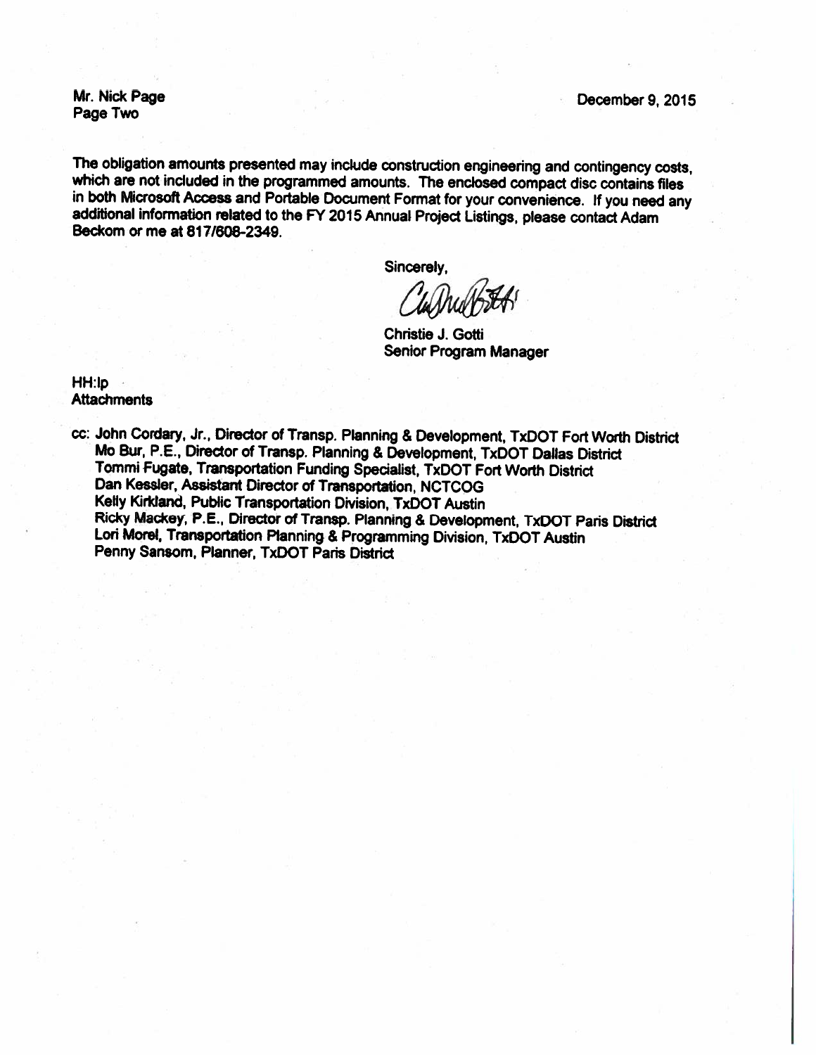Mr. Nick Page
Page Two

December 9, 2015

The obligation amounts presented may include construction engineering and contingency costs, which are not included in the programmed amounts. The enclosed compact disc contains files in both Microsoft Access and Portable Document Format for your convenience. If you need any additional information related to the FY 2015 Annual Project Listings, please contact Adam Beckom or me at 817/608-2349.

Sincerely,

Christie J. Gotti
Senior Program Manager

HH:lp
Attachments

cc: John Cordary, Jr., Director of Transp. Planning & Development, TxDOT Fort Worth District
Mo Bur, P.E., Director of Transp. Planning & Development, TxDOT Dallas District
Tommi Fugate, Transportation Funding Specialist, TxDOT Fort Worth District
Dan Kessler, Assistant Director of Transportation, NCTCOG
Kelly Kirkland, Public Transportation Division, TxDOT Austin
Ricky Mackey, P.E., Director of Transp. Planning & Development, TxDOT Paris District
Lori Morel, Transportation Planning & Programming Division, TxDOT Austin
Penny Sansom, Planner, TxDOT Paris District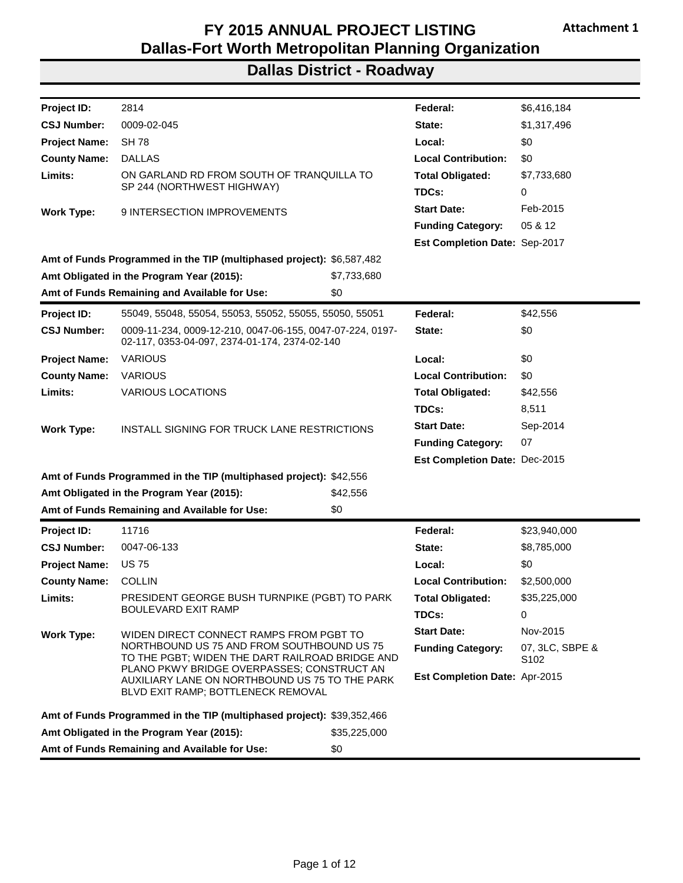# FY 2015 ANNUAL PROJECT LISTING

**Attachment 1**

## Dallas-Fort Worth Metropolitan Planning Organization

## Dallas District - Roadway

| | | | |
|---|---|---|---|
| **Project ID:** | 2814 | **Federal:** | $6,416,184 |
| **CSJ Number:** | 0009-02-045 | **State:** | $1,317,496 |
| **Project Name:** | SH 78 | **Local:** | $0 |
| **County Name:** | DALLAS | **Local Contribution:** | $0 |
| **Limits:** | ON GARLAND RD FROM SOUTH OF TRANQUILLA TO SP 244 (NORTHWEST HIGHWAY) | **Total Obligated:** | $7,733,680 |
| | | **TDCs:** | 0 |
| **Work Type:** | 9 INTERSECTION IMPROVEMENTS | **Start Date:** | Feb-2015 |
| | | **Funding Category:** | 05 & 12 |
| | | **Est Completion Date:** | Sep-2017 |
| **Amt of Funds Programmed in the TIP (multiphased project):** | $6,587,482 | | |
| **Amt Obligated in the Program Year (2015):** | $7,733,680 | | |
| **Amt of Funds Remaining and Available for Use:** | $0 | | |

| | | | |
|---|---|---|---|
| **Project ID:** | 55049, 55048, 55054, 55053, 55052, 55055, 55050, 55051 | **Federal:** | $42,556 |
| **CSJ Number:** | 0009-11-234, 0009-12-210, 0047-06-155, 0047-07-224, 0197-02-117, 0353-04-097, 2374-01-174, 2374-02-140 | **State:** | $0 |
| **Project Name:** | VARIOUS | **Local:** | $0 |
| **County Name:** | VARIOUS | **Local Contribution:** | $0 |
| **Limits:** | VARIOUS LOCATIONS | **Total Obligated:** | $42,556 |
| | | **TDCs:** | 8,511 |
| **Work Type:** | INSTALL SIGNING FOR TRUCK LANE RESTRICTIONS | **Start Date:** | Sep-2014 |
| | | **Funding Category:** | 07 |
| | | **Est Completion Date:** | Dec-2015 |
| **Amt of Funds Programmed in the TIP (multiphased project):** | $42,556 | | |
| **Amt Obligated in the Program Year (2015):** | $42,556 | | |
| **Amt of Funds Remaining and Available for Use:** | $0 | | |

| | | | |
|---|---|---|---|
| **Project ID:** | 11716 | **Federal:** | $23,940,000 |
| **CSJ Number:** | 0047-06-133 | **State:** | $8,785,000 |
| **Project Name:** | US 75 | **Local:** | $0 |
| **County Name:** | COLLIN | **Local Contribution:** | $2,500,000 |
| **Limits:** | PRESIDENT GEORGE BUSH TURNPIKE (PGBT) TO PARK BOULEVARD EXIT RAMP | **Total Obligated:** | $35,225,000 |
| | | **TDCs:** | 0 |
| **Work Type:** | WIDEN DIRECT CONNECT RAMPS FROM PGBT TO NORTHBOUND US 75 AND FROM SOUTHBOUND US 75 TO THE PGBT; WIDEN THE DART RAILROAD BRIDGE AND PLANO PKWY BRIDGE OVERPASSES; CONSTRUCT AN AUXILIARY LANE ON NORTHBOUND US 75 TO THE PARK BLVD EXIT RAMP; BOTTLENECK REMOVAL | **Start Date:** | Nov-2015 |
| | | **Funding Category:** | 07, 3LC, SBPE & S102 |
| | | **Est Completion Date:** | Apr-2015 |
| **Amt of Funds Programmed in the TIP (multiphased project):** | $39,352,466 | | |
| **Amt Obligated in the Program Year (2015):** | $35,225,000 | | |
| **Amt of Funds Remaining and Available for Use:** | $0 | | |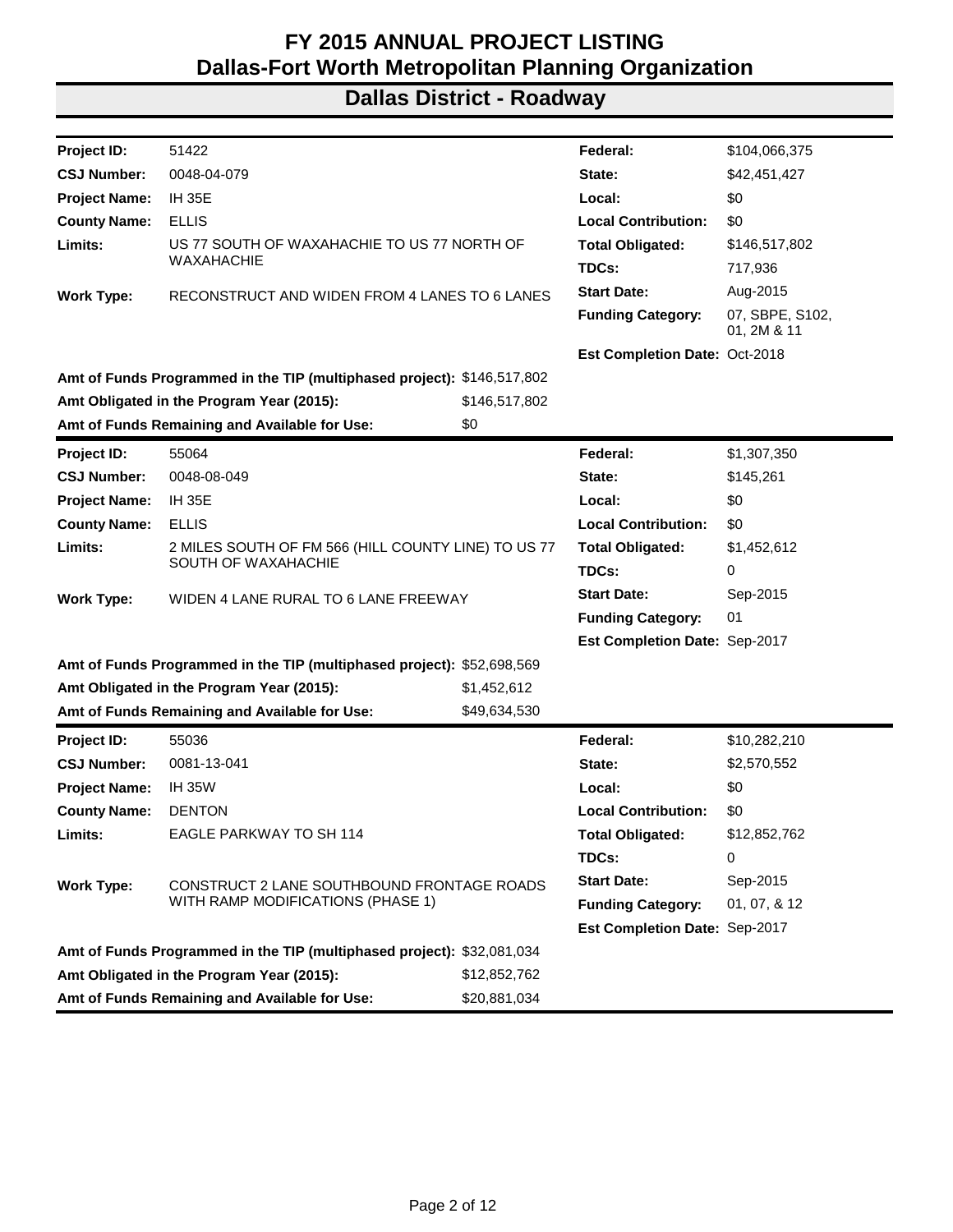# FY 2015 ANNUAL PROJECT LISTING
# Dallas-Fort Worth Metropolitan Planning Organization

## Dallas District - Roadway

| | | | |
|---|---|---|---|
| **Project ID:** | 51422 | **Federal:** | $104,066,375 |
| **CSJ Number:** | 0048-04-079 | **State:** | $42,451,427 |
| **Project Name:** | IH 35E | **Local:** | $0 |
| **County Name:** | ELLIS | **Local Contribution:** | $0 |
| **Limits:** | US 77 SOUTH OF WAXAHACHIE TO US 77 NORTH OF WAXAHACHIE | **Total Obligated:** | $146,517,802 |
| | | **TDCs:** | 717,936 |
| **Work Type:** | RECONSTRUCT AND WIDEN FROM 4 LANES TO 6 LANES | **Start Date:** | Aug-2015 |
| | | **Funding Category:** | 07, SBPE, S102, 01, 2M & 11 |
| | | **Est Completion Date:** | Oct-2018 |

**Amt of Funds Programmed in the TIP (multiphased project):** $146,517,802
**Amt Obligated in the Program Year (2015):** $146,517,802
**Amt of Funds Remaining and Available for Use:** $0

| | | | |
|---|---|---|---|
| **Project ID:** | 55064 | **Federal:** | $1,307,350 |
| **CSJ Number:** | 0048-08-049 | **State:** | $145,261 |
| **Project Name:** | IH 35E | **Local:** | $0 |
| **County Name:** | ELLIS | **Local Contribution:** | $0 |
| **Limits:** | 2 MILES SOUTH OF FM 566 (HILL COUNTY LINE) TO US 77 SOUTH OF WAXAHACHIE | **Total Obligated:** | $1,452,612 |
| | | **TDCs:** | 0 |
| **Work Type:** | WIDEN 4 LANE RURAL TO 6 LANE FREEWAY | **Start Date:** | Sep-2015 |
| | | **Funding Category:** | 01 |
| | | **Est Completion Date:** | Sep-2017 |

**Amt of Funds Programmed in the TIP (multiphased project):** $52,698,569
**Amt Obligated in the Program Year (2015):** $1,452,612
**Amt of Funds Remaining and Available for Use:** $49,634,530

| | | | |
|---|---|---|---|
| **Project ID:** | 55036 | **Federal:** | $10,282,210 |
| **CSJ Number:** | 0081-13-041 | **State:** | $2,570,552 |
| **Project Name:** | IH 35W | **Local:** | $0 |
| **County Name:** | DENTON | **Local Contribution:** | $0 |
| **Limits:** | EAGLE PARKWAY TO SH 114 | **Total Obligated:** | $12,852,762 |
| | | **TDCs:** | 0 |
| **Work Type:** | CONSTRUCT 2 LANE SOUTHBOUND FRONTAGE ROADS WITH RAMP MODIFICATIONS (PHASE 1) | **Start Date:** | Sep-2015 |
| | | **Funding Category:** | 01, 07, & 12 |
| | | **Est Completion Date:** | Sep-2017 |

**Amt of Funds Programmed in the TIP (multiphased project):** $32,081,034
**Amt Obligated in the Program Year (2015):** $12,852,762
**Amt of Funds Remaining and Available for Use:** $20,881,034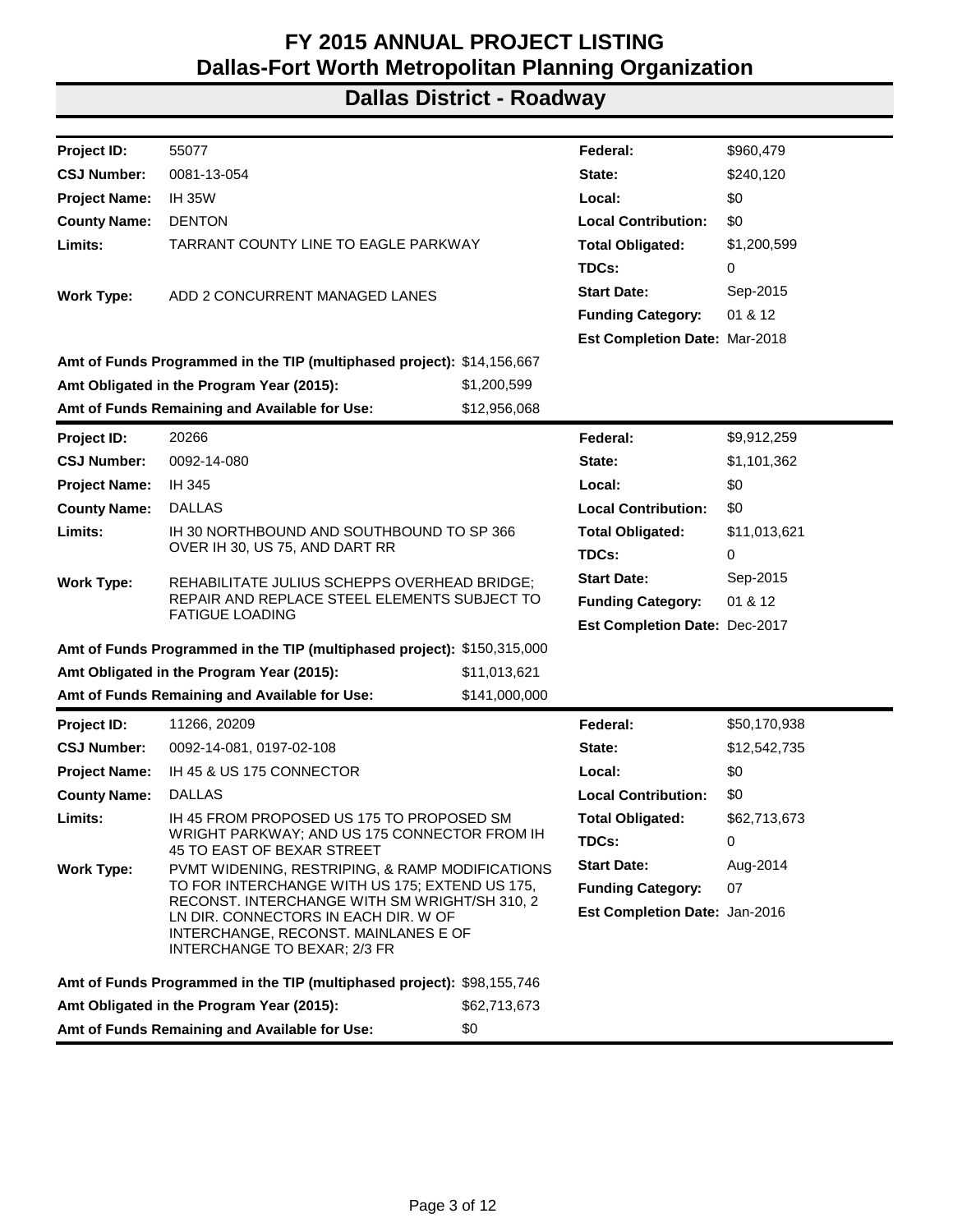# FY 2015 ANNUAL PROJECT LISTING
# Dallas-Fort Worth Metropolitan Planning Organization

## Dallas District - Roadway

| | | | |
|---|---|---|---|
| **Project ID:** | 55077 | **Federal:** | $960,479 |
| **CSJ Number:** | 0081-13-054 | **State:** | $240,120 |
| **Project Name:** | IH 35W | **Local:** | $0 |
| **County Name:** | DENTON | **Local Contribution:** | $0 |
| **Limits:** | TARRANT COUNTY LINE TO EAGLE PARKWAY | **Total Obligated:** | $1,200,599 |
| | | **TDCs:** | 0 |
| **Work Type:** | ADD 2 CONCURRENT MANAGED LANES | **Start Date:** | Sep-2015 |
| | | **Funding Category:** | 01 & 12 |
| | | **Est Completion Date:** | Mar-2018 |

**Amt of Funds Programmed in the TIP (multiphased project):** $14,156,667
**Amt Obligated in the Program Year (2015):** $1,200,599
**Amt of Funds Remaining and Available for Use:** $12,956,068

| | | | |
|---|---|---|---|
| **Project ID:** | 20266 | **Federal:** | $9,912,259 |
| **CSJ Number:** | 0092-14-080 | **State:** | $1,101,362 |
| **Project Name:** | IH 345 | **Local:** | $0 |
| **County Name:** | DALLAS | **Local Contribution:** | $0 |
| **Limits:** | IH 30 NORTHBOUND AND SOUTHBOUND TO SP 366 OVER IH 30, US 75, AND DART RR | **Total Obligated:** | $11,013,621 |
| | | **TDCs:** | 0 |
| **Work Type:** | REHABILITATE JULIUS SCHEPPS OVERHEAD BRIDGE; REPAIR AND REPLACE STEEL ELEMENTS SUBJECT TO FATIGUE LOADING | **Start Date:** | Sep-2015 |
| | | **Funding Category:** | 01 & 12 |
| | | **Est Completion Date:** | Dec-2017 |

**Amt of Funds Programmed in the TIP (multiphased project):** $150,315,000
**Amt Obligated in the Program Year (2015):** $11,013,621
**Amt of Funds Remaining and Available for Use:** $141,000,000

| | | | |
|---|---|---|---|
| **Project ID:** | 11266, 20209 | **Federal:** | $50,170,938 |
| **CSJ Number:** | 0092-14-081, 0197-02-108 | **State:** | $12,542,735 |
| **Project Name:** | IH 45 & US 175 CONNECTOR | **Local:** | $0 |
| **County Name:** | DALLAS | **Local Contribution:** | $0 |
| **Limits:** | IH 45 FROM PROPOSED US 175 TO PROPOSED SM WRIGHT PARKWAY; AND US 175 CONNECTOR FROM IH 45 TO EAST OF BEXAR STREET | **Total Obligated:** | $62,713,673 |
| | | **TDCs:** | 0 |
| **Work Type:** | PVMT WIDENING, RESTRIPING, & RAMP MODIFICATIONS TO FOR INTERCHANGE WITH US 175; EXTEND US 175, RECONST. INTERCHANGE WITH SM WRIGHT/SH 310, 2 LN DIR. CONNECTORS IN EACH DIR. W OF INTERCHANGE, RECONST. MAINLANES E OF INTERCHANGE TO BEXAR; 2/3 FR | **Start Date:** | Aug-2014 |
| | | **Funding Category:** | 07 |
| | | **Est Completion Date:** | Jan-2016 |

**Amt of Funds Programmed in the TIP (multiphased project):** $98,155,746
**Amt Obligated in the Program Year (2015):** $62,713,673
**Amt of Funds Remaining and Available for Use:** $0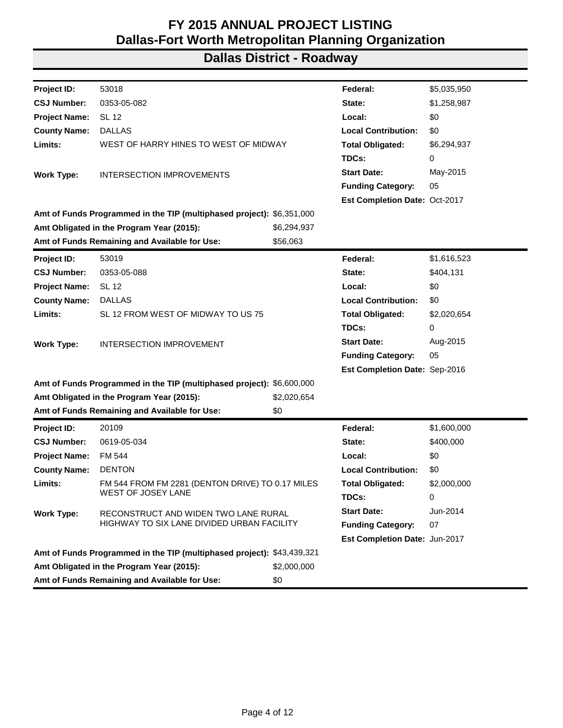# FY 2015 ANNUAL PROJECT LISTING
# Dallas-Fort Worth Metropolitan Planning Organization

## Dallas District - Roadway

| | | | |
|---|---|---|---|
| **Project ID:** | 53018 | **Federal:** | $5,035,950 |
| **CSJ Number:** | 0353-05-082 | **State:** | $1,258,987 |
| **Project Name:** | SL 12 | **Local:** | $0 |
| **County Name:** | DALLAS | **Local Contribution:** | $0 |
| **Limits:** | WEST OF HARRY HINES TO WEST OF MIDWAY | **Total Obligated:** | $6,294,937 |
| | | **TDCs:** | 0 |
| **Work Type:** | INTERSECTION IMPROVEMENTS | **Start Date:** | May-2015 |
| | | **Funding Category:** | 05 |
| | | **Est Completion Date:** | Oct-2017 |

**Amt of Funds Programmed in the TIP (multiphased project):** $6,351,000
**Amt Obligated in the Program Year (2015):** $6,294,937
**Amt of Funds Remaining and Available for Use:** $56,063

| | | | |
|---|---|---|---|
| **Project ID:** | 53019 | **Federal:** | $1,616,523 |
| **CSJ Number:** | 0353-05-088 | **State:** | $404,131 |
| **Project Name:** | SL 12 | **Local:** | $0 |
| **County Name:** | DALLAS | **Local Contribution:** | $0 |
| **Limits:** | SL 12 FROM WEST OF MIDWAY TO US 75 | **Total Obligated:** | $2,020,654 |
| | | **TDCs:** | 0 |
| **Work Type:** | INTERSECTION IMPROVEMENT | **Start Date:** | Aug-2015 |
| | | **Funding Category:** | 05 |
| | | **Est Completion Date:** | Sep-2016 |

**Amt of Funds Programmed in the TIP (multiphased project):** $6,600,000
**Amt Obligated in the Program Year (2015):** $2,020,654
**Amt of Funds Remaining and Available for Use:** $0

| | | | |
|---|---|---|---|
| **Project ID:** | 20109 | **Federal:** | $1,600,000 |
| **CSJ Number:** | 0619-05-034 | **State:** | $400,000 |
| **Project Name:** | FM 544 | **Local:** | $0 |
| **County Name:** | DENTON | **Local Contribution:** | $0 |
| **Limits:** | FM 544 FROM FM 2281 (DENTON DRIVE) TO 0.17 MILES WEST OF JOSEY LANE | **Total Obligated:** | $2,000,000 |
| | | **TDCs:** | 0 |
| **Work Type:** | RECONSTRUCT AND WIDEN TWO LANE RURAL HIGHWAY TO SIX LANE DIVIDED URBAN FACILITY | **Start Date:** | Jun-2014 |
| | | **Funding Category:** | 07 |
| | | **Est Completion Date:** | Jun-2017 |

**Amt of Funds Programmed in the TIP (multiphased project):** $43,439,321
**Amt Obligated in the Program Year (2015):** $2,000,000
**Amt of Funds Remaining and Available for Use:** $0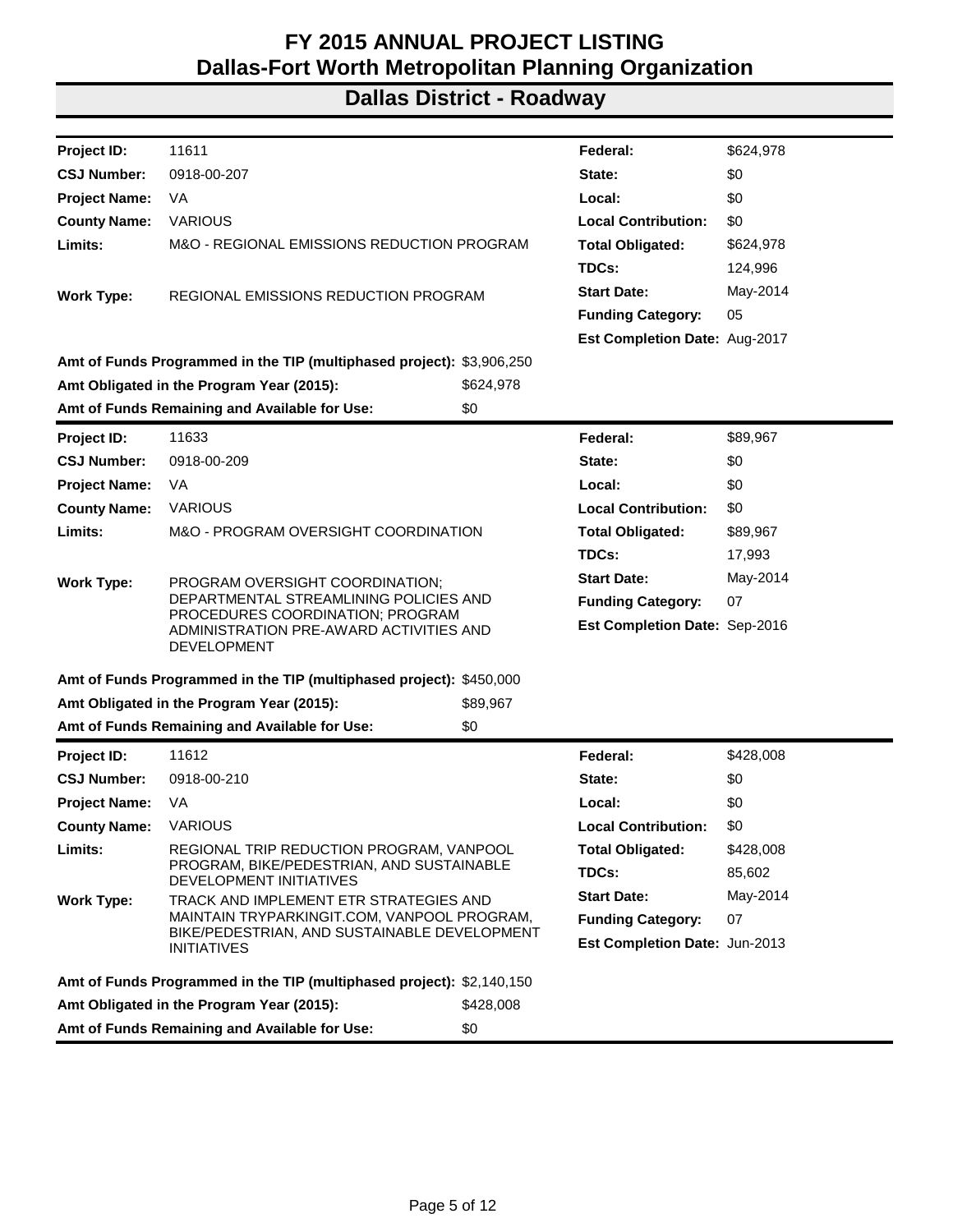# FY 2015 ANNUAL PROJECT LISTING
# Dallas-Fort Worth Metropolitan Planning Organization

## Dallas District - Roadway

| | | | |
|---|---|---|---|
| **Project ID:** | 11611 | **Federal:** | $624,978 |
| **CSJ Number:** | 0918-00-207 | **State:** | $0 |
| **Project Name:** | VA | **Local:** | $0 |
| **County Name:** | VARIOUS | **Local Contribution:** | $0 |
| **Limits:** | M&O - REGIONAL EMISSIONS REDUCTION PROGRAM | **Total Obligated:** | $624,978 |
| | | **TDCs:** | 124,996 |
| **Work Type:** | REGIONAL EMISSIONS REDUCTION PROGRAM | **Start Date:** | May-2014 |
| | | **Funding Category:** | 05 |
| | | **Est Completion Date:** | Aug-2017 |

**Amt of Funds Programmed in the TIP (multiphased project):** $3,906,250
**Amt Obligated in the Program Year (2015):** $624,978
**Amt of Funds Remaining and Available for Use:** $0

| | | | |
|---|---|---|---|
| **Project ID:** | 11633 | **Federal:** | $89,967 |
| **CSJ Number:** | 0918-00-209 | **State:** | $0 |
| **Project Name:** | VA | **Local:** | $0 |
| **County Name:** | VARIOUS | **Local Contribution:** | $0 |
| **Limits:** | M&O - PROGRAM OVERSIGHT COORDINATION | **Total Obligated:** | $89,967 |
| | | **TDCs:** | 17,993 |
| **Work Type:** | PROGRAM OVERSIGHT COORDINATION; DEPARTMENTAL STREAMLINING POLICIES AND PROCEDURES COORDINATION; PROGRAM ADMINISTRATION PRE-AWARD ACTIVITIES AND DEVELOPMENT | **Start Date:** | May-2014 |
| | | **Funding Category:** | 07 |
| | | **Est Completion Date:** | Sep-2016 |

**Amt of Funds Programmed in the TIP (multiphased project):** $450,000
**Amt Obligated in the Program Year (2015):** $89,967
**Amt of Funds Remaining and Available for Use:** $0

| | | | |
|---|---|---|---|
| **Project ID:** | 11612 | **Federal:** | $428,008 |
| **CSJ Number:** | 0918-00-210 | **State:** | $0 |
| **Project Name:** | VA | **Local:** | $0 |
| **County Name:** | VARIOUS | **Local Contribution:** | $0 |
| **Limits:** | REGIONAL TRIP REDUCTION PROGRAM, VANPOOL PROGRAM, BIKE/PEDESTRIAN, AND SUSTAINABLE DEVELOPMENT INITIATIVES | **Total Obligated:** | $428,008 |
| | | **TDCs:** | 85,602 |
| **Work Type:** | TRACK AND IMPLEMENT ETR STRATEGIES AND MAINTAIN TRYPARKINGIT.COM, VANPOOL PROGRAM, BIKE/PEDESTRIAN, AND SUSTAINABLE DEVELOPMENT INITIATIVES | **Start Date:** | May-2014 |
| | | **Funding Category:** | 07 |
| | | **Est Completion Date:** | Jun-2013 |

**Amt of Funds Programmed in the TIP (multiphased project):** $2,140,150
**Amt Obligated in the Program Year (2015):** $428,008
**Amt of Funds Remaining and Available for Use:** $0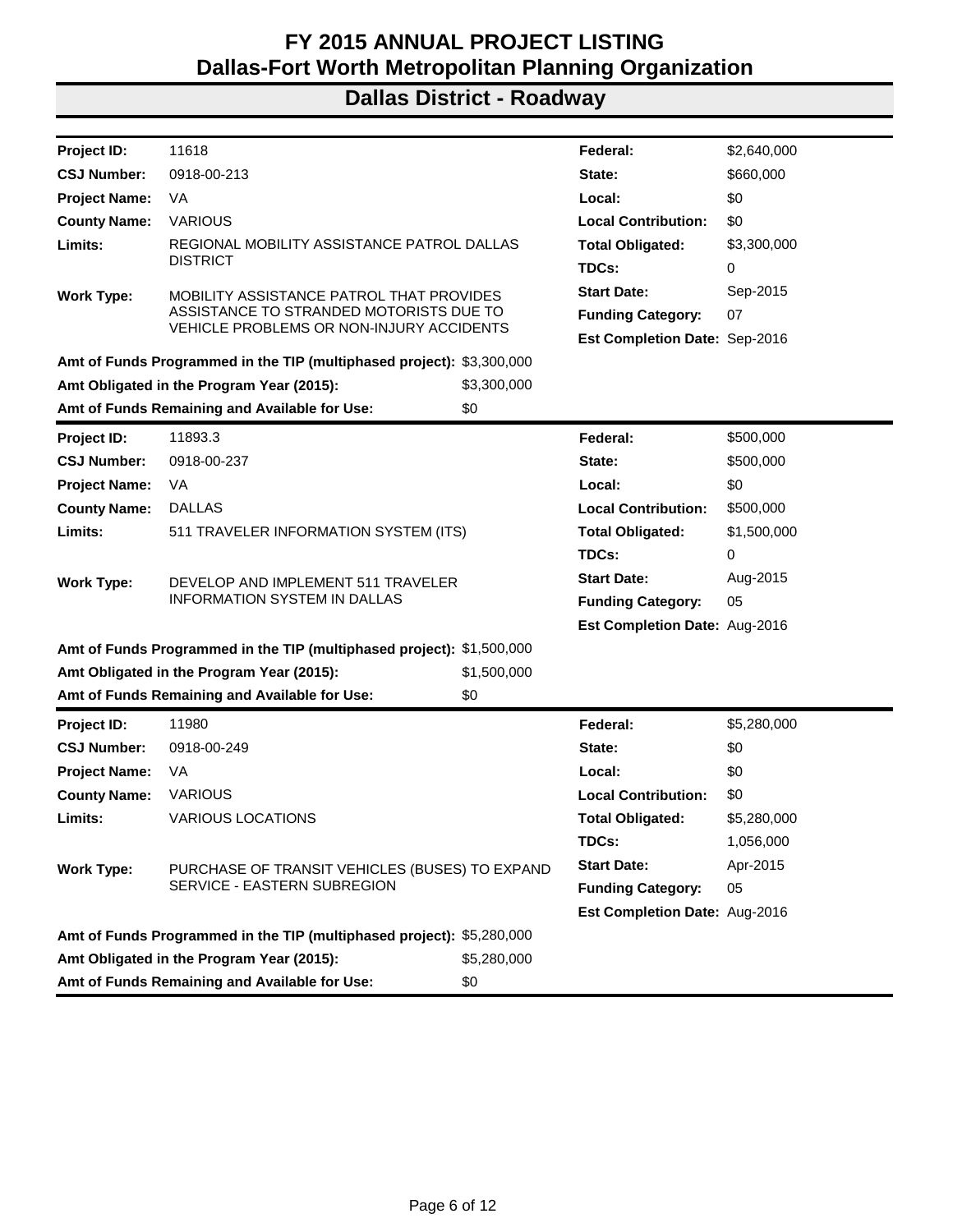# FY 2015 ANNUAL PROJECT LISTING
# Dallas-Fort Worth Metropolitan Planning Organization

## Dallas District - Roadway

| | | | |
|---|---|---|---|
| **Project ID:** | 11618 | **Federal:** | $2,640,000 |
| **CSJ Number:** | 0918-00-213 | **State:** | $660,000 |
| **Project Name:** | VA | **Local:** | $0 |
| **County Name:** | VARIOUS | **Local Contribution:** | $0 |
| **Limits:** | REGIONAL MOBILITY ASSISTANCE PATROL DALLAS DISTRICT | **Total Obligated:** | $3,300,000 |
| | | **TDCs:** | 0 |
| **Work Type:** | MOBILITY ASSISTANCE PATROL THAT PROVIDES ASSISTANCE TO STRANDED MOTORISTS DUE TO VEHICLE PROBLEMS OR NON-INJURY ACCIDENTS | **Start Date:** | Sep-2015 |
| | | **Funding Category:** | 07 |
| | | **Est Completion Date:** | Sep-2016 |

| | |
|---|---|
| **Amt of Funds Programmed in the TIP (multiphased project):** | $3,300,000 |
| **Amt Obligated in the Program Year (2015):** | $3,300,000 |
| **Amt of Funds Remaining and Available for Use:** | $0 |

| | | | |
|---|---|---|---|
| **Project ID:** | 11893.3 | **Federal:** | $500,000 |
| **CSJ Number:** | 0918-00-237 | **State:** | $500,000 |
| **Project Name:** | VA | **Local:** | $0 |
| **County Name:** | DALLAS | **Local Contribution:** | $500,000 |
| **Limits:** | 511 TRAVELER INFORMATION SYSTEM (ITS) | **Total Obligated:** | $1,500,000 |
| | | **TDCs:** | 0 |
| **Work Type:** | DEVELOP AND IMPLEMENT 511 TRAVELER INFORMATION SYSTEM IN DALLAS | **Start Date:** | Aug-2015 |
| | | **Funding Category:** | 05 |
| | | **Est Completion Date:** | Aug-2016 |

| | |
|---|---|
| **Amt of Funds Programmed in the TIP (multiphased project):** | $1,500,000 |
| **Amt Obligated in the Program Year (2015):** | $1,500,000 |
| **Amt of Funds Remaining and Available for Use:** | $0 |

| | | | |
|---|---|---|---|
| **Project ID:** | 11980 | **Federal:** | $5,280,000 |
| **CSJ Number:** | 0918-00-249 | **State:** | $0 |
| **Project Name:** | VA | **Local:** | $0 |
| **County Name:** | VARIOUS | **Local Contribution:** | $0 |
| **Limits:** | VARIOUS LOCATIONS | **Total Obligated:** | $5,280,000 |
| | | **TDCs:** | 1,056,000 |
| **Work Type:** | PURCHASE OF TRANSIT VEHICLES (BUSES) TO EXPAND SERVICE - EASTERN SUBREGION | **Start Date:** | Apr-2015 |
| | | **Funding Category:** | 05 |
| | | **Est Completion Date:** | Aug-2016 |

| | |
|---|---|
| **Amt of Funds Programmed in the TIP (multiphased project):** | $5,280,000 |
| **Amt Obligated in the Program Year (2015):** | $5,280,000 |
| **Amt of Funds Remaining and Available for Use:** | $0 |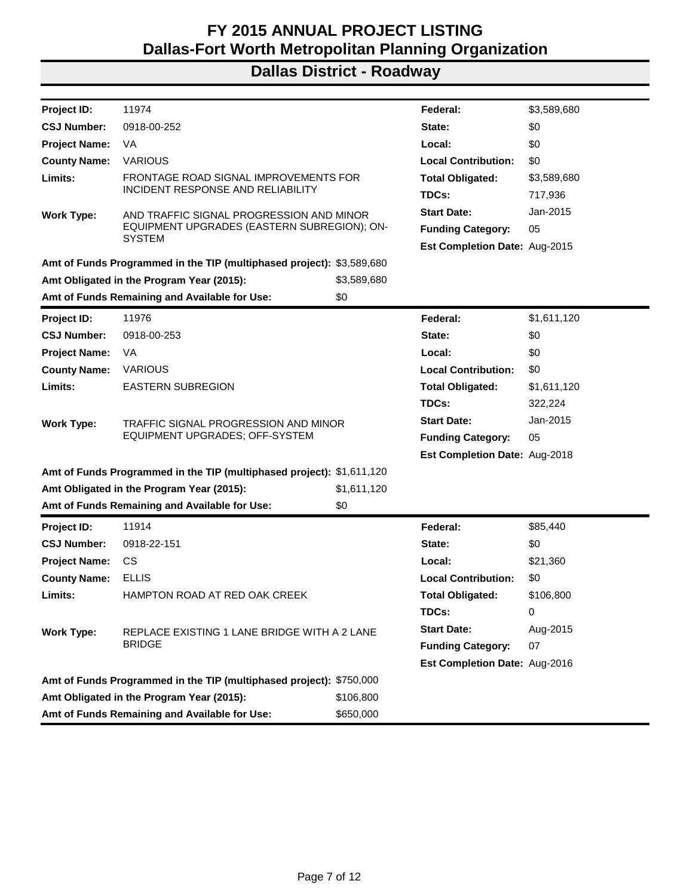# FY 2015 ANNUAL PROJECT LISTING
# Dallas-Fort Worth Metropolitan Planning Organization

## Dallas District - Roadway

| | | | |
|---|---|---|---|
| **Project ID:** | 11974 | **Federal:** | $3,589,680 |
| **CSJ Number:** | 0918-00-252 | **State:** | $0 |
| **Project Name:** | VA | **Local:** | $0 |
| **County Name:** | VARIOUS | **Local Contribution:** | $0 |
| **Limits:** | FRONTAGE ROAD SIGNAL IMPROVEMENTS FOR INCIDENT RESPONSE AND RELIABILITY | **Total Obligated:** | $3,589,680 |
| | | **TDCs:** | 717,936 |
| **Work Type:** | AND TRAFFIC SIGNAL PROGRESSION AND MINOR EQUIPMENT UPGRADES (EASTERN SUBREGION); ON-SYSTEM | **Start Date:** | Jan-2015 |
| | | **Funding Category:** | 05 |
| | | **Est Completion Date:** | Aug-2015 |

**Amt of Funds Programmed in the TIP (multiphased project):** $3,589,680
**Amt Obligated in the Program Year (2015):** $3,589,680
**Amt of Funds Remaining and Available for Use:** $0

---

| | | | |
|---|---|---|---|
| **Project ID:** | 11976 | **Federal:** | $1,611,120 |
| **CSJ Number:** | 0918-00-253 | **State:** | $0 |
| **Project Name:** | VA | **Local:** | $0 |
| **County Name:** | VARIOUS | **Local Contribution:** | $0 |
| **Limits:** | EASTERN SUBREGION | **Total Obligated:** | $1,611,120 |
| | | **TDCs:** | 322,224 |
| **Work Type:** | TRAFFIC SIGNAL PROGRESSION AND MINOR EQUIPMENT UPGRADES; OFF-SYSTEM | **Start Date:** | Jan-2015 |
| | | **Funding Category:** | 05 |
| | | **Est Completion Date:** | Aug-2018 |

**Amt of Funds Programmed in the TIP (multiphased project):** $1,611,120
**Amt Obligated in the Program Year (2015):** $1,611,120
**Amt of Funds Remaining and Available for Use:** $0

---

| | | | |
|---|---|---|---|
| **Project ID:** | 11914 | **Federal:** | $85,440 |
| **CSJ Number:** | 0918-22-151 | **State:** | $0 |
| **Project Name:** | CS | **Local:** | $21,360 |
| **County Name:** | ELLIS | **Local Contribution:** | $0 |
| **Limits:** | HAMPTON ROAD AT RED OAK CREEK | **Total Obligated:** | $106,800 |
| | | **TDCs:** | 0 |
| **Work Type:** | REPLACE EXISTING 1 LANE BRIDGE WITH A 2 LANE BRIDGE | **Start Date:** | Aug-2015 |
| | | **Funding Category:** | 07 |
| | | **Est Completion Date:** | Aug-2016 |

**Amt of Funds Programmed in the TIP (multiphased project):** $750,000
**Amt Obligated in the Program Year (2015):** $106,800
**Amt of Funds Remaining and Available for Use:** $650,000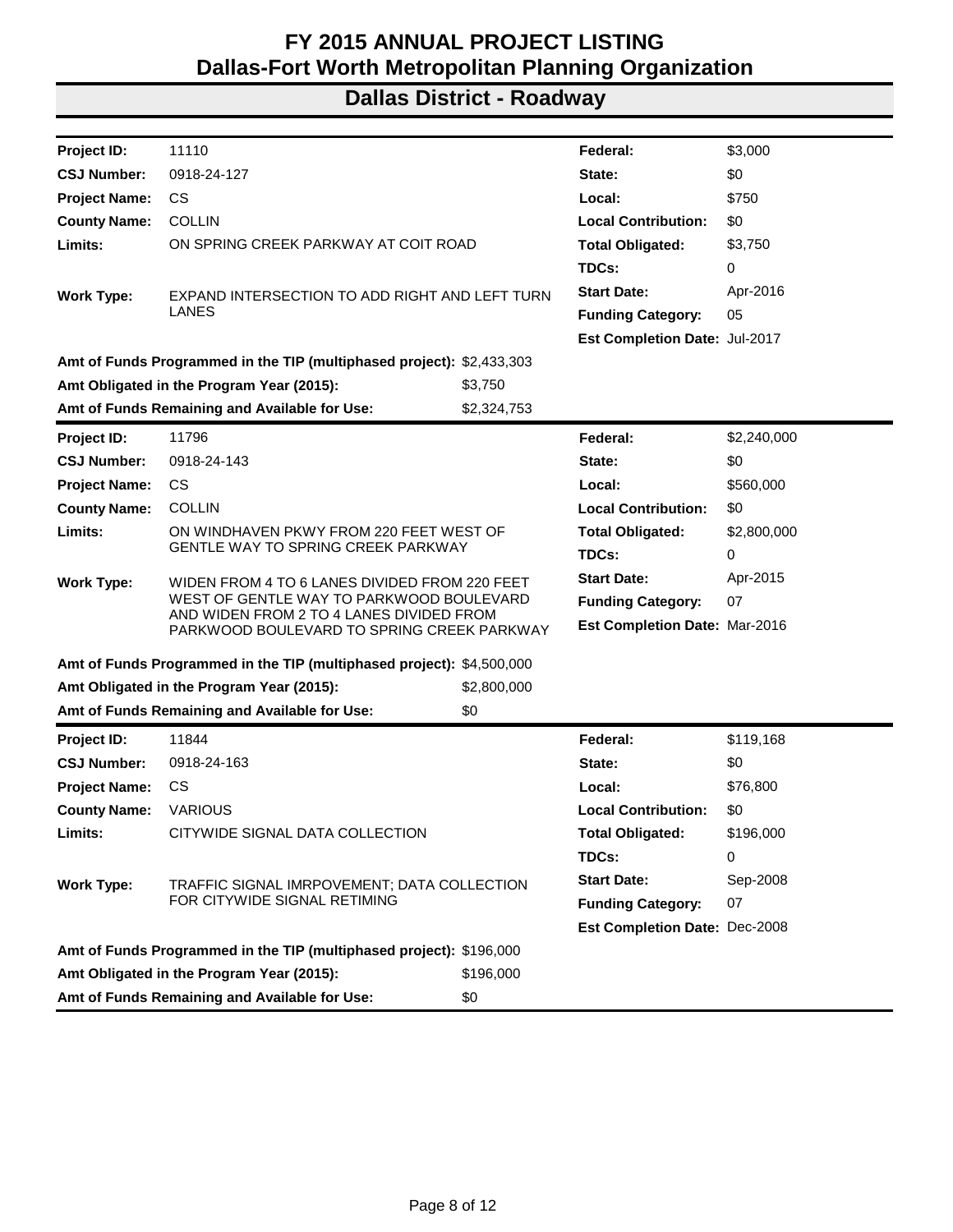# FY 2015 ANNUAL PROJECT LISTING
# Dallas-Fort Worth Metropolitan Planning Organization

## Dallas District - Roadway

| | | | |
|---|---|---|---|
| **Project ID:** | 11110 | **Federal:** | $3,000 |
| **CSJ Number:** | 0918-24-127 | **State:** | $0 |
| **Project Name:** | CS | **Local:** | $750 |
| **County Name:** | COLLIN | **Local Contribution:** | $0 |
| **Limits:** | ON SPRING CREEK PARKWAY AT COIT ROAD | **Total Obligated:** | $3,750 |
| | | **TDCs:** | 0 |
| **Work Type:** | EXPAND INTERSECTION TO ADD RIGHT AND LEFT TURN LANES | **Start Date:** | Apr-2016 |
| | | **Funding Category:** | 05 |
| | | **Est Completion Date:** | Jul-2017 |

**Amt of Funds Programmed in the TIP (multiphased project):** $2,433,303
**Amt Obligated in the Program Year (2015):** $3,750
**Amt of Funds Remaining and Available for Use:** $2,324,753

---

| | | | |
|---|---|---|---|
| **Project ID:** | 11796 | **Federal:** | $2,240,000 |
| **CSJ Number:** | 0918-24-143 | **State:** | $0 |
| **Project Name:** | CS | **Local:** | $560,000 |
| **County Name:** | COLLIN | **Local Contribution:** | $0 |
| **Limits:** | ON WINDHAVEN PKWY FROM 220 FEET WEST OF GENTLE WAY TO SPRING CREEK PARKWAY | **Total Obligated:** | $2,800,000 |
| | | **TDCs:** | 0 |
| **Work Type:** | WIDEN FROM 4 TO 6 LANES DIVIDED FROM 220 FEET WEST OF GENTLE WAY TO PARKWOOD BOULEVARD AND WIDEN FROM 2 TO 4 LANES DIVIDED FROM PARKWOOD BOULEVARD TO SPRING CREEK PARKWAY | **Start Date:** | Apr-2015 |
| | | **Funding Category:** | 07 |
| | | **Est Completion Date:** | Mar-2016 |

**Amt of Funds Programmed in the TIP (multiphased project):** $4,500,000
**Amt Obligated in the Program Year (2015):** $2,800,000
**Amt of Funds Remaining and Available for Use:** $0

---

| | | | |
|---|---|---|---|
| **Project ID:** | 11844 | **Federal:** | $119,168 |
| **CSJ Number:** | 0918-24-163 | **State:** | $0 |
| **Project Name:** | CS | **Local:** | $76,800 |
| **County Name:** | VARIOUS | **Local Contribution:** | $0 |
| **Limits:** | CITYWIDE SIGNAL DATA COLLECTION | **Total Obligated:** | $196,000 |
| | | **TDCs:** | 0 |
| **Work Type:** | TRAFFIC SIGNAL IMRPOVEMENT; DATA COLLECTION FOR CITYWIDE SIGNAL RETIMING | **Start Date:** | Sep-2008 |
| | | **Funding Category:** | 07 |
| | | **Est Completion Date:** | Dec-2008 |

**Amt of Funds Programmed in the TIP (multiphased project):** $196,000
**Amt Obligated in the Program Year (2015):** $196,000
**Amt of Funds Remaining and Available for Use:** $0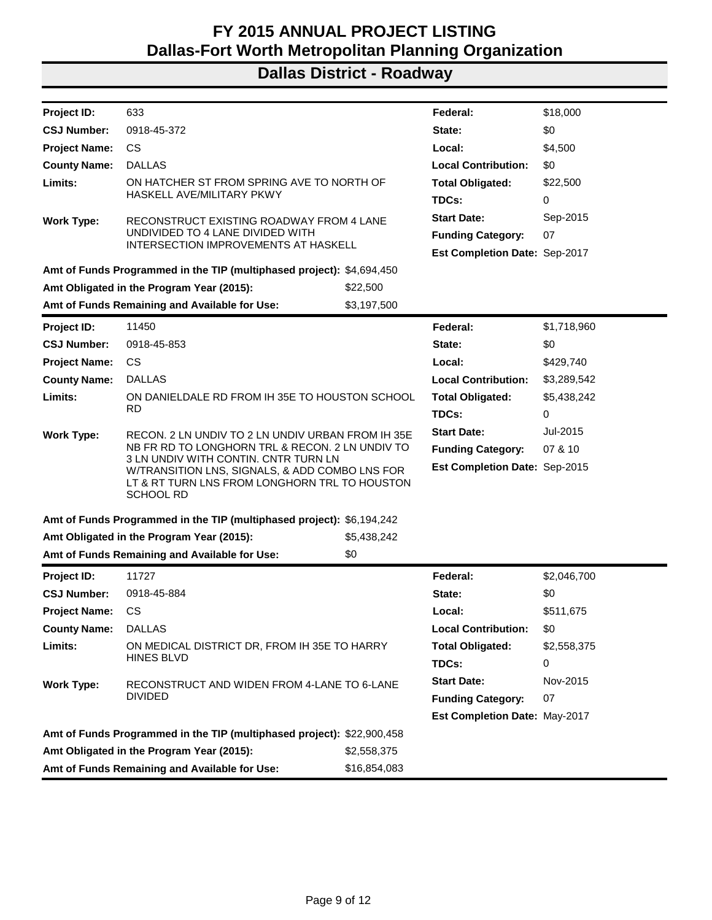# FY 2015 ANNUAL PROJECT LISTING
# Dallas-Fort Worth Metropolitan Planning Organization
## Dallas District - Roadway

| | | | |
|---|---|---|---|
| **Project ID:** | 633 | **Federal:** | $18,000 |
| **CSJ Number:** | 0918-45-372 | **State:** | $0 |
| **Project Name:** | CS | **Local:** | $4,500 |
| **County Name:** | DALLAS | **Local Contribution:** | $0 |
| **Limits:** | ON HATCHER ST FROM SPRING AVE TO NORTH OF HASKELL AVE/MILITARY PKWY | **Total Obligated:** | $22,500 |
| | | **TDCs:** | 0 |
| **Work Type:** | RECONSTRUCT EXISTING ROADWAY FROM 4 LANE UNDIVIDED TO 4 LANE DIVIDED WITH INTERSECTION IMPROVEMENTS AT HASKELL | **Start Date:** | Sep-2015 |
| | | **Funding Category:** | 07 |
| | | **Est Completion Date:** | Sep-2017 |

**Amt of Funds Programmed in the TIP (multiphased project):** $4,694,450
**Amt Obligated in the Program Year (2015):** $22,500
**Amt of Funds Remaining and Available for Use:** $3,197,500

| | | | |
|---|---|---|---|
| **Project ID:** | 11450 | **Federal:** | $1,718,960 |
| **CSJ Number:** | 0918-45-853 | **State:** | $0 |
| **Project Name:** | CS | **Local:** | $429,740 |
| **County Name:** | DALLAS | **Local Contribution:** | $3,289,542 |
| **Limits:** | ON DANIELDALE RD FROM IH 35E TO HOUSTON SCHOOL RD | **Total Obligated:** | $5,438,242 |
| | | **TDCs:** | 0 |
| **Work Type:** | RECON. 2 LN UNDIV TO 2 LN UNDIV URBAN FROM IH 35E NB FR RD TO LONGHORN TRL & RECON. 2 LN UNDIV TO 3 LN UNDIV WITH CONTIN. CNTR TURN LN W/TRANSITION LNS, SIGNALS, & ADD COMBO LNS FOR LT & RT TURN LNS FROM LONGHORN TRL TO HOUSTON SCHOOL RD | **Start Date:** | Jul-2015 |
| | | **Funding Category:** | 07 & 10 |
| | | **Est Completion Date:** | Sep-2015 |

**Amt of Funds Programmed in the TIP (multiphased project):** $6,194,242
**Amt Obligated in the Program Year (2015):** $5,438,242
**Amt of Funds Remaining and Available for Use:** $0

| | | | |
|---|---|---|---|
| **Project ID:** | 11727 | **Federal:** | $2,046,700 |
| **CSJ Number:** | 0918-45-884 | **State:** | $0 |
| **Project Name:** | CS | **Local:** | $511,675 |
| **County Name:** | DALLAS | **Local Contribution:** | $0 |
| **Limits:** | ON MEDICAL DISTRICT DR, FROM IH 35E TO HARRY HINES BLVD | **Total Obligated:** | $2,558,375 |
| | | **TDCs:** | 0 |
| **Work Type:** | RECONSTRUCT AND WIDEN FROM 4-LANE TO 6-LANE DIVIDED | **Start Date:** | Nov-2015 |
| | | **Funding Category:** | 07 |
| | | **Est Completion Date:** | May-2017 |

**Amt of Funds Programmed in the TIP (multiphased project):** $22,900,458
**Amt Obligated in the Program Year (2015):** $2,558,375
**Amt of Funds Remaining and Available for Use:** $16,854,083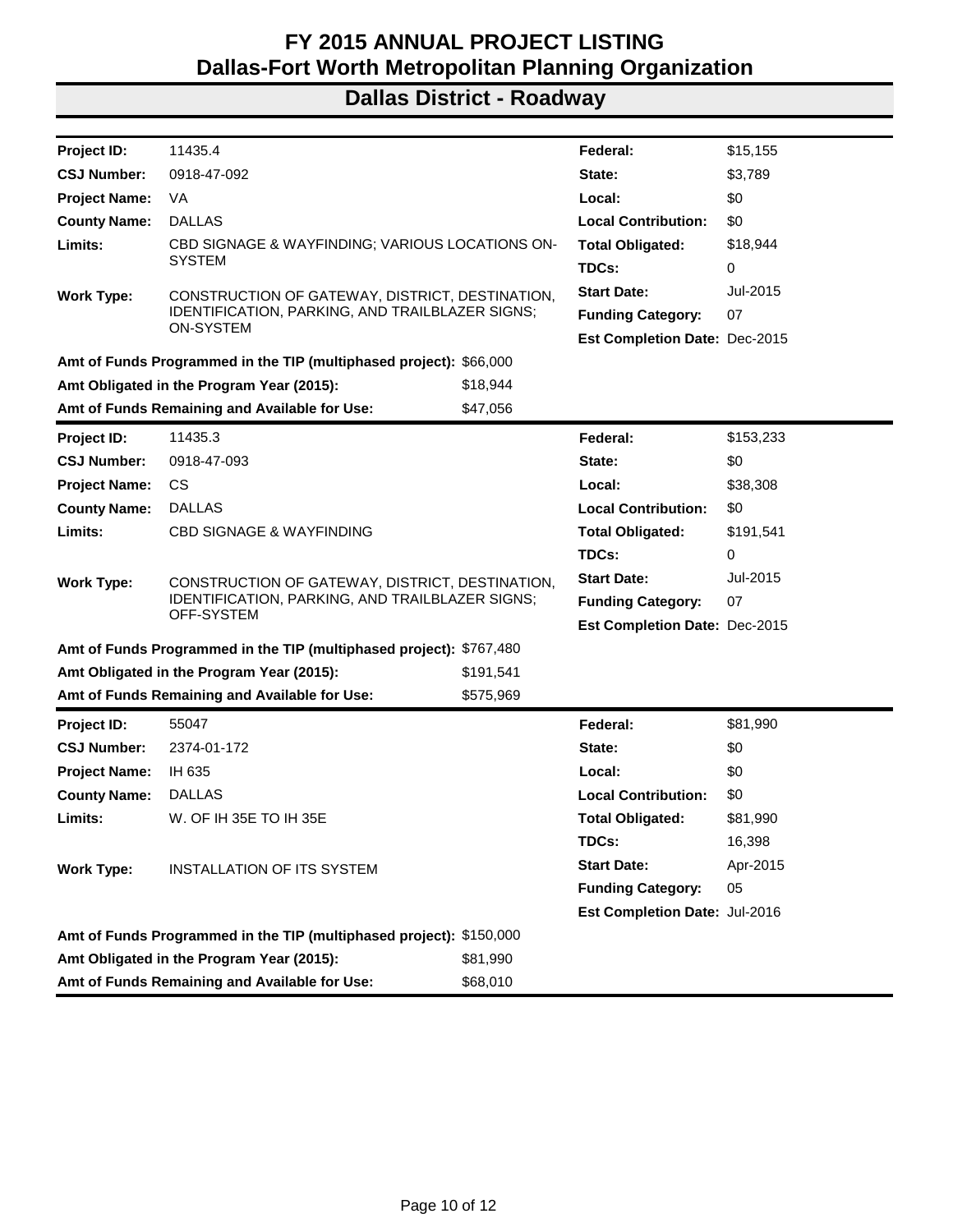# FY 2015 ANNUAL PROJECT LISTING
# Dallas-Fort Worth Metropolitan Planning Organization

## Dallas District - Roadway

| | | | |
|---|---|---|---|
| **Project ID:** | 11435.4 | **Federal:** | $15,155 |
| **CSJ Number:** | 0918-47-092 | **State:** | $3,789 |
| **Project Name:** | VA | **Local:** | $0 |
| **County Name:** | DALLAS | **Local Contribution:** | $0 |
| **Limits:** | CBD SIGNAGE & WAYFINDING; VARIOUS LOCATIONS ON-SYSTEM | **Total Obligated:** | $18,944 |
| | | **TDCs:** | 0 |
| **Work Type:** | CONSTRUCTION OF GATEWAY, DISTRICT, DESTINATION, IDENTIFICATION, PARKING, AND TRAILBLAZER SIGNS; ON-SYSTEM | **Start Date:** | Jul-2015 |
| | | **Funding Category:** | 07 |
| | | **Est Completion Date:** | Dec-2015 |

**Amt of Funds Programmed in the TIP (multiphased project):** $66,000
**Amt Obligated in the Program Year (2015):** $18,944
**Amt of Funds Remaining and Available for Use:** $47,056

---

| | | | |
|---|---|---|---|
| **Project ID:** | 11435.3 | **Federal:** | $153,233 |
| **CSJ Number:** | 0918-47-093 | **State:** | $0 |
| **Project Name:** | CS | **Local:** | $38,308 |
| **County Name:** | DALLAS | **Local Contribution:** | $0 |
| **Limits:** | CBD SIGNAGE & WAYFINDING | **Total Obligated:** | $191,541 |
| | | **TDCs:** | 0 |
| **Work Type:** | CONSTRUCTION OF GATEWAY, DISTRICT, DESTINATION, IDENTIFICATION, PARKING, AND TRAILBLAZER SIGNS; OFF-SYSTEM | **Start Date:** | Jul-2015 |
| | | **Funding Category:** | 07 |
| | | **Est Completion Date:** | Dec-2015 |

**Amt of Funds Programmed in the TIP (multiphased project):** $767,480
**Amt Obligated in the Program Year (2015):** $191,541
**Amt of Funds Remaining and Available for Use:** $575,969

---

| | | | |
|---|---|---|---|
| **Project ID:** | 55047 | **Federal:** | $81,990 |
| **CSJ Number:** | 2374-01-172 | **State:** | $0 |
| **Project Name:** | IH 635 | **Local:** | $0 |
| **County Name:** | DALLAS | **Local Contribution:** | $0 |
| **Limits:** | W. OF IH 35E TO IH 35E | **Total Obligated:** | $81,990 |
| | | **TDCs:** | 16,398 |
| **Work Type:** | INSTALLATION OF ITS SYSTEM | **Start Date:** | Apr-2015 |
| | | **Funding Category:** | 05 |
| | | **Est Completion Date:** | Jul-2016 |

**Amt of Funds Programmed in the TIP (multiphased project):** $150,000
**Amt Obligated in the Program Year (2015):** $81,990
**Amt of Funds Remaining and Available for Use:** $68,010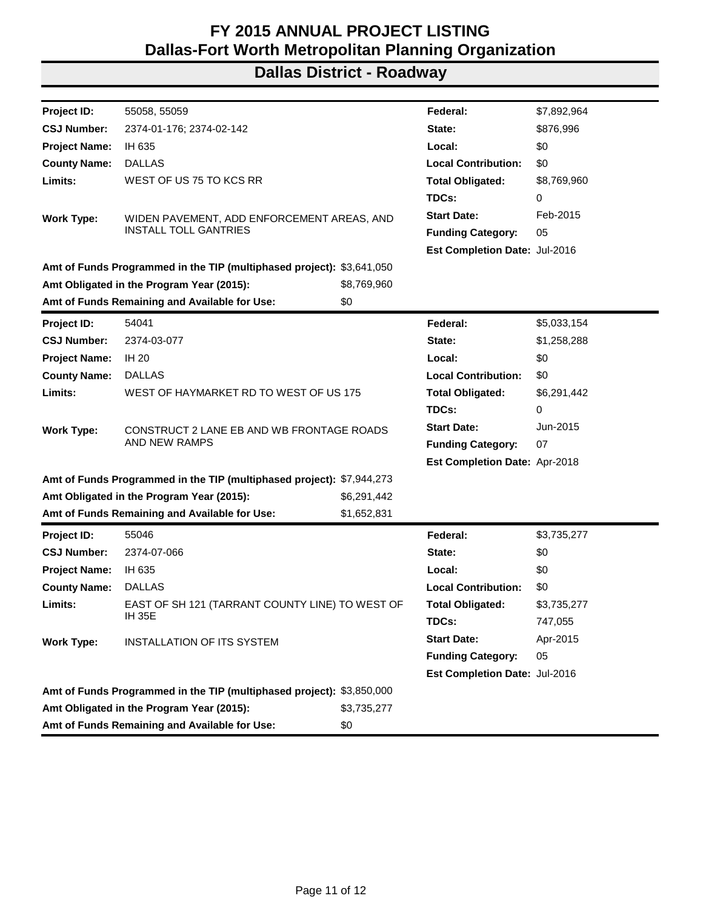# FY 2015 ANNUAL PROJECT LISTING
# Dallas-Fort Worth Metropolitan Planning Organization

## Dallas District - Roadway

| | | | |
|---|---|---|---|
| **Project ID:** | 55058, 55059 | **Federal:** | $7,892,964 |
| **CSJ Number:** | 2374-01-176; 2374-02-142 | **State:** | $876,996 |
| **Project Name:** | IH 635 | **Local:** | $0 |
| **County Name:** | DALLAS | **Local Contribution:** | $0 |
| **Limits:** | WEST OF US 75 TO KCS RR | **Total Obligated:** | $8,769,960 |
| | | **TDCs:** | 0 |
| **Work Type:** | WIDEN PAVEMENT, ADD ENFORCEMENT AREAS, AND INSTALL TOLL GANTRIES | **Start Date:** | Feb-2015 |
| | | **Funding Category:** | 05 |
| | | **Est Completion Date:** | Jul-2016 |

**Amt of Funds Programmed in the TIP (multiphased project):** $3,641,050
**Amt Obligated in the Program Year (2015):** $8,769,960
**Amt of Funds Remaining and Available for Use:** $0

| | | | |
|---|---|---|---|
| **Project ID:** | 54041 | **Federal:** | $5,033,154 |
| **CSJ Number:** | 2374-03-077 | **State:** | $1,258,288 |
| **Project Name:** | IH 20 | **Local:** | $0 |
| **County Name:** | DALLAS | **Local Contribution:** | $0 |
| **Limits:** | WEST OF HAYMARKET RD TO WEST OF US 175 | **Total Obligated:** | $6,291,442 |
| | | **TDCs:** | 0 |
| **Work Type:** | CONSTRUCT 2 LANE EB AND WB FRONTAGE ROADS AND NEW RAMPS | **Start Date:** | Jun-2015 |
| | | **Funding Category:** | 07 |
| | | **Est Completion Date:** | Apr-2018 |

**Amt of Funds Programmed in the TIP (multiphased project):** $7,944,273
**Amt Obligated in the Program Year (2015):** $6,291,442
**Amt of Funds Remaining and Available for Use:** $1,652,831

| | | | |
|---|---|---|---|
| **Project ID:** | 55046 | **Federal:** | $3,735,277 |
| **CSJ Number:** | 2374-07-066 | **State:** | $0 |
| **Project Name:** | IH 635 | **Local:** | $0 |
| **County Name:** | DALLAS | **Local Contribution:** | $0 |
| **Limits:** | EAST OF SH 121 (TARRANT COUNTY LINE) TO WEST OF IH 35E | **Total Obligated:** | $3,735,277 |
| | | **TDCs:** | 747,055 |
| **Work Type:** | INSTALLATION OF ITS SYSTEM | **Start Date:** | Apr-2015 |
| | | **Funding Category:** | 05 |
| | | **Est Completion Date:** | Jul-2016 |

**Amt of Funds Programmed in the TIP (multiphased project):** $3,850,000
**Amt Obligated in the Program Year (2015):** $3,735,277
**Amt of Funds Remaining and Available for Use:** $0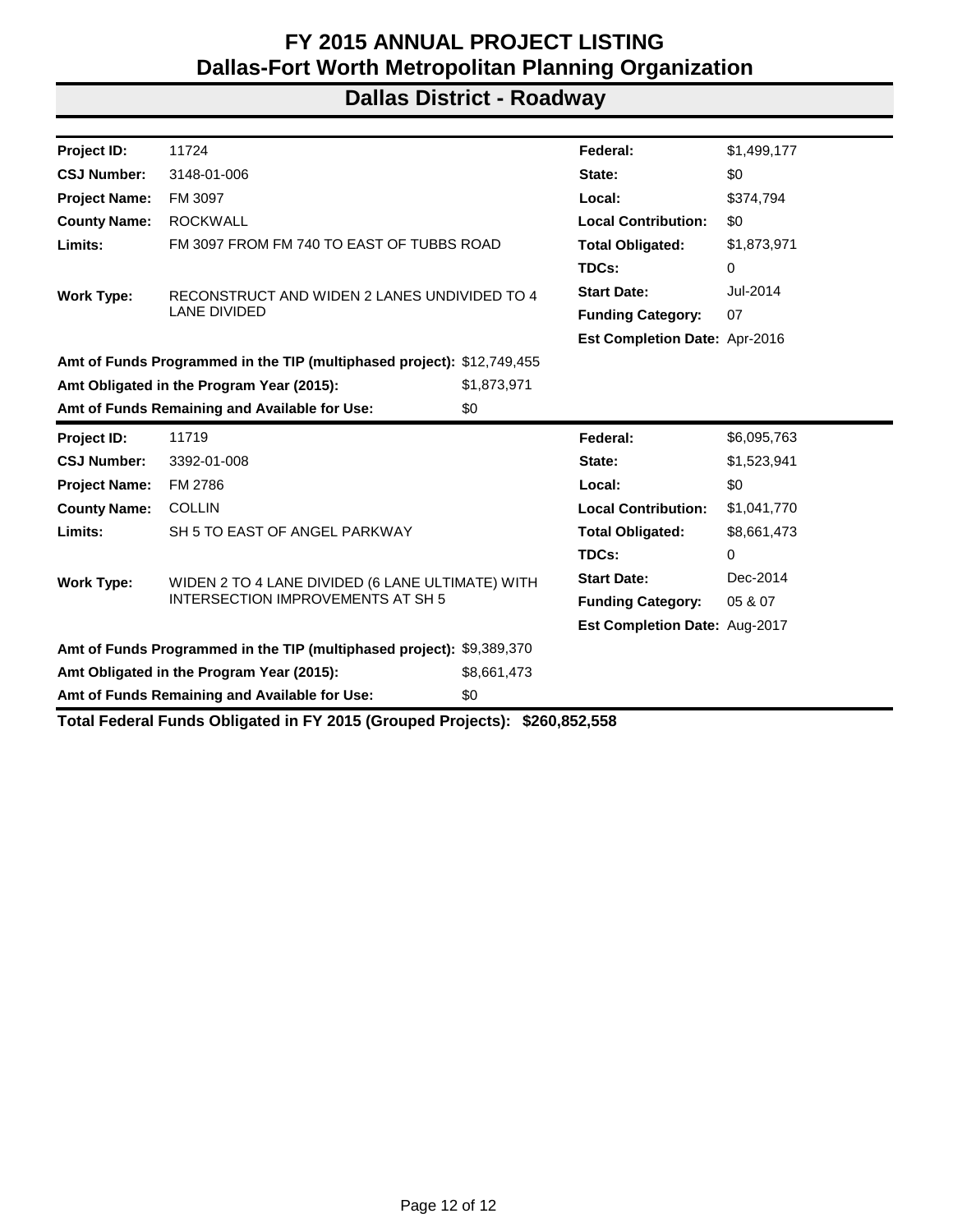# FY 2015 ANNUAL PROJECT LISTING
## Dallas-Fort Worth Metropolitan Planning Organization
## Dallas District - Roadway

| | | | |
|---|---|---|---|
| **Project ID:** | 11724 | **Federal:** | $1,499,177 |
| **CSJ Number:** | 3148-01-006 | **State:** | $0 |
| **Project Name:** | FM 3097 | **Local:** | $374,794 |
| **County Name:** | ROCKWALL | **Local Contribution:** | $0 |
| **Limits:** | FM 3097 FROM FM 740 TO EAST OF TUBBS ROAD | **Total Obligated:** | $1,873,971 |
| | | **TDCs:** | 0 |
| **Work Type:** | RECONSTRUCT AND WIDEN 2 LANES UNDIVIDED TO 4 LANE DIVIDED | **Start Date:** | Jul-2014 |
| | | **Funding Category:** | 07 |
| | | **Est Completion Date:** | Apr-2016 |

**Amt of Funds Programmed in the TIP (multiphased project):** $12,749,455
**Amt Obligated in the Program Year (2015):** $1,873,971
**Amt of Funds Remaining and Available for Use:** $0

| | | | |
|---|---|---|---|
| **Project ID:** | 11719 | **Federal:** | $6,095,763 |
| **CSJ Number:** | 3392-01-008 | **State:** | $1,523,941 |
| **Project Name:** | FM 2786 | **Local:** | $0 |
| **County Name:** | COLLIN | **Local Contribution:** | $1,041,770 |
| **Limits:** | SH 5 TO EAST OF ANGEL PARKWAY | **Total Obligated:** | $8,661,473 |
| | | **TDCs:** | 0 |
| **Work Type:** | WIDEN 2 TO 4 LANE DIVIDED (6 LANE ULTIMATE) WITH INTERSECTION IMPROVEMENTS AT SH 5 | **Start Date:** | Dec-2014 |
| | | **Funding Category:** | 05 & 07 |
| | | **Est Completion Date:** | Aug-2017 |

**Amt of Funds Programmed in the TIP (multiphased project):** $9,389,370
**Amt Obligated in the Program Year (2015):** $8,661,473
**Amt of Funds Remaining and Available for Use:** $0

**Total Federal Funds Obligated in FY 2015 (Grouped Projects): $260,852,558**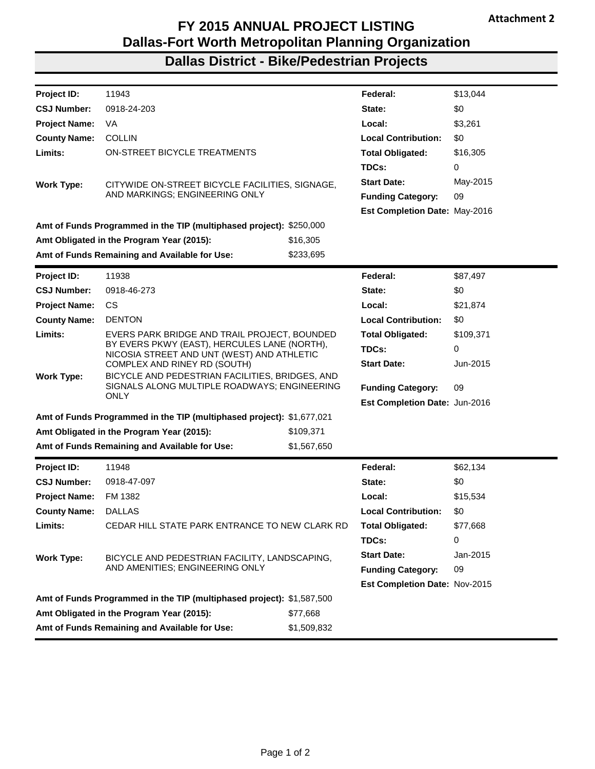Attachment 2

# FY 2015 ANNUAL PROJECT LISTING
## Dallas-Fort Worth Metropolitan Planning Organization
## Dallas District - Bike/Pedestrian Projects

| | | | |
|---|---|---|---|
| **Project ID:** | 11943 | **Federal:** | $13,044 |
| **CSJ Number:** | 0918-24-203 | **State:** | $0 |
| **Project Name:** | VA | **Local:** | $3,261 |
| **County Name:** | COLLIN | **Local Contribution:** | $0 |
| **Limits:** | ON-STREET BICYCLE TREATMENTS | **Total Obligated:** | $16,305 |
| | | **TDCs:** | 0 |
| **Work Type:** | CITYWIDE ON-STREET BICYCLE FACILITIES, SIGNAGE, AND MARKINGS; ENGINEERING ONLY | **Start Date:** | May-2015 |
| | | **Funding Category:** | 09 |
| | | **Est Completion Date:** | May-2016 |

**Amt of Funds Programmed in the TIP (multiphased project):** $250,000
**Amt Obligated in the Program Year (2015):** $16,305
**Amt of Funds Remaining and Available for Use:** $233,695

| | | | |
|---|---|---|---|
| **Project ID:** | 11938 | **Federal:** | $87,497 |
| **CSJ Number:** | 0918-46-273 | **State:** | $0 |
| **Project Name:** | CS | **Local:** | $21,874 |
| **County Name:** | DENTON | **Local Contribution:** | $0 |
| **Limits:** | EVERS PARK BRIDGE AND TRAIL PROJECT, BOUNDED BY EVERS PKWY (EAST), HERCULES LANE (NORTH), NICOSIA STREET AND UNT (WEST) AND ATHLETIC COMPLEX AND RINEY RD (SOUTH) | **Total Obligated:** | $109,371 |
| | | **TDCs:** | 0 |
| | | **Start Date:** | Jun-2015 |
| **Work Type:** | BICYCLE AND PEDESTRIAN FACILITIES, BRIDGES, AND SIGNALS ALONG MULTIPLE ROADWAYS; ENGINEERING ONLY | **Funding Category:** | 09 |
| | | **Est Completion Date:** | Jun-2016 |

**Amt of Funds Programmed in the TIP (multiphased project):** $1,677,021
**Amt Obligated in the Program Year (2015):** $109,371
**Amt of Funds Remaining and Available for Use:** $1,567,650

| | | | |
|---|---|---|---|
| **Project ID:** | 11948 | **Federal:** | $62,134 |
| **CSJ Number:** | 0918-47-097 | **State:** | $0 |
| **Project Name:** | FM 1382 | **Local:** | $15,534 |
| **County Name:** | DALLAS | **Local Contribution:** | $0 |
| **Limits:** | CEDAR HILL STATE PARK ENTRANCE TO NEW CLARK RD | **Total Obligated:** | $77,668 |
| | | **TDCs:** | 0 |
| **Work Type:** | BICYCLE AND PEDESTRIAN FACILITY, LANDSCAPING, AND AMENITIES; ENGINEERING ONLY | **Start Date:** | Jan-2015 |
| | | **Funding Category:** | 09 |
| | | **Est Completion Date:** | Nov-2015 |

**Amt of Funds Programmed in the TIP (multiphased project):** $1,587,500
**Amt Obligated in the Program Year (2015):** $77,668
**Amt of Funds Remaining and Available for Use:** $1,509,832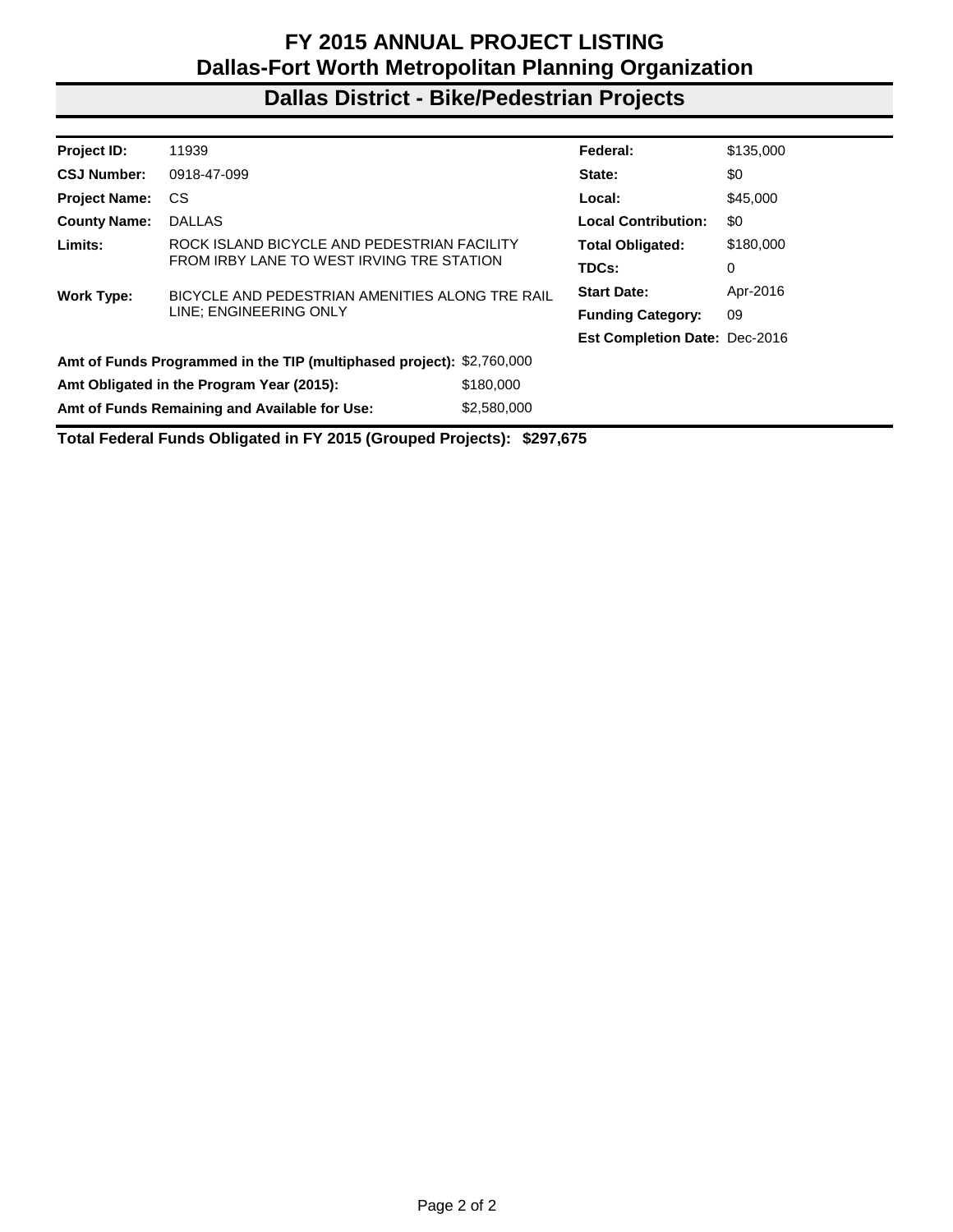# FY 2015 ANNUAL PROJECT LISTING
## Dallas-Fort Worth Metropolitan Planning Organization
## Dallas District - Bike/Pedestrian Projects

| | | | |
|---|---|---|---|
| **Project ID:** | 11939 | **Federal:** | $135,000 |
| **CSJ Number:** | 0918-47-099 | **State:** | $0 |
| **Project Name:** | CS | **Local:** | $45,000 |
| **County Name:** | DALLAS | **Local Contribution:** | $0 |
| **Limits:** | ROCK ISLAND BICYCLE AND PEDESTRIAN FACILITY FROM IRBY LANE TO WEST IRVING TRE STATION | **Total Obligated:** | $180,000 |
| | | **TDCs:** | 0 |
| **Work Type:** | BICYCLE AND PEDESTRIAN AMENITIES ALONG TRE RAIL LINE; ENGINEERING ONLY | **Start Date:** | Apr-2016 |
| | | **Funding Category:** | 09 |
| | | **Est Completion Date:** | Dec-2016 |

| | |
|---|---|
| **Amt of Funds Programmed in the TIP (multiphased project):** | $2,760,000 |
| **Amt Obligated in the Program Year (2015):** | $180,000 |
| **Amt of Funds Remaining and Available for Use:** | $2,580,000 |

**Total Federal Funds Obligated in FY 2015 (Grouped Projects): $297,675**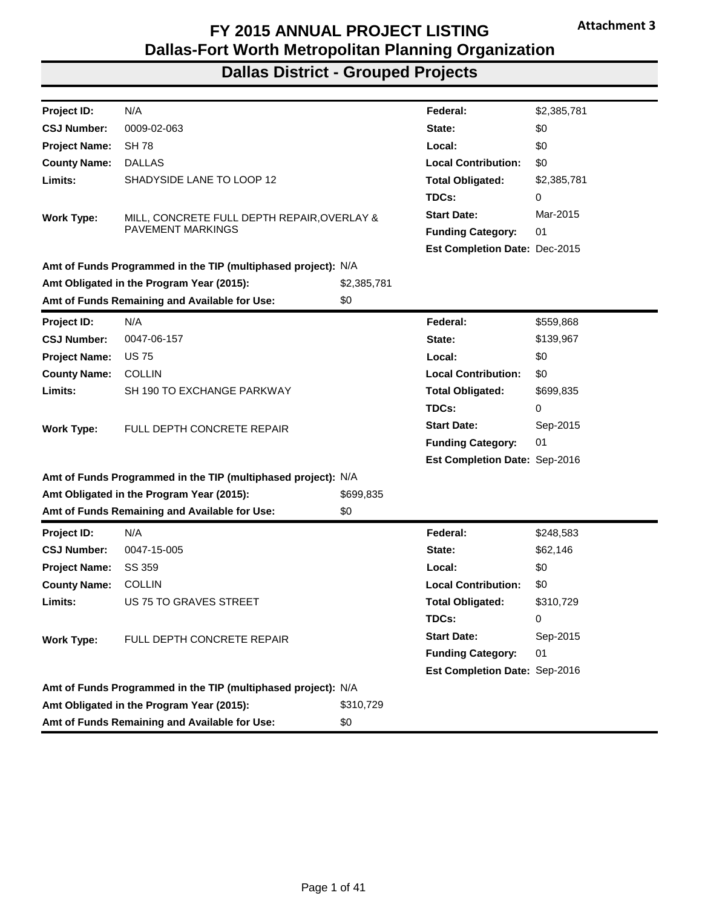Attachment 3

# FY 2015 ANNUAL PROJECT LISTING
# Dallas-Fort Worth Metropolitan Planning Organization

## Dallas District - Grouped Projects

| | | | |
|---|---|---|---|
| **Project ID:** | N/A | **Federal:** | $2,385,781 |
| **CSJ Number:** | 0009-02-063 | **State:** | $0 |
| **Project Name:** | SH 78 | **Local:** | $0 |
| **County Name:** | DALLAS | **Local Contribution:** | $0 |
| **Limits:** | SHADYSIDE LANE TO LOOP 12 | **Total Obligated:** | $2,385,781 |
| | | **TDCs:** | 0 |
| **Work Type:** | MILL, CONCRETE FULL DEPTH REPAIR,OVERLAY & PAVEMENT MARKINGS | **Start Date:** | Mar-2015 |
| | | **Funding Category:** | 01 |
| | | **Est Completion Date:** | Dec-2015 |

**Amt of Funds Programmed in the TIP (multiphased project):** N/A
**Amt Obligated in the Program Year (2015):** $2,385,781
**Amt of Funds Remaining and Available for Use:** $0

| | | | |
|---|---|---|---|
| **Project ID:** | N/A | **Federal:** | $559,868 |
| **CSJ Number:** | 0047-06-157 | **State:** | $139,967 |
| **Project Name:** | US 75 | **Local:** | $0 |
| **County Name:** | COLLIN | **Local Contribution:** | $0 |
| **Limits:** | SH 190 TO EXCHANGE PARKWAY | **Total Obligated:** | $699,835 |
| | | **TDCs:** | 0 |
| **Work Type:** | FULL DEPTH CONCRETE REPAIR | **Start Date:** | Sep-2015 |
| | | **Funding Category:** | 01 |
| | | **Est Completion Date:** | Sep-2016 |

**Amt of Funds Programmed in the TIP (multiphased project):** N/A
**Amt Obligated in the Program Year (2015):** $699,835
**Amt of Funds Remaining and Available for Use:** $0

| | | | |
|---|---|---|---|
| **Project ID:** | N/A | **Federal:** | $248,583 |
| **CSJ Number:** | 0047-15-005 | **State:** | $62,146 |
| **Project Name:** | SS 359 | **Local:** | $0 |
| **County Name:** | COLLIN | **Local Contribution:** | $0 |
| **Limits:** | US 75 TO GRAVES STREET | **Total Obligated:** | $310,729 |
| | | **TDCs:** | 0 |
| **Work Type:** | FULL DEPTH CONCRETE REPAIR | **Start Date:** | Sep-2015 |
| | | **Funding Category:** | 01 |
| | | **Est Completion Date:** | Sep-2016 |

**Amt of Funds Programmed in the TIP (multiphased project):** N/A
**Amt Obligated in the Program Year (2015):** $310,729
**Amt of Funds Remaining and Available for Use:** $0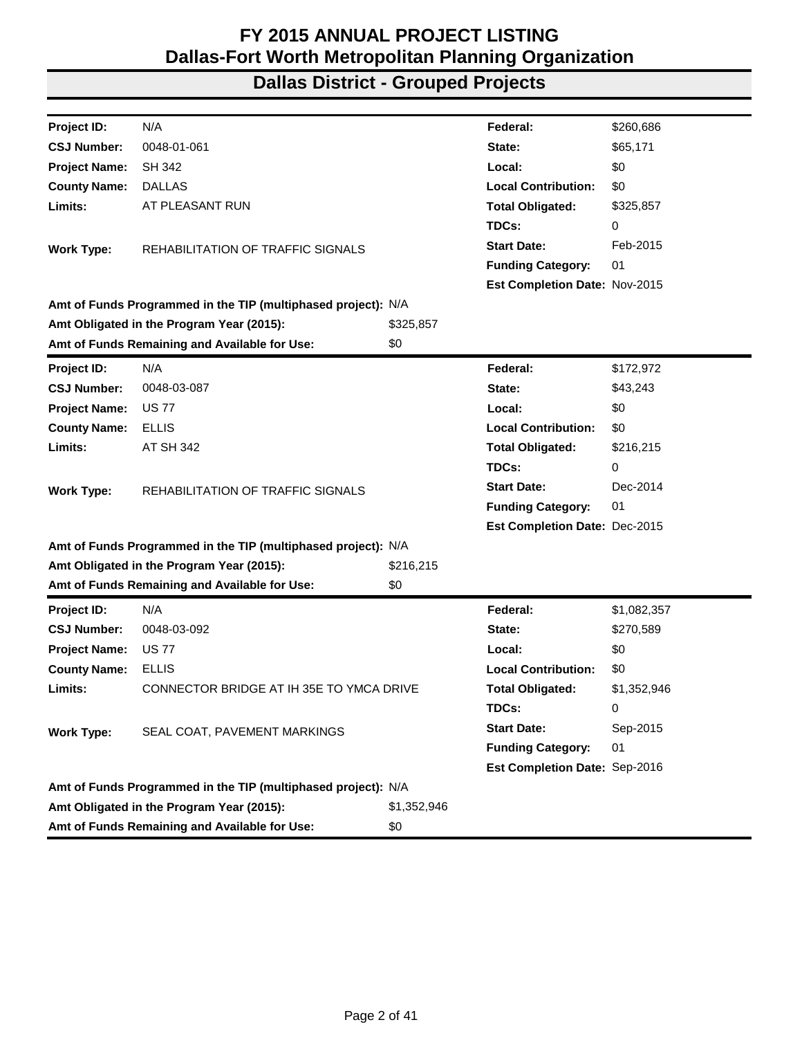# FY 2015 ANNUAL PROJECT LISTING
# Dallas-Fort Worth Metropolitan Planning Organization
## Dallas District - Grouped Projects

| | | | |
|---|---|---|---|
| **Project ID:** | N/A | **Federal:** | $260,686 |
| **CSJ Number:** | 0048-01-061 | **State:** | $65,171 |
| **Project Name:** | SH 342 | **Local:** | $0 |
| **County Name:** | DALLAS | **Local Contribution:** | $0 |
| **Limits:** | AT PLEASANT RUN | **Total Obligated:** | $325,857 |
| | | **TDCs:** | 0 |
| **Work Type:** | REHABILITATION OF TRAFFIC SIGNALS | **Start Date:** | Feb-2015 |
| | | **Funding Category:** | 01 |
| | | **Est Completion Date:** | Nov-2015 |

**Amt of Funds Programmed in the TIP (multiphased project):** N/A
**Amt Obligated in the Program Year (2015):** $325,857
**Amt of Funds Remaining and Available for Use:** $0

| | | | |
|---|---|---|---|
| **Project ID:** | N/A | **Federal:** | $172,972 |
| **CSJ Number:** | 0048-03-087 | **State:** | $43,243 |
| **Project Name:** | US 77 | **Local:** | $0 |
| **County Name:** | ELLIS | **Local Contribution:** | $0 |
| **Limits:** | AT SH 342 | **Total Obligated:** | $216,215 |
| | | **TDCs:** | 0 |
| **Work Type:** | REHABILITATION OF TRAFFIC SIGNALS | **Start Date:** | Dec-2014 |
| | | **Funding Category:** | 01 |
| | | **Est Completion Date:** | Dec-2015 |

**Amt of Funds Programmed in the TIP (multiphased project):** N/A
**Amt Obligated in the Program Year (2015):** $216,215
**Amt of Funds Remaining and Available for Use:** $0

| | | | |
|---|---|---|---|
| **Project ID:** | N/A | **Federal:** | $1,082,357 |
| **CSJ Number:** | 0048-03-092 | **State:** | $270,589 |
| **Project Name:** | US 77 | **Local:** | $0 |
| **County Name:** | ELLIS | **Local Contribution:** | $0 |
| **Limits:** | CONNECTOR BRIDGE AT IH 35E TO YMCA DRIVE | **Total Obligated:** | $1,352,946 |
| | | **TDCs:** | 0 |
| **Work Type:** | SEAL COAT, PAVEMENT MARKINGS | **Start Date:** | Sep-2015 |
| | | **Funding Category:** | 01 |
| | | **Est Completion Date:** | Sep-2016 |

**Amt of Funds Programmed in the TIP (multiphased project):** N/A
**Amt Obligated in the Program Year (2015):** $1,352,946
**Amt of Funds Remaining and Available for Use:** $0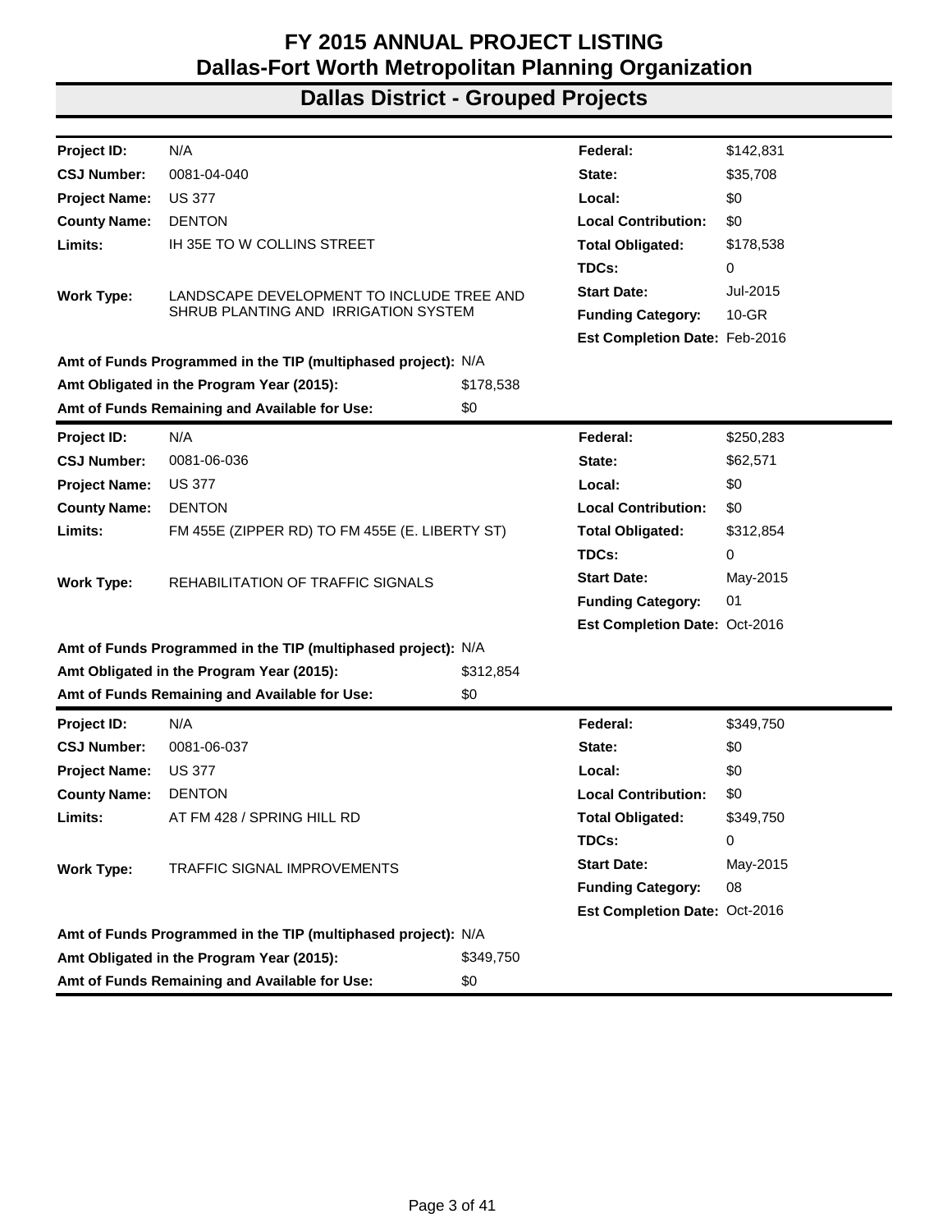# FY 2015 ANNUAL PROJECT LISTING
# Dallas-Fort Worth Metropolitan Planning Organization
## Dallas District - Grouped Projects

| | | | |
|---|---|---|---|
| **Project ID:** | N/A | **Federal:** | $142,831 |
| **CSJ Number:** | 0081-04-040 | **State:** | $35,708 |
| **Project Name:** | US 377 | **Local:** | $0 |
| **County Name:** | DENTON | **Local Contribution:** | $0 |
| **Limits:** | IH 35E TO W COLLINS STREET | **Total Obligated:** | $178,538 |
| | | **TDCs:** | 0 |
| **Work Type:** | LANDSCAPE DEVELOPMENT TO INCLUDE TREE AND SHRUB PLANTING AND IRRIGATION SYSTEM | **Start Date:** | Jul-2015 |
| | | **Funding Category:** | 10-GR |
| | | **Est Completion Date:** | Feb-2016 |

**Amt of Funds Programmed in the TIP (multiphased project):** N/A
**Amt Obligated in the Program Year (2015):** $178,538
**Amt of Funds Remaining and Available for Use:** $0

| | | | |
|---|---|---|---|
| **Project ID:** | N/A | **Federal:** | $250,283 |
| **CSJ Number:** | 0081-06-036 | **State:** | $62,571 |
| **Project Name:** | US 377 | **Local:** | $0 |
| **County Name:** | DENTON | **Local Contribution:** | $0 |
| **Limits:** | FM 455E (ZIPPER RD) TO FM 455E (E. LIBERTY ST) | **Total Obligated:** | $312,854 |
| | | **TDCs:** | 0 |
| **Work Type:** | REHABILITATION OF TRAFFIC SIGNALS | **Start Date:** | May-2015 |
| | | **Funding Category:** | 01 |
| | | **Est Completion Date:** | Oct-2016 |

**Amt of Funds Programmed in the TIP (multiphased project):** N/A
**Amt Obligated in the Program Year (2015):** $312,854
**Amt of Funds Remaining and Available for Use:** $0

| | | | |
|---|---|---|---|
| **Project ID:** | N/A | **Federal:** | $349,750 |
| **CSJ Number:** | 0081-06-037 | **State:** | $0 |
| **Project Name:** | US 377 | **Local:** | $0 |
| **County Name:** | DENTON | **Local Contribution:** | $0 |
| **Limits:** | AT FM 428 / SPRING HILL RD | **Total Obligated:** | $349,750 |
| | | **TDCs:** | 0 |
| **Work Type:** | TRAFFIC SIGNAL IMPROVEMENTS | **Start Date:** | May-2015 |
| | | **Funding Category:** | 08 |
| | | **Est Completion Date:** | Oct-2016 |

**Amt of Funds Programmed in the TIP (multiphased project):** N/A
**Amt Obligated in the Program Year (2015):** $349,750
**Amt of Funds Remaining and Available for Use:** $0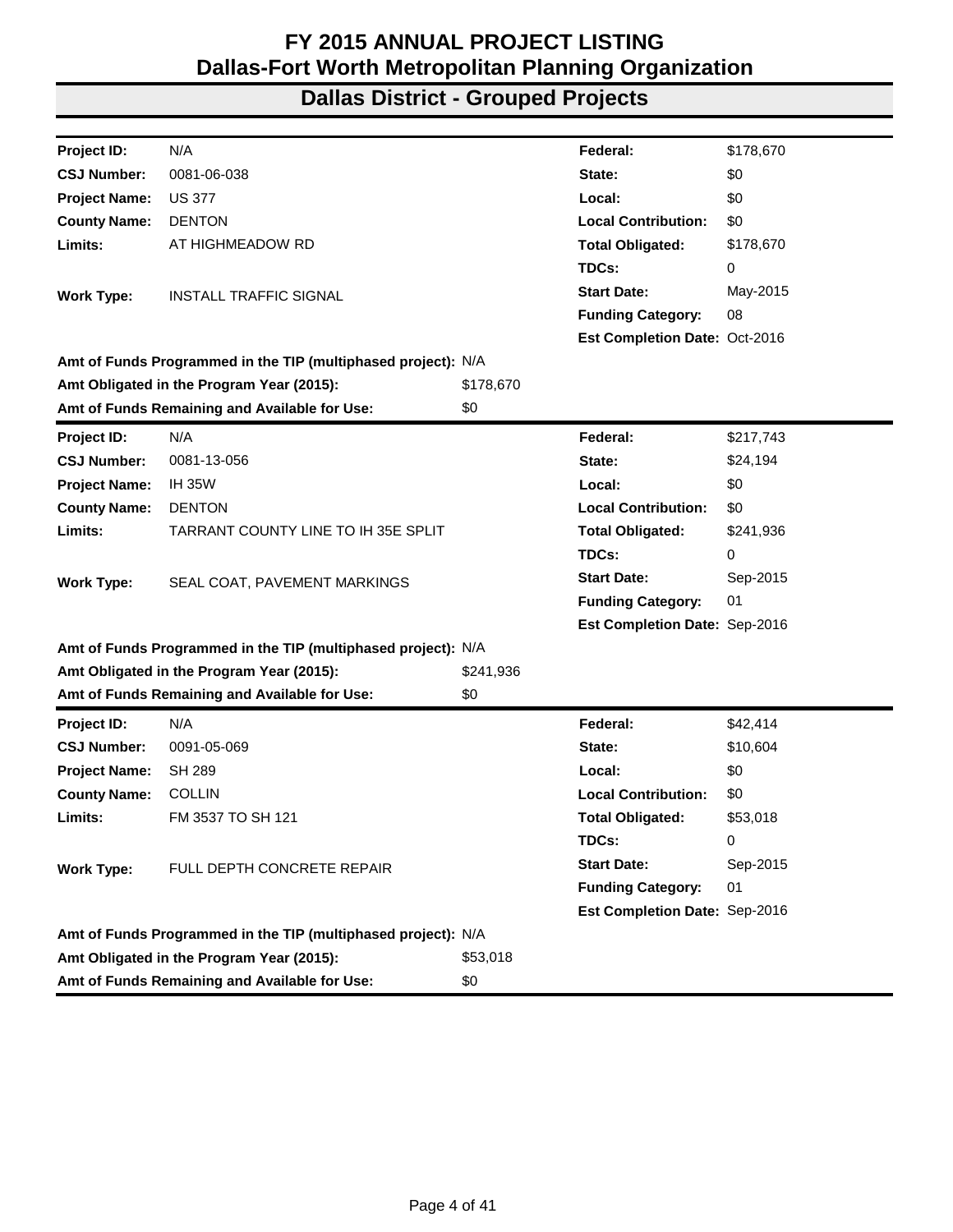# FY 2015 ANNUAL PROJECT LISTING
# Dallas-Fort Worth Metropolitan Planning Organization
## Dallas District - Grouped Projects

| | | | |
|---|---|---|---|
| **Project ID:** | N/A | **Federal:** | $178,670 |
| **CSJ Number:** | 0081-06-038 | **State:** | $0 |
| **Project Name:** | US 377 | **Local:** | $0 |
| **County Name:** | DENTON | **Local Contribution:** | $0 |
| **Limits:** | AT HIGHMEADOW RD | **Total Obligated:** | $178,670 |
| | | **TDCs:** | 0 |
| **Work Type:** | INSTALL TRAFFIC SIGNAL | **Start Date:** | May-2015 |
| | | **Funding Category:** | 08 |
| | | **Est Completion Date:** | Oct-2016 |

**Amt of Funds Programmed in the TIP (multiphased project):** N/A
**Amt Obligated in the Program Year (2015):** $178,670
**Amt of Funds Remaining and Available for Use:** $0

| | | | |
|---|---|---|---|
| **Project ID:** | N/A | **Federal:** | $217,743 |
| **CSJ Number:** | 0081-13-056 | **State:** | $24,194 |
| **Project Name:** | IH 35W | **Local:** | $0 |
| **County Name:** | DENTON | **Local Contribution:** | $0 |
| **Limits:** | TARRANT COUNTY LINE TO IH 35E SPLIT | **Total Obligated:** | $241,936 |
| | | **TDCs:** | 0 |
| **Work Type:** | SEAL COAT, PAVEMENT MARKINGS | **Start Date:** | Sep-2015 |
| | | **Funding Category:** | 01 |
| | | **Est Completion Date:** | Sep-2016 |

**Amt of Funds Programmed in the TIP (multiphased project):** N/A
**Amt Obligated in the Program Year (2015):** $241,936
**Amt of Funds Remaining and Available for Use:** $0

| | | | |
|---|---|---|---|
| **Project ID:** | N/A | **Federal:** | $42,414 |
| **CSJ Number:** | 0091-05-069 | **State:** | $10,604 |
| **Project Name:** | SH 289 | **Local:** | $0 |
| **County Name:** | COLLIN | **Local Contribution:** | $0 |
| **Limits:** | FM 3537 TO SH 121 | **Total Obligated:** | $53,018 |
| | | **TDCs:** | 0 |
| **Work Type:** | FULL DEPTH CONCRETE REPAIR | **Start Date:** | Sep-2015 |
| | | **Funding Category:** | 01 |
| | | **Est Completion Date:** | Sep-2016 |

**Amt of Funds Programmed in the TIP (multiphased project):** N/A
**Amt Obligated in the Program Year (2015):** $53,018
**Amt of Funds Remaining and Available for Use:** $0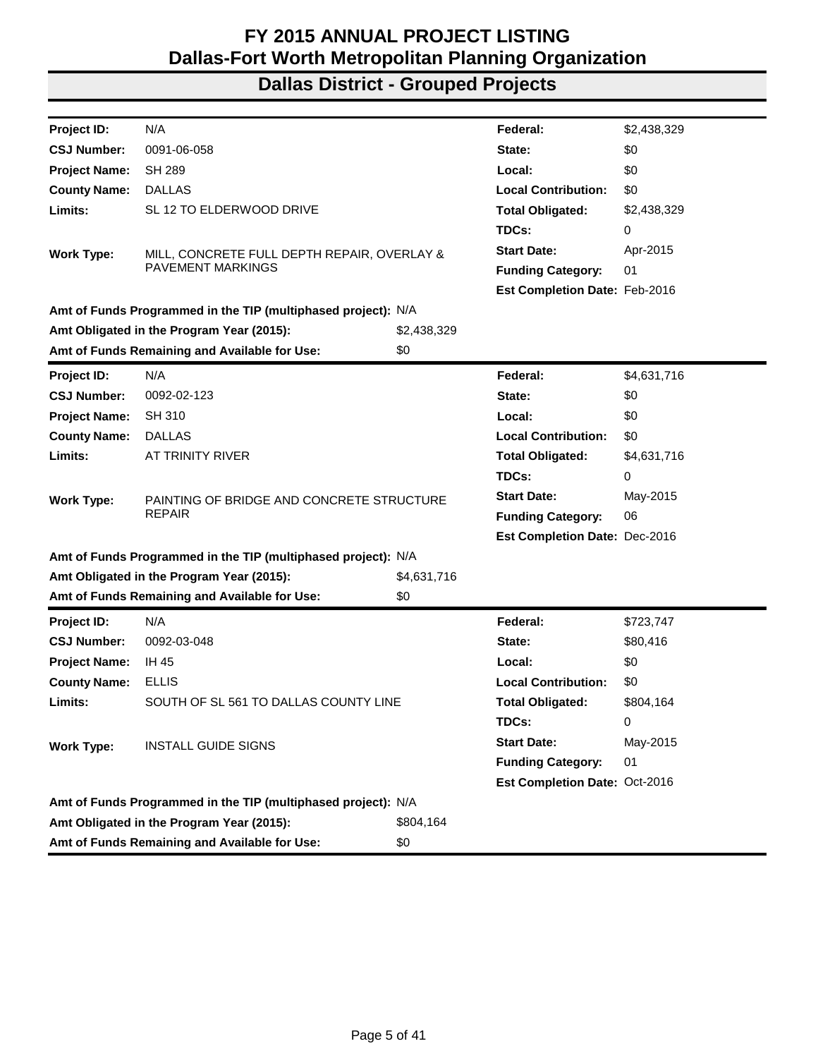# FY 2015 ANNUAL PROJECT LISTING
# Dallas-Fort Worth Metropolitan Planning Organization
## Dallas District - Grouped Projects

| | | | |
|---|---|---|---|
| **Project ID:** | N/A | **Federal:** | $2,438,329 |
| **CSJ Number:** | 0091-06-058 | **State:** | $0 |
| **Project Name:** | SH 289 | **Local:** | $0 |
| **County Name:** | DALLAS | **Local Contribution:** | $0 |
| **Limits:** | SL 12 TO ELDERWOOD DRIVE | **Total Obligated:** | $2,438,329 |
| | | **TDCs:** | 0 |
| **Work Type:** | MILL, CONCRETE FULL DEPTH REPAIR, OVERLAY & PAVEMENT MARKINGS | **Start Date:** | Apr-2015 |
| | | **Funding Category:** | 01 |
| | | **Est Completion Date:** | Feb-2016 |

**Amt of Funds Programmed in the TIP (multiphased project):** N/A
**Amt Obligated in the Program Year (2015):** $2,438,329
**Amt of Funds Remaining and Available for Use:** $0

| | | | |
|---|---|---|---|
| **Project ID:** | N/A | **Federal:** | $4,631,716 |
| **CSJ Number:** | 0092-02-123 | **State:** | $0 |
| **Project Name:** | SH 310 | **Local:** | $0 |
| **County Name:** | DALLAS | **Local Contribution:** | $0 |
| **Limits:** | AT TRINITY RIVER | **Total Obligated:** | $4,631,716 |
| | | **TDCs:** | 0 |
| **Work Type:** | PAINTING OF BRIDGE AND CONCRETE STRUCTURE REPAIR | **Start Date:** | May-2015 |
| | | **Funding Category:** | 06 |
| | | **Est Completion Date:** | Dec-2016 |

**Amt of Funds Programmed in the TIP (multiphased project):** N/A
**Amt Obligated in the Program Year (2015):** $4,631,716
**Amt of Funds Remaining and Available for Use:** $0

| | | | |
|---|---|---|---|
| **Project ID:** | N/A | **Federal:** | $723,747 |
| **CSJ Number:** | 0092-03-048 | **State:** | $80,416 |
| **Project Name:** | IH 45 | **Local:** | $0 |
| **County Name:** | ELLIS | **Local Contribution:** | $0 |
| **Limits:** | SOUTH OF SL 561 TO DALLAS COUNTY LINE | **Total Obligated:** | $804,164 |
| | | **TDCs:** | 0 |
| **Work Type:** | INSTALL GUIDE SIGNS | **Start Date:** | May-2015 |
| | | **Funding Category:** | 01 |
| | | **Est Completion Date:** | Oct-2016 |

**Amt of Funds Programmed in the TIP (multiphased project):** N/A
**Amt Obligated in the Program Year (2015):** $804,164
**Amt of Funds Remaining and Available for Use:** $0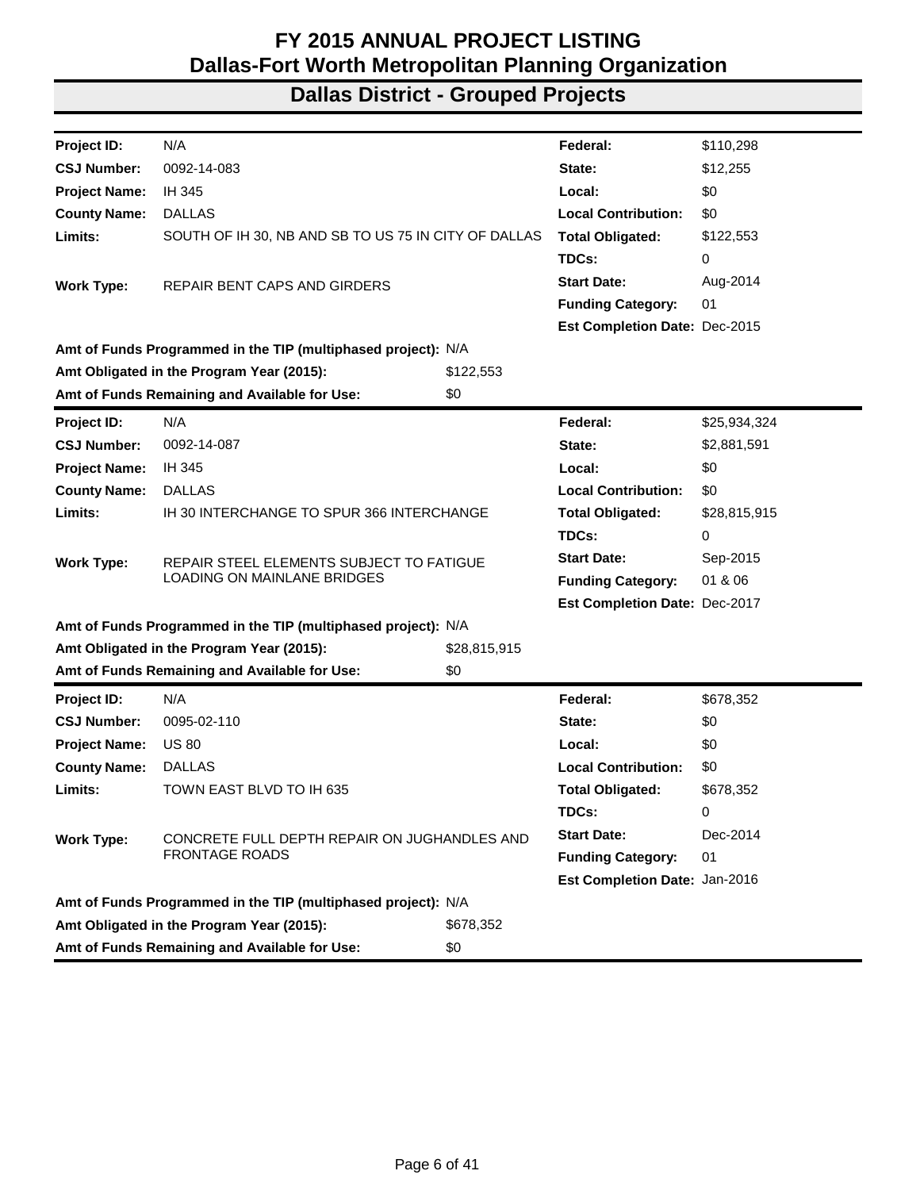# FY 2015 ANNUAL PROJECT LISTING
# Dallas-Fort Worth Metropolitan Planning Organization
## Dallas District - Grouped Projects

| | | | |
|---|---|---|---|
| **Project ID:** | N/A | **Federal:** | $110,298 |
| **CSJ Number:** | 0092-14-083 | **State:** | $12,255 |
| **Project Name:** | IH 345 | **Local:** | $0 |
| **County Name:** | DALLAS | **Local Contribution:** | $0 |
| **Limits:** | SOUTH OF IH 30, NB AND SB TO US 75 IN CITY OF DALLAS | **Total Obligated:** | $122,553 |
| | | **TDCs:** | 0 |
| **Work Type:** | REPAIR BENT CAPS AND GIRDERS | **Start Date:** | Aug-2014 |
| | | **Funding Category:** | 01 |
| | | **Est Completion Date:** | Dec-2015 |

**Amt of Funds Programmed in the TIP (multiphased project):** N/A
**Amt Obligated in the Program Year (2015):** $122,553
**Amt of Funds Remaining and Available for Use:** $0

| | | | |
|---|---|---|---|
| **Project ID:** | N/A | **Federal:** | $25,934,324 |
| **CSJ Number:** | 0092-14-087 | **State:** | $2,881,591 |
| **Project Name:** | IH 345 | **Local:** | $0 |
| **County Name:** | DALLAS | **Local Contribution:** | $0 |
| **Limits:** | IH 30 INTERCHANGE TO SPUR 366 INTERCHANGE | **Total Obligated:** | $28,815,915 |
| | | **TDCs:** | 0 |
| **Work Type:** | REPAIR STEEL ELEMENTS SUBJECT TO FATIGUE LOADING ON MAINLANE BRIDGES | **Start Date:** | Sep-2015 |
| | | **Funding Category:** | 01 & 06 |
| | | **Est Completion Date:** | Dec-2017 |

**Amt of Funds Programmed in the TIP (multiphased project):** N/A
**Amt Obligated in the Program Year (2015):** $28,815,915
**Amt of Funds Remaining and Available for Use:** $0

| | | | |
|---|---|---|---|
| **Project ID:** | N/A | **Federal:** | $678,352 |
| **CSJ Number:** | 0095-02-110 | **State:** | $0 |
| **Project Name:** | US 80 | **Local:** | $0 |
| **County Name:** | DALLAS | **Local Contribution:** | $0 |
| **Limits:** | TOWN EAST BLVD TO IH 635 | **Total Obligated:** | $678,352 |
| | | **TDCs:** | 0 |
| **Work Type:** | CONCRETE FULL DEPTH REPAIR ON JUGHANDLES AND FRONTAGE ROADS | **Start Date:** | Dec-2014 |
| | | **Funding Category:** | 01 |
| | | **Est Completion Date:** | Jan-2016 |

**Amt of Funds Programmed in the TIP (multiphased project):** N/A
**Amt Obligated in the Program Year (2015):** $678,352
**Amt of Funds Remaining and Available for Use:** $0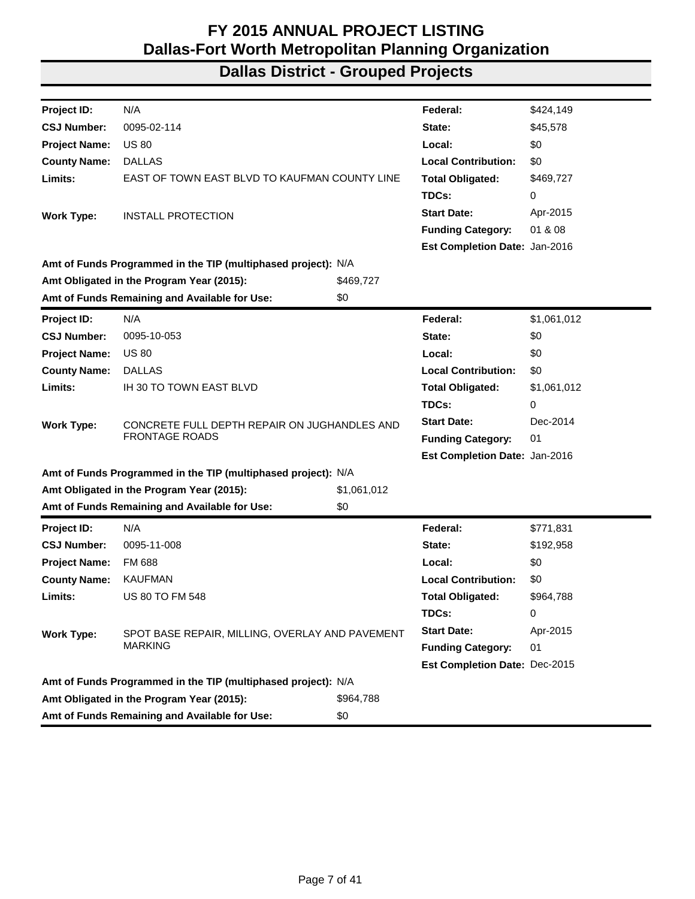# FY 2015 ANNUAL PROJECT LISTING
# Dallas-Fort Worth Metropolitan Planning Organization
## Dallas District - Grouped Projects

| | | | |
|---|---|---|---|
| **Project ID:** | N/A | **Federal:** | $424,149 |
| **CSJ Number:** | 0095-02-114 | **State:** | $45,578 |
| **Project Name:** | US 80 | **Local:** | $0 |
| **County Name:** | DALLAS | **Local Contribution:** | $0 |
| **Limits:** | EAST OF TOWN EAST BLVD TO KAUFMAN COUNTY LINE | **Total Obligated:** | $469,727 |
| | | **TDCs:** | 0 |
| **Work Type:** | INSTALL PROTECTION | **Start Date:** | Apr-2015 |
| | | **Funding Category:** | 01 & 08 |
| | | **Est Completion Date:** | Jan-2016 |

**Amt of Funds Programmed in the TIP (multiphased project):** N/A
**Amt Obligated in the Program Year (2015):** $469,727
**Amt of Funds Remaining and Available for Use:** $0

| | | | |
|---|---|---|---|
| **Project ID:** | N/A | **Federal:** | $1,061,012 |
| **CSJ Number:** | 0095-10-053 | **State:** | $0 |
| **Project Name:** | US 80 | **Local:** | $0 |
| **County Name:** | DALLAS | **Local Contribution:** | $0 |
| **Limits:** | IH 30 TO TOWN EAST BLVD | **Total Obligated:** | $1,061,012 |
| | | **TDCs:** | 0 |
| **Work Type:** | CONCRETE FULL DEPTH REPAIR ON JUGHANDLES AND FRONTAGE ROADS | **Start Date:** | Dec-2014 |
| | | **Funding Category:** | 01 |
| | | **Est Completion Date:** | Jan-2016 |

**Amt of Funds Programmed in the TIP (multiphased project):** N/A
**Amt Obligated in the Program Year (2015):** $1,061,012
**Amt of Funds Remaining and Available for Use:** $0

| | | | |
|---|---|---|---|
| **Project ID:** | N/A | **Federal:** | $771,831 |
| **CSJ Number:** | 0095-11-008 | **State:** | $192,958 |
| **Project Name:** | FM 688 | **Local:** | $0 |
| **County Name:** | KAUFMAN | **Local Contribution:** | $0 |
| **Limits:** | US 80 TO FM 548 | **Total Obligated:** | $964,788 |
| | | **TDCs:** | 0 |
| **Work Type:** | SPOT BASE REPAIR, MILLING, OVERLAY AND PAVEMENT MARKING | **Start Date:** | Apr-2015 |
| | | **Funding Category:** | 01 |
| | | **Est Completion Date:** | Dec-2015 |

**Amt of Funds Programmed in the TIP (multiphased project):** N/A
**Amt Obligated in the Program Year (2015):** $964,788
**Amt of Funds Remaining and Available for Use:** $0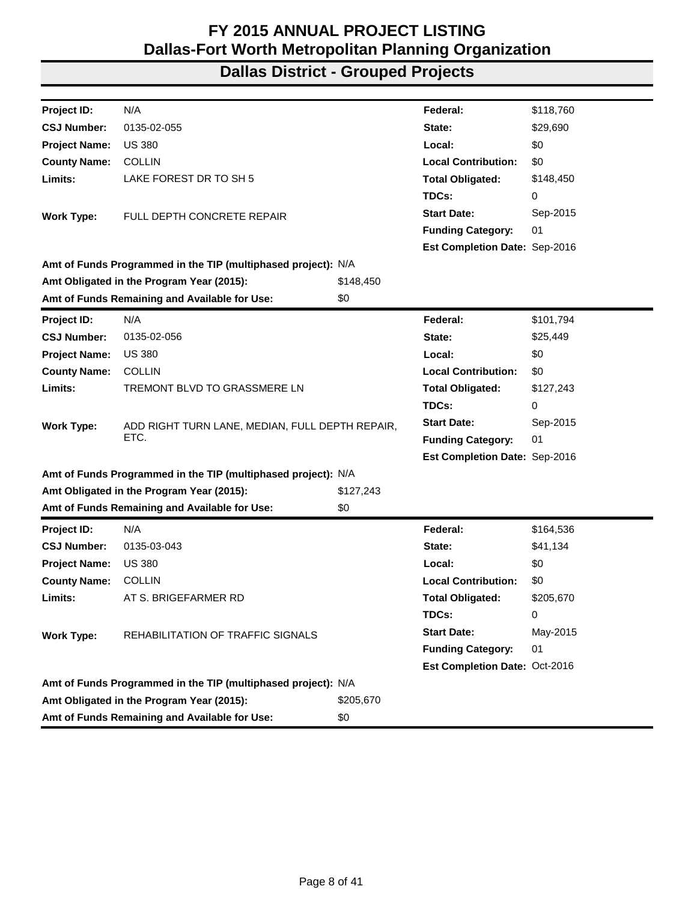# FY 2015 ANNUAL PROJECT LISTING
# Dallas-Fort Worth Metropolitan Planning Organization
## Dallas District - Grouped Projects

| | | | | |
|---|---|---|---|---|
| **Project ID:** | N/A | | **Federal:** | $118,760 |
| **CSJ Number:** | 0135-02-055 | | **State:** | $29,690 |
| **Project Name:** | US 380 | | **Local:** | $0 |
| **County Name:** | COLLIN | | **Local Contribution:** | $0 |
| **Limits:** | LAKE FOREST DR TO SH 5 | | **Total Obligated:** | $148,450 |
| | | | **TDCs:** | 0 |
| **Work Type:** | FULL DEPTH CONCRETE REPAIR | | **Start Date:** | Sep-2015 |
| | | | **Funding Category:** | 01 |
| | | | **Est Completion Date:** | Sep-2016 |
| **Amt of Funds Programmed in the TIP (multiphased project):** | | N/A | | |
| **Amt Obligated in the Program Year (2015):** | | $148,450 | | |
| **Amt of Funds Remaining and Available for Use:** | | $0 | | |

| | | | | |
|---|---|---|---|---|
| **Project ID:** | N/A | | **Federal:** | $101,794 |
| **CSJ Number:** | 0135-02-056 | | **State:** | $25,449 |
| **Project Name:** | US 380 | | **Local:** | $0 |
| **County Name:** | COLLIN | | **Local Contribution:** | $0 |
| **Limits:** | TREMONT BLVD TO GRASSMERE LN | | **Total Obligated:** | $127,243 |
| | | | **TDCs:** | 0 |
| **Work Type:** | ADD RIGHT TURN LANE, MEDIAN, FULL DEPTH REPAIR, ETC. | | **Start Date:** | Sep-2015 |
| | | | **Funding Category:** | 01 |
| | | | **Est Completion Date:** | Sep-2016 |
| **Amt of Funds Programmed in the TIP (multiphased project):** | | N/A | | |
| **Amt Obligated in the Program Year (2015):** | | $127,243 | | |
| **Amt of Funds Remaining and Available for Use:** | | $0 | | |

| | | | | |
|---|---|---|---|---|
| **Project ID:** | N/A | | **Federal:** | $164,536 |
| **CSJ Number:** | 0135-03-043 | | **State:** | $41,134 |
| **Project Name:** | US 380 | | **Local:** | $0 |
| **County Name:** | COLLIN | | **Local Contribution:** | $0 |
| **Limits:** | AT S. BRIGEFARMER RD | | **Total Obligated:** | $205,670 |
| | | | **TDCs:** | 0 |
| **Work Type:** | REHABILITATION OF TRAFFIC SIGNALS | | **Start Date:** | May-2015 |
| | | | **Funding Category:** | 01 |
| | | | **Est Completion Date:** | Oct-2016 |
| **Amt of Funds Programmed in the TIP (multiphased project):** | | N/A | | |
| **Amt Obligated in the Program Year (2015):** | | $205,670 | | |
| **Amt of Funds Remaining and Available for Use:** | | $0 | | |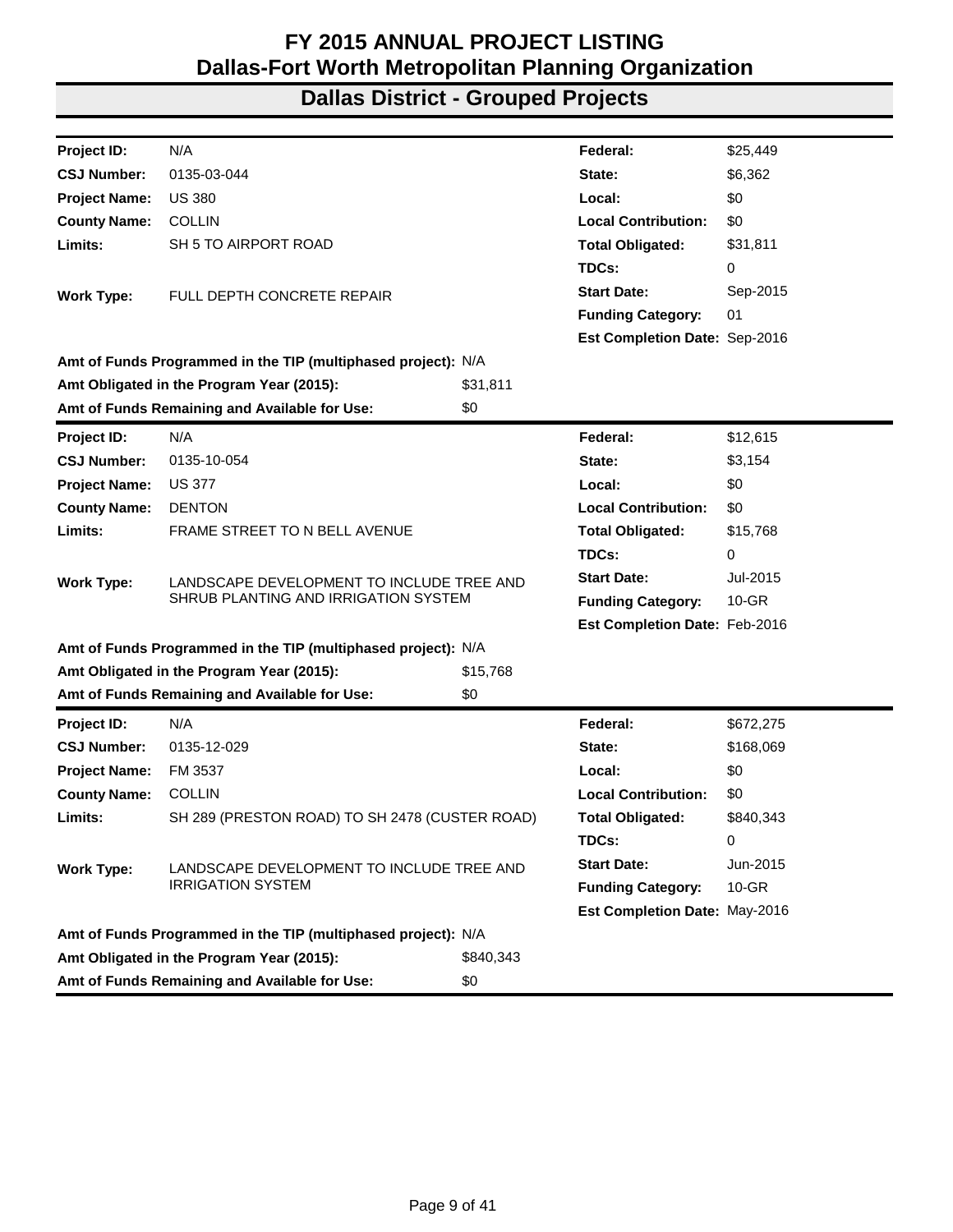# FY 2015 ANNUAL PROJECT LISTING
# Dallas-Fort Worth Metropolitan Planning Organization
## Dallas District - Grouped Projects

| | | | |
|---|---|---|---|
| **Project ID:** | N/A | **Federal:** | $25,449 |
| **CSJ Number:** | 0135-03-044 | **State:** | $6,362 |
| **Project Name:** | US 380 | **Local:** | $0 |
| **County Name:** | COLLIN | **Local Contribution:** | $0 |
| **Limits:** | SH 5 TO AIRPORT ROAD | **Total Obligated:** | $31,811 |
| | | **TDCs:** | 0 |
| **Work Type:** | FULL DEPTH CONCRETE REPAIR | **Start Date:** | Sep-2015 |
| | | **Funding Category:** | 01 |
| | | **Est Completion Date:** | Sep-2016 |

**Amt of Funds Programmed in the TIP (multiphased project):** N/A
**Amt Obligated in the Program Year (2015):** $31,811
**Amt of Funds Remaining and Available for Use:** $0

---

| | | | |
|---|---|---|---|
| **Project ID:** | N/A | **Federal:** | $12,615 |
| **CSJ Number:** | 0135-10-054 | **State:** | $3,154 |
| **Project Name:** | US 377 | **Local:** | $0 |
| **County Name:** | DENTON | **Local Contribution:** | $0 |
| **Limits:** | FRAME STREET TO N BELL AVENUE | **Total Obligated:** | $15,768 |
| | | **TDCs:** | 0 |
| **Work Type:** | LANDSCAPE DEVELOPMENT TO INCLUDE TREE AND SHRUB PLANTING AND IRRIGATION SYSTEM | **Start Date:** | Jul-2015 |
| | | **Funding Category:** | 10-GR |
| | | **Est Completion Date:** | Feb-2016 |

**Amt of Funds Programmed in the TIP (multiphased project):** N/A
**Amt Obligated in the Program Year (2015):** $15,768
**Amt of Funds Remaining and Available for Use:** $0

---

| | | | |
|---|---|---|---|
| **Project ID:** | N/A | **Federal:** | $672,275 |
| **CSJ Number:** | 0135-12-029 | **State:** | $168,069 |
| **Project Name:** | FM 3537 | **Local:** | $0 |
| **County Name:** | COLLIN | **Local Contribution:** | $0 |
| **Limits:** | SH 289 (PRESTON ROAD) TO SH 2478 (CUSTER ROAD) | **Total Obligated:** | $840,343 |
| | | **TDCs:** | 0 |
| **Work Type:** | LANDSCAPE DEVELOPMENT TO INCLUDE TREE AND IRRIGATION SYSTEM | **Start Date:** | Jun-2015 |
| | | **Funding Category:** | 10-GR |
| | | **Est Completion Date:** | May-2016 |

**Amt of Funds Programmed in the TIP (multiphased project):** N/A
**Amt Obligated in the Program Year (2015):** $840,343
**Amt of Funds Remaining and Available for Use:** $0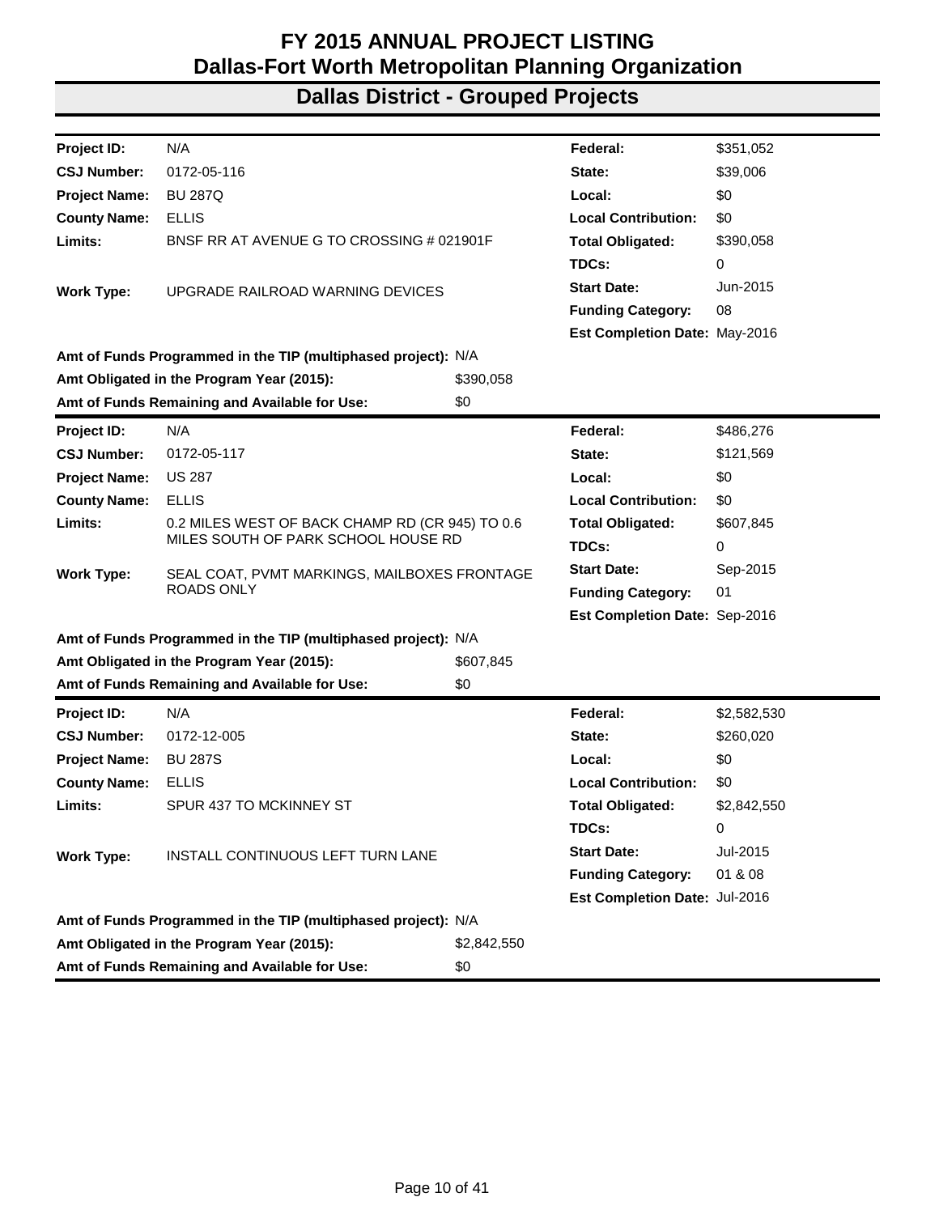# FY 2015 ANNUAL PROJECT LISTING
# Dallas-Fort Worth Metropolitan Planning Organization

## Dallas District - Grouped Projects

| | | | |
|---|---|---|---|
| **Project ID:** | N/A | **Federal:** | $351,052 |
| **CSJ Number:** | 0172-05-116 | **State:** | $39,006 |
| **Project Name:** | BU 287Q | **Local:** | $0 |
| **County Name:** | ELLIS | **Local Contribution:** | $0 |
| **Limits:** | BNSF RR AT AVENUE G TO CROSSING # 021901F | **Total Obligated:** | $390,058 |
| | | **TDCs:** | 0 |
| **Work Type:** | UPGRADE RAILROAD WARNING DEVICES | **Start Date:** | Jun-2015 |
| | | **Funding Category:** | 08 |
| | | **Est Completion Date:** | May-2016 |

**Amt of Funds Programmed in the TIP (multiphased project):** N/A
**Amt Obligated in the Program Year (2015):** $390,058
**Amt of Funds Remaining and Available for Use:** $0

| | | | |
|---|---|---|---|
| **Project ID:** | N/A | **Federal:** | $486,276 |
| **CSJ Number:** | 0172-05-117 | **State:** | $121,569 |
| **Project Name:** | US 287 | **Local:** | $0 |
| **County Name:** | ELLIS | **Local Contribution:** | $0 |
| **Limits:** | 0.2 MILES WEST OF BACK CHAMP RD (CR 945) TO 0.6 MILES SOUTH OF PARK SCHOOL HOUSE RD | **Total Obligated:** | $607,845 |
| | | **TDCs:** | 0 |
| **Work Type:** | SEAL COAT, PVMT MARKINGS, MAILBOXES FRONTAGE ROADS ONLY | **Start Date:** | Sep-2015 |
| | | **Funding Category:** | 01 |
| | | **Est Completion Date:** | Sep-2016 |

**Amt of Funds Programmed in the TIP (multiphased project):** N/A
**Amt Obligated in the Program Year (2015):** $607,845
**Amt of Funds Remaining and Available for Use:** $0

| | | | |
|---|---|---|---|
| **Project ID:** | N/A | **Federal:** | $2,582,530 |
| **CSJ Number:** | 0172-12-005 | **State:** | $260,020 |
| **Project Name:** | BU 287S | **Local:** | $0 |
| **County Name:** | ELLIS | **Local Contribution:** | $0 |
| **Limits:** | SPUR 437 TO MCKINNEY ST | **Total Obligated:** | $2,842,550 |
| | | **TDCs:** | 0 |
| **Work Type:** | INSTALL CONTINUOUS LEFT TURN LANE | **Start Date:** | Jul-2015 |
| | | **Funding Category:** | 01 & 08 |
| | | **Est Completion Date:** | Jul-2016 |

**Amt of Funds Programmed in the TIP (multiphased project):** N/A
**Amt Obligated in the Program Year (2015):** $2,842,550
**Amt of Funds Remaining and Available for Use:** $0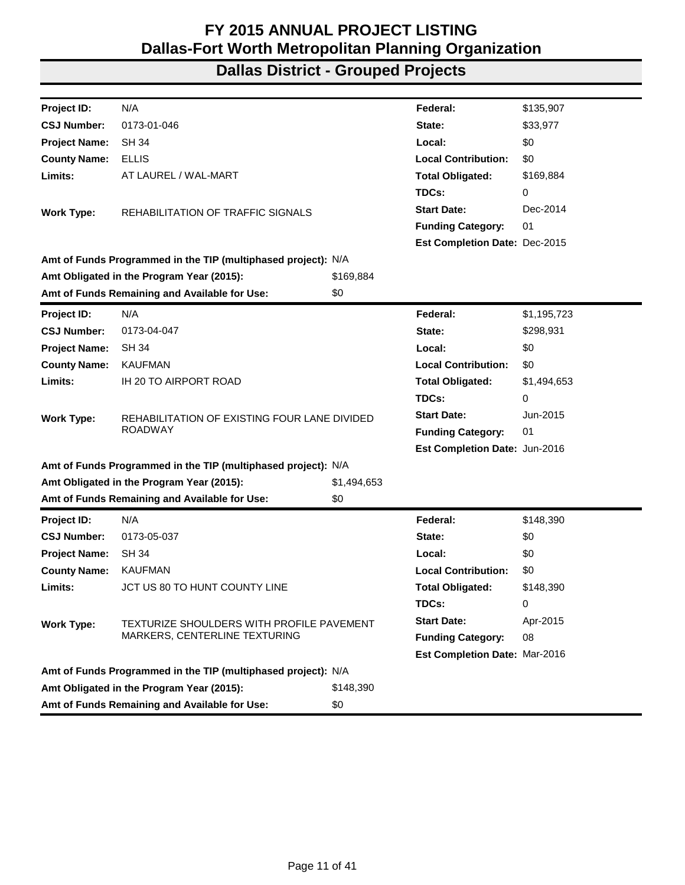# FY 2015 ANNUAL PROJECT LISTING
# Dallas-Fort Worth Metropolitan Planning Organization
## Dallas District - Grouped Projects

| | | | | |
|---|---|---|---|---|
| **Project ID:** | N/A | | **Federal:** | $135,907 |
| **CSJ Number:** | 0173-01-046 | | **State:** | $33,977 |
| **Project Name:** | SH 34 | | **Local:** | $0 |
| **County Name:** | ELLIS | | **Local Contribution:** | $0 |
| **Limits:** | AT LAUREL / WAL-MART | | **Total Obligated:** | $169,884 |
| | | | **TDCs:** | 0 |
| **Work Type:** | REHABILITATION OF TRAFFIC SIGNALS | | **Start Date:** | Dec-2014 |
| | | | **Funding Category:** | 01 |
| | | | **Est Completion Date:** | Dec-2015 |
| **Amt of Funds Programmed in the TIP (multiphased project):** | | N/A | | |
| **Amt Obligated in the Program Year (2015):** | | $169,884 | | |
| **Amt of Funds Remaining and Available for Use:** | | $0 | | |

| | | | | |
|---|---|---|---|---|
| **Project ID:** | N/A | | **Federal:** | $1,195,723 |
| **CSJ Number:** | 0173-04-047 | | **State:** | $298,931 |
| **Project Name:** | SH 34 | | **Local:** | $0 |
| **County Name:** | KAUFMAN | | **Local Contribution:** | $0 |
| **Limits:** | IH 20 TO AIRPORT ROAD | | **Total Obligated:** | $1,494,653 |
| | | | **TDCs:** | 0 |
| **Work Type:** | REHABILITATION OF EXISTING FOUR LANE DIVIDED ROADWAY | | **Start Date:** | Jun-2015 |
| | | | **Funding Category:** | 01 |
| | | | **Est Completion Date:** | Jun-2016 |
| **Amt of Funds Programmed in the TIP (multiphased project):** | | N/A | | |
| **Amt Obligated in the Program Year (2015):** | | $1,494,653 | | |
| **Amt of Funds Remaining and Available for Use:** | | $0 | | |

| | | | | |
|---|---|---|---|---|
| **Project ID:** | N/A | | **Federal:** | $148,390 |
| **CSJ Number:** | 0173-05-037 | | **State:** | $0 |
| **Project Name:** | SH 34 | | **Local:** | $0 |
| **County Name:** | KAUFMAN | | **Local Contribution:** | $0 |
| **Limits:** | JCT US 80 TO HUNT COUNTY LINE | | **Total Obligated:** | $148,390 |
| | | | **TDCs:** | 0 |
| **Work Type:** | TEXTURIZE SHOULDERS WITH PROFILE PAVEMENT MARKERS, CENTERLINE TEXTURING | | **Start Date:** | Apr-2015 |
| | | | **Funding Category:** | 08 |
| | | | **Est Completion Date:** | Mar-2016 |
| **Amt of Funds Programmed in the TIP (multiphased project):** | | N/A | | |
| **Amt Obligated in the Program Year (2015):** | | $148,390 | | |
| **Amt of Funds Remaining and Available for Use:** | | $0 | | |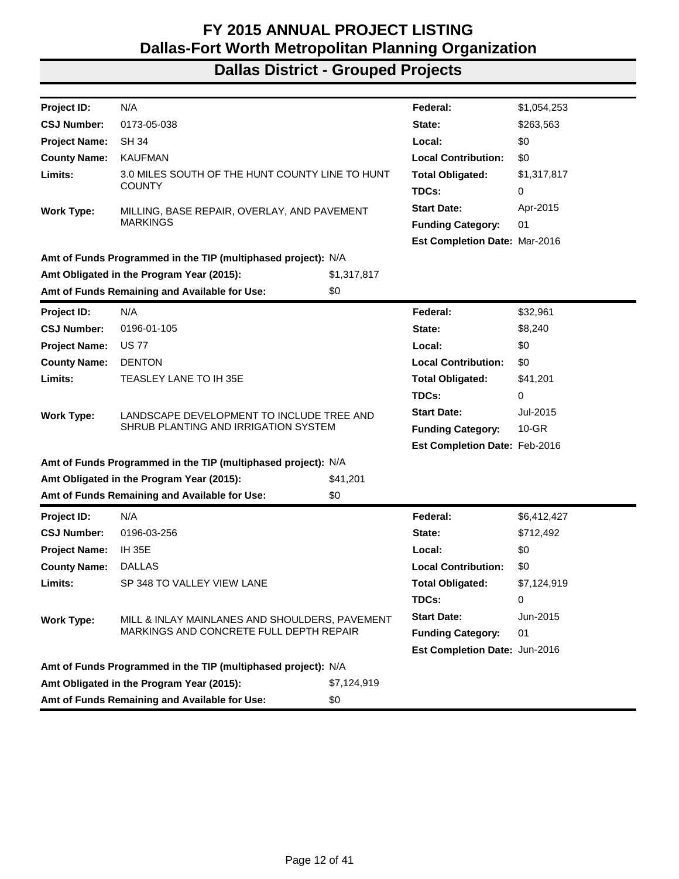# FY 2015 ANNUAL PROJECT LISTING
# Dallas-Fort Worth Metropolitan Planning Organization
## Dallas District - Grouped Projects

| | | | |
|---|---|---|---|
| **Project ID:** | N/A | **Federal:** | $1,054,253 |
| **CSJ Number:** | 0173-05-038 | **State:** | $263,563 |
| **Project Name:** | SH 34 | **Local:** | $0 |
| **County Name:** | KAUFMAN | **Local Contribution:** | $0 |
| **Limits:** | 3.0 MILES SOUTH OF THE HUNT COUNTY LINE TO HUNT COUNTY | **Total Obligated:** | $1,317,817 |
| | | **TDCs:** | 0 |
| **Work Type:** | MILLING, BASE REPAIR, OVERLAY, AND PAVEMENT MARKINGS | **Start Date:** | Apr-2015 |
| | | **Funding Category:** | 01 |
| | | **Est Completion Date:** | Mar-2016 |

**Amt of Funds Programmed in the TIP (multiphased project):** N/A
**Amt Obligated in the Program Year (2015):** $1,317,817
**Amt of Funds Remaining and Available for Use:** $0

| | | | |
|---|---|---|---|
| **Project ID:** | N/A | **Federal:** | $32,961 |
| **CSJ Number:** | 0196-01-105 | **State:** | $8,240 |
| **Project Name:** | US 77 | **Local:** | $0 |
| **County Name:** | DENTON | **Local Contribution:** | $0 |
| **Limits:** | TEASLEY LANE TO IH 35E | **Total Obligated:** | $41,201 |
| | | **TDCs:** | 0 |
| **Work Type:** | LANDSCAPE DEVELOPMENT TO INCLUDE TREE AND SHRUB PLANTING AND IRRIGATION SYSTEM | **Start Date:** | Jul-2015 |
| | | **Funding Category:** | 10-GR |
| | | **Est Completion Date:** | Feb-2016 |

**Amt of Funds Programmed in the TIP (multiphased project):** N/A
**Amt Obligated in the Program Year (2015):** $41,201
**Amt of Funds Remaining and Available for Use:** $0

| | | | |
|---|---|---|---|
| **Project ID:** | N/A | **Federal:** | $6,412,427 |
| **CSJ Number:** | 0196-03-256 | **State:** | $712,492 |
| **Project Name:** | IH 35E | **Local:** | $0 |
| **County Name:** | DALLAS | **Local Contribution:** | $0 |
| **Limits:** | SP 348 TO VALLEY VIEW LANE | **Total Obligated:** | $7,124,919 |
| | | **TDCs:** | 0 |
| **Work Type:** | MILL & INLAY MAINLANES AND SHOULDERS, PAVEMENT MARKINGS AND CONCRETE FULL DEPTH REPAIR | **Start Date:** | Jun-2015 |
| | | **Funding Category:** | 01 |
| | | **Est Completion Date:** | Jun-2016 |

**Amt of Funds Programmed in the TIP (multiphased project):** N/A
**Amt Obligated in the Program Year (2015):** $7,124,919
**Amt of Funds Remaining and Available for Use:** $0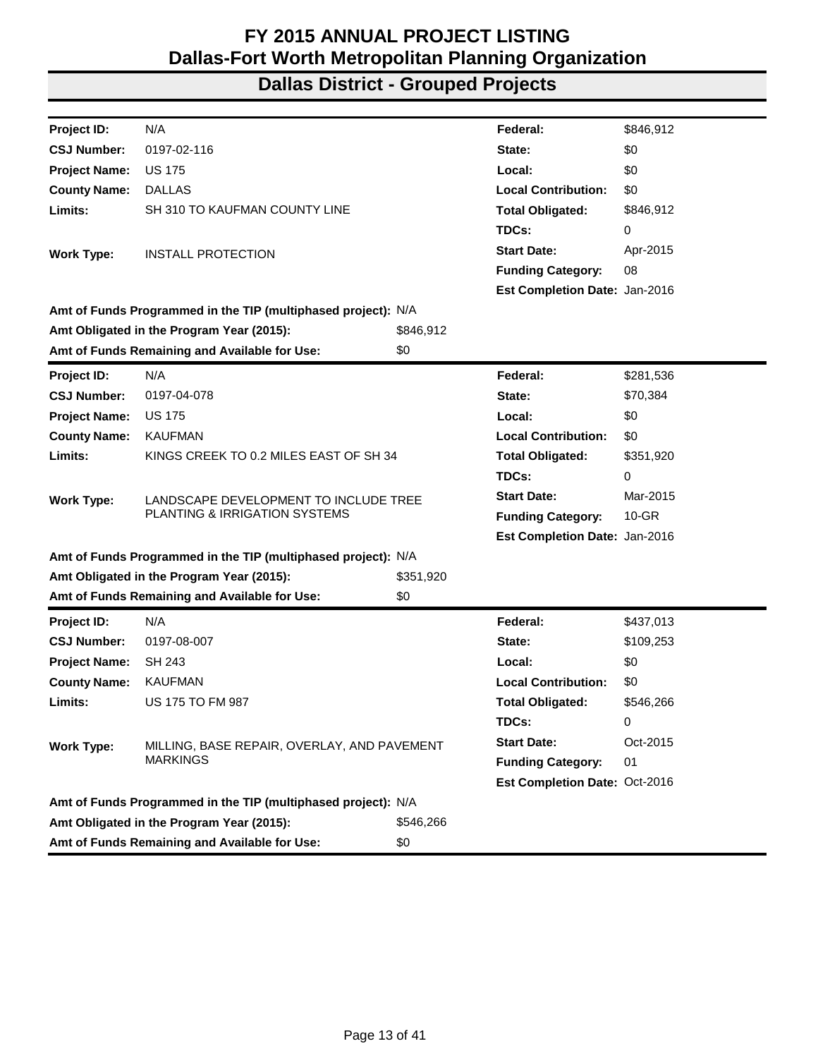# FY 2015 ANNUAL PROJECT LISTING
# Dallas-Fort Worth Metropolitan Planning Organization
## Dallas District - Grouped Projects

| | | | |
|---|---|---|---|
| **Project ID:** | N/A | **Federal:** | $846,912 |
| **CSJ Number:** | 0197-02-116 | **State:** | $0 |
| **Project Name:** | US 175 | **Local:** | $0 |
| **County Name:** | DALLAS | **Local Contribution:** | $0 |
| **Limits:** | SH 310 TO KAUFMAN COUNTY LINE | **Total Obligated:** | $846,912 |
| | | **TDCs:** | 0 |
| **Work Type:** | INSTALL PROTECTION | **Start Date:** | Apr-2015 |
| | | **Funding Category:** | 08 |
| | | **Est Completion Date:** | Jan-2016 |

**Amt of Funds Programmed in the TIP (multiphased project):** N/A
**Amt Obligated in the Program Year (2015):** $846,912
**Amt of Funds Remaining and Available for Use:** $0

| | | | |
|---|---|---|---|
| **Project ID:** | N/A | **Federal:** | $281,536 |
| **CSJ Number:** | 0197-04-078 | **State:** | $70,384 |
| **Project Name:** | US 175 | **Local:** | $0 |
| **County Name:** | KAUFMAN | **Local Contribution:** | $0 |
| **Limits:** | KINGS CREEK TO 0.2 MILES EAST OF SH 34 | **Total Obligated:** | $351,920 |
| | | **TDCs:** | 0 |
| **Work Type:** | LANDSCAPE DEVELOPMENT TO INCLUDE TREE PLANTING & IRRIGATION SYSTEMS | **Start Date:** | Mar-2015 |
| | | **Funding Category:** | 10-GR |
| | | **Est Completion Date:** | Jan-2016 |

**Amt of Funds Programmed in the TIP (multiphased project):** N/A
**Amt Obligated in the Program Year (2015):** $351,920
**Amt of Funds Remaining and Available for Use:** $0

| | | | |
|---|---|---|---|
| **Project ID:** | N/A | **Federal:** | $437,013 |
| **CSJ Number:** | 0197-08-007 | **State:** | $109,253 |
| **Project Name:** | SH 243 | **Local:** | $0 |
| **County Name:** | KAUFMAN | **Local Contribution:** | $0 |
| **Limits:** | US 175 TO FM 987 | **Total Obligated:** | $546,266 |
| | | **TDCs:** | 0 |
| **Work Type:** | MILLING, BASE REPAIR, OVERLAY, AND PAVEMENT MARKINGS | **Start Date:** | Oct-2015 |
| | | **Funding Category:** | 01 |
| | | **Est Completion Date:** | Oct-2016 |

**Amt of Funds Programmed in the TIP (multiphased project):** N/A
**Amt Obligated in the Program Year (2015):** $546,266
**Amt of Funds Remaining and Available for Use:** $0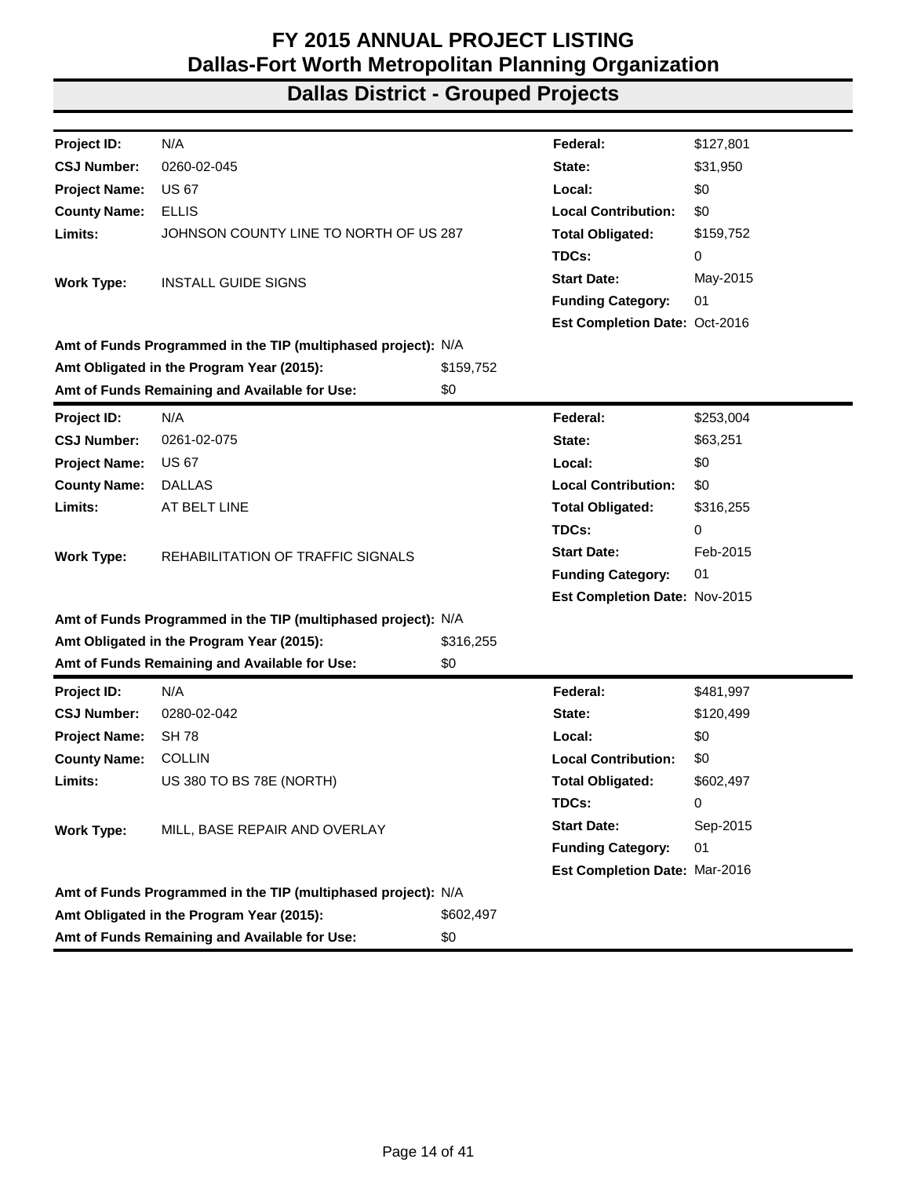# FY 2015 ANNUAL PROJECT LISTING
# Dallas-Fort Worth Metropolitan Planning Organization
## Dallas District - Grouped Projects

| | | | |
|---|---|---|---|
| **Project ID:** | N/A | **Federal:** | $127,801 |
| **CSJ Number:** | 0260-02-045 | **State:** | $31,950 |
| **Project Name:** | US 67 | **Local:** | $0 |
| **County Name:** | ELLIS | **Local Contribution:** | $0 |
| **Limits:** | JOHNSON COUNTY LINE TO NORTH OF US 287 | **Total Obligated:** | $159,752 |
| | | **TDCs:** | 0 |
| **Work Type:** | INSTALL GUIDE SIGNS | **Start Date:** | May-2015 |
| | | **Funding Category:** | 01 |
| | | **Est Completion Date:** | Oct-2016 |

**Amt of Funds Programmed in the TIP (multiphased project):** N/A
**Amt Obligated in the Program Year (2015):** $159,752
**Amt of Funds Remaining and Available for Use:** $0

| | | | |
|---|---|---|---|
| **Project ID:** | N/A | **Federal:** | $253,004 |
| **CSJ Number:** | 0261-02-075 | **State:** | $63,251 |
| **Project Name:** | US 67 | **Local:** | $0 |
| **County Name:** | DALLAS | **Local Contribution:** | $0 |
| **Limits:** | AT BELT LINE | **Total Obligated:** | $316,255 |
| | | **TDCs:** | 0 |
| **Work Type:** | REHABILITATION OF TRAFFIC SIGNALS | **Start Date:** | Feb-2015 |
| | | **Funding Category:** | 01 |
| | | **Est Completion Date:** | Nov-2015 |

**Amt of Funds Programmed in the TIP (multiphased project):** N/A
**Amt Obligated in the Program Year (2015):** $316,255
**Amt of Funds Remaining and Available for Use:** $0

| | | | |
|---|---|---|---|
| **Project ID:** | N/A | **Federal:** | $481,997 |
| **CSJ Number:** | 0280-02-042 | **State:** | $120,499 |
| **Project Name:** | SH 78 | **Local:** | $0 |
| **County Name:** | COLLIN | **Local Contribution:** | $0 |
| **Limits:** | US 380 TO BS 78E (NORTH) | **Total Obligated:** | $602,497 |
| | | **TDCs:** | 0 |
| **Work Type:** | MILL, BASE REPAIR AND OVERLAY | **Start Date:** | Sep-2015 |
| | | **Funding Category:** | 01 |
| | | **Est Completion Date:** | Mar-2016 |

**Amt of Funds Programmed in the TIP (multiphased project):** N/A
**Amt Obligated in the Program Year (2015):** $602,497
**Amt of Funds Remaining and Available for Use:** $0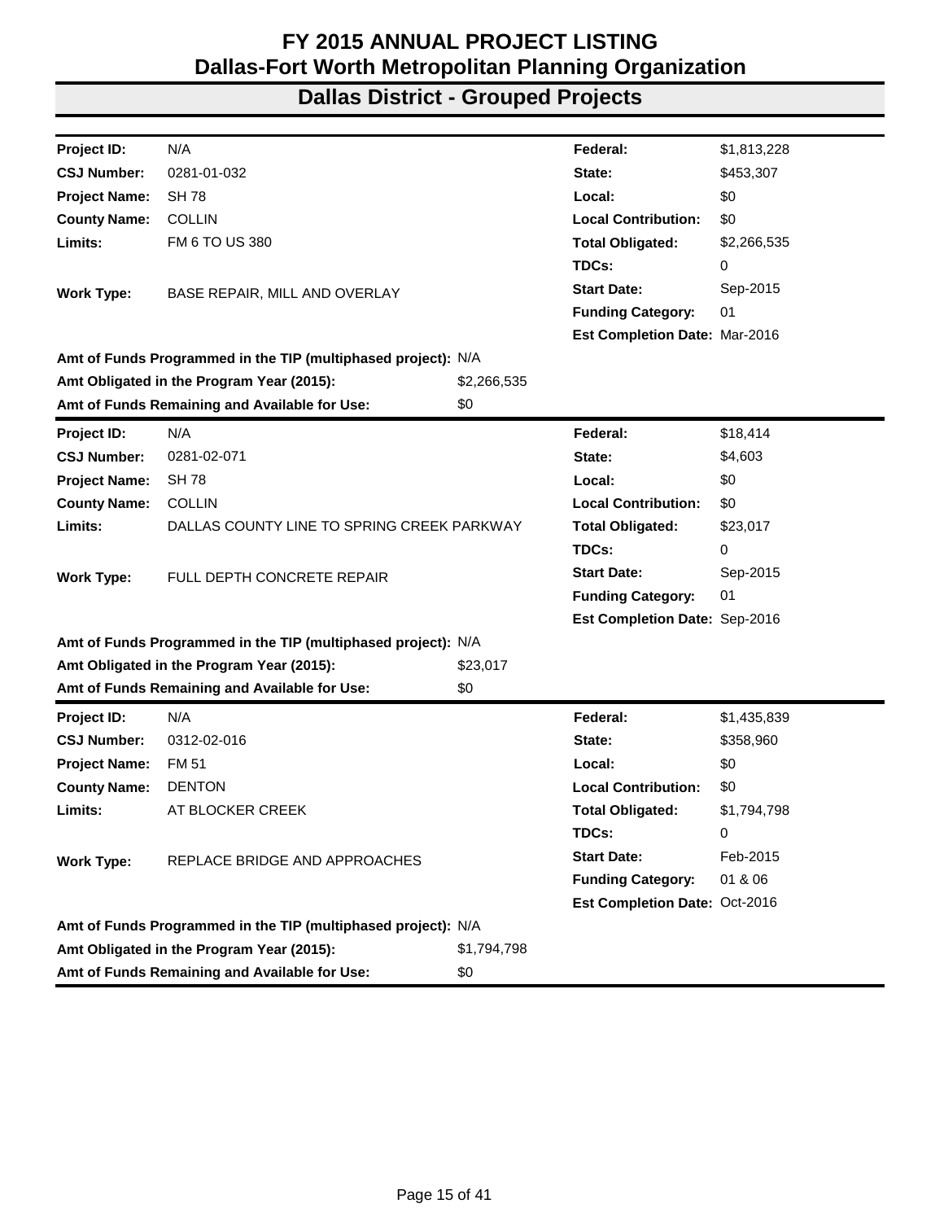# FY 2015 ANNUAL PROJECT LISTING
# Dallas-Fort Worth Metropolitan Planning Organization
## Dallas District - Grouped Projects

| | | | |
|---|---|---|---|
| **Project ID:** | N/A | **Federal:** | $1,813,228 |
| **CSJ Number:** | 0281-01-032 | **State:** | $453,307 |
| **Project Name:** | SH 78 | **Local:** | $0 |
| **County Name:** | COLLIN | **Local Contribution:** | $0 |
| **Limits:** | FM 6 TO US 380 | **Total Obligated:** | $2,266,535 |
| | | **TDCs:** | 0 |
| **Work Type:** | BASE REPAIR, MILL AND OVERLAY | **Start Date:** | Sep-2015 |
| | | **Funding Category:** | 01 |
| | | **Est Completion Date:** | Mar-2016 |

**Amt of Funds Programmed in the TIP (multiphased project):** N/A
**Amt Obligated in the Program Year (2015):** $2,266,535
**Amt of Funds Remaining and Available for Use:** $0

| | | | |
|---|---|---|---|
| **Project ID:** | N/A | **Federal:** | $18,414 |
| **CSJ Number:** | 0281-02-071 | **State:** | $4,603 |
| **Project Name:** | SH 78 | **Local:** | $0 |
| **County Name:** | COLLIN | **Local Contribution:** | $0 |
| **Limits:** | DALLAS COUNTY LINE TO SPRING CREEK PARKWAY | **Total Obligated:** | $23,017 |
| | | **TDCs:** | 0 |
| **Work Type:** | FULL DEPTH CONCRETE REPAIR | **Start Date:** | Sep-2015 |
| | | **Funding Category:** | 01 |
| | | **Est Completion Date:** | Sep-2016 |

**Amt of Funds Programmed in the TIP (multiphased project):** N/A
**Amt Obligated in the Program Year (2015):** $23,017
**Amt of Funds Remaining and Available for Use:** $0

| | | | |
|---|---|---|---|
| **Project ID:** | N/A | **Federal:** | $1,435,839 |
| **CSJ Number:** | 0312-02-016 | **State:** | $358,960 |
| **Project Name:** | FM 51 | **Local:** | $0 |
| **County Name:** | DENTON | **Local Contribution:** | $0 |
| **Limits:** | AT BLOCKER CREEK | **Total Obligated:** | $1,794,798 |
| | | **TDCs:** | 0 |
| **Work Type:** | REPLACE BRIDGE AND APPROACHES | **Start Date:** | Feb-2015 |
| | | **Funding Category:** | 01 & 06 |
| | | **Est Completion Date:** | Oct-2016 |

**Amt of Funds Programmed in the TIP (multiphased project):** N/A
**Amt Obligated in the Program Year (2015):** $1,794,798
**Amt of Funds Remaining and Available for Use:** $0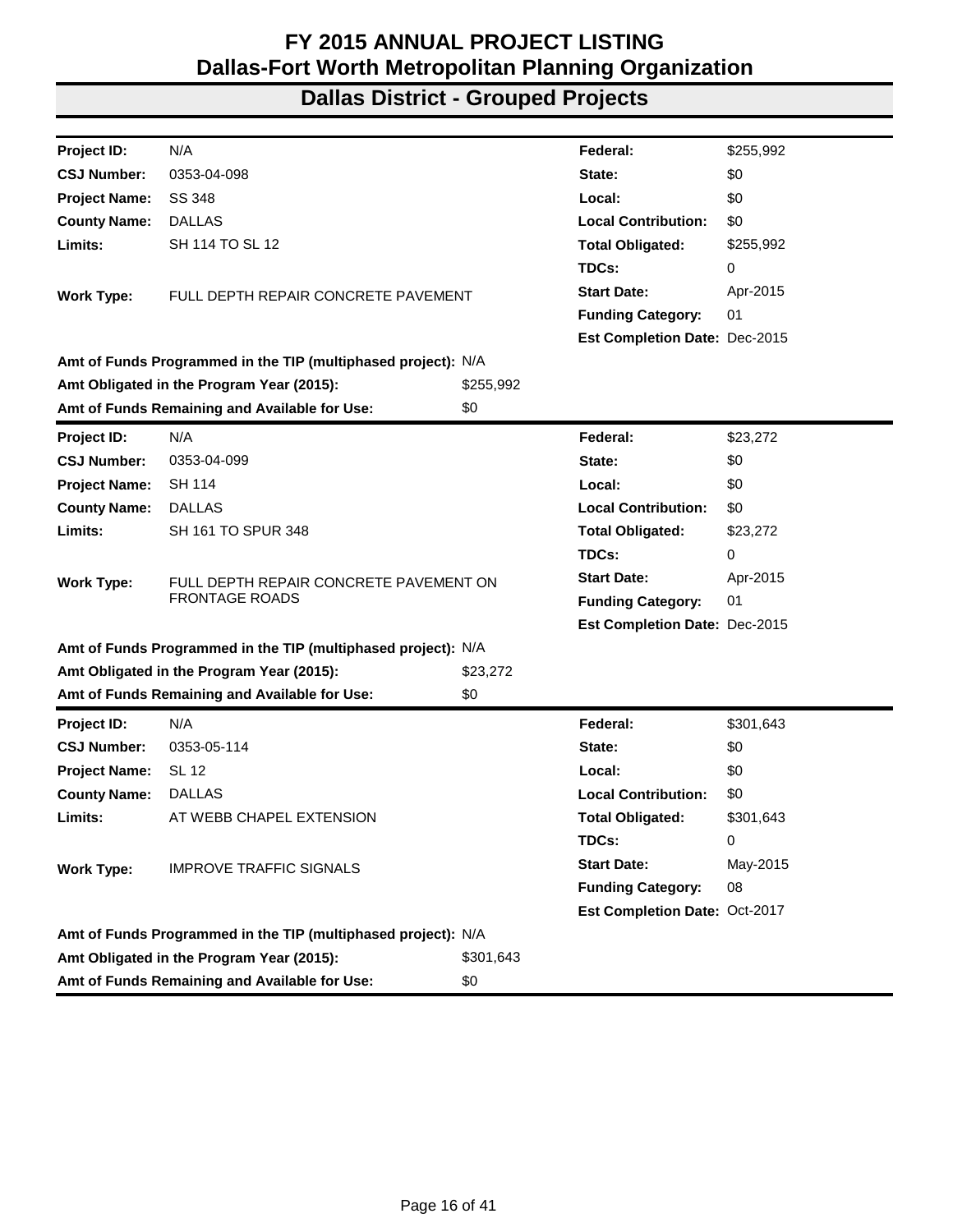# FY 2015 ANNUAL PROJECT LISTING
# Dallas-Fort Worth Metropolitan Planning Organization
## Dallas District - Grouped Projects

| | | | | |
|---|---|---|---|---|
| **Project ID:** | N/A | | **Federal:** | $255,992 |
| **CSJ Number:** | 0353-04-098 | | **State:** | $0 |
| **Project Name:** | SS 348 | | **Local:** | $0 |
| **County Name:** | DALLAS | | **Local Contribution:** | $0 |
| **Limits:** | SH 114 TO SL 12 | | **Total Obligated:** | $255,992 |
| | | | **TDCs:** | 0 |
| **Work Type:** | FULL DEPTH REPAIR CONCRETE PAVEMENT | | **Start Date:** | Apr-2015 |
| | | | **Funding Category:** | 01 |
| | | | **Est Completion Date:** | Dec-2015 |
| **Amt of Funds Programmed in the TIP (multiphased project):** | | N/A | | |
| **Amt Obligated in the Program Year (2015):** | | $255,992 | | |
| **Amt of Funds Remaining and Available for Use:** | | $0 | | |

| | | | | |
|---|---|---|---|---|
| **Project ID:** | N/A | | **Federal:** | $23,272 |
| **CSJ Number:** | 0353-04-099 | | **State:** | $0 |
| **Project Name:** | SH 114 | | **Local:** | $0 |
| **County Name:** | DALLAS | | **Local Contribution:** | $0 |
| **Limits:** | SH 161 TO SPUR 348 | | **Total Obligated:** | $23,272 |
| | | | **TDCs:** | 0 |
| **Work Type:** | FULL DEPTH REPAIR CONCRETE PAVEMENT ON FRONTAGE ROADS | | **Start Date:** | Apr-2015 |
| | | | **Funding Category:** | 01 |
| | | | **Est Completion Date:** | Dec-2015 |
| **Amt of Funds Programmed in the TIP (multiphased project):** | | N/A | | |
| **Amt Obligated in the Program Year (2015):** | | $23,272 | | |
| **Amt of Funds Remaining and Available for Use:** | | $0 | | |

| | | | | |
|---|---|---|---|---|
| **Project ID:** | N/A | | **Federal:** | $301,643 |
| **CSJ Number:** | 0353-05-114 | | **State:** | $0 |
| **Project Name:** | SL 12 | | **Local:** | $0 |
| **County Name:** | DALLAS | | **Local Contribution:** | $0 |
| **Limits:** | AT WEBB CHAPEL EXTENSION | | **Total Obligated:** | $301,643 |
| | | | **TDCs:** | 0 |
| **Work Type:** | IMPROVE TRAFFIC SIGNALS | | **Start Date:** | May-2015 |
| | | | **Funding Category:** | 08 |
| | | | **Est Completion Date:** | Oct-2017 |
| **Amt of Funds Programmed in the TIP (multiphased project):** | | N/A | | |
| **Amt Obligated in the Program Year (2015):** | | $301,643 | | |
| **Amt of Funds Remaining and Available for Use:** | | $0 | | |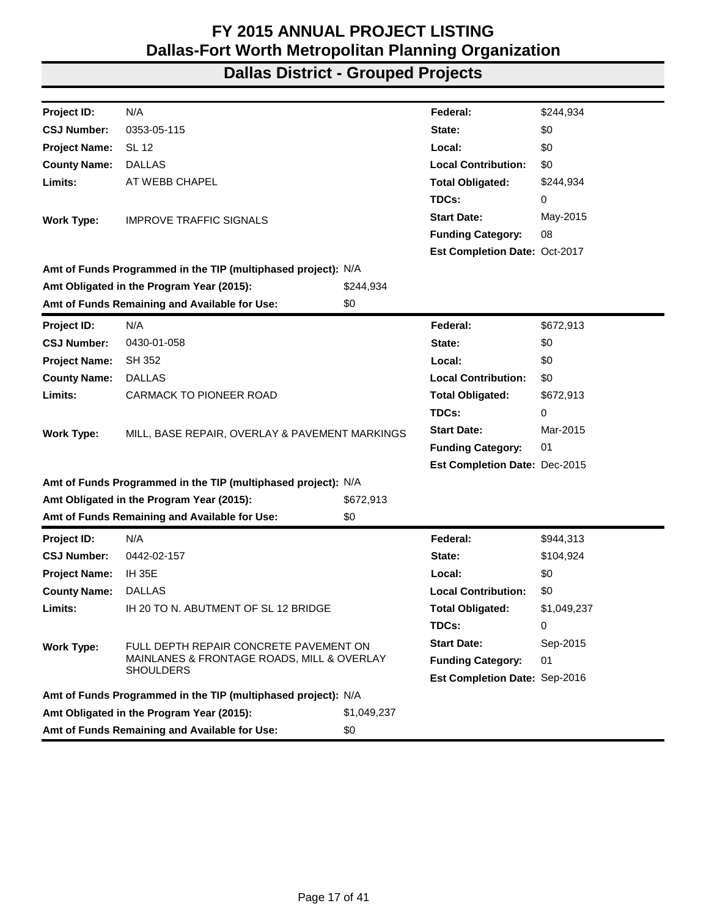# FY 2015 ANNUAL PROJECT LISTING
# Dallas-Fort Worth Metropolitan Planning Organization

## Dallas District - Grouped Projects

| | | | |
|---|---|---|---|
| **Project ID:** | N/A | **Federal:** | $244,934 |
| **CSJ Number:** | 0353-05-115 | **State:** | $0 |
| **Project Name:** | SL 12 | **Local:** | $0 |
| **County Name:** | DALLAS | **Local Contribution:** | $0 |
| **Limits:** | AT WEBB CHAPEL | **Total Obligated:** | $244,934 |
| | | **TDCs:** | 0 |
| **Work Type:** | IMPROVE TRAFFIC SIGNALS | **Start Date:** | May-2015 |
| | | **Funding Category:** | 08 |
| | | **Est Completion Date:** | Oct-2017 |

**Amt of Funds Programmed in the TIP (multiphased project):** N/A
**Amt Obligated in the Program Year (2015):** $244,934
**Amt of Funds Remaining and Available for Use:** $0

---

| | | | |
|---|---|---|---|
| **Project ID:** | N/A | **Federal:** | $672,913 |
| **CSJ Number:** | 0430-01-058 | **State:** | $0 |
| **Project Name:** | SH 352 | **Local:** | $0 |
| **County Name:** | DALLAS | **Local Contribution:** | $0 |
| **Limits:** | CARMACK TO PIONEER ROAD | **Total Obligated:** | $672,913 |
| | | **TDCs:** | 0 |
| **Work Type:** | MILL, BASE REPAIR, OVERLAY & PAVEMENT MARKINGS | **Start Date:** | Mar-2015 |
| | | **Funding Category:** | 01 |
| | | **Est Completion Date:** | Dec-2015 |

**Amt of Funds Programmed in the TIP (multiphased project):** N/A
**Amt Obligated in the Program Year (2015):** $672,913
**Amt of Funds Remaining and Available for Use:** $0

---

| | | | |
|---|---|---|---|
| **Project ID:** | N/A | **Federal:** | $944,313 |
| **CSJ Number:** | 0442-02-157 | **State:** | $104,924 |
| **Project Name:** | IH 35E | **Local:** | $0 |
| **County Name:** | DALLAS | **Local Contribution:** | $0 |
| **Limits:** | IH 20 TO N. ABUTMENT OF SL 12 BRIDGE | **Total Obligated:** | $1,049,237 |
| | | **TDCs:** | 0 |
| **Work Type:** | FULL DEPTH REPAIR CONCRETE PAVEMENT ON MAINLANES & FRONTAGE ROADS, MILL & OVERLAY SHOULDERS | **Start Date:** | Sep-2015 |
| | | **Funding Category:** | 01 |
| | | **Est Completion Date:** | Sep-2016 |

**Amt of Funds Programmed in the TIP (multiphased project):** N/A
**Amt Obligated in the Program Year (2015):** $1,049,237
**Amt of Funds Remaining and Available for Use:** $0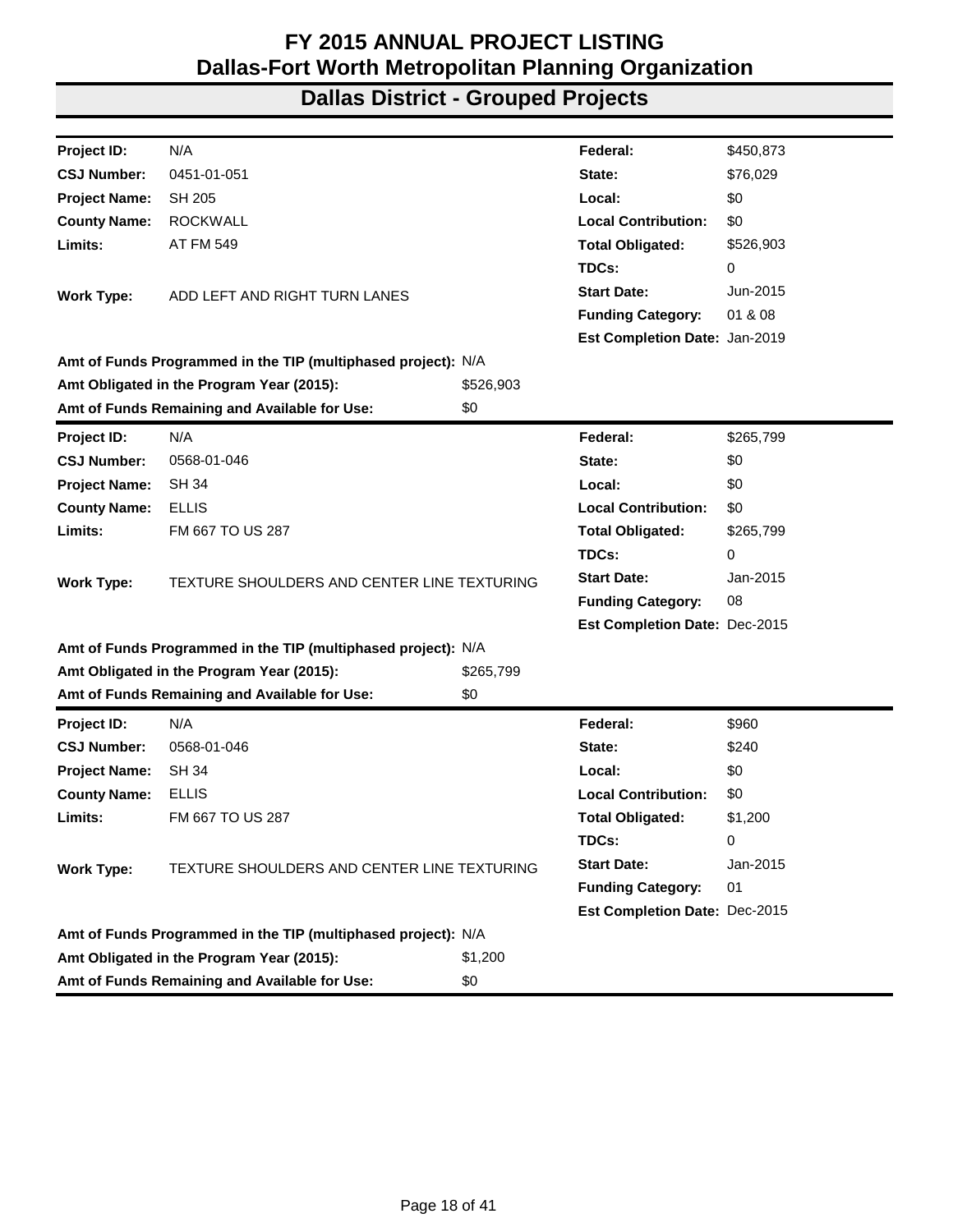# FY 2015 ANNUAL PROJECT LISTING
# Dallas-Fort Worth Metropolitan Planning Organization
## Dallas District - Grouped Projects

| | | | | |
|---|---|---|---|---|
| **Project ID:** | N/A | | **Federal:** | $450,873 |
| **CSJ Number:** | 0451-01-051 | | **State:** | $76,029 |
| **Project Name:** | SH 205 | | **Local:** | $0 |
| **County Name:** | ROCKWALL | | **Local Contribution:** | $0 |
| **Limits:** | AT FM 549 | | **Total Obligated:** | $526,903 |
| | | | **TDCs:** | 0 |
| **Work Type:** | ADD LEFT AND RIGHT TURN LANES | | **Start Date:** | Jun-2015 |
| | | | **Funding Category:** | 01 & 08 |
| | | | **Est Completion Date:** | Jan-2019 |
| **Amt of Funds Programmed in the TIP (multiphased project):** | | N/A | | |
| **Amt Obligated in the Program Year (2015):** | | $526,903 | | |
| **Amt of Funds Remaining and Available for Use:** | | $0 | | |

| | | | | |
|---|---|---|---|---|
| **Project ID:** | N/A | | **Federal:** | $265,799 |
| **CSJ Number:** | 0568-01-046 | | **State:** | $0 |
| **Project Name:** | SH 34 | | **Local:** | $0 |
| **County Name:** | ELLIS | | **Local Contribution:** | $0 |
| **Limits:** | FM 667 TO US 287 | | **Total Obligated:** | $265,799 |
| | | | **TDCs:** | 0 |
| **Work Type:** | TEXTURE SHOULDERS AND CENTER LINE TEXTURING | | **Start Date:** | Jan-2015 |
| | | | **Funding Category:** | 08 |
| | | | **Est Completion Date:** | Dec-2015 |
| **Amt of Funds Programmed in the TIP (multiphased project):** | | N/A | | |
| **Amt Obligated in the Program Year (2015):** | | $265,799 | | |
| **Amt of Funds Remaining and Available for Use:** | | $0 | | |

| | | | | |
|---|---|---|---|---|
| **Project ID:** | N/A | | **Federal:** | $960 |
| **CSJ Number:** | 0568-01-046 | | **State:** | $240 |
| **Project Name:** | SH 34 | | **Local:** | $0 |
| **County Name:** | ELLIS | | **Local Contribution:** | $0 |
| **Limits:** | FM 667 TO US 287 | | **Total Obligated:** | $1,200 |
| | | | **TDCs:** | 0 |
| **Work Type:** | TEXTURE SHOULDERS AND CENTER LINE TEXTURING | | **Start Date:** | Jan-2015 |
| | | | **Funding Category:** | 01 |
| | | | **Est Completion Date:** | Dec-2015 |
| **Amt of Funds Programmed in the TIP (multiphased project):** | | N/A | | |
| **Amt Obligated in the Program Year (2015):** | | $1,200 | | |
| **Amt of Funds Remaining and Available for Use:** | | $0 | | |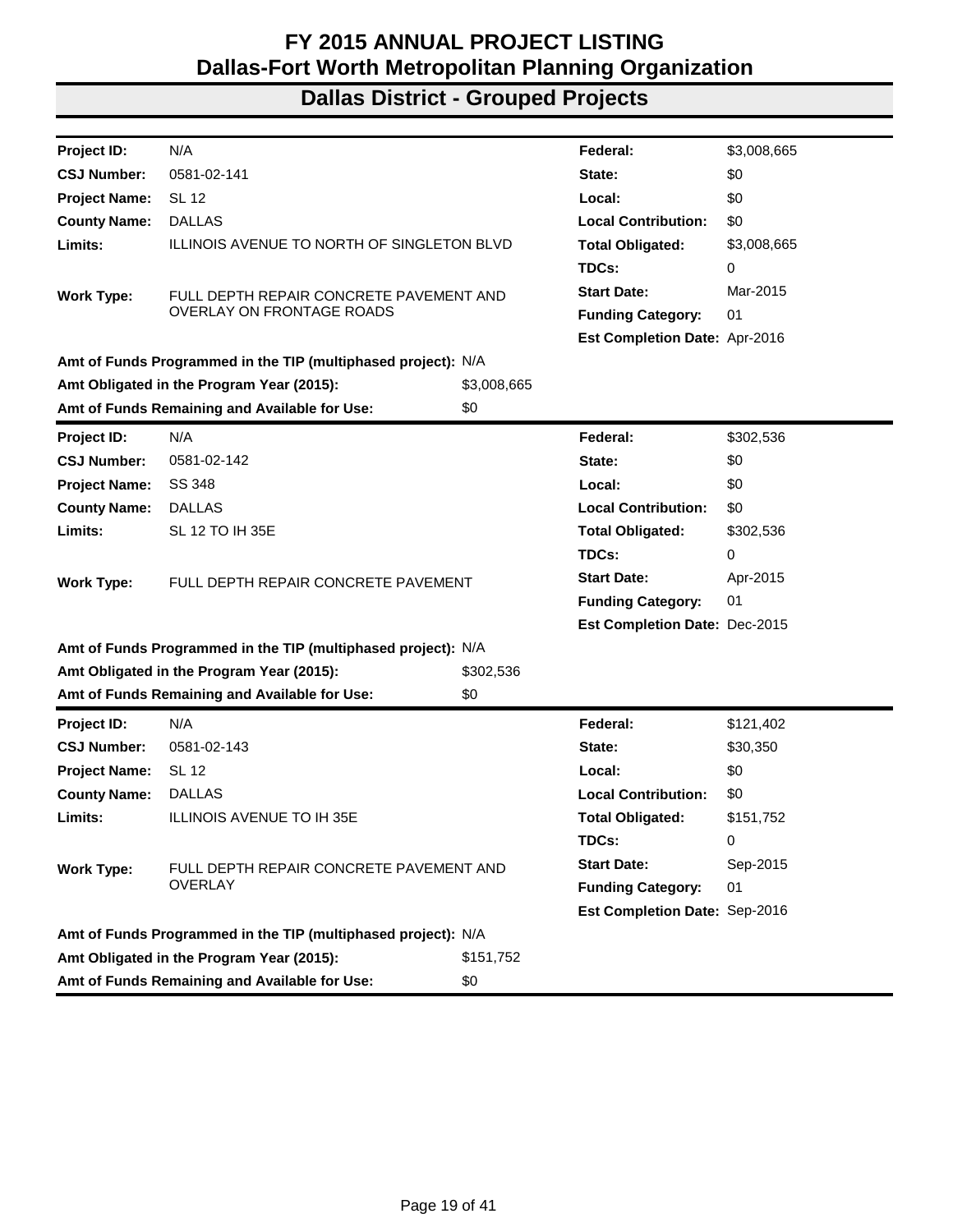# FY 2015 ANNUAL PROJECT LISTING
# Dallas-Fort Worth Metropolitan Planning Organization
## Dallas District - Grouped Projects

| | | | |
|---|---|---|---|
| **Project ID:** | N/A | **Federal:** | $3,008,665 |
| **CSJ Number:** | 0581-02-141 | **State:** | $0 |
| **Project Name:** | SL 12 | **Local:** | $0 |
| **County Name:** | DALLAS | **Local Contribution:** | $0 |
| **Limits:** | ILLINOIS AVENUE TO NORTH OF SINGLETON BLVD | **Total Obligated:** | $3,008,665 |
| | | **TDCs:** | 0 |
| **Work Type:** | FULL DEPTH REPAIR CONCRETE PAVEMENT AND OVERLAY ON FRONTAGE ROADS | **Start Date:** | Mar-2015 |
| | | **Funding Category:** | 01 |
| | | **Est Completion Date:** | Apr-2016 |

**Amt of Funds Programmed in the TIP (multiphased project):** N/A
**Amt Obligated in the Program Year (2015):** $3,008,665
**Amt of Funds Remaining and Available for Use:** $0

| | | | |
|---|---|---|---|
| **Project ID:** | N/A | **Federal:** | $302,536 |
| **CSJ Number:** | 0581-02-142 | **State:** | $0 |
| **Project Name:** | SS 348 | **Local:** | $0 |
| **County Name:** | DALLAS | **Local Contribution:** | $0 |
| **Limits:** | SL 12 TO IH 35E | **Total Obligated:** | $302,536 |
| | | **TDCs:** | 0 |
| **Work Type:** | FULL DEPTH REPAIR CONCRETE PAVEMENT | **Start Date:** | Apr-2015 |
| | | **Funding Category:** | 01 |
| | | **Est Completion Date:** | Dec-2015 |

**Amt of Funds Programmed in the TIP (multiphased project):** N/A
**Amt Obligated in the Program Year (2015):** $302,536
**Amt of Funds Remaining and Available for Use:** $0

| | | | |
|---|---|---|---|
| **Project ID:** | N/A | **Federal:** | $121,402 |
| **CSJ Number:** | 0581-02-143 | **State:** | $30,350 |
| **Project Name:** | SL 12 | **Local:** | $0 |
| **County Name:** | DALLAS | **Local Contribution:** | $0 |
| **Limits:** | ILLINOIS AVENUE TO IH 35E | **Total Obligated:** | $151,752 |
| | | **TDCs:** | 0 |
| **Work Type:** | FULL DEPTH REPAIR CONCRETE PAVEMENT AND OVERLAY | **Start Date:** | Sep-2015 |
| | | **Funding Category:** | 01 |
| | | **Est Completion Date:** | Sep-2016 |

**Amt of Funds Programmed in the TIP (multiphased project):** N/A
**Amt Obligated in the Program Year (2015):** $151,752
**Amt of Funds Remaining and Available for Use:** $0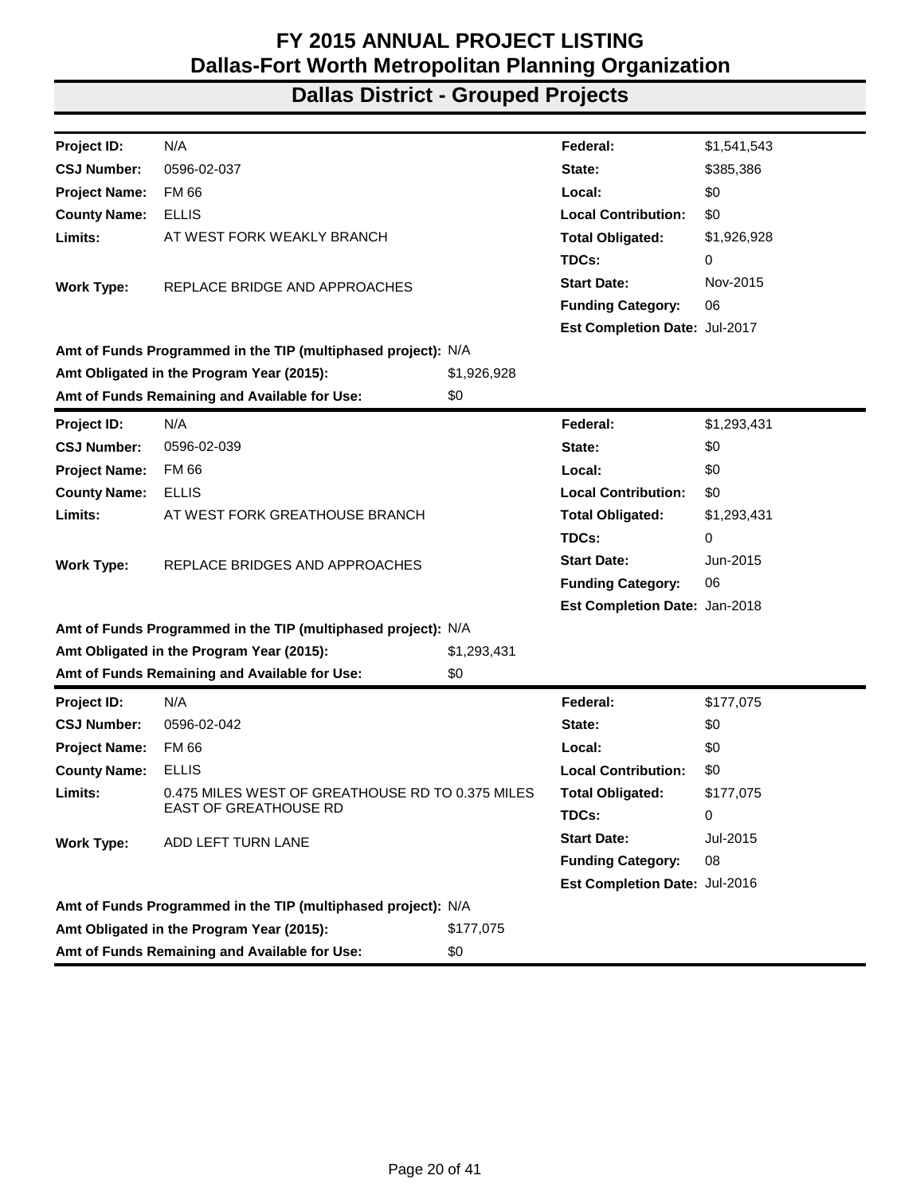# FY 2015 ANNUAL PROJECT LISTING
# Dallas-Fort Worth Metropolitan Planning Organization
## Dallas District - Grouped Projects

| | | | |
|---|---|---|---|
| **Project ID:** | N/A | **Federal:** | $1,541,543 |
| **CSJ Number:** | 0596-02-037 | **State:** | $385,386 |
| **Project Name:** | FM 66 | **Local:** | $0 |
| **County Name:** | ELLIS | **Local Contribution:** | $0 |
| **Limits:** | AT WEST FORK WEAKLY BRANCH | **Total Obligated:** | $1,926,928 |
| | | **TDCs:** | 0 |
| **Work Type:** | REPLACE BRIDGE AND APPROACHES | **Start Date:** | Nov-2015 |
| | | **Funding Category:** | 06 |
| | | **Est Completion Date:** | Jul-2017 |

**Amt of Funds Programmed in the TIP (multiphased project):** N/A
**Amt Obligated in the Program Year (2015):** $1,926,928
**Amt of Funds Remaining and Available for Use:** $0

---

| | | | |
|---|---|---|---|
| **Project ID:** | N/A | **Federal:** | $1,293,431 |
| **CSJ Number:** | 0596-02-039 | **State:** | $0 |
| **Project Name:** | FM 66 | **Local:** | $0 |
| **County Name:** | ELLIS | **Local Contribution:** | $0 |
| **Limits:** | AT WEST FORK GREATHOUSE BRANCH | **Total Obligated:** | $1,293,431 |
| | | **TDCs:** | 0 |
| **Work Type:** | REPLACE BRIDGES AND APPROACHES | **Start Date:** | Jun-2015 |
| | | **Funding Category:** | 06 |
| | | **Est Completion Date:** | Jan-2018 |

**Amt of Funds Programmed in the TIP (multiphased project):** N/A
**Amt Obligated in the Program Year (2015):** $1,293,431
**Amt of Funds Remaining and Available for Use:** $0

---

| | | | |
|---|---|---|---|
| **Project ID:** | N/A | **Federal:** | $177,075 |
| **CSJ Number:** | 0596-02-042 | **State:** | $0 |
| **Project Name:** | FM 66 | **Local:** | $0 |
| **County Name:** | ELLIS | **Local Contribution:** | $0 |
| **Limits:** | 0.475 MILES WEST OF GREATHOUSE RD TO 0.375 MILES EAST OF GREATHOUSE RD | **Total Obligated:** | $177,075 |
| | | **TDCs:** | 0 |
| **Work Type:** | ADD LEFT TURN LANE | **Start Date:** | Jul-2015 |
| | | **Funding Category:** | 08 |
| | | **Est Completion Date:** | Jul-2016 |

**Amt of Funds Programmed in the TIP (multiphased project):** N/A
**Amt Obligated in the Program Year (2015):** $177,075
**Amt of Funds Remaining and Available for Use:** $0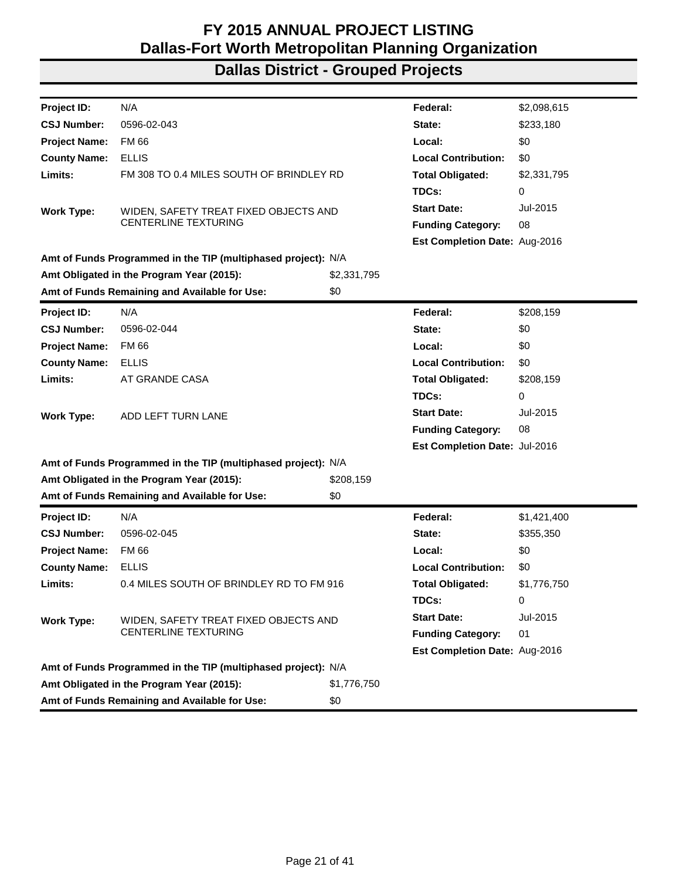# FY 2015 ANNUAL PROJECT LISTING
# Dallas-Fort Worth Metropolitan Planning Organization
## Dallas District - Grouped Projects

| | | | |
|---|---|---|---|
| **Project ID:** | N/A | **Federal:** | $2,098,615 |
| **CSJ Number:** | 0596-02-043 | **State:** | $233,180 |
| **Project Name:** | FM 66 | **Local:** | $0 |
| **County Name:** | ELLIS | **Local Contribution:** | $0 |
| **Limits:** | FM 308 TO 0.4 MILES SOUTH OF BRINDLEY RD | **Total Obligated:** | $2,331,795 |
| | | **TDCs:** | 0 |
| **Work Type:** | WIDEN, SAFETY TREAT FIXED OBJECTS AND CENTERLINE TEXTURING | **Start Date:** | Jul-2015 |
| | | **Funding Category:** | 08 |
| | | **Est Completion Date:** | Aug-2016 |

**Amt of Funds Programmed in the TIP (multiphased project):** N/A
**Amt Obligated in the Program Year (2015):** $2,331,795
**Amt of Funds Remaining and Available for Use:** $0

| | | | |
|---|---|---|---|
| **Project ID:** | N/A | **Federal:** | $208,159 |
| **CSJ Number:** | 0596-02-044 | **State:** | $0 |
| **Project Name:** | FM 66 | **Local:** | $0 |
| **County Name:** | ELLIS | **Local Contribution:** | $0 |
| **Limits:** | AT GRANDE CASA | **Total Obligated:** | $208,159 |
| | | **TDCs:** | 0 |
| **Work Type:** | ADD LEFT TURN LANE | **Start Date:** | Jul-2015 |
| | | **Funding Category:** | 08 |
| | | **Est Completion Date:** | Jul-2016 |

**Amt of Funds Programmed in the TIP (multiphased project):** N/A
**Amt Obligated in the Program Year (2015):** $208,159
**Amt of Funds Remaining and Available for Use:** $0

| | | | |
|---|---|---|---|
| **Project ID:** | N/A | **Federal:** | $1,421,400 |
| **CSJ Number:** | 0596-02-045 | **State:** | $355,350 |
| **Project Name:** | FM 66 | **Local:** | $0 |
| **County Name:** | ELLIS | **Local Contribution:** | $0 |
| **Limits:** | 0.4 MILES SOUTH OF BRINDLEY RD TO FM 916 | **Total Obligated:** | $1,776,750 |
| | | **TDCs:** | 0 |
| **Work Type:** | WIDEN, SAFETY TREAT FIXED OBJECTS AND CENTERLINE TEXTURING | **Start Date:** | Jul-2015 |
| | | **Funding Category:** | 01 |
| | | **Est Completion Date:** | Aug-2016 |

**Amt of Funds Programmed in the TIP (multiphased project):** N/A
**Amt Obligated in the Program Year (2015):** $1,776,750
**Amt of Funds Remaining and Available for Use:** $0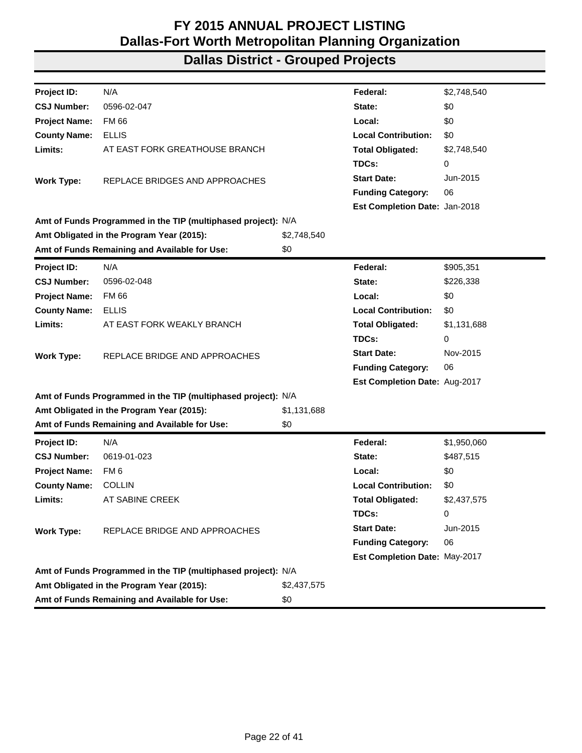# FY 2015 ANNUAL PROJECT LISTING
# Dallas-Fort Worth Metropolitan Planning Organization
## Dallas District - Grouped Projects

| | | | | |
|---|---|---|---|---|
| **Project ID:** | N/A | | **Federal:** | $2,748,540 |
| **CSJ Number:** | 0596-02-047 | | **State:** | $0 |
| **Project Name:** | FM 66 | | **Local:** | $0 |
| **County Name:** | ELLIS | | **Local Contribution:** | $0 |
| **Limits:** | AT EAST FORK GREATHOUSE BRANCH | | **Total Obligated:** | $2,748,540 |
| | | | **TDCs:** | 0 |
| **Work Type:** | REPLACE BRIDGES AND APPROACHES | | **Start Date:** | Jun-2015 |
| | | | **Funding Category:** | 06 |
| | | | **Est Completion Date:** | Jan-2018 |
| **Amt of Funds Programmed in the TIP (multiphased project):** | | N/A | | |
| **Amt Obligated in the Program Year (2015):** | | $2,748,540 | | |
| **Amt of Funds Remaining and Available for Use:** | | $0 | | |

| | | | | |
|---|---|---|---|---|
| **Project ID:** | N/A | | **Federal:** | $905,351 |
| **CSJ Number:** | 0596-02-048 | | **State:** | $226,338 |
| **Project Name:** | FM 66 | | **Local:** | $0 |
| **County Name:** | ELLIS | | **Local Contribution:** | $0 |
| **Limits:** | AT EAST FORK WEAKLY BRANCH | | **Total Obligated:** | $1,131,688 |
| | | | **TDCs:** | 0 |
| **Work Type:** | REPLACE BRIDGE AND APPROACHES | | **Start Date:** | Nov-2015 |
| | | | **Funding Category:** | 06 |
| | | | **Est Completion Date:** | Aug-2017 |
| **Amt of Funds Programmed in the TIP (multiphased project):** | | N/A | | |
| **Amt Obligated in the Program Year (2015):** | | $1,131,688 | | |
| **Amt of Funds Remaining and Available for Use:** | | $0 | | |

| | | | | |
|---|---|---|---|---|
| **Project ID:** | N/A | | **Federal:** | $1,950,060 |
| **CSJ Number:** | 0619-01-023 | | **State:** | $487,515 |
| **Project Name:** | FM 6 | | **Local:** | $0 |
| **County Name:** | COLLIN | | **Local Contribution:** | $0 |
| **Limits:** | AT SABINE CREEK | | **Total Obligated:** | $2,437,575 |
| | | | **TDCs:** | 0 |
| **Work Type:** | REPLACE BRIDGE AND APPROACHES | | **Start Date:** | Jun-2015 |
| | | | **Funding Category:** | 06 |
| | | | **Est Completion Date:** | May-2017 |
| **Amt of Funds Programmed in the TIP (multiphased project):** | | N/A | | |
| **Amt Obligated in the Program Year (2015):** | | $2,437,575 | | |
| **Amt of Funds Remaining and Available for Use:** | | $0 | | |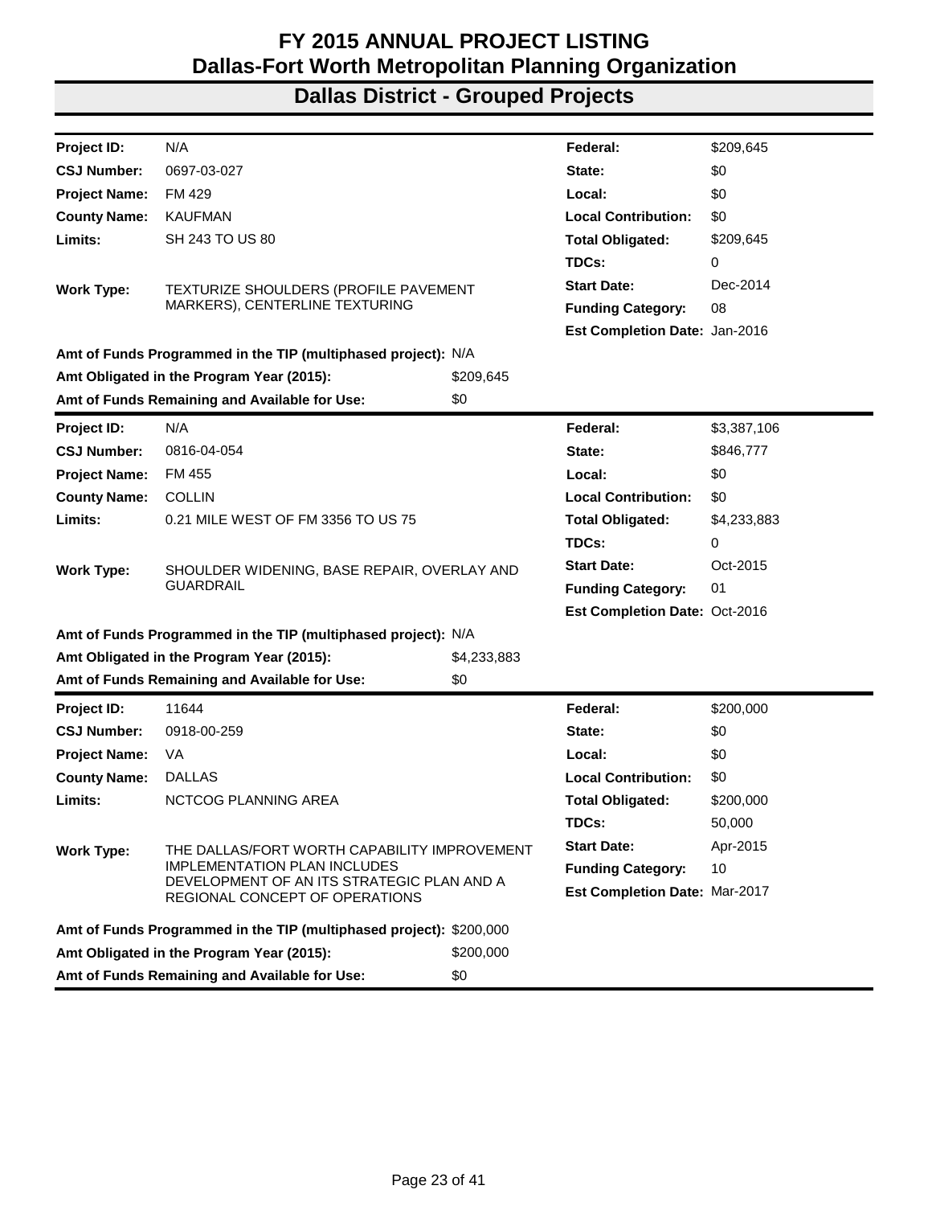# FY 2015 ANNUAL PROJECT LISTING
# Dallas-Fort Worth Metropolitan Planning Organization

## Dallas District - Grouped Projects

| | | | |
|---|---|---|---|
| **Project ID:** | N/A | **Federal:** | $209,645 |
| **CSJ Number:** | 0697-03-027 | **State:** | $0 |
| **Project Name:** | FM 429 | **Local:** | $0 |
| **County Name:** | KAUFMAN | **Local Contribution:** | $0 |
| **Limits:** | SH 243 TO US 80 | **Total Obligated:** | $209,645 |
| | | **TDCs:** | 0 |
| **Work Type:** | TEXTURIZE SHOULDERS (PROFILE PAVEMENT MARKERS), CENTERLINE TEXTURING | **Start Date:** | Dec-2014 |
| | | **Funding Category:** | 08 |
| | | **Est Completion Date:** | Jan-2016 |

**Amt of Funds Programmed in the TIP (multiphased project):** N/A
**Amt Obligated in the Program Year (2015):** $209,645
**Amt of Funds Remaining and Available for Use:** $0

---

| | | | |
|---|---|---|---|
| **Project ID:** | N/A | **Federal:** | $3,387,106 |
| **CSJ Number:** | 0816-04-054 | **State:** | $846,777 |
| **Project Name:** | FM 455 | **Local:** | $0 |
| **County Name:** | COLLIN | **Local Contribution:** | $0 |
| **Limits:** | 0.21 MILE WEST OF FM 3356 TO US 75 | **Total Obligated:** | $4,233,883 |
| | | **TDCs:** | 0 |
| **Work Type:** | SHOULDER WIDENING, BASE REPAIR, OVERLAY AND GUARDRAIL | **Start Date:** | Oct-2015 |
| | | **Funding Category:** | 01 |
| | | **Est Completion Date:** | Oct-2016 |

**Amt of Funds Programmed in the TIP (multiphased project):** N/A
**Amt Obligated in the Program Year (2015):** $4,233,883
**Amt of Funds Remaining and Available for Use:** $0

---

| | | | |
|---|---|---|---|
| **Project ID:** | 11644 | **Federal:** | $200,000 |
| **CSJ Number:** | 0918-00-259 | **State:** | $0 |
| **Project Name:** | VA | **Local:** | $0 |
| **County Name:** | DALLAS | **Local Contribution:** | $0 |
| **Limits:** | NCTCOG PLANNING AREA | **Total Obligated:** | $200,000 |
| | | **TDCs:** | 50,000 |
| **Work Type:** | THE DALLAS/FORT WORTH CAPABILITY IMPROVEMENT IMPLEMENTATION PLAN INCLUDES DEVELOPMENT OF AN ITS STRATEGIC PLAN AND A REGIONAL CONCEPT OF OPERATIONS | **Start Date:** | Apr-2015 |
| | | **Funding Category:** | 10 |
| | | **Est Completion Date:** | Mar-2017 |

**Amt of Funds Programmed in the TIP (multiphased project):** $200,000
**Amt Obligated in the Program Year (2015):** $200,000
**Amt of Funds Remaining and Available for Use:** $0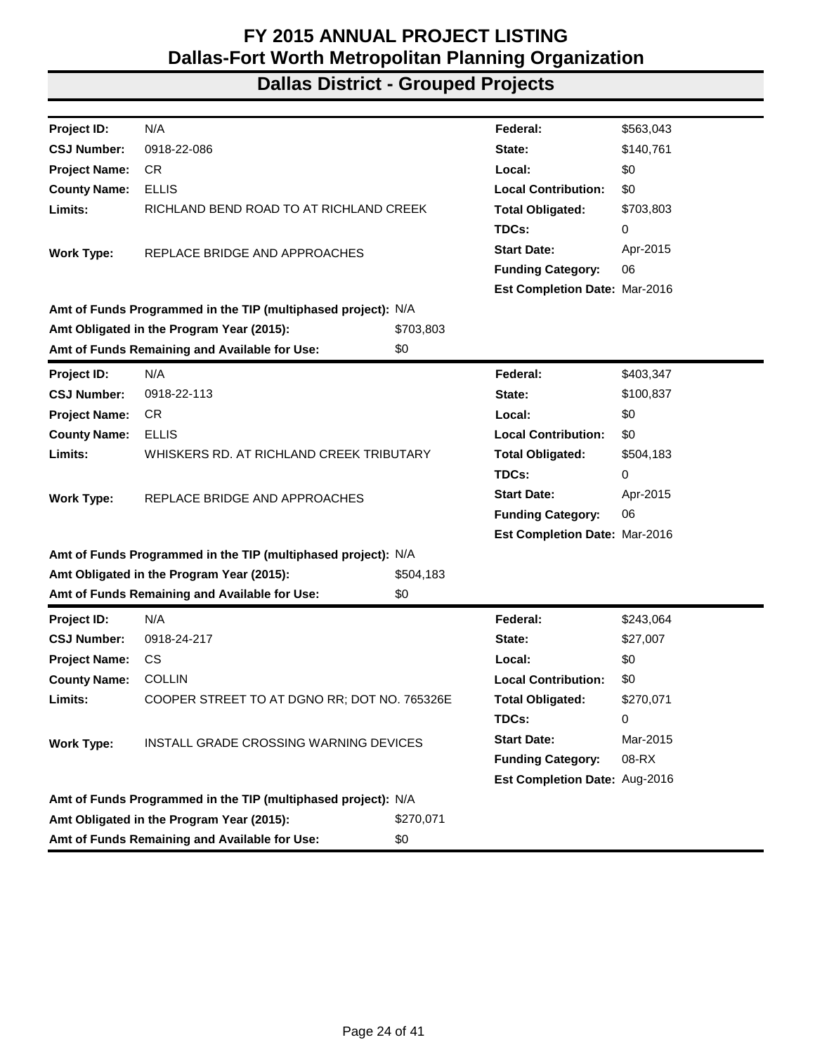# FY 2015 ANNUAL PROJECT LISTING
# Dallas-Fort Worth Metropolitan Planning Organization
## Dallas District - Grouped Projects

| | | | | |
|---|---|---|---|---|
| **Project ID:** | N/A | | **Federal:** | $563,043 |
| **CSJ Number:** | 0918-22-086 | | **State:** | $140,761 |
| **Project Name:** | CR | | **Local:** | $0 |
| **County Name:** | ELLIS | | **Local Contribution:** | $0 |
| **Limits:** | RICHLAND BEND ROAD TO AT RICHLAND CREEK | | **Total Obligated:** | $703,803 |
| | | | **TDCs:** | 0 |
| **Work Type:** | REPLACE BRIDGE AND APPROACHES | | **Start Date:** | Apr-2015 |
| | | | **Funding Category:** | 06 |
| | | | **Est Completion Date:** | Mar-2016 |
| **Amt of Funds Programmed in the TIP (multiphased project):** | | N/A | | |
| **Amt Obligated in the Program Year (2015):** | | $703,803 | | |
| **Amt of Funds Remaining and Available for Use:** | | $0 | | |

| | | | | |
|---|---|---|---|---|
| **Project ID:** | N/A | | **Federal:** | $403,347 |
| **CSJ Number:** | 0918-22-113 | | **State:** | $100,837 |
| **Project Name:** | CR | | **Local:** | $0 |
| **County Name:** | ELLIS | | **Local Contribution:** | $0 |
| **Limits:** | WHISKERS RD. AT RICHLAND CREEK TRIBUTARY | | **Total Obligated:** | $504,183 |
| | | | **TDCs:** | 0 |
| **Work Type:** | REPLACE BRIDGE AND APPROACHES | | **Start Date:** | Apr-2015 |
| | | | **Funding Category:** | 06 |
| | | | **Est Completion Date:** | Mar-2016 |
| **Amt of Funds Programmed in the TIP (multiphased project):** | | N/A | | |
| **Amt Obligated in the Program Year (2015):** | | $504,183 | | |
| **Amt of Funds Remaining and Available for Use:** | | $0 | | |

| | | | | |
|---|---|---|---|---|
| **Project ID:** | N/A | | **Federal:** | $243,064 |
| **CSJ Number:** | 0918-24-217 | | **State:** | $27,007 |
| **Project Name:** | CS | | **Local:** | $0 |
| **County Name:** | COLLIN | | **Local Contribution:** | $0 |
| **Limits:** | COOPER STREET TO AT DGNO RR; DOT NO. 765326E | | **Total Obligated:** | $270,071 |
| | | | **TDCs:** | 0 |
| **Work Type:** | INSTALL GRADE CROSSING WARNING DEVICES | | **Start Date:** | Mar-2015 |
| | | | **Funding Category:** | 08-RX |
| | | | **Est Completion Date:** | Aug-2016 |
| **Amt of Funds Programmed in the TIP (multiphased project):** | | N/A | | |
| **Amt Obligated in the Program Year (2015):** | | $270,071 | | |
| **Amt of Funds Remaining and Available for Use:** | | $0 | | |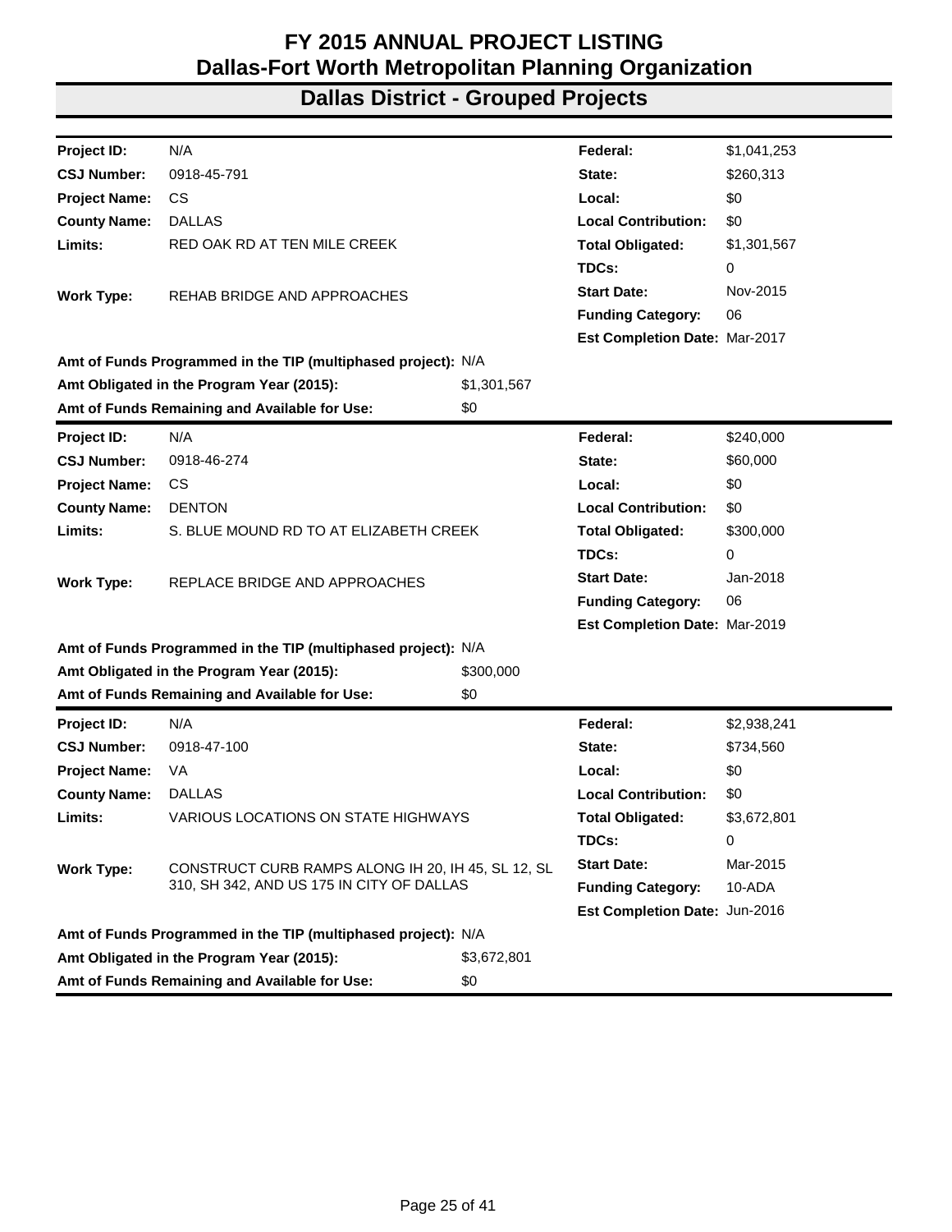# FY 2015 ANNUAL PROJECT LISTING
# Dallas-Fort Worth Metropolitan Planning Organization
## Dallas District - Grouped Projects

| | | | |
|---|---|---|---|
| **Project ID:** | N/A | **Federal:** | $1,041,253 |
| **CSJ Number:** | 0918-45-791 | **State:** | $260,313 |
| **Project Name:** | CS | **Local:** | $0 |
| **County Name:** | DALLAS | **Local Contribution:** | $0 |
| **Limits:** | RED OAK RD AT TEN MILE CREEK | **Total Obligated:** | $1,301,567 |
| | | **TDCs:** | 0 |
| **Work Type:** | REHAB BRIDGE AND APPROACHES | **Start Date:** | Nov-2015 |
| | | **Funding Category:** | 06 |
| | | **Est Completion Date:** | Mar-2017 |

**Amt of Funds Programmed in the TIP (multiphased project):** N/A
**Amt Obligated in the Program Year (2015):** $1,301,567
**Amt of Funds Remaining and Available for Use:** $0

| | | | |
|---|---|---|---|
| **Project ID:** | N/A | **Federal:** | $240,000 |
| **CSJ Number:** | 0918-46-274 | **State:** | $60,000 |
| **Project Name:** | CS | **Local:** | $0 |
| **County Name:** | DENTON | **Local Contribution:** | $0 |
| **Limits:** | S. BLUE MOUND RD TO AT ELIZABETH CREEK | **Total Obligated:** | $300,000 |
| | | **TDCs:** | 0 |
| **Work Type:** | REPLACE BRIDGE AND APPROACHES | **Start Date:** | Jan-2018 |
| | | **Funding Category:** | 06 |
| | | **Est Completion Date:** | Mar-2019 |

**Amt of Funds Programmed in the TIP (multiphased project):** N/A
**Amt Obligated in the Program Year (2015):** $300,000
**Amt of Funds Remaining and Available for Use:** $0

| | | | |
|---|---|---|---|
| **Project ID:** | N/A | **Federal:** | $2,938,241 |
| **CSJ Number:** | 0918-47-100 | **State:** | $734,560 |
| **Project Name:** | VA | **Local:** | $0 |
| **County Name:** | DALLAS | **Local Contribution:** | $0 |
| **Limits:** | VARIOUS LOCATIONS ON STATE HIGHWAYS | **Total Obligated:** | $3,672,801 |
| | | **TDCs:** | 0 |
| **Work Type:** | CONSTRUCT CURB RAMPS ALONG IH 20, IH 45, SL 12, SL 310, SH 342, AND US 175 IN CITY OF DALLAS | **Start Date:** | Mar-2015 |
| | | **Funding Category:** | 10-ADA |
| | | **Est Completion Date:** | Jun-2016 |

**Amt of Funds Programmed in the TIP (multiphased project):** N/A
**Amt Obligated in the Program Year (2015):** $3,672,801
**Amt of Funds Remaining and Available for Use:** $0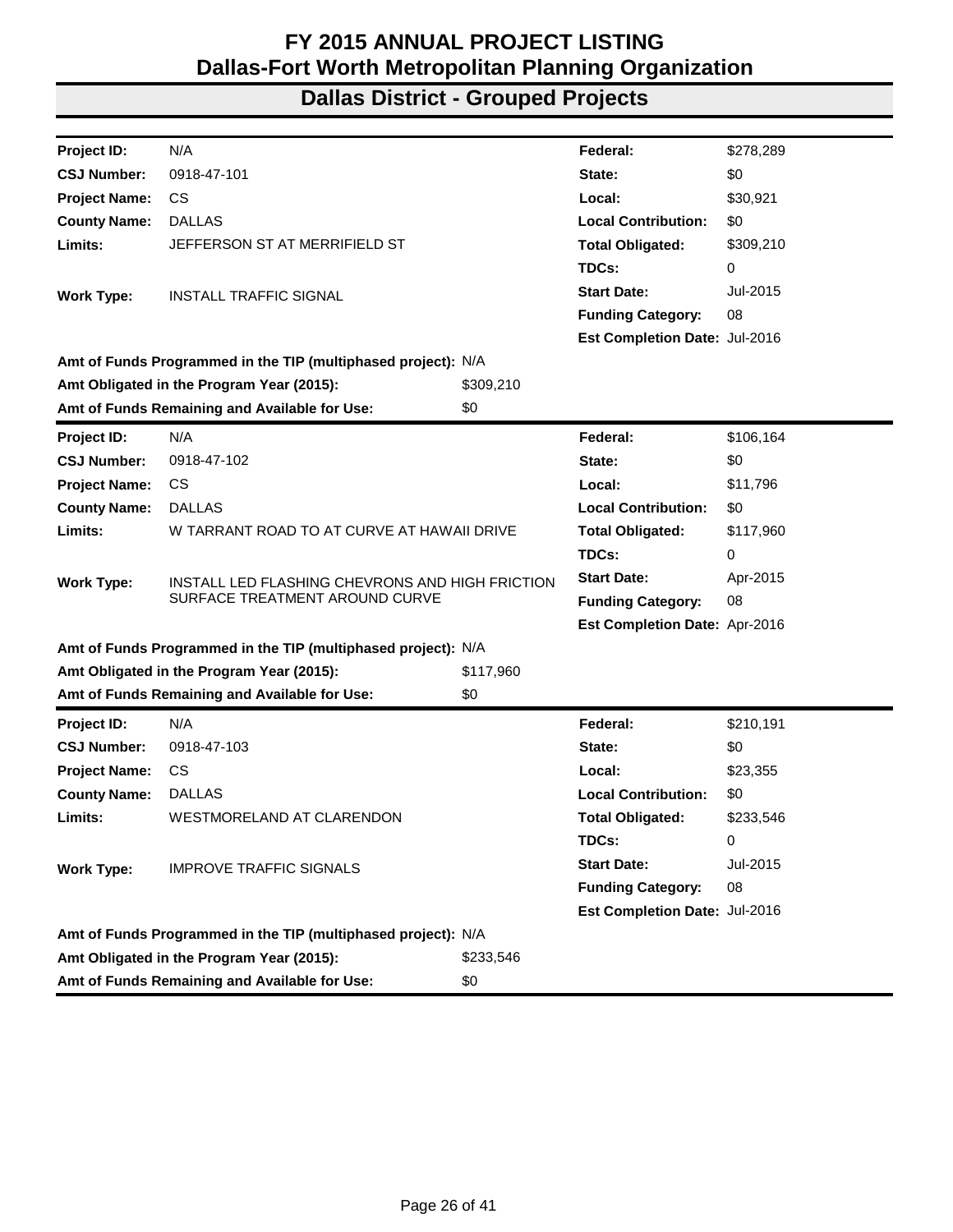# FY 2015 ANNUAL PROJECT LISTING
# Dallas-Fort Worth Metropolitan Planning Organization
## Dallas District - Grouped Projects

| | | | |
|---|---|---|---|
| **Project ID:** | N/A | **Federal:** | $278,289 |
| **CSJ Number:** | 0918-47-101 | **State:** | $0 |
| **Project Name:** | CS | **Local:** | $30,921 |
| **County Name:** | DALLAS | **Local Contribution:** | $0 |
| **Limits:** | JEFFERSON ST AT MERRIFIELD ST | **Total Obligated:** | $309,210 |
| | | **TDCs:** | 0 |
| **Work Type:** | INSTALL TRAFFIC SIGNAL | **Start Date:** | Jul-2015 |
| | | **Funding Category:** | 08 |
| | | **Est Completion Date:** | Jul-2016 |

**Amt of Funds Programmed in the TIP (multiphased project):** N/A
**Amt Obligated in the Program Year (2015):** $309,210
**Amt of Funds Remaining and Available for Use:** $0

| | | | |
|---|---|---|---|
| **Project ID:** | N/A | **Federal:** | $106,164 |
| **CSJ Number:** | 0918-47-102 | **State:** | $0 |
| **Project Name:** | CS | **Local:** | $11,796 |
| **County Name:** | DALLAS | **Local Contribution:** | $0 |
| **Limits:** | W TARRANT ROAD TO AT CURVE AT HAWAII DRIVE | **Total Obligated:** | $117,960 |
| | | **TDCs:** | 0 |
| **Work Type:** | INSTALL LED FLASHING CHEVRONS AND HIGH FRICTION SURFACE TREATMENT AROUND CURVE | **Start Date:** | Apr-2015 |
| | | **Funding Category:** | 08 |
| | | **Est Completion Date:** | Apr-2016 |

**Amt of Funds Programmed in the TIP (multiphased project):** N/A
**Amt Obligated in the Program Year (2015):** $117,960
**Amt of Funds Remaining and Available for Use:** $0

| | | | |
|---|---|---|---|
| **Project ID:** | N/A | **Federal:** | $210,191 |
| **CSJ Number:** | 0918-47-103 | **State:** | $0 |
| **Project Name:** | CS | **Local:** | $23,355 |
| **County Name:** | DALLAS | **Local Contribution:** | $0 |
| **Limits:** | WESTMORELAND AT CLARENDON | **Total Obligated:** | $233,546 |
| | | **TDCs:** | 0 |
| **Work Type:** | IMPROVE TRAFFIC SIGNALS | **Start Date:** | Jul-2015 |
| | | **Funding Category:** | 08 |
| | | **Est Completion Date:** | Jul-2016 |

**Amt of Funds Programmed in the TIP (multiphased project):** N/A
**Amt Obligated in the Program Year (2015):** $233,546
**Amt of Funds Remaining and Available for Use:** $0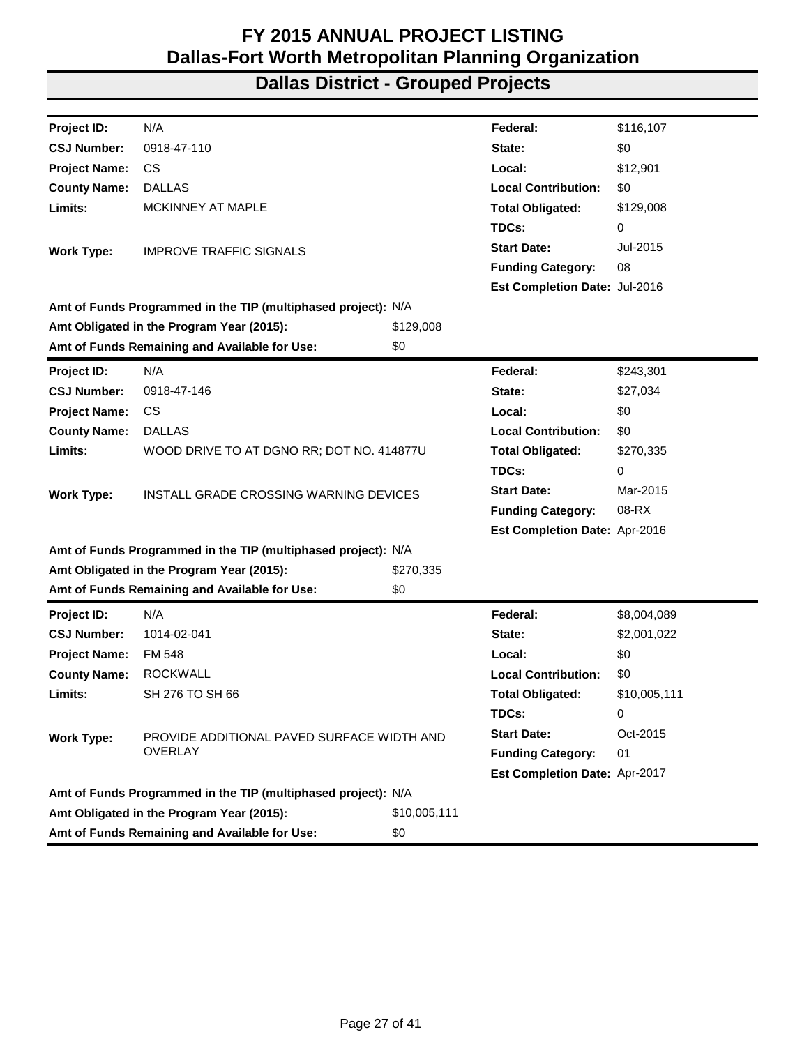# FY 2015 ANNUAL PROJECT LISTING
# Dallas-Fort Worth Metropolitan Planning Organization
## Dallas District - Grouped Projects

| | | | |
|---|---|---|---|
| **Project ID:** | N/A | **Federal:** | $116,107 |
| **CSJ Number:** | 0918-47-110 | **State:** | $0 |
| **Project Name:** | CS | **Local:** | $12,901 |
| **County Name:** | DALLAS | **Local Contribution:** | $0 |
| **Limits:** | MCKINNEY AT MAPLE | **Total Obligated:** | $129,008 |
| | | **TDCs:** | 0 |
| **Work Type:** | IMPROVE TRAFFIC SIGNALS | **Start Date:** | Jul-2015 |
| | | **Funding Category:** | 08 |
| | | **Est Completion Date:** | Jul-2016 |

**Amt of Funds Programmed in the TIP (multiphased project):** N/A
**Amt Obligated in the Program Year (2015):** $129,008
**Amt of Funds Remaining and Available for Use:** $0

---

| | | | |
|---|---|---|---|
| **Project ID:** | N/A | **Federal:** | $243,301 |
| **CSJ Number:** | 0918-47-146 | **State:** | $27,034 |
| **Project Name:** | CS | **Local:** | $0 |
| **County Name:** | DALLAS | **Local Contribution:** | $0 |
| **Limits:** | WOOD DRIVE TO AT DGNO RR; DOT NO. 414877U | **Total Obligated:** | $270,335 |
| | | **TDCs:** | 0 |
| **Work Type:** | INSTALL GRADE CROSSING WARNING DEVICES | **Start Date:** | Mar-2015 |
| | | **Funding Category:** | 08-RX |
| | | **Est Completion Date:** | Apr-2016 |

**Amt of Funds Programmed in the TIP (multiphased project):** N/A
**Amt Obligated in the Program Year (2015):** $270,335
**Amt of Funds Remaining and Available for Use:** $0

---

| | | | |
|---|---|---|---|
| **Project ID:** | N/A | **Federal:** | $8,004,089 |
| **CSJ Number:** | 1014-02-041 | **State:** | $2,001,022 |
| **Project Name:** | FM 548 | **Local:** | $0 |
| **County Name:** | ROCKWALL | **Local Contribution:** | $0 |
| **Limits:** | SH 276 TO SH 66 | **Total Obligated:** | $10,005,111 |
| | | **TDCs:** | 0 |
| **Work Type:** | PROVIDE ADDITIONAL PAVED SURFACE WIDTH AND OVERLAY | **Start Date:** | Oct-2015 |
| | | **Funding Category:** | 01 |
| | | **Est Completion Date:** | Apr-2017 |

**Amt of Funds Programmed in the TIP (multiphased project):** N/A
**Amt Obligated in the Program Year (2015):** $10,005,111
**Amt of Funds Remaining and Available for Use:** $0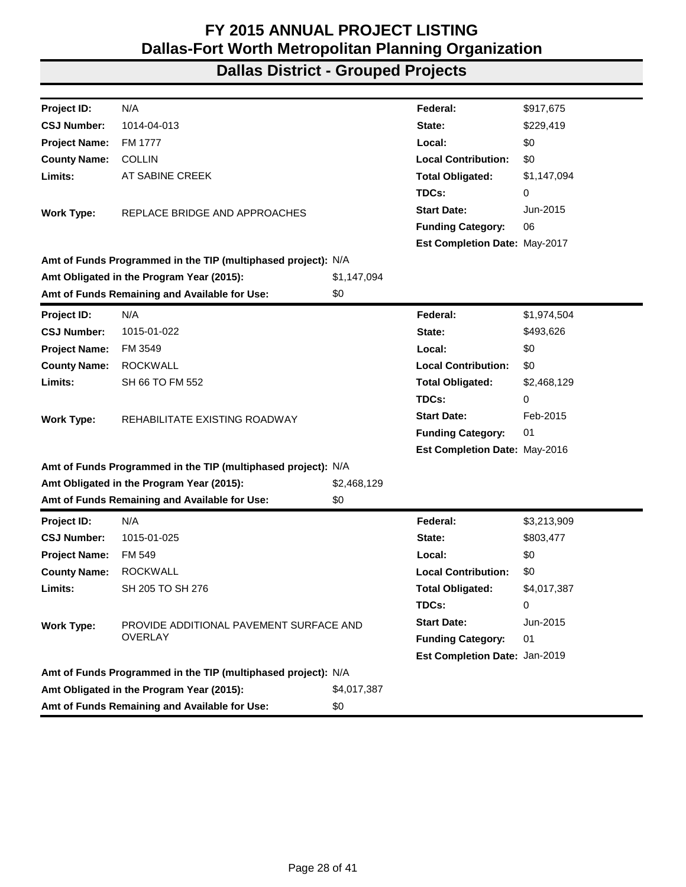# FY 2015 ANNUAL PROJECT LISTING
# Dallas-Fort Worth Metropolitan Planning Organization
## Dallas District - Grouped Projects

| | | | | |
|---|---|---|---|---|
| **Project ID:** | N/A | | **Federal:** | $917,675 |
| **CSJ Number:** | 1014-04-013 | | **State:** | $229,419 |
| **Project Name:** | FM 1777 | | **Local:** | $0 |
| **County Name:** | COLLIN | | **Local Contribution:** | $0 |
| **Limits:** | AT SABINE CREEK | | **Total Obligated:** | $1,147,094 |
| | | | **TDCs:** | 0 |
| **Work Type:** | REPLACE BRIDGE AND APPROACHES | | **Start Date:** | Jun-2015 |
| | | | **Funding Category:** | 06 |
| | | | **Est Completion Date:** | May-2017 |
| **Amt of Funds Programmed in the TIP (multiphased project):** | | N/A | | |
| **Amt Obligated in the Program Year (2015):** | | $1,147,094 | | |
| **Amt of Funds Remaining and Available for Use:** | | $0 | | |

| | | | | |
|---|---|---|---|---|
| **Project ID:** | N/A | | **Federal:** | $1,974,504 |
| **CSJ Number:** | 1015-01-022 | | **State:** | $493,626 |
| **Project Name:** | FM 3549 | | **Local:** | $0 |
| **County Name:** | ROCKWALL | | **Local Contribution:** | $0 |
| **Limits:** | SH 66 TO FM 552 | | **Total Obligated:** | $2,468,129 |
| | | | **TDCs:** | 0 |
| **Work Type:** | REHABILITATE EXISTING ROADWAY | | **Start Date:** | Feb-2015 |
| | | | **Funding Category:** | 01 |
| | | | **Est Completion Date:** | May-2016 |
| **Amt of Funds Programmed in the TIP (multiphased project):** | | N/A | | |
| **Amt Obligated in the Program Year (2015):** | | $2,468,129 | | |
| **Amt of Funds Remaining and Available for Use:** | | $0 | | |

| | | | | |
|---|---|---|---|---|
| **Project ID:** | N/A | | **Federal:** | $3,213,909 |
| **CSJ Number:** | 1015-01-025 | | **State:** | $803,477 |
| **Project Name:** | FM 549 | | **Local:** | $0 |
| **County Name:** | ROCKWALL | | **Local Contribution:** | $0 |
| **Limits:** | SH 205 TO SH 276 | | **Total Obligated:** | $4,017,387 |
| | | | **TDCs:** | 0 |
| **Work Type:** | PROVIDE ADDITIONAL PAVEMENT SURFACE AND OVERLAY | | **Start Date:** | Jun-2015 |
| | | | **Funding Category:** | 01 |
| | | | **Est Completion Date:** | Jan-2019 |
| **Amt of Funds Programmed in the TIP (multiphased project):** | | N/A | | |
| **Amt Obligated in the Program Year (2015):** | | $4,017,387 | | |
| **Amt of Funds Remaining and Available for Use:** | | $0 | | |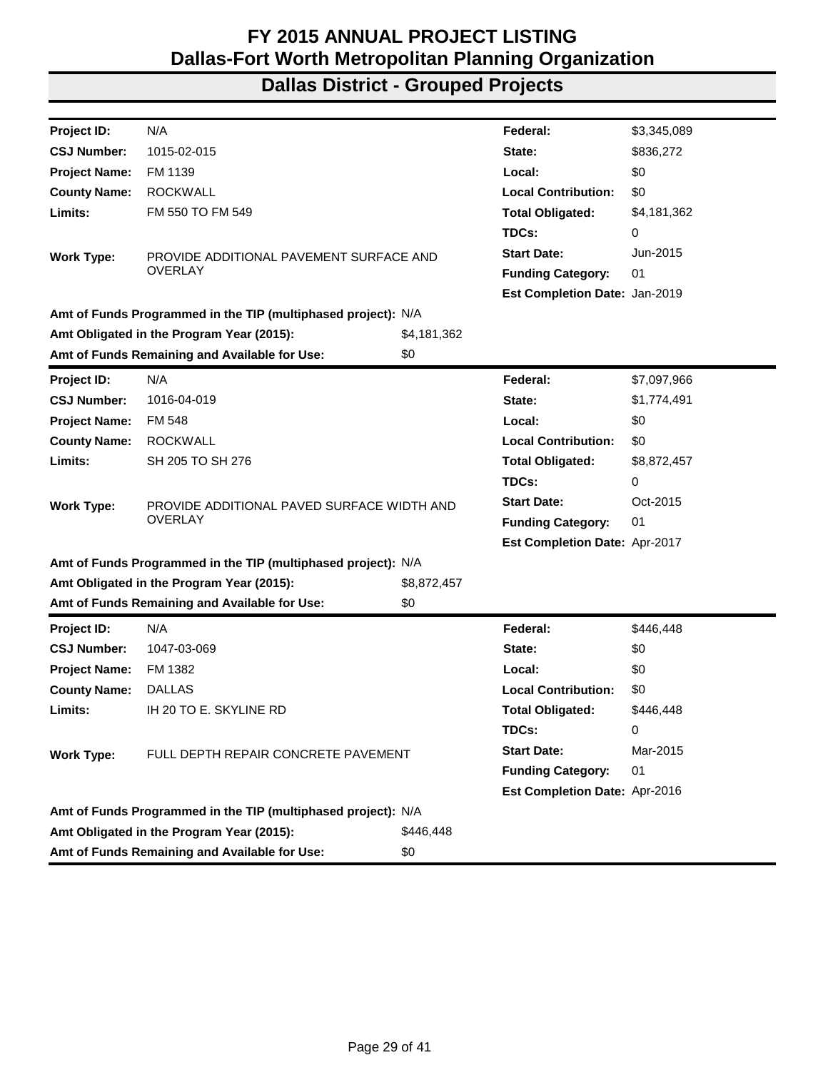# FY 2015 ANNUAL PROJECT LISTING
# Dallas-Fort Worth Metropolitan Planning Organization
## Dallas District - Grouped Projects

| | | | | |
|---|---|---|---|---|
| **Project ID:** | N/A | | **Federal:** | $3,345,089 |
| **CSJ Number:** | 1015-02-015 | | **State:** | $836,272 |
| **Project Name:** | FM 1139 | | **Local:** | $0 |
| **County Name:** | ROCKWALL | | **Local Contribution:** | $0 |
| **Limits:** | FM 550 TO FM 549 | | **Total Obligated:** | $4,181,362 |
| | | | **TDCs:** | 0 |
| **Work Type:** | PROVIDE ADDITIONAL PAVEMENT SURFACE AND OVERLAY | | **Start Date:** | Jun-2015 |
| | | | **Funding Category:** | 01 |
| | | | **Est Completion Date:** | Jan-2019 |
| **Amt of Funds Programmed in the TIP (multiphased project):** | | N/A | | |
| **Amt Obligated in the Program Year (2015):** | | $4,181,362 | | |
| **Amt of Funds Remaining and Available for Use:** | | $0 | | |

| | | | | |
|---|---|---|---|---|
| **Project ID:** | N/A | | **Federal:** | $7,097,966 |
| **CSJ Number:** | 1016-04-019 | | **State:** | $1,774,491 |
| **Project Name:** | FM 548 | | **Local:** | $0 |
| **County Name:** | ROCKWALL | | **Local Contribution:** | $0 |
| **Limits:** | SH 205 TO SH 276 | | **Total Obligated:** | $8,872,457 |
| | | | **TDCs:** | 0 |
| **Work Type:** | PROVIDE ADDITIONAL PAVED SURFACE WIDTH AND OVERLAY | | **Start Date:** | Oct-2015 |
| | | | **Funding Category:** | 01 |
| | | | **Est Completion Date:** | Apr-2017 |
| **Amt of Funds Programmed in the TIP (multiphased project):** | | N/A | | |
| **Amt Obligated in the Program Year (2015):** | | $8,872,457 | | |
| **Amt of Funds Remaining and Available for Use:** | | $0 | | |

| | | | | |
|---|---|---|---|---|
| **Project ID:** | N/A | | **Federal:** | $446,448 |
| **CSJ Number:** | 1047-03-069 | | **State:** | $0 |
| **Project Name:** | FM 1382 | | **Local:** | $0 |
| **County Name:** | DALLAS | | **Local Contribution:** | $0 |
| **Limits:** | IH 20 TO E. SKYLINE RD | | **Total Obligated:** | $446,448 |
| | | | **TDCs:** | 0 |
| **Work Type:** | FULL DEPTH REPAIR CONCRETE PAVEMENT | | **Start Date:** | Mar-2015 |
| | | | **Funding Category:** | 01 |
| | | | **Est Completion Date:** | Apr-2016 |
| **Amt of Funds Programmed in the TIP (multiphased project):** | | N/A | | |
| **Amt Obligated in the Program Year (2015):** | | $446,448 | | |
| **Amt of Funds Remaining and Available for Use:** | | $0 | | |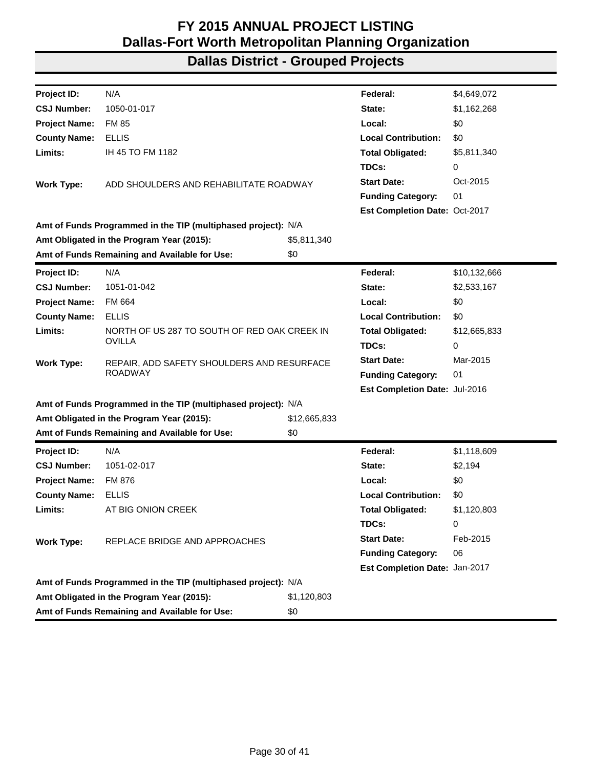# FY 2015 ANNUAL PROJECT LISTING
# Dallas-Fort Worth Metropolitan Planning Organization
## Dallas District - Grouped Projects

| | | | |
|---|---|---|---|
| **Project ID:** | N/A | **Federal:** | $4,649,072 |
| **CSJ Number:** | 1050-01-017 | **State:** | $1,162,268 |
| **Project Name:** | FM 85 | **Local:** | $0 |
| **County Name:** | ELLIS | **Local Contribution:** | $0 |
| **Limits:** | IH 45 TO FM 1182 | **Total Obligated:** | $5,811,340 |
| | | **TDCs:** | 0 |
| **Work Type:** | ADD SHOULDERS AND REHABILITATE ROADWAY | **Start Date:** | Oct-2015 |
| | | **Funding Category:** | 01 |
| | | **Est Completion Date:** | Oct-2017 |

**Amt of Funds Programmed in the TIP (multiphased project):** N/A
**Amt Obligated in the Program Year (2015):** $5,811,340
**Amt of Funds Remaining and Available for Use:** $0

| | | | |
|---|---|---|---|
| **Project ID:** | N/A | **Federal:** | $10,132,666 |
| **CSJ Number:** | 1051-01-042 | **State:** | $2,533,167 |
| **Project Name:** | FM 664 | **Local:** | $0 |
| **County Name:** | ELLIS | **Local Contribution:** | $0 |
| **Limits:** | NORTH OF US 287 TO SOUTH OF RED OAK CREEK IN OVILLA | **Total Obligated:** | $12,665,833 |
| | | **TDCs:** | 0 |
| **Work Type:** | REPAIR, ADD SAFETY SHOULDERS AND RESURFACE ROADWAY | **Start Date:** | Mar-2015 |
| | | **Funding Category:** | 01 |
| | | **Est Completion Date:** | Jul-2016 |

**Amt of Funds Programmed in the TIP (multiphased project):** N/A
**Amt Obligated in the Program Year (2015):** $12,665,833
**Amt of Funds Remaining and Available for Use:** $0

| | | | |
|---|---|---|---|
| **Project ID:** | N/A | **Federal:** | $1,118,609 |
| **CSJ Number:** | 1051-02-017 | **State:** | $2,194 |
| **Project Name:** | FM 876 | **Local:** | $0 |
| **County Name:** | ELLIS | **Local Contribution:** | $0 |
| **Limits:** | AT BIG ONION CREEK | **Total Obligated:** | $1,120,803 |
| | | **TDCs:** | 0 |
| **Work Type:** | REPLACE BRIDGE AND APPROACHES | **Start Date:** | Feb-2015 |
| | | **Funding Category:** | 06 |
| | | **Est Completion Date:** | Jan-2017 |

**Amt of Funds Programmed in the TIP (multiphased project):** N/A
**Amt Obligated in the Program Year (2015):** $1,120,803
**Amt of Funds Remaining and Available for Use:** $0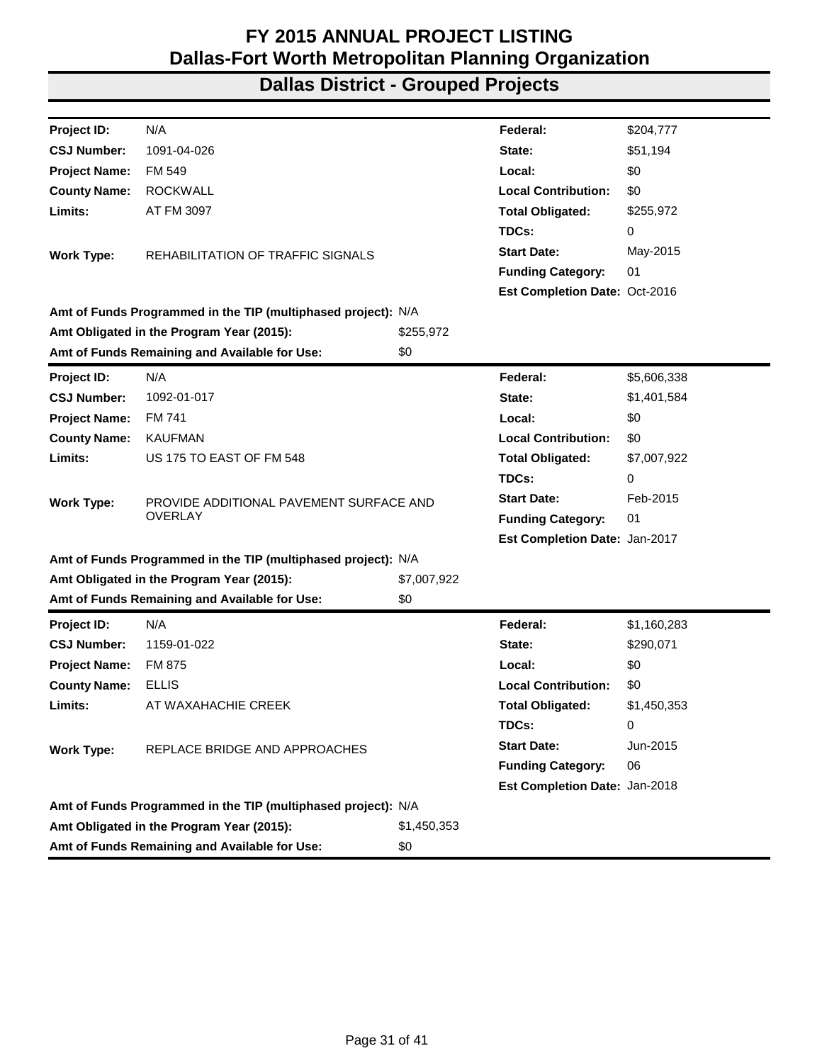# FY 2015 ANNUAL PROJECT LISTING
# Dallas-Fort Worth Metropolitan Planning Organization
## Dallas District - Grouped Projects

| | | | |
|---|---|---|---|
| **Project ID:** | N/A | **Federal:** | $204,777 |
| **CSJ Number:** | 1091-04-026 | **State:** | $51,194 |
| **Project Name:** | FM 549 | **Local:** | $0 |
| **County Name:** | ROCKWALL | **Local Contribution:** | $0 |
| **Limits:** | AT FM 3097 | **Total Obligated:** | $255,972 |
| | | **TDCs:** | 0 |
| **Work Type:** | REHABILITATION OF TRAFFIC SIGNALS | **Start Date:** | May-2015 |
| | | **Funding Category:** | 01 |
| | | **Est Completion Date:** | Oct-2016 |

**Amt of Funds Programmed in the TIP (multiphased project):** N/A
**Amt Obligated in the Program Year (2015):** $255,972
**Amt of Funds Remaining and Available for Use:** $0

| | | | |
|---|---|---|---|
| **Project ID:** | N/A | **Federal:** | $5,606,338 |
| **CSJ Number:** | 1092-01-017 | **State:** | $1,401,584 |
| **Project Name:** | FM 741 | **Local:** | $0 |
| **County Name:** | KAUFMAN | **Local Contribution:** | $0 |
| **Limits:** | US 175 TO EAST OF FM 548 | **Total Obligated:** | $7,007,922 |
| | | **TDCs:** | 0 |
| **Work Type:** | PROVIDE ADDITIONAL PAVEMENT SURFACE AND OVERLAY | **Start Date:** | Feb-2015 |
| | | **Funding Category:** | 01 |
| | | **Est Completion Date:** | Jan-2017 |

**Amt of Funds Programmed in the TIP (multiphased project):** N/A
**Amt Obligated in the Program Year (2015):** $7,007,922
**Amt of Funds Remaining and Available for Use:** $0

| | | | |
|---|---|---|---|
| **Project ID:** | N/A | **Federal:** | $1,160,283 |
| **CSJ Number:** | 1159-01-022 | **State:** | $290,071 |
| **Project Name:** | FM 875 | **Local:** | $0 |
| **County Name:** | ELLIS | **Local Contribution:** | $0 |
| **Limits:** | AT WAXAHACHIE CREEK | **Total Obligated:** | $1,450,353 |
| | | **TDCs:** | 0 |
| **Work Type:** | REPLACE BRIDGE AND APPROACHES | **Start Date:** | Jun-2015 |
| | | **Funding Category:** | 06 |
| | | **Est Completion Date:** | Jan-2018 |

**Amt of Funds Programmed in the TIP (multiphased project):** N/A
**Amt Obligated in the Program Year (2015):** $1,450,353
**Amt of Funds Remaining and Available for Use:** $0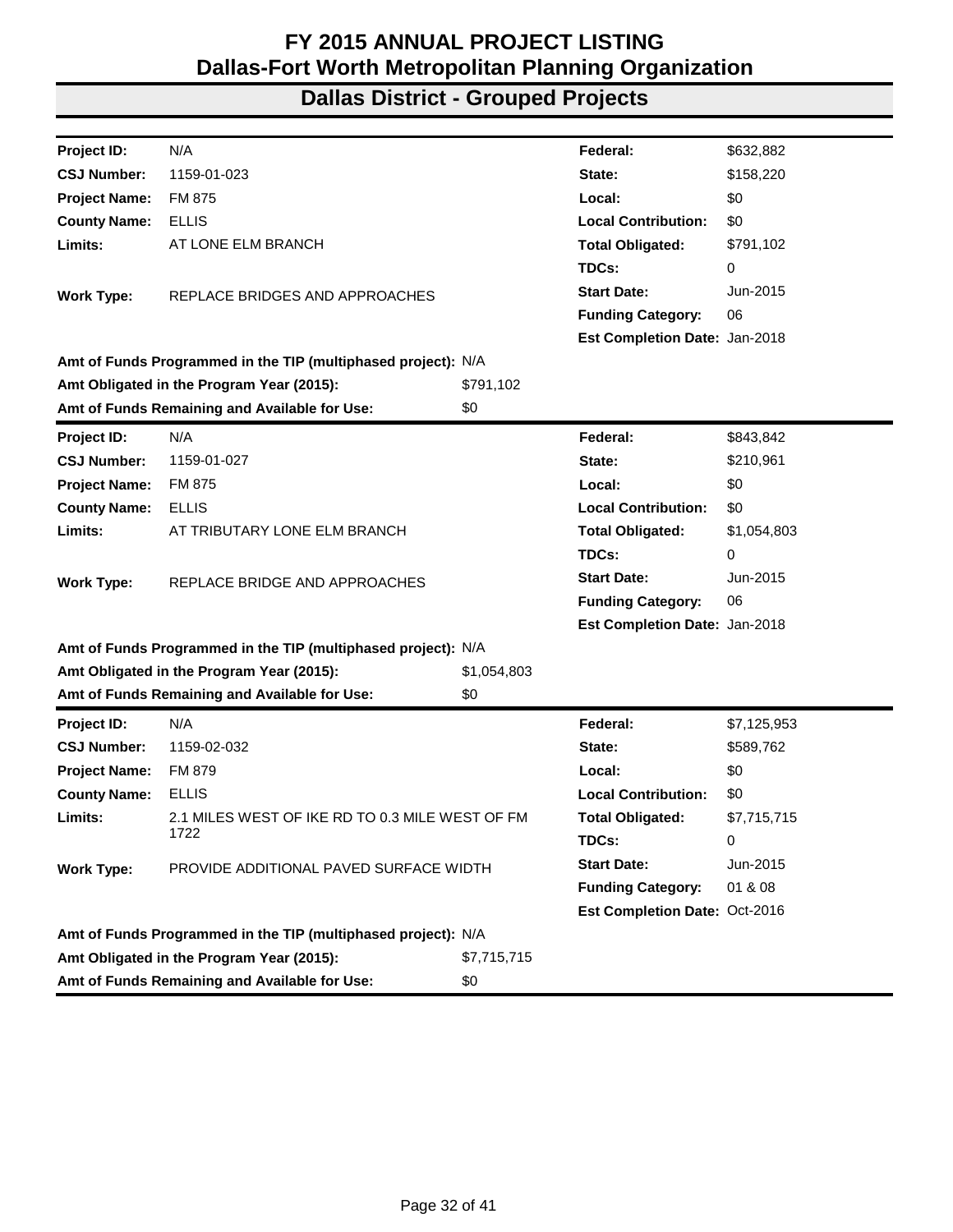# FY 2015 ANNUAL PROJECT LISTING
# Dallas-Fort Worth Metropolitan Planning Organization
## Dallas District - Grouped Projects

| | | | |
|---|---|---|---|
| **Project ID:** | N/A | **Federal:** | $632,882 |
| **CSJ Number:** | 1159-01-023 | **State:** | $158,220 |
| **Project Name:** | FM 875 | **Local:** | $0 |
| **County Name:** | ELLIS | **Local Contribution:** | $0 |
| **Limits:** | AT LONE ELM BRANCH | **Total Obligated:** | $791,102 |
| | | **TDCs:** | 0 |
| **Work Type:** | REPLACE BRIDGES AND APPROACHES | **Start Date:** | Jun-2015 |
| | | **Funding Category:** | 06 |
| | | **Est Completion Date:** | Jan-2018 |

**Amt of Funds Programmed in the TIP (multiphased project):** N/A
**Amt Obligated in the Program Year (2015):** $791,102
**Amt of Funds Remaining and Available for Use:** $0

---

| | | | |
|---|---|---|---|
| **Project ID:** | N/A | **Federal:** | $843,842 |
| **CSJ Number:** | 1159-01-027 | **State:** | $210,961 |
| **Project Name:** | FM 875 | **Local:** | $0 |
| **County Name:** | ELLIS | **Local Contribution:** | $0 |
| **Limits:** | AT TRIBUTARY LONE ELM BRANCH | **Total Obligated:** | $1,054,803 |
| | | **TDCs:** | 0 |
| **Work Type:** | REPLACE BRIDGE AND APPROACHES | **Start Date:** | Jun-2015 |
| | | **Funding Category:** | 06 |
| | | **Est Completion Date:** | Jan-2018 |

**Amt of Funds Programmed in the TIP (multiphased project):** N/A
**Amt Obligated in the Program Year (2015):** $1,054,803
**Amt of Funds Remaining and Available for Use:** $0

---

| | | | |
|---|---|---|---|
| **Project ID:** | N/A | **Federal:** | $7,125,953 |
| **CSJ Number:** | 1159-02-032 | **State:** | $589,762 |
| **Project Name:** | FM 879 | **Local:** | $0 |
| **County Name:** | ELLIS | **Local Contribution:** | $0 |
| **Limits:** | 2.1 MILES WEST OF IKE RD TO 0.3 MILE WEST OF FM 1722 | **Total Obligated:** | $7,715,715 |
| | | **TDCs:** | 0 |
| **Work Type:** | PROVIDE ADDITIONAL PAVED SURFACE WIDTH | **Start Date:** | Jun-2015 |
| | | **Funding Category:** | 01 & 08 |
| | | **Est Completion Date:** | Oct-2016 |

**Amt of Funds Programmed in the TIP (multiphased project):** N/A
**Amt Obligated in the Program Year (2015):** $7,715,715
**Amt of Funds Remaining and Available for Use:** $0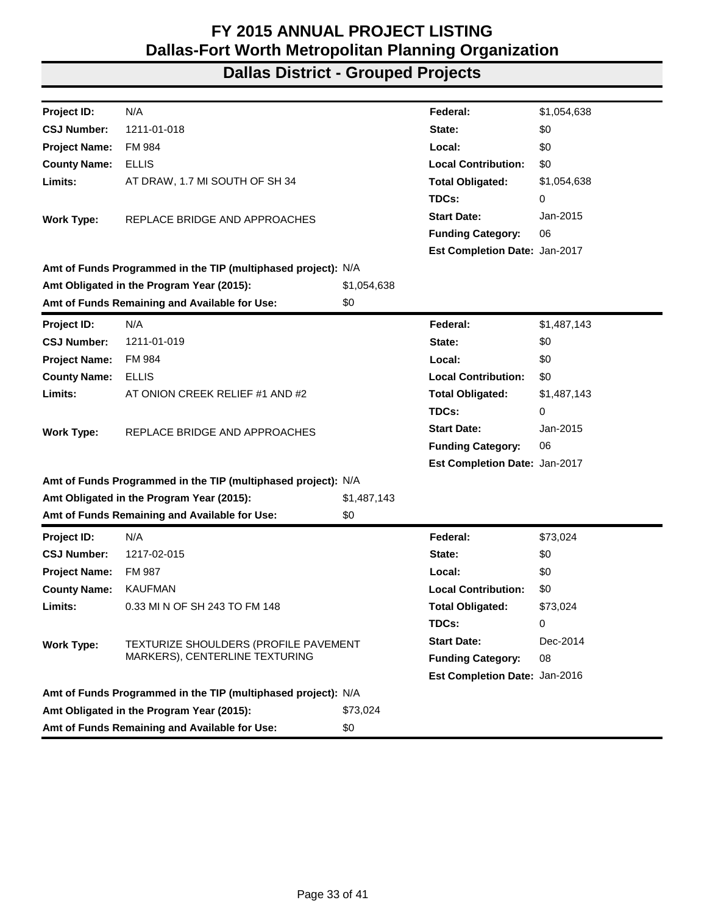# FY 2015 ANNUAL PROJECT LISTING
# Dallas-Fort Worth Metropolitan Planning Organization
## Dallas District - Grouped Projects

| | | | |
|---|---|---|---|
| **Project ID:** | N/A | **Federal:** | $1,054,638 |
| **CSJ Number:** | 1211-01-018 | **State:** | $0 |
| **Project Name:** | FM 984 | **Local:** | $0 |
| **County Name:** | ELLIS | **Local Contribution:** | $0 |
| **Limits:** | AT DRAW, 1.7 MI SOUTH OF SH 34 | **Total Obligated:** | $1,054,638 |
| | | **TDCs:** | 0 |
| **Work Type:** | REPLACE BRIDGE AND APPROACHES | **Start Date:** | Jan-2015 |
| | | **Funding Category:** | 06 |
| | | **Est Completion Date:** | Jan-2017 |

**Amt of Funds Programmed in the TIP (multiphased project):** N/A
**Amt Obligated in the Program Year (2015):** $1,054,638
**Amt of Funds Remaining and Available for Use:** $0

| | | | |
|---|---|---|---|
| **Project ID:** | N/A | **Federal:** | $1,487,143 |
| **CSJ Number:** | 1211-01-019 | **State:** | $0 |
| **Project Name:** | FM 984 | **Local:** | $0 |
| **County Name:** | ELLIS | **Local Contribution:** | $0 |
| **Limits:** | AT ONION CREEK RELIEF #1 AND #2 | **Total Obligated:** | $1,487,143 |
| | | **TDCs:** | 0 |
| **Work Type:** | REPLACE BRIDGE AND APPROACHES | **Start Date:** | Jan-2015 |
| | | **Funding Category:** | 06 |
| | | **Est Completion Date:** | Jan-2017 |

**Amt of Funds Programmed in the TIP (multiphased project):** N/A
**Amt Obligated in the Program Year (2015):** $1,487,143
**Amt of Funds Remaining and Available for Use:** $0

| | | | |
|---|---|---|---|
| **Project ID:** | N/A | **Federal:** | $73,024 |
| **CSJ Number:** | 1217-02-015 | **State:** | $0 |
| **Project Name:** | FM 987 | **Local:** | $0 |
| **County Name:** | KAUFMAN | **Local Contribution:** | $0 |
| **Limits:** | 0.33 MI N OF SH 243 TO FM 148 | **Total Obligated:** | $73,024 |
| | | **TDCs:** | 0 |
| **Work Type:** | TEXTURIZE SHOULDERS (PROFILE PAVEMENT MARKERS), CENTERLINE TEXTURING | **Start Date:** | Dec-2014 |
| | | **Funding Category:** | 08 |
| | | **Est Completion Date:** | Jan-2016 |

**Amt of Funds Programmed in the TIP (multiphased project):** N/A
**Amt Obligated in the Program Year (2015):** $73,024
**Amt of Funds Remaining and Available for Use:** $0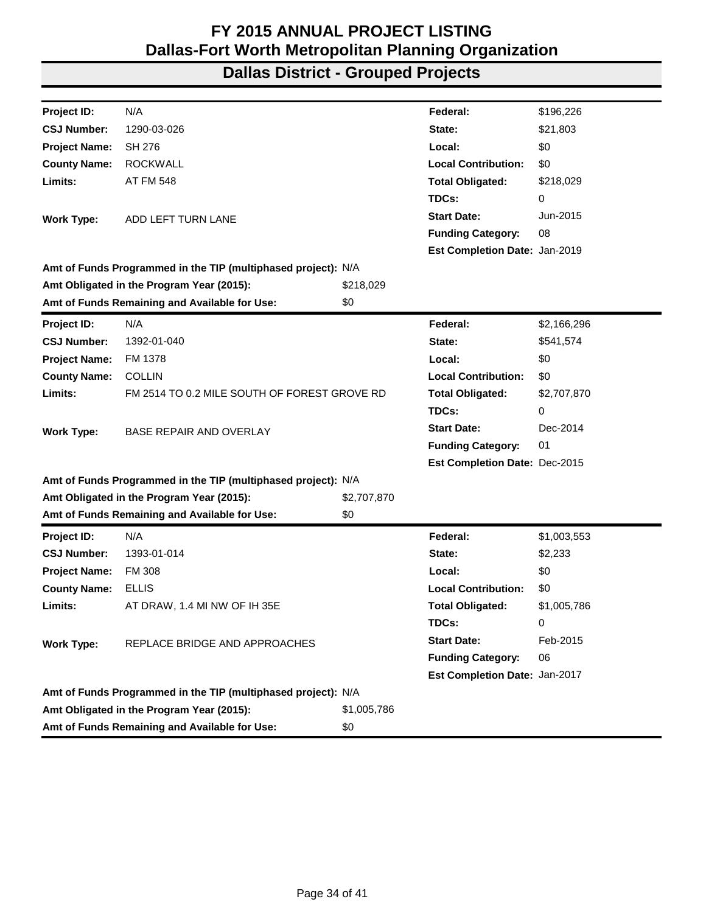# FY 2015 ANNUAL PROJECT LISTING
# Dallas-Fort Worth Metropolitan Planning Organization
## Dallas District - Grouped Projects

| | | | |
|---|---|---|---|
| **Project ID:** | N/A | **Federal:** | $196,226 |
| **CSJ Number:** | 1290-03-026 | **State:** | $21,803 |
| **Project Name:** | SH 276 | **Local:** | $0 |
| **County Name:** | ROCKWALL | **Local Contribution:** | $0 |
| **Limits:** | AT FM 548 | **Total Obligated:** | $218,029 |
| | | **TDCs:** | 0 |
| **Work Type:** | ADD LEFT TURN LANE | **Start Date:** | Jun-2015 |
| | | **Funding Category:** | 08 |
| | | **Est Completion Date:** | Jan-2019 |

**Amt of Funds Programmed in the TIP (multiphased project):** N/A
**Amt Obligated in the Program Year (2015):** $218,029
**Amt of Funds Remaining and Available for Use:** $0

| | | | |
|---|---|---|---|
| **Project ID:** | N/A | **Federal:** | $2,166,296 |
| **CSJ Number:** | 1392-01-040 | **State:** | $541,574 |
| **Project Name:** | FM 1378 | **Local:** | $0 |
| **County Name:** | COLLIN | **Local Contribution:** | $0 |
| **Limits:** | FM 2514 TO 0.2 MILE SOUTH OF FOREST GROVE RD | **Total Obligated:** | $2,707,870 |
| | | **TDCs:** | 0 |
| **Work Type:** | BASE REPAIR AND OVERLAY | **Start Date:** | Dec-2014 |
| | | **Funding Category:** | 01 |
| | | **Est Completion Date:** | Dec-2015 |

**Amt of Funds Programmed in the TIP (multiphased project):** N/A
**Amt Obligated in the Program Year (2015):** $2,707,870
**Amt of Funds Remaining and Available for Use:** $0

| | | | |
|---|---|---|---|
| **Project ID:** | N/A | **Federal:** | $1,003,553 |
| **CSJ Number:** | 1393-01-014 | **State:** | $2,233 |
| **Project Name:** | FM 308 | **Local:** | $0 |
| **County Name:** | ELLIS | **Local Contribution:** | $0 |
| **Limits:** | AT DRAW, 1.4 MI NW OF IH 35E | **Total Obligated:** | $1,005,786 |
| | | **TDCs:** | 0 |
| **Work Type:** | REPLACE BRIDGE AND APPROACHES | **Start Date:** | Feb-2015 |
| | | **Funding Category:** | 06 |
| | | **Est Completion Date:** | Jan-2017 |

**Amt of Funds Programmed in the TIP (multiphased project):** N/A
**Amt Obligated in the Program Year (2015):** $1,005,786
**Amt of Funds Remaining and Available for Use:** $0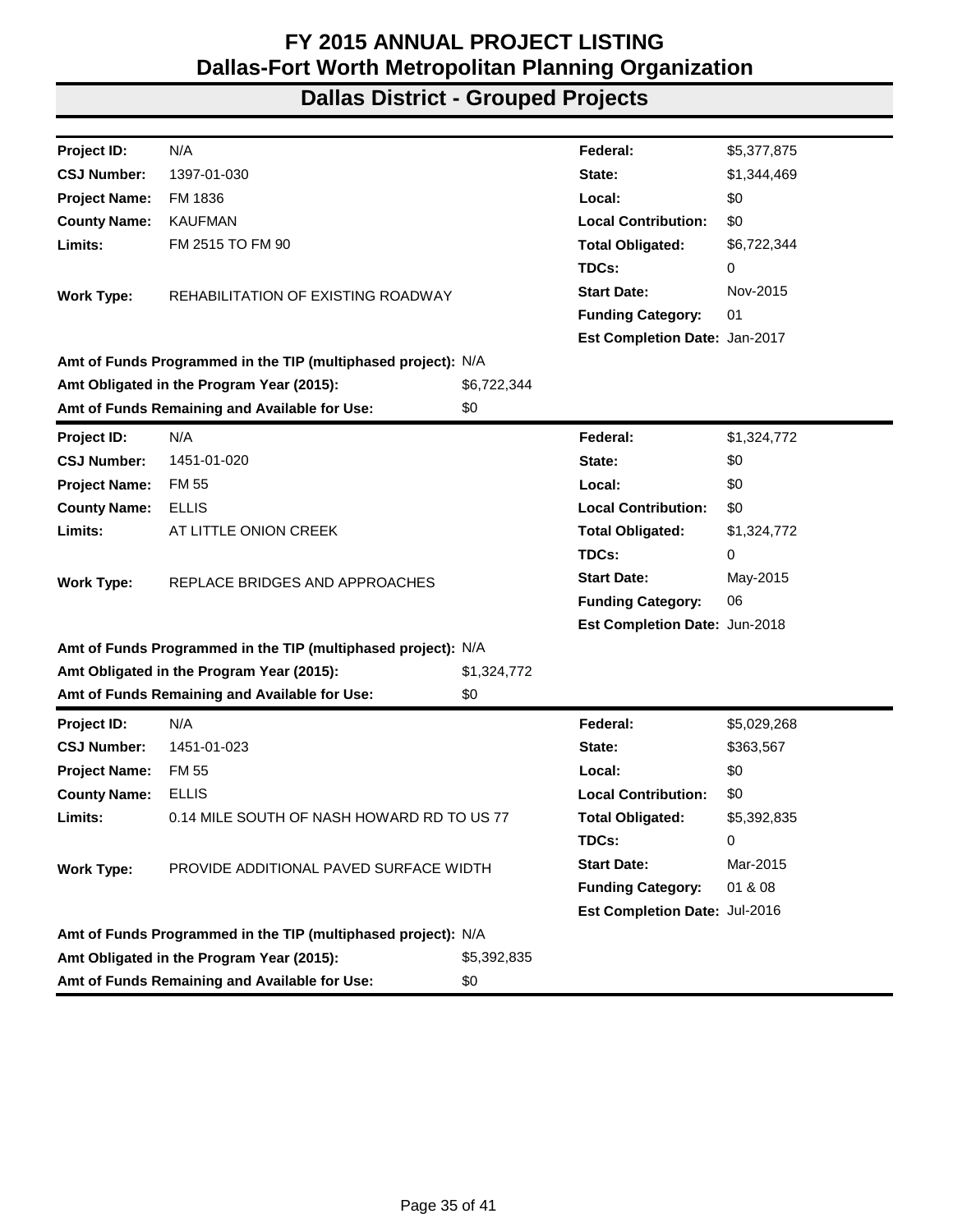# FY 2015 ANNUAL PROJECT LISTING
# Dallas-Fort Worth Metropolitan Planning Organization
## Dallas District - Grouped Projects

| | | | |
|---|---|---|---|
| **Project ID:** | N/A | **Federal:** | $5,377,875 |
| **CSJ Number:** | 1397-01-030 | **State:** | $1,344,469 |
| **Project Name:** | FM 1836 | **Local:** | $0 |
| **County Name:** | KAUFMAN | **Local Contribution:** | $0 |
| **Limits:** | FM 2515 TO FM 90 | **Total Obligated:** | $6,722,344 |
| | | **TDCs:** | 0 |
| **Work Type:** | REHABILITATION OF EXISTING ROADWAY | **Start Date:** | Nov-2015 |
| | | **Funding Category:** | 01 |
| | | **Est Completion Date:** | Jan-2017 |

**Amt of Funds Programmed in the TIP (multiphased project):** N/A
**Amt Obligated in the Program Year (2015):** $6,722,344
**Amt of Funds Remaining and Available for Use:** $0

| | | | |
|---|---|---|---|
| **Project ID:** | N/A | **Federal:** | $1,324,772 |
| **CSJ Number:** | 1451-01-020 | **State:** | $0 |
| **Project Name:** | FM 55 | **Local:** | $0 |
| **County Name:** | ELLIS | **Local Contribution:** | $0 |
| **Limits:** | AT LITTLE ONION CREEK | **Total Obligated:** | $1,324,772 |
| | | **TDCs:** | 0 |
| **Work Type:** | REPLACE BRIDGES AND APPROACHES | **Start Date:** | May-2015 |
| | | **Funding Category:** | 06 |
| | | **Est Completion Date:** | Jun-2018 |

**Amt of Funds Programmed in the TIP (multiphased project):** N/A
**Amt Obligated in the Program Year (2015):** $1,324,772
**Amt of Funds Remaining and Available for Use:** $0

| | | | |
|---|---|---|---|
| **Project ID:** | N/A | **Federal:** | $5,029,268 |
| **CSJ Number:** | 1451-01-023 | **State:** | $363,567 |
| **Project Name:** | FM 55 | **Local:** | $0 |
| **County Name:** | ELLIS | **Local Contribution:** | $0 |
| **Limits:** | 0.14 MILE SOUTH OF NASH HOWARD RD TO US 77 | **Total Obligated:** | $5,392,835 |
| | | **TDCs:** | 0 |
| **Work Type:** | PROVIDE ADDITIONAL PAVED SURFACE WIDTH | **Start Date:** | Mar-2015 |
| | | **Funding Category:** | 01 & 08 |
| | | **Est Completion Date:** | Jul-2016 |

**Amt of Funds Programmed in the TIP (multiphased project):** N/A
**Amt Obligated in the Program Year (2015):** $5,392,835
**Amt of Funds Remaining and Available for Use:** $0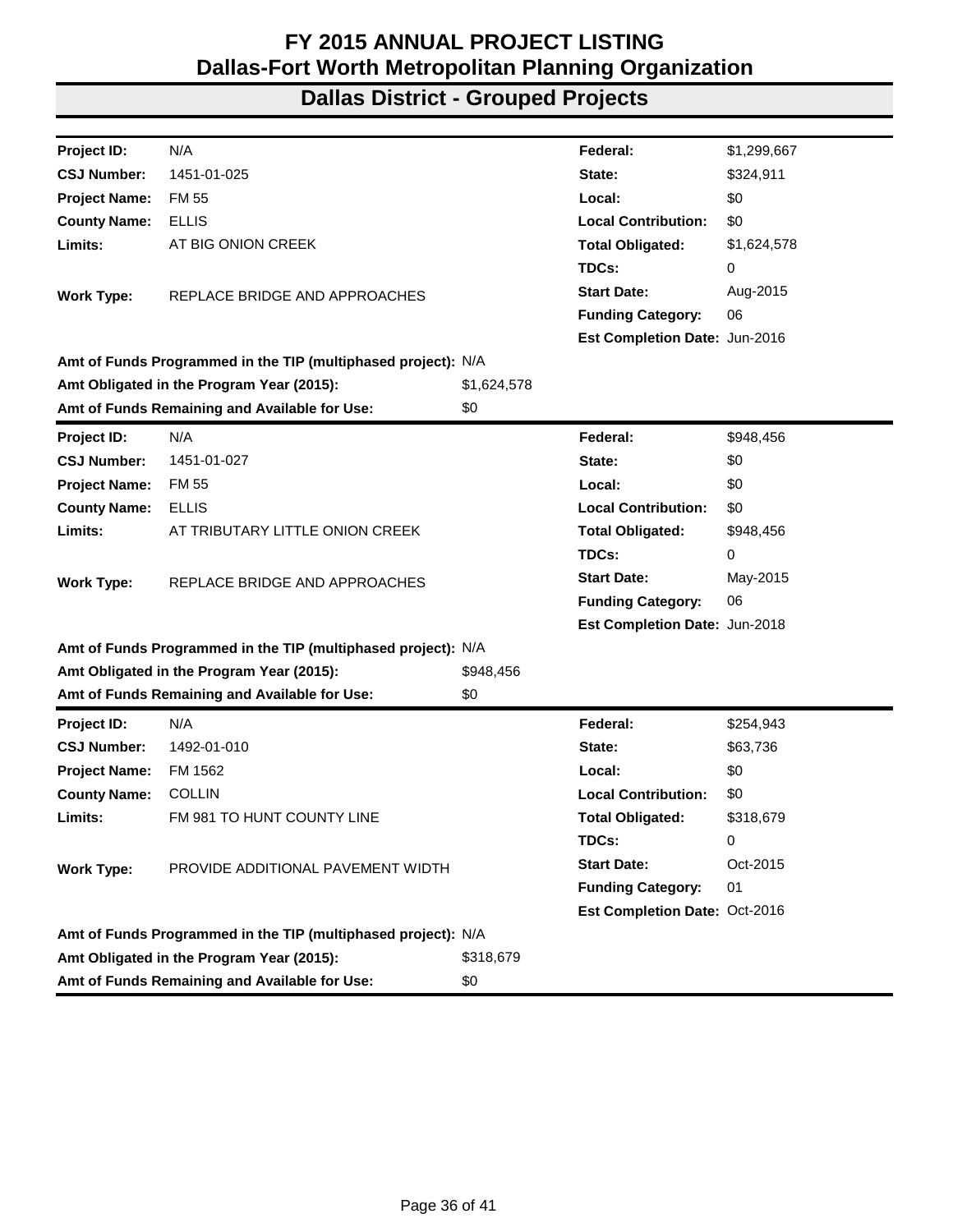# FY 2015 ANNUAL PROJECT LISTING
# Dallas-Fort Worth Metropolitan Planning Organization
## Dallas District - Grouped Projects

| | | | |
|---|---|---|---|
| **Project ID:** | N/A | **Federal:** | $1,299,667 |
| **CSJ Number:** | 1451-01-025 | **State:** | $324,911 |
| **Project Name:** | FM 55 | **Local:** | $0 |
| **County Name:** | ELLIS | **Local Contribution:** | $0 |
| **Limits:** | AT BIG ONION CREEK | **Total Obligated:** | $1,624,578 |
| | | **TDCs:** | 0 |
| **Work Type:** | REPLACE BRIDGE AND APPROACHES | **Start Date:** | Aug-2015 |
| | | **Funding Category:** | 06 |
| | | **Est Completion Date:** | Jun-2016 |

**Amt of Funds Programmed in the TIP (multiphased project):** N/A
**Amt Obligated in the Program Year (2015):** $1,624,578
**Amt of Funds Remaining and Available for Use:** $0

| | | | |
|---|---|---|---|
| **Project ID:** | N/A | **Federal:** | $948,456 |
| **CSJ Number:** | 1451-01-027 | **State:** | $0 |
| **Project Name:** | FM 55 | **Local:** | $0 |
| **County Name:** | ELLIS | **Local Contribution:** | $0 |
| **Limits:** | AT TRIBUTARY LITTLE ONION CREEK | **Total Obligated:** | $948,456 |
| | | **TDCs:** | 0 |
| **Work Type:** | REPLACE BRIDGE AND APPROACHES | **Start Date:** | May-2015 |
| | | **Funding Category:** | 06 |
| | | **Est Completion Date:** | Jun-2018 |

**Amt of Funds Programmed in the TIP (multiphased project):** N/A
**Amt Obligated in the Program Year (2015):** $948,456
**Amt of Funds Remaining and Available for Use:** $0

| | | | |
|---|---|---|---|
| **Project ID:** | N/A | **Federal:** | $254,943 |
| **CSJ Number:** | 1492-01-010 | **State:** | $63,736 |
| **Project Name:** | FM 1562 | **Local:** | $0 |
| **County Name:** | COLLIN | **Local Contribution:** | $0 |
| **Limits:** | FM 981 TO HUNT COUNTY LINE | **Total Obligated:** | $318,679 |
| | | **TDCs:** | 0 |
| **Work Type:** | PROVIDE ADDITIONAL PAVEMENT WIDTH | **Start Date:** | Oct-2015 |
| | | **Funding Category:** | 01 |
| | | **Est Completion Date:** | Oct-2016 |

**Amt of Funds Programmed in the TIP (multiphased project):** N/A
**Amt Obligated in the Program Year (2015):** $318,679
**Amt of Funds Remaining and Available for Use:** $0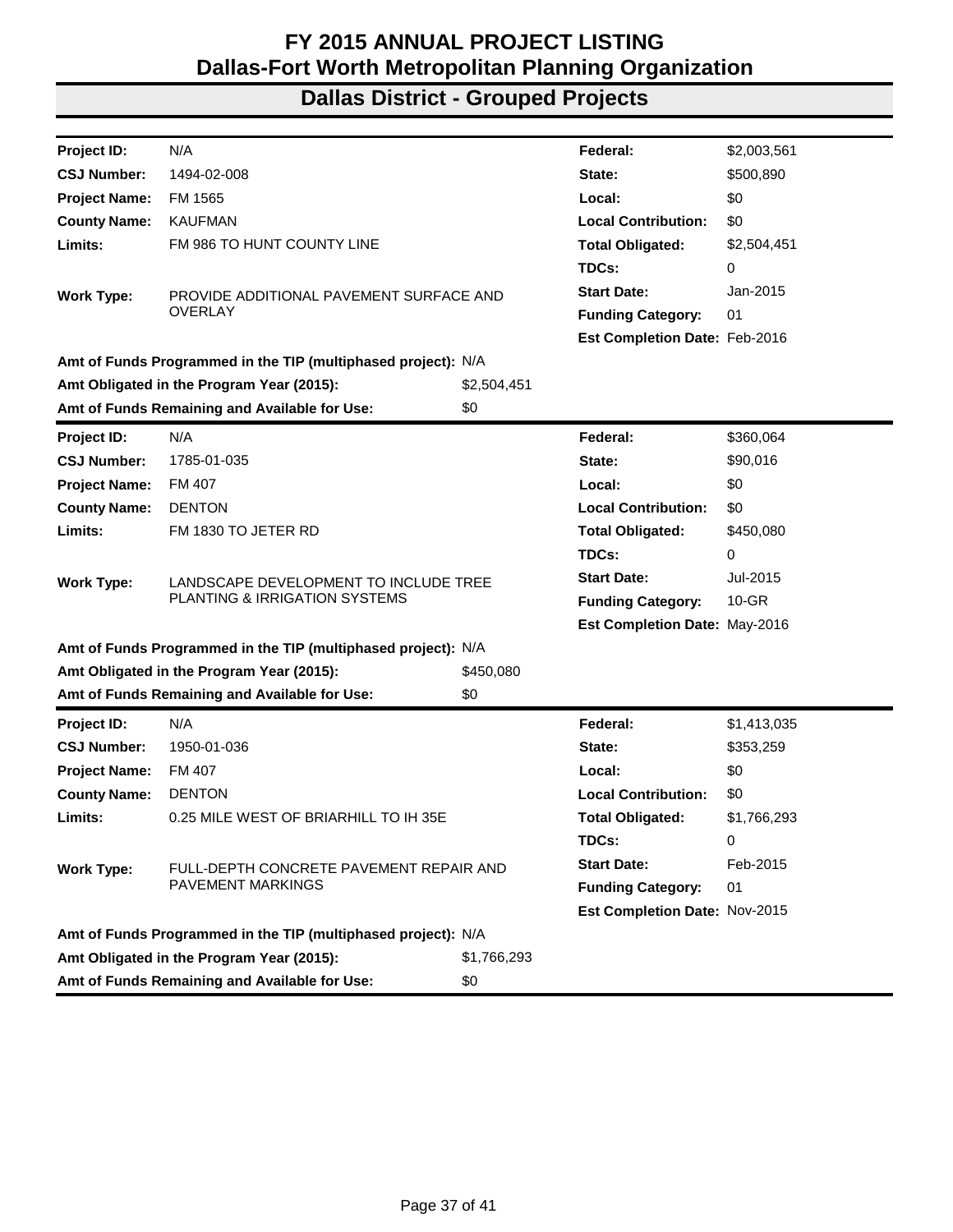# FY 2015 ANNUAL PROJECT LISTING
# Dallas-Fort Worth Metropolitan Planning Organization
## Dallas District - Grouped Projects

| | | | |
|---|---|---|---|
| **Project ID:** | N/A | **Federal:** | $2,003,561 |
| **CSJ Number:** | 1494-02-008 | **State:** | $500,890 |
| **Project Name:** | FM 1565 | **Local:** | $0 |
| **County Name:** | KAUFMAN | **Local Contribution:** | $0 |
| **Limits:** | FM 986 TO HUNT COUNTY LINE | **Total Obligated:** | $2,504,451 |
| | | **TDCs:** | 0 |
| **Work Type:** | PROVIDE ADDITIONAL PAVEMENT SURFACE AND OVERLAY | **Start Date:** | Jan-2015 |
| | | **Funding Category:** | 01 |
| | | **Est Completion Date:** | Feb-2016 |
| **Amt of Funds Programmed in the TIP (multiphased project):** | N/A | | |
| **Amt Obligated in the Program Year (2015):** | $2,504,451 | | |
| **Amt of Funds Remaining and Available for Use:** | $0 | | |

| | | | |
|---|---|---|---|
| **Project ID:** | N/A | **Federal:** | $360,064 |
| **CSJ Number:** | 1785-01-035 | **State:** | $90,016 |
| **Project Name:** | FM 407 | **Local:** | $0 |
| **County Name:** | DENTON | **Local Contribution:** | $0 |
| **Limits:** | FM 1830 TO JETER RD | **Total Obligated:** | $450,080 |
| | | **TDCs:** | 0 |
| **Work Type:** | LANDSCAPE DEVELOPMENT TO INCLUDE TREE PLANTING & IRRIGATION SYSTEMS | **Start Date:** | Jul-2015 |
| | | **Funding Category:** | 10-GR |
| | | **Est Completion Date:** | May-2016 |
| **Amt of Funds Programmed in the TIP (multiphased project):** | N/A | | |
| **Amt Obligated in the Program Year (2015):** | $450,080 | | |
| **Amt of Funds Remaining and Available for Use:** | $0 | | |

| | | | |
|---|---|---|---|
| **Project ID:** | N/A | **Federal:** | $1,413,035 |
| **CSJ Number:** | 1950-01-036 | **State:** | $353,259 |
| **Project Name:** | FM 407 | **Local:** | $0 |
| **County Name:** | DENTON | **Local Contribution:** | $0 |
| **Limits:** | 0.25 MILE WEST OF BRIARHILL TO IH 35E | **Total Obligated:** | $1,766,293 |
| | | **TDCs:** | 0 |
| **Work Type:** | FULL-DEPTH CONCRETE PAVEMENT REPAIR AND PAVEMENT MARKINGS | **Start Date:** | Feb-2015 |
| | | **Funding Category:** | 01 |
| | | **Est Completion Date:** | Nov-2015 |
| **Amt of Funds Programmed in the TIP (multiphased project):** | N/A | | |
| **Amt Obligated in the Program Year (2015):** | $1,766,293 | | |
| **Amt of Funds Remaining and Available for Use:** | $0 | | |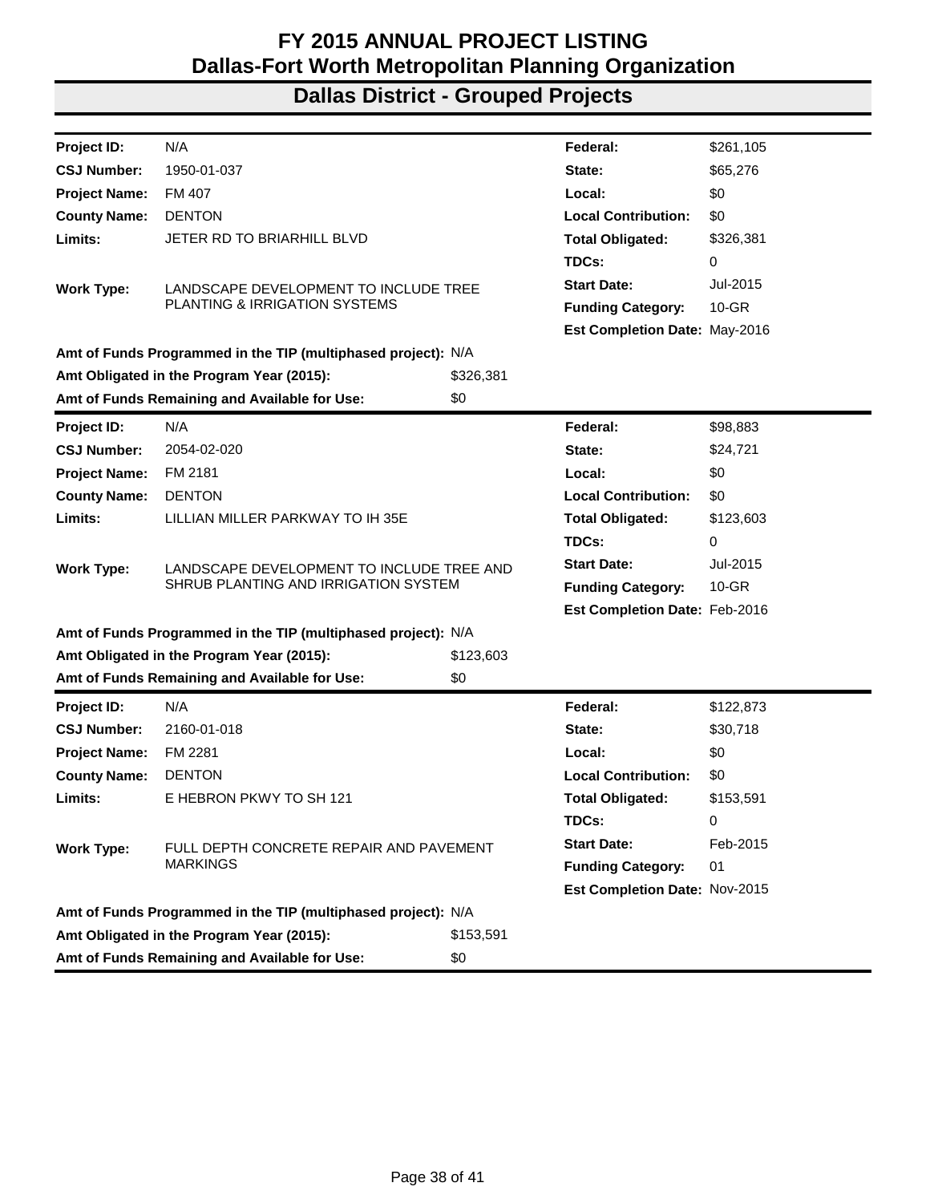# FY 2015 ANNUAL PROJECT LISTING
# Dallas-Fort Worth Metropolitan Planning Organization
## Dallas District - Grouped Projects

| | | | | |
|---|---|---|---|---|
| **Project ID:** | N/A | | **Federal:** | $261,105 |
| **CSJ Number:** | 1950-01-037 | | **State:** | $65,276 |
| **Project Name:** | FM 407 | | **Local:** | $0 |
| **County Name:** | DENTON | | **Local Contribution:** | $0 |
| **Limits:** | JETER RD TO BRIARHILL BLVD | | **Total Obligated:** | $326,381 |
| | | | **TDCs:** | 0 |
| **Work Type:** | LANDSCAPE DEVELOPMENT TO INCLUDE TREE PLANTING & IRRIGATION SYSTEMS | | **Start Date:** | Jul-2015 |
| | | | **Funding Category:** | 10-GR |
| | | | **Est Completion Date:** | May-2016 |
| **Amt of Funds Programmed in the TIP (multiphased project):** | | N/A | | |
| **Amt Obligated in the Program Year (2015):** | | $326,381 | | |
| **Amt of Funds Remaining and Available for Use:** | | $0 | | |

| | | | | |
|---|---|---|---|---|
| **Project ID:** | N/A | | **Federal:** | $98,883 |
| **CSJ Number:** | 2054-02-020 | | **State:** | $24,721 |
| **Project Name:** | FM 2181 | | **Local:** | $0 |
| **County Name:** | DENTON | | **Local Contribution:** | $0 |
| **Limits:** | LILLIAN MILLER PARKWAY TO IH 35E | | **Total Obligated:** | $123,603 |
| | | | **TDCs:** | 0 |
| **Work Type:** | LANDSCAPE DEVELOPMENT TO INCLUDE TREE AND SHRUB PLANTING AND IRRIGATION SYSTEM | | **Start Date:** | Jul-2015 |
| | | | **Funding Category:** | 10-GR |
| | | | **Est Completion Date:** | Feb-2016 |
| **Amt of Funds Programmed in the TIP (multiphased project):** | | N/A | | |
| **Amt Obligated in the Program Year (2015):** | | $123,603 | | |
| **Amt of Funds Remaining and Available for Use:** | | $0 | | |

| | | | | |
|---|---|---|---|---|
| **Project ID:** | N/A | | **Federal:** | $122,873 |
| **CSJ Number:** | 2160-01-018 | | **State:** | $30,718 |
| **Project Name:** | FM 2281 | | **Local:** | $0 |
| **County Name:** | DENTON | | **Local Contribution:** | $0 |
| **Limits:** | E HEBRON PKWY TO SH 121 | | **Total Obligated:** | $153,591 |
| | | | **TDCs:** | 0 |
| **Work Type:** | FULL DEPTH CONCRETE REPAIR AND PAVEMENT MARKINGS | | **Start Date:** | Feb-2015 |
| | | | **Funding Category:** | 01 |
| | | | **Est Completion Date:** | Nov-2015 |
| **Amt of Funds Programmed in the TIP (multiphased project):** | | N/A | | |
| **Amt Obligated in the Program Year (2015):** | | $153,591 | | |
| **Amt of Funds Remaining and Available for Use:** | | $0 | | |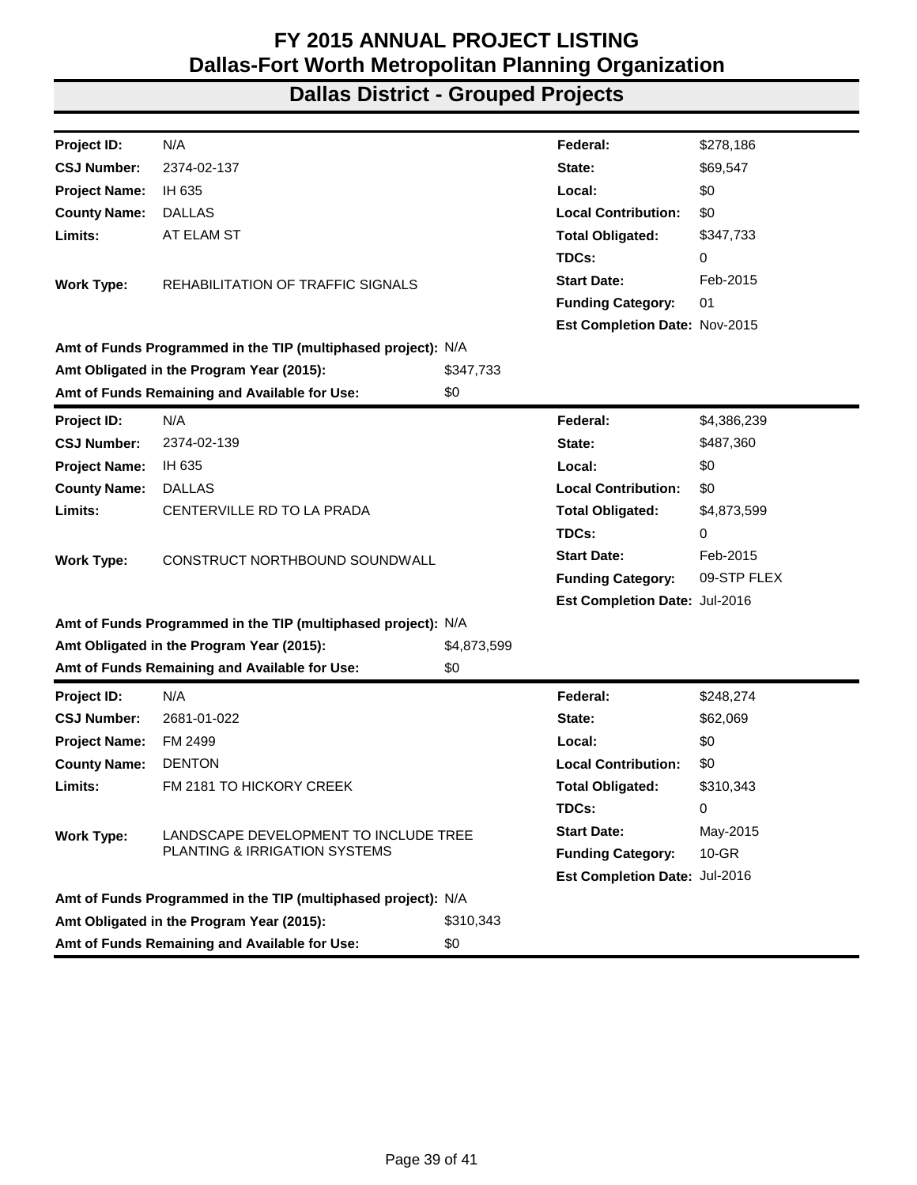# FY 2015 ANNUAL PROJECT LISTING
# Dallas-Fort Worth Metropolitan Planning Organization
## Dallas District - Grouped Projects

| | | | |
|---|---|---|---|
| **Project ID:** | N/A | **Federal:** | $278,186 |
| **CSJ Number:** | 2374-02-137 | **State:** | $69,547 |
| **Project Name:** | IH 635 | **Local:** | $0 |
| **County Name:** | DALLAS | **Local Contribution:** | $0 |
| **Limits:** | AT ELAM ST | **Total Obligated:** | $347,733 |
| | | **TDCs:** | 0 |
| **Work Type:** | REHABILITATION OF TRAFFIC SIGNALS | **Start Date:** | Feb-2015 |
| | | **Funding Category:** | 01 |
| | | **Est Completion Date:** | Nov-2015 |

**Amt of Funds Programmed in the TIP (multiphased project):** N/A
**Amt Obligated in the Program Year (2015):** $347,733
**Amt of Funds Remaining and Available for Use:** $0

| | | | |
|---|---|---|---|
| **Project ID:** | N/A | **Federal:** | $4,386,239 |
| **CSJ Number:** | 2374-02-139 | **State:** | $487,360 |
| **Project Name:** | IH 635 | **Local:** | $0 |
| **County Name:** | DALLAS | **Local Contribution:** | $0 |
| **Limits:** | CENTERVILLE RD TO LA PRADA | **Total Obligated:** | $4,873,599 |
| | | **TDCs:** | 0 |
| **Work Type:** | CONSTRUCT NORTHBOUND SOUNDWALL | **Start Date:** | Feb-2015 |
| | | **Funding Category:** | 09-STP FLEX |
| | | **Est Completion Date:** | Jul-2016 |

**Amt of Funds Programmed in the TIP (multiphased project):** N/A
**Amt Obligated in the Program Year (2015):** $4,873,599
**Amt of Funds Remaining and Available for Use:** $0

| | | | |
|---|---|---|---|
| **Project ID:** | N/A | **Federal:** | $248,274 |
| **CSJ Number:** | 2681-01-022 | **State:** | $62,069 |
| **Project Name:** | FM 2499 | **Local:** | $0 |
| **County Name:** | DENTON | **Local Contribution:** | $0 |
| **Limits:** | FM 2181 TO HICKORY CREEK | **Total Obligated:** | $310,343 |
| | | **TDCs:** | 0 |
| **Work Type:** | LANDSCAPE DEVELOPMENT TO INCLUDE TREE PLANTING & IRRIGATION SYSTEMS | **Start Date:** | May-2015 |
| | | **Funding Category:** | 10-GR |
| | | **Est Completion Date:** | Jul-2016 |

**Amt of Funds Programmed in the TIP (multiphased project):** N/A
**Amt Obligated in the Program Year (2015):** $310,343
**Amt of Funds Remaining and Available for Use:** $0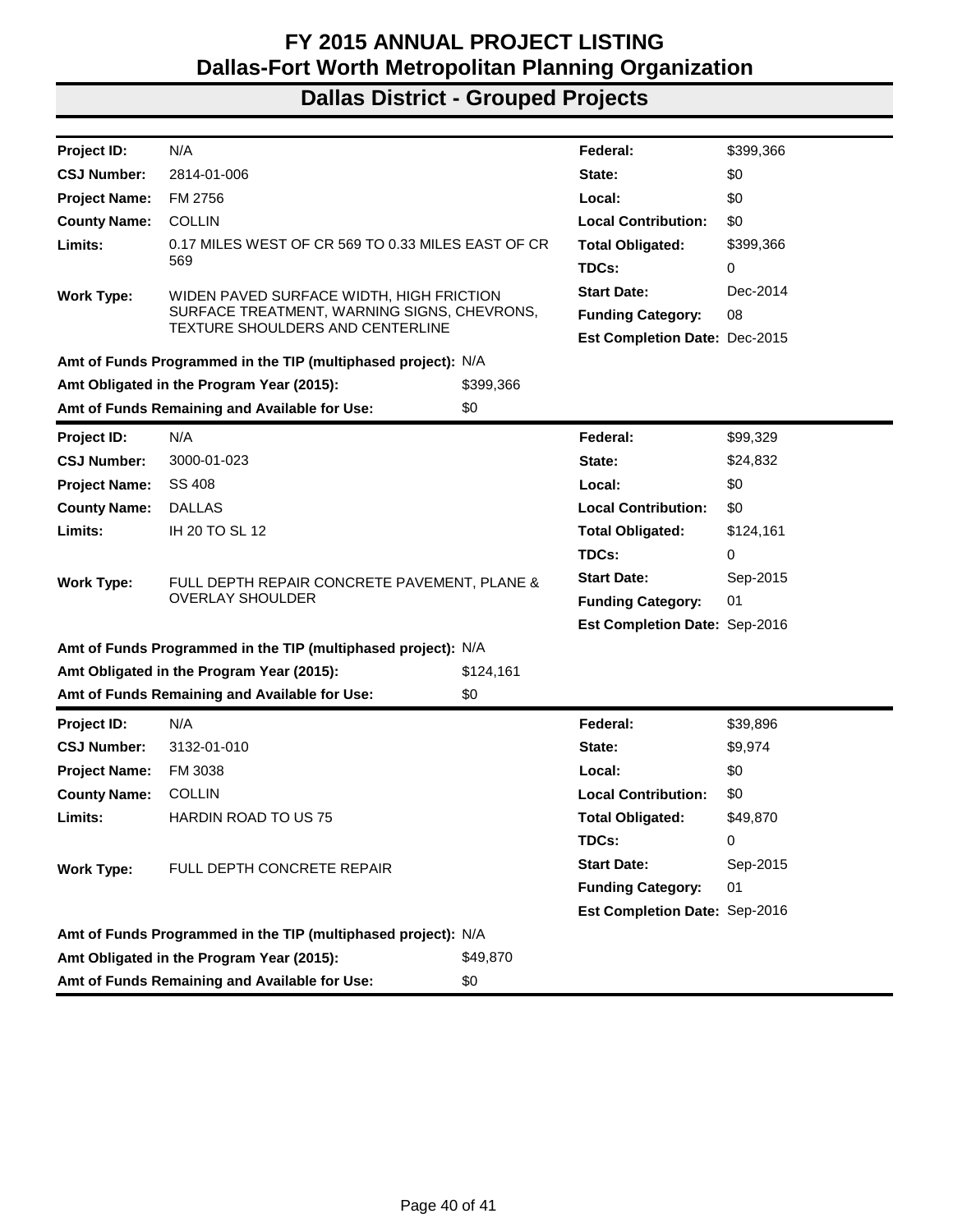# FY 2015 ANNUAL PROJECT LISTING
# Dallas-Fort Worth Metropolitan Planning Organization
## Dallas District - Grouped Projects

| | | | |
|---|---|---|---|
| **Project ID:** | N/A | **Federal:** | $399,366 |
| **CSJ Number:** | 2814-01-006 | **State:** | $0 |
| **Project Name:** | FM 2756 | **Local:** | $0 |
| **County Name:** | COLLIN | **Local Contribution:** | $0 |
| **Limits:** | 0.17 MILES WEST OF CR 569 TO 0.33 MILES EAST OF CR 569 | **Total Obligated:** | $399,366 |
| | | **TDCs:** | 0 |
| **Work Type:** | WIDEN PAVED SURFACE WIDTH, HIGH FRICTION SURFACE TREATMENT, WARNING SIGNS, CHEVRONS, TEXTURE SHOULDERS AND CENTERLINE | **Start Date:** | Dec-2014 |
| | | **Funding Category:** | 08 |
| | | **Est Completion Date:** | Dec-2015 |

**Amt of Funds Programmed in the TIP (multiphased project):** N/A
**Amt Obligated in the Program Year (2015):** $399,366
**Amt of Funds Remaining and Available for Use:** $0

| | | | |
|---|---|---|---|
| **Project ID:** | N/A | **Federal:** | $99,329 |
| **CSJ Number:** | 3000-01-023 | **State:** | $24,832 |
| **Project Name:** | SS 408 | **Local:** | $0 |
| **County Name:** | DALLAS | **Local Contribution:** | $0 |
| **Limits:** | IH 20 TO SL 12 | **Total Obligated:** | $124,161 |
| | | **TDCs:** | 0 |
| **Work Type:** | FULL DEPTH REPAIR CONCRETE PAVEMENT, PLANE & OVERLAY SHOULDER | **Start Date:** | Sep-2015 |
| | | **Funding Category:** | 01 |
| | | **Est Completion Date:** | Sep-2016 |

**Amt of Funds Programmed in the TIP (multiphased project):** N/A
**Amt Obligated in the Program Year (2015):** $124,161
**Amt of Funds Remaining and Available for Use:** $0

| | | | |
|---|---|---|---|
| **Project ID:** | N/A | **Federal:** | $39,896 |
| **CSJ Number:** | 3132-01-010 | **State:** | $9,974 |
| **Project Name:** | FM 3038 | **Local:** | $0 |
| **County Name:** | COLLIN | **Local Contribution:** | $0 |
| **Limits:** | HARDIN ROAD TO US 75 | **Total Obligated:** | $49,870 |
| | | **TDCs:** | 0 |
| **Work Type:** | FULL DEPTH CONCRETE REPAIR | **Start Date:** | Sep-2015 |
| | | **Funding Category:** | 01 |
| | | **Est Completion Date:** | Sep-2016 |

**Amt of Funds Programmed in the TIP (multiphased project):** N/A
**Amt Obligated in the Program Year (2015):** $49,870
**Amt of Funds Remaining and Available for Use:** $0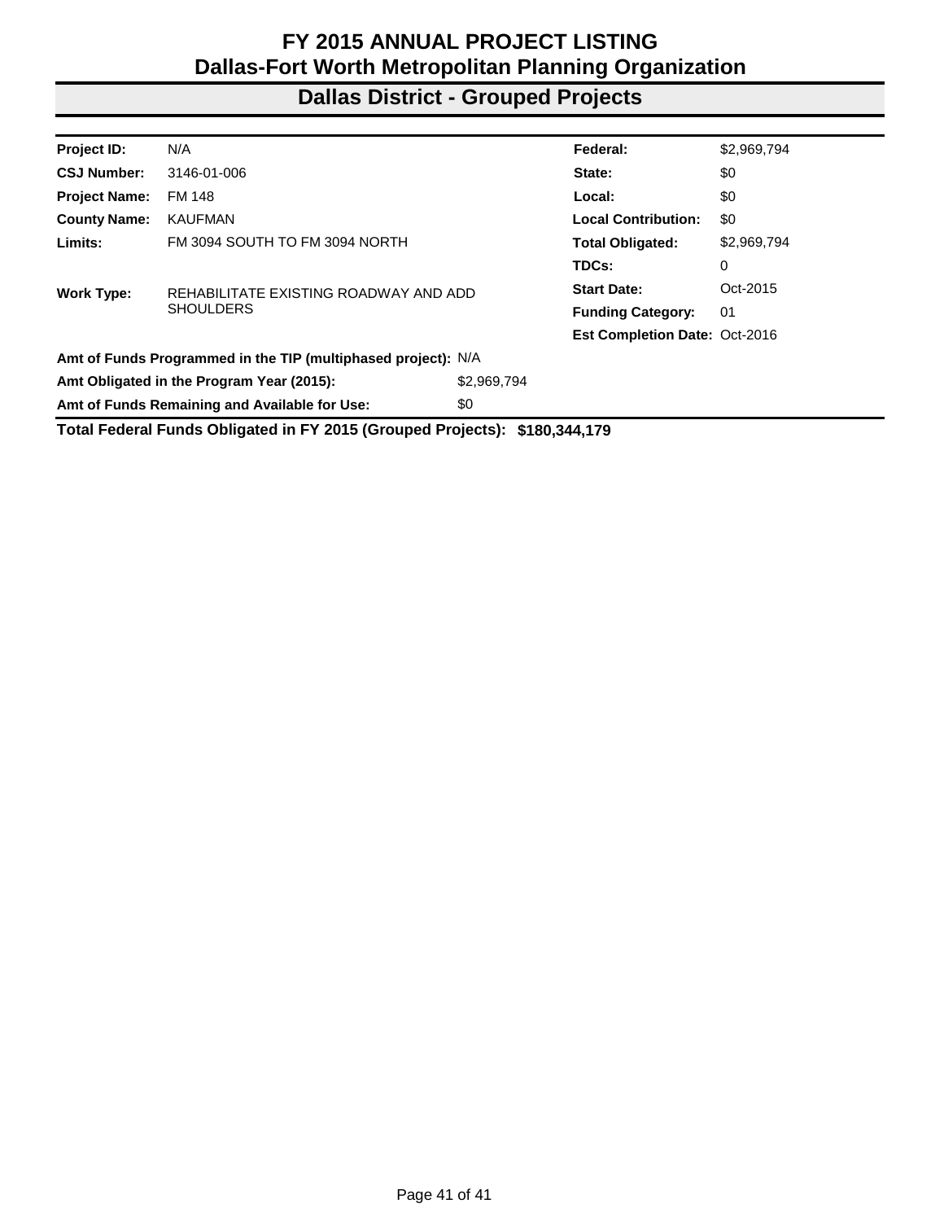# FY 2015 ANNUAL PROJECT LISTING
# Dallas-Fort Worth Metropolitan Planning Organization

## Dallas District - Grouped Projects

| | | | |
|---|---|---|---|
| **Project ID:** | N/A | **Federal:** | $2,969,794 |
| **CSJ Number:** | 3146-01-006 | **State:** | $0 |
| **Project Name:** | FM 148 | **Local:** | $0 |
| **County Name:** | KAUFMAN | **Local Contribution:** | $0 |
| **Limits:** | FM 3094 SOUTH TO FM 3094 NORTH | **Total Obligated:** | $2,969,794 |
| | | **TDCs:** | 0 |
| **Work Type:** | REHABILITATE EXISTING ROADWAY AND ADD SHOULDERS | **Start Date:** | Oct-2015 |
| | | **Funding Category:** | 01 |
| | | **Est Completion Date:** | Oct-2016 |

**Amt of Funds Programmed in the TIP (multiphased project):** N/A

**Amt Obligated in the Program Year (2015):** $2,969,794

**Amt of Funds Remaining and Available for Use:** $0

**Total Federal Funds Obligated in FY 2015 (Grouped Projects): $180,344,179**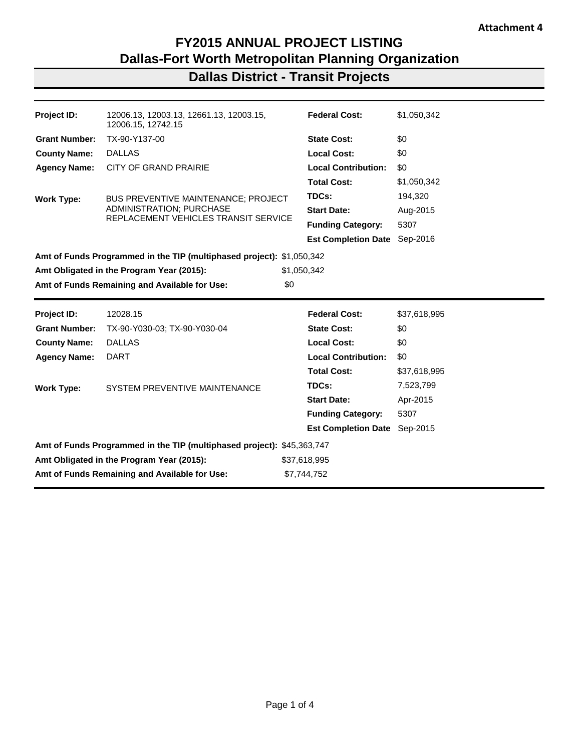Attachment 4

# FY2015 ANNUAL PROJECT LISTING
# Dallas-Fort Worth Metropolitan Planning Organization
## Dallas District - Transit Projects

| | | | |
|---|---|---|---|
| **Project ID:** | 12006.13, 12003.13, 12661.13, 12003.15, 12006.15, 12742.15 | **Federal Cost:** | $1,050,342 |
| **Grant Number:** | TX-90-Y137-00 | **State Cost:** | $0 |
| **County Name:** | DALLAS | **Local Cost:** | $0 |
| **Agency Name:** | CITY OF GRAND PRAIRIE | **Local Contribution:** | $0 |
| | | **Total Cost:** | $1,050,342 |
| **Work Type:** | BUS PREVENTIVE MAINTENANCE; PROJECT ADMINISTRATION; PURCHASE REPLACEMENT VEHICLES TRANSIT SERVICE | **TDCs:** | 194,320 |
| | | **Start Date:** | Aug-2015 |
| | | **Funding Category:** | 5307 |
| | | **Est Completion Date** | Sep-2016 |

**Amt of Funds Programmed in the TIP (multiphased project):** $1,050,342

**Amt Obligated in the Program Year (2015):** $1,050,342

**Amt of Funds Remaining and Available for Use:** $0

| | | | |
|---|---|---|---|
| **Project ID:** | 12028.15 | **Federal Cost:** | $37,618,995 |
| **Grant Number:** | TX-90-Y030-03; TX-90-Y030-04 | **State Cost:** | $0 |
| **County Name:** | DALLAS | **Local Cost:** | $0 |
| **Agency Name:** | DART | **Local Contribution:** | $0 |
| | | **Total Cost:** | $37,618,995 |
| **Work Type:** | SYSTEM PREVENTIVE MAINTENANCE | **TDCs:** | 7,523,799 |
| | | **Start Date:** | Apr-2015 |
| | | **Funding Category:** | 5307 |
| | | **Est Completion Date** | Sep-2015 |

**Amt of Funds Programmed in the TIP (multiphased project):** $45,363,747

**Amt Obligated in the Program Year (2015):** $37,618,995

**Amt of Funds Remaining and Available for Use:** $7,744,752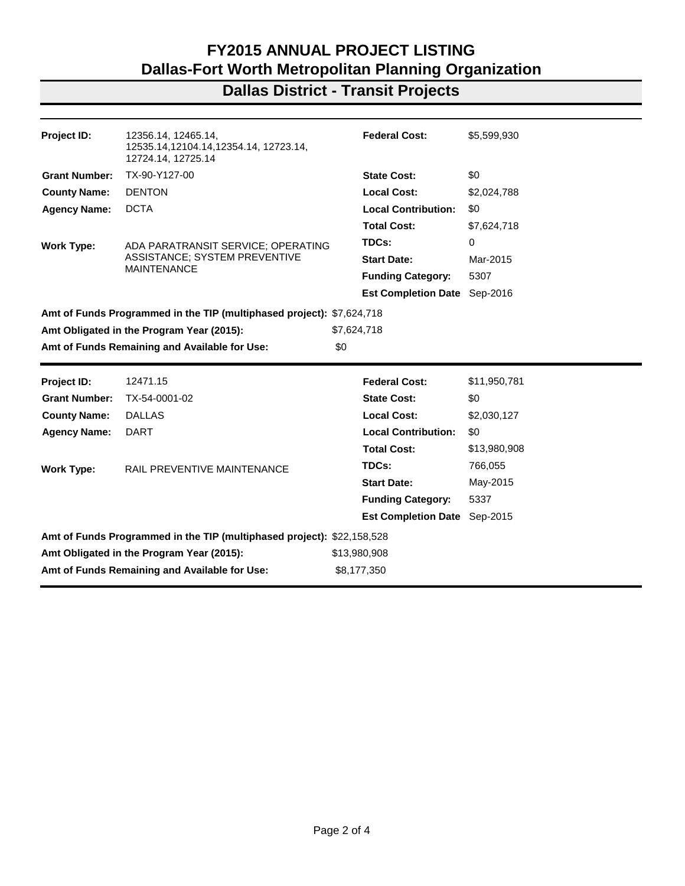# FY2015 ANNUAL PROJECT LISTING

## Dallas-Fort Worth Metropolitan Planning Organization

## Dallas District - Transit Projects

| | | | |
|---|---|---|---|
| **Project ID:** | 12356.14, 12465.14, 12535.14,12104.14,12354.14, 12723.14, 12724.14, 12725.14 | **Federal Cost:** | $5,599,930 |
| **Grant Number:** | TX-90-Y127-00 | **State Cost:** | $0 |
| **County Name:** | DENTON | **Local Cost:** | $2,024,788 |
| **Agency Name:** | DCTA | **Local Contribution:** | $0 |
| | | **Total Cost:** | $7,624,718 |
| **Work Type:** | ADA PARATRANSIT SERVICE; OPERATING ASSISTANCE; SYSTEM PREVENTIVE MAINTENANCE | **TDCs:** | 0 |
| | | **Start Date:** | Mar-2015 |
| | | **Funding Category:** | 5307 |
| | | **Est Completion Date** | Sep-2016 |

**Amt of Funds Programmed in the TIP (multiphased project):** $7,624,718

**Amt Obligated in the Program Year (2015):** $7,624,718

**Amt of Funds Remaining and Available for Use:** $0

---

| | | | |
|---|---|---|---|
| **Project ID:** | 12471.15 | **Federal Cost:** | $11,950,781 |
| **Grant Number:** | TX-54-0001-02 | **State Cost:** | $0 |
| **County Name:** | DALLAS | **Local Cost:** | $2,030,127 |
| **Agency Name:** | DART | **Local Contribution:** | $0 |
| | | **Total Cost:** | $13,980,908 |
| **Work Type:** | RAIL PREVENTIVE MAINTENANCE | **TDCs:** | 766,055 |
| | | **Start Date:** | May-2015 |
| | | **Funding Category:** | 5337 |
| | | **Est Completion Date** | Sep-2015 |

**Amt of Funds Programmed in the TIP (multiphased project):** $22,158,528

**Amt Obligated in the Program Year (2015):** $13,980,908

**Amt of Funds Remaining and Available for Use:** $8,177,350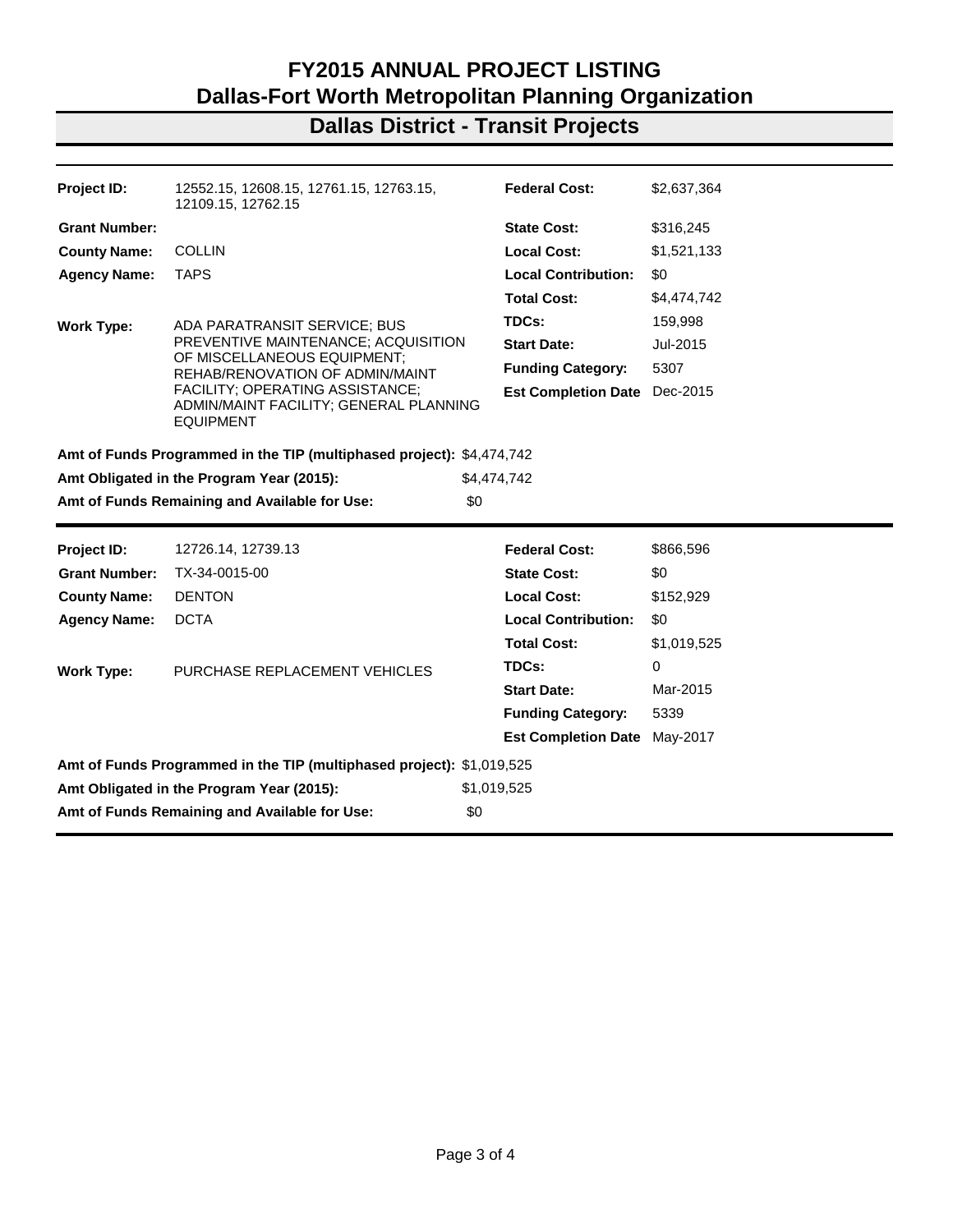# FY2015 ANNUAL PROJECT LISTING
# Dallas-Fort Worth Metropolitan Planning Organization
## Dallas District - Transit Projects

| | | | |
|---|---|---|---|
| **Project ID:** | 12552.15, 12608.15, 12761.15, 12763.15, 12109.15, 12762.15 | **Federal Cost:** | $2,637,364 |
| **Grant Number:** | | **State Cost:** | $316,245 |
| **County Name:** | COLLIN | **Local Cost:** | $1,521,133 |
| **Agency Name:** | TAPS | **Local Contribution:** | $0 |
| | | **Total Cost:** | $4,474,742 |
| **Work Type:** | ADA PARATRANSIT SERVICE; BUS PREVENTIVE MAINTENANCE; ACQUISITION OF MISCELLANEOUS EQUIPMENT; REHAB/RENOVATION OF ADMIN/MAINT FACILITY; OPERATING ASSISTANCE; ADMIN/MAINT FACILITY; GENERAL PLANNING EQUIPMENT | **TDCs:** | 159,998 |
| | | **Start Date:** | Jul-2015 |
| | | **Funding Category:** | 5307 |
| | | **Est Completion Date** | Dec-2015 |

**Amt of Funds Programmed in the TIP (multiphased project):** $4,474,742

**Amt Obligated in the Program Year (2015):** $4,474,742

**Amt of Funds Remaining and Available for Use:** $0

---

| | | | |
|---|---|---|---|
| **Project ID:** | 12726.14, 12739.13 | **Federal Cost:** | $866,596 |
| **Grant Number:** | TX-34-0015-00 | **State Cost:** | $0 |
| **County Name:** | DENTON | **Local Cost:** | $152,929 |
| **Agency Name:** | DCTA | **Local Contribution:** | $0 |
| | | **Total Cost:** | $1,019,525 |
| **Work Type:** | PURCHASE REPLACEMENT VEHICLES | **TDCs:** | 0 |
| | | **Start Date:** | Mar-2015 |
| | | **Funding Category:** | 5339 |
| | | **Est Completion Date** | May-2017 |

**Amt of Funds Programmed in the TIP (multiphased project):** $1,019,525

**Amt Obligated in the Program Year (2015):** $1,019,525

**Amt of Funds Remaining and Available for Use:** $0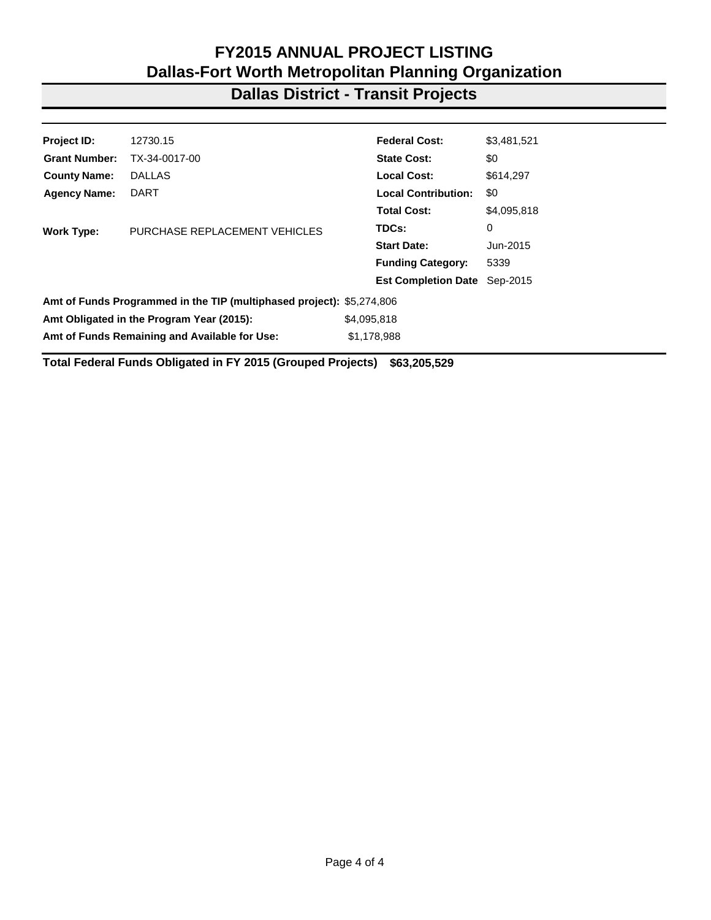# FY2015 ANNUAL PROJECT LISTING
# Dallas-Fort Worth Metropolitan Planning Organization
## Dallas District - Transit Projects

| | | | |
|---|---|---|---|
| **Project ID:** | 12730.15 | **Federal Cost:** | $3,481,521 |
| **Grant Number:** | TX-34-0017-00 | **State Cost:** | $0 |
| **County Name:** | DALLAS | **Local Cost:** | $614,297 |
| **Agency Name:** | DART | **Local Contribution:** | $0 |
| | | **Total Cost:** | $4,095,818 |
| **Work Type:** | PURCHASE REPLACEMENT VEHICLES | **TDCs:** | 0 |
| | | **Start Date:** | Jun-2015 |
| | | **Funding Category:** | 5339 |
| | | **Est Completion Date** | Sep-2015 |

**Amt of Funds Programmed in the TIP (multiphased project):** $5,274,806

**Amt Obligated in the Program Year (2015):** $4,095,818

**Amt of Funds Remaining and Available for Use:** $1,178,988

**Total Federal Funds Obligated in FY 2015 (Grouped Projects) $63,205,529**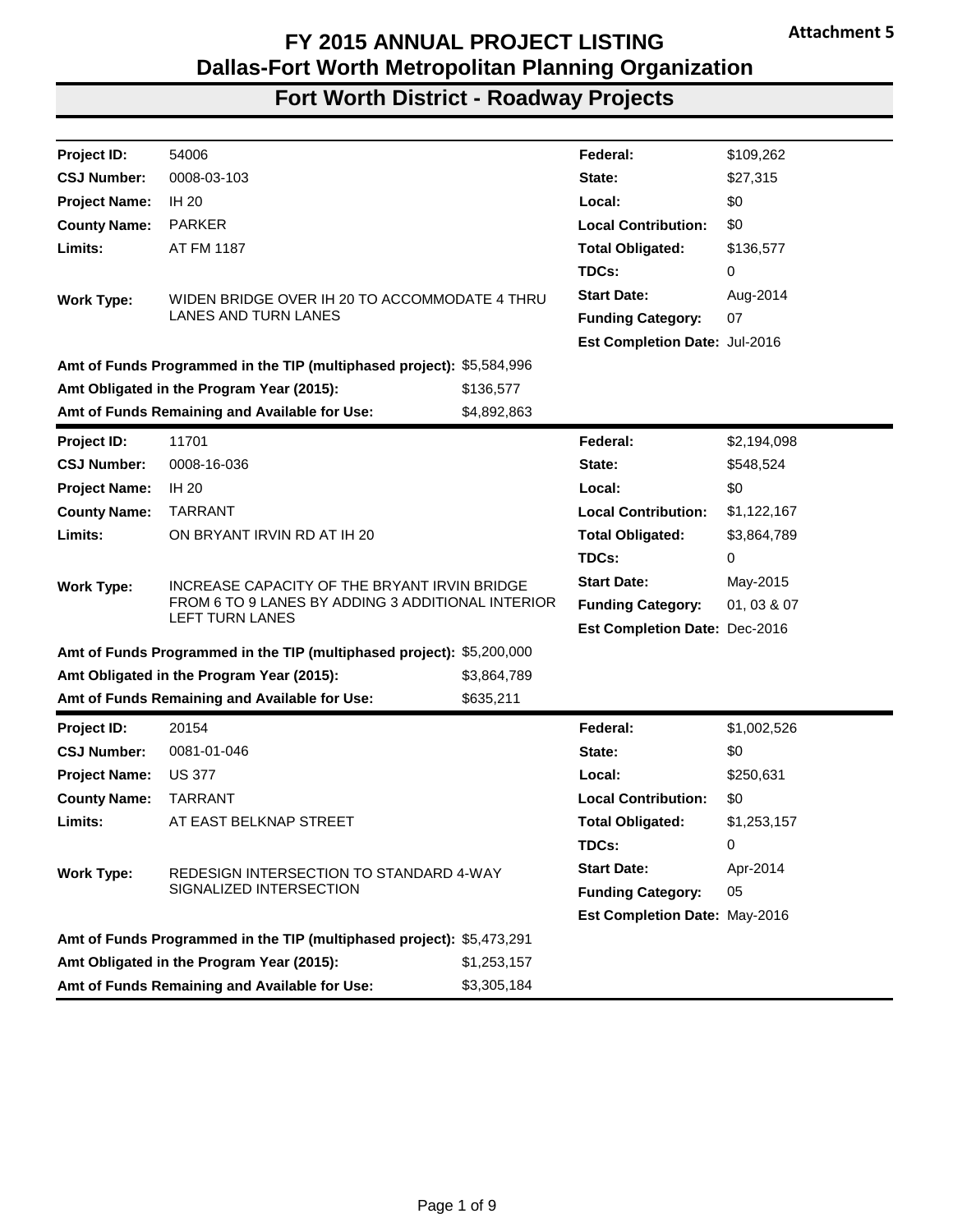**Attachment 5**

# FY 2015 ANNUAL PROJECT LISTING
# Dallas-Fort Worth Metropolitan Planning Organization
## Fort Worth District - Roadway Projects

| | | | |
|---|---|---|---|
| **Project ID:** | 54006 | **Federal:** | $109,262 |
| **CSJ Number:** | 0008-03-103 | **State:** | $27,315 |
| **Project Name:** | IH 20 | **Local:** | $0 |
| **County Name:** | PARKER | **Local Contribution:** | $0 |
| **Limits:** | AT FM 1187 | **Total Obligated:** | $136,577 |
| | | **TDCs:** | 0 |
| **Work Type:** | WIDEN BRIDGE OVER IH 20 TO ACCOMMODATE 4 THRU LANES AND TURN LANES | **Start Date:** | Aug-2014 |
| | | **Funding Category:** | 07 |
| | | **Est Completion Date:** | Jul-2016 |

| | |
|---|---|
| **Amt of Funds Programmed in the TIP (multiphased project):** | $5,584,996 |
| **Amt Obligated in the Program Year (2015):** | $136,577 |
| **Amt of Funds Remaining and Available for Use:** | $4,892,863 |

| | | | |
|---|---|---|---|
| **Project ID:** | 11701 | **Federal:** | $2,194,098 |
| **CSJ Number:** | 0008-16-036 | **State:** | $548,524 |
| **Project Name:** | IH 20 | **Local:** | $0 |
| **County Name:** | TARRANT | **Local Contribution:** | $1,122,167 |
| **Limits:** | ON BRYANT IRVIN RD AT IH 20 | **Total Obligated:** | $3,864,789 |
| | | **TDCs:** | 0 |
| **Work Type:** | INCREASE CAPACITY OF THE BRYANT IRVIN BRIDGE FROM 6 TO 9 LANES BY ADDING 3 ADDITIONAL INTERIOR LEFT TURN LANES | **Start Date:** | May-2015 |
| | | **Funding Category:** | 01, 03 & 07 |
| | | **Est Completion Date:** | Dec-2016 |

| | |
|---|---|
| **Amt of Funds Programmed in the TIP (multiphased project):** | $5,200,000 |
| **Amt Obligated in the Program Year (2015):** | $3,864,789 |
| **Amt of Funds Remaining and Available for Use:** | $635,211 |

| | | | |
|---|---|---|---|
| **Project ID:** | 20154 | **Federal:** | $1,002,526 |
| **CSJ Number:** | 0081-01-046 | **State:** | $0 |
| **Project Name:** | US 377 | **Local:** | $250,631 |
| **County Name:** | TARRANT | **Local Contribution:** | $0 |
| **Limits:** | AT EAST BELKNAP STREET | **Total Obligated:** | $1,253,157 |
| | | **TDCs:** | 0 |
| **Work Type:** | REDESIGN INTERSECTION TO STANDARD 4-WAY SIGNALIZED INTERSECTION | **Start Date:** | Apr-2014 |
| | | **Funding Category:** | 05 |
| | | **Est Completion Date:** | May-2016 |

| | |
|---|---|
| **Amt of Funds Programmed in the TIP (multiphased project):** | $5,473,291 |
| **Amt Obligated in the Program Year (2015):** | $1,253,157 |
| **Amt of Funds Remaining and Available for Use:** | $3,305,184 |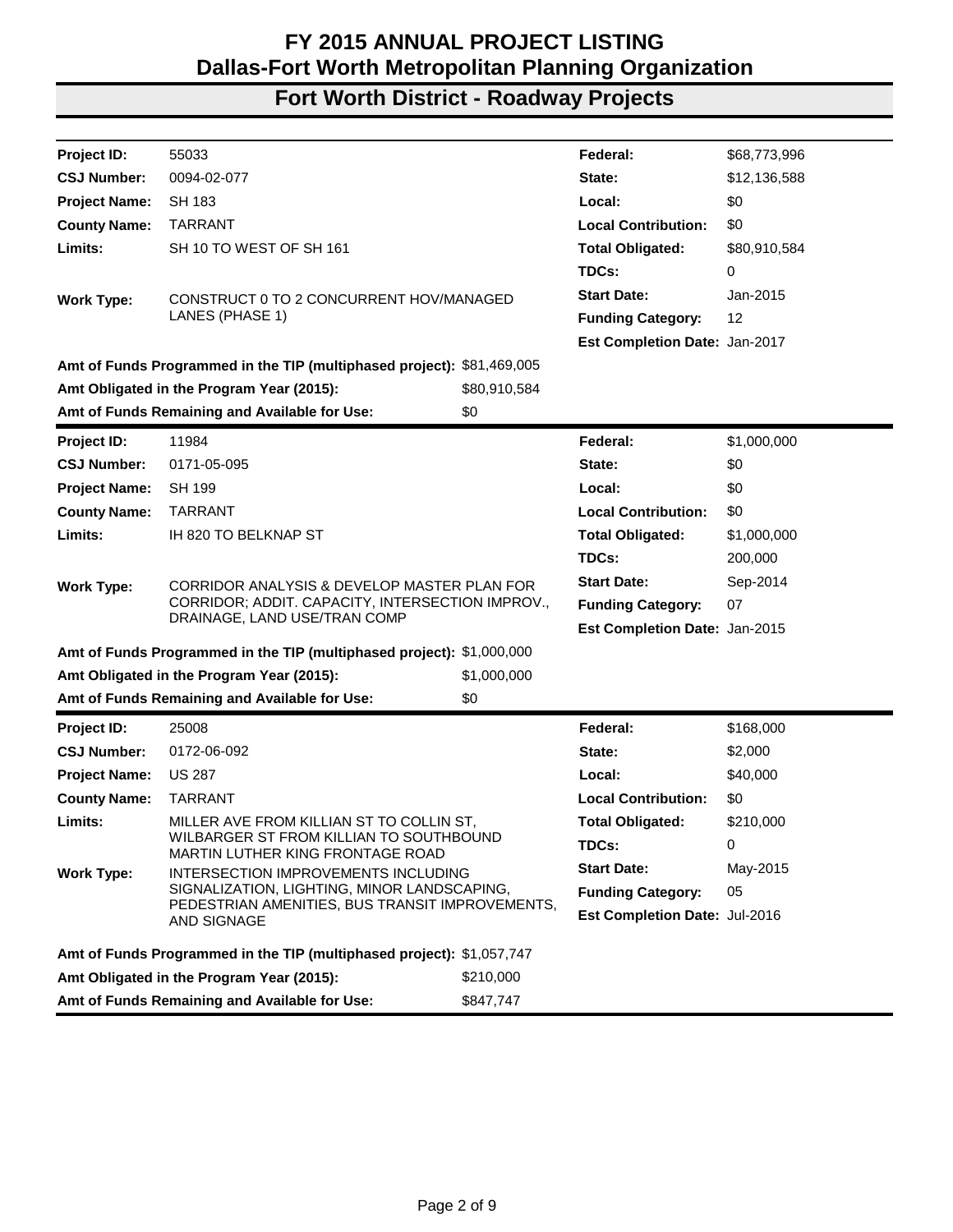# FY 2015 ANNUAL PROJECT LISTING
# Dallas-Fort Worth Metropolitan Planning Organization
## Fort Worth District - Roadway Projects

| | | | |
|---|---|---|---|
| **Project ID:** | 55033 | **Federal:** | $68,773,996 |
| **CSJ Number:** | 0094-02-077 | **State:** | $12,136,588 |
| **Project Name:** | SH 183 | **Local:** | $0 |
| **County Name:** | TARRANT | **Local Contribution:** | $0 |
| **Limits:** | SH 10 TO WEST OF SH 161 | **Total Obligated:** | $80,910,584 |
| | | **TDCs:** | 0 |
| **Work Type:** | CONSTRUCT 0 TO 2 CONCURRENT HOV/MANAGED LANES (PHASE 1) | **Start Date:** | Jan-2015 |
| | | **Funding Category:** | 12 |
| | | **Est Completion Date:** | Jan-2017 |

**Amt of Funds Programmed in the TIP (multiphased project):** $81,469,005
**Amt Obligated in the Program Year (2015):** $80,910,584
**Amt of Funds Remaining and Available for Use:** $0

| | | | |
|---|---|---|---|
| **Project ID:** | 11984 | **Federal:** | $1,000,000 |
| **CSJ Number:** | 0171-05-095 | **State:** | $0 |
| **Project Name:** | SH 199 | **Local:** | $0 |
| **County Name:** | TARRANT | **Local Contribution:** | $0 |
| **Limits:** | IH 820 TO BELKNAP ST | **Total Obligated:** | $1,000,000 |
| | | **TDCs:** | 200,000 |
| **Work Type:** | CORRIDOR ANALYSIS & DEVELOP MASTER PLAN FOR CORRIDOR; ADDIT. CAPACITY, INTERSECTION IMPROV., DRAINAGE, LAND USE/TRAN COMP | **Start Date:** | Sep-2014 |
| | | **Funding Category:** | 07 |
| | | **Est Completion Date:** | Jan-2015 |

**Amt of Funds Programmed in the TIP (multiphased project):** $1,000,000
**Amt Obligated in the Program Year (2015):** $1,000,000
**Amt of Funds Remaining and Available for Use:** $0

| | | | |
|---|---|---|---|
| **Project ID:** | 25008 | **Federal:** | $168,000 |
| **CSJ Number:** | 0172-06-092 | **State:** | $2,000 |
| **Project Name:** | US 287 | **Local:** | $40,000 |
| **County Name:** | TARRANT | **Local Contribution:** | $0 |
| **Limits:** | MILLER AVE FROM KILLIAN ST TO COLLIN ST, WILBARGER ST FROM KILLIAN TO SOUTHBOUND MARTIN LUTHER KING FRONTAGE ROAD | **Total Obligated:** | $210,000 |
| | | **TDCs:** | 0 |
| **Work Type:** | INTERSECTION IMPROVEMENTS INCLUDING SIGNALIZATION, LIGHTING, MINOR LANDSCAPING, PEDESTRIAN AMENITIES, BUS TRANSIT IMPROVEMENTS, AND SIGNAGE | **Start Date:** | May-2015 |
| | | **Funding Category:** | 05 |
| | | **Est Completion Date:** | Jul-2016 |

**Amt of Funds Programmed in the TIP (multiphased project):** $1,057,747
**Amt Obligated in the Program Year (2015):** $210,000
**Amt of Funds Remaining and Available for Use:** $847,747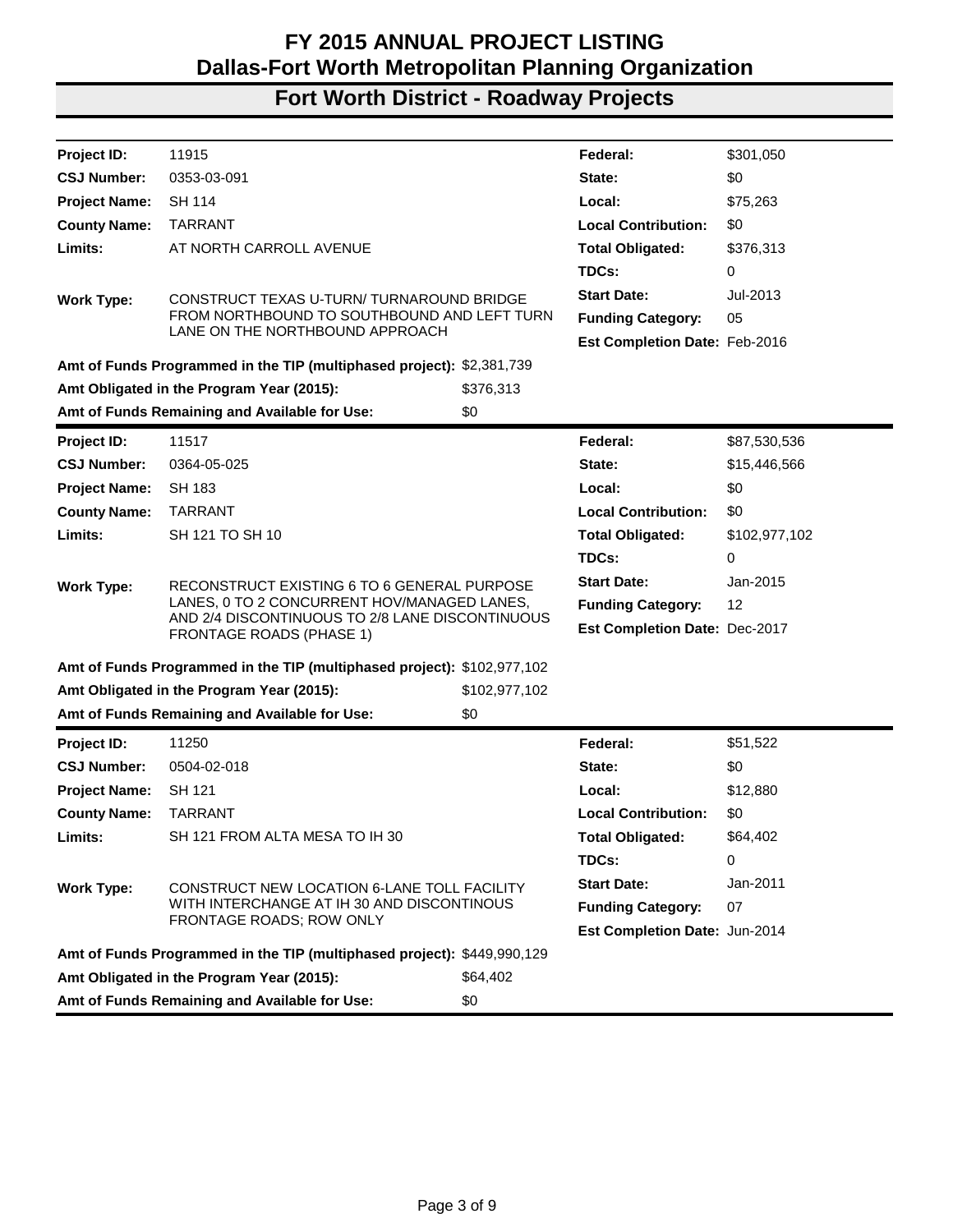# FY 2015 ANNUAL PROJECT LISTING
## Dallas-Fort Worth Metropolitan Planning Organization
## Fort Worth District - Roadway Projects

| | | | |
|---|---|---|---|
| **Project ID:** | 11915 | **Federal:** | $301,050 |
| **CSJ Number:** | 0353-03-091 | **State:** | $0 |
| **Project Name:** | SH 114 | **Local:** | $75,263 |
| **County Name:** | TARRANT | **Local Contribution:** | $0 |
| **Limits:** | AT NORTH CARROLL AVENUE | **Total Obligated:** | $376,313 |
| | | **TDCs:** | 0 |
| **Work Type:** | CONSTRUCT TEXAS U-TURN/ TURNAROUND BRIDGE FROM NORTHBOUND TO SOUTHBOUND AND LEFT TURN LANE ON THE NORTHBOUND APPROACH | **Start Date:** | Jul-2013 |
| | | **Funding Category:** | 05 |
| | | **Est Completion Date:** | Feb-2016 |

**Amt of Funds Programmed in the TIP (multiphased project):** $2,381,739
**Amt Obligated in the Program Year (2015):** $376,313
**Amt of Funds Remaining and Available for Use:** $0

| | | | |
|---|---|---|---|
| **Project ID:** | 11517 | **Federal:** | $87,530,536 |
| **CSJ Number:** | 0364-05-025 | **State:** | $15,446,566 |
| **Project Name:** | SH 183 | **Local:** | $0 |
| **County Name:** | TARRANT | **Local Contribution:** | $0 |
| **Limits:** | SH 121 TO SH 10 | **Total Obligated:** | $102,977,102 |
| | | **TDCs:** | 0 |
| **Work Type:** | RECONSTRUCT EXISTING 6 TO 6 GENERAL PURPOSE LANES, 0 TO 2 CONCURRENT HOV/MANAGED LANES, AND 2/4 DISCONTINUOUS TO 2/8 LANE DISCONTINUOUS FRONTAGE ROADS (PHASE 1) | **Start Date:** | Jan-2015 |
| | | **Funding Category:** | 12 |
| | | **Est Completion Date:** | Dec-2017 |

**Amt of Funds Programmed in the TIP (multiphased project):** $102,977,102
**Amt Obligated in the Program Year (2015):** $102,977,102
**Amt of Funds Remaining and Available for Use:** $0

| | | | |
|---|---|---|---|
| **Project ID:** | 11250 | **Federal:** | $51,522 |
| **CSJ Number:** | 0504-02-018 | **State:** | $0 |
| **Project Name:** | SH 121 | **Local:** | $12,880 |
| **County Name:** | TARRANT | **Local Contribution:** | $0 |
| **Limits:** | SH 121 FROM ALTA MESA TO IH 30 | **Total Obligated:** | $64,402 |
| | | **TDCs:** | 0 |
| **Work Type:** | CONSTRUCT NEW LOCATION 6-LANE TOLL FACILITY WITH INTERCHANGE AT IH 30 AND DISCONTINOUS FRONTAGE ROADS; ROW ONLY | **Start Date:** | Jan-2011 |
| | | **Funding Category:** | 07 |
| | | **Est Completion Date:** | Jun-2014 |

**Amt of Funds Programmed in the TIP (multiphased project):** $449,990,129
**Amt Obligated in the Program Year (2015):** $64,402
**Amt of Funds Remaining and Available for Use:** $0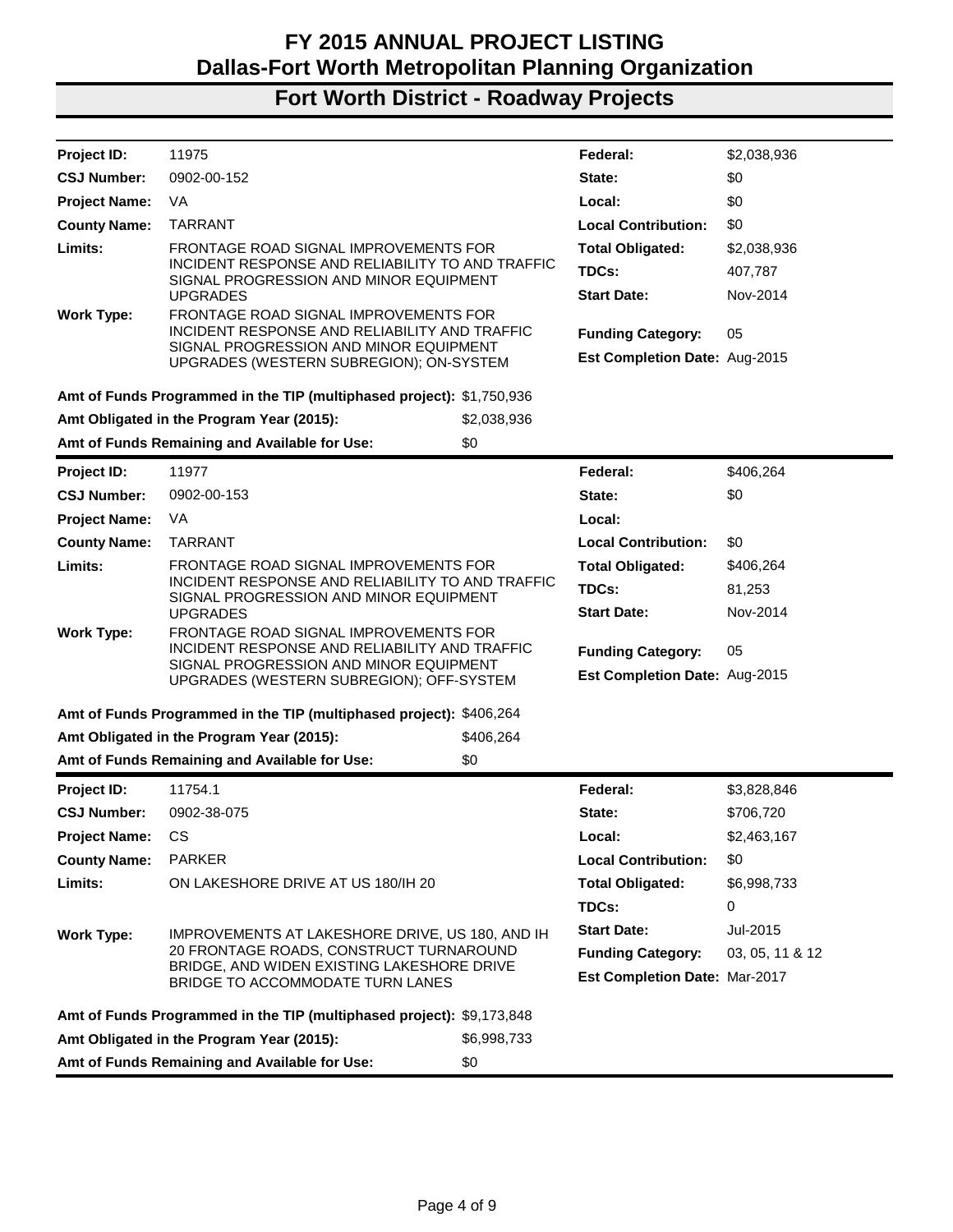# FY 2015 ANNUAL PROJECT LISTING
# Dallas-Fort Worth Metropolitan Planning Organization
## Fort Worth District - Roadway Projects

| | | | |
|---|---|---|---|
| **Project ID:** | 11975 | **Federal:** | $2,038,936 |
| **CSJ Number:** | 0902-00-152 | **State:** | $0 |
| **Project Name:** | VA | **Local:** | $0 |
| **County Name:** | TARRANT | **Local Contribution:** | $0 |
| **Limits:** | FRONTAGE ROAD SIGNAL IMPROVEMENTS FOR INCIDENT RESPONSE AND RELIABILITY TO AND TRAFFIC SIGNAL PROGRESSION AND MINOR EQUIPMENT UPGRADES | **Total Obligated:** | $2,038,936 |
| | | **TDCs:** | 407,787 |
| | | **Start Date:** | Nov-2014 |
| **Work Type:** | FRONTAGE ROAD SIGNAL IMPROVEMENTS FOR INCIDENT RESPONSE AND RELIABILITY AND TRAFFIC SIGNAL PROGRESSION AND MINOR EQUIPMENT UPGRADES (WESTERN SUBREGION); ON-SYSTEM | **Funding Category:** | 05 |
| | | **Est Completion Date:** | Aug-2015 |

**Amt of Funds Programmed in the TIP (multiphased project):** $1,750,936
**Amt Obligated in the Program Year (2015):** $2,038,936
**Amt of Funds Remaining and Available for Use:** $0

---

| | | | |
|---|---|---|---|
| **Project ID:** | 11977 | **Federal:** | $406,264 |
| **CSJ Number:** | 0902-00-153 | **State:** | $0 |
| **Project Name:** | VA | **Local:** | |
| **County Name:** | TARRANT | **Local Contribution:** | $0 |
| **Limits:** | FRONTAGE ROAD SIGNAL IMPROVEMENTS FOR INCIDENT RESPONSE AND RELIABILITY TO AND TRAFFIC SIGNAL PROGRESSION AND MINOR EQUIPMENT UPGRADES | **Total Obligated:** | $406,264 |
| | | **TDCs:** | 81,253 |
| | | **Start Date:** | Nov-2014 |
| **Work Type:** | FRONTAGE ROAD SIGNAL IMPROVEMENTS FOR INCIDENT RESPONSE AND RELIABILITY AND TRAFFIC SIGNAL PROGRESSION AND MINOR EQUIPMENT UPGRADES (WESTERN SUBREGION); OFF-SYSTEM | **Funding Category:** | 05 |
| | | **Est Completion Date:** | Aug-2015 |

**Amt of Funds Programmed in the TIP (multiphased project):** $406,264
**Amt Obligated in the Program Year (2015):** $406,264
**Amt of Funds Remaining and Available for Use:** $0

---

| | | | |
|---|---|---|---|
| **Project ID:** | 11754.1 | **Federal:** | $3,828,846 |
| **CSJ Number:** | 0902-38-075 | **State:** | $706,720 |
| **Project Name:** | CS | **Local:** | $2,463,167 |
| **County Name:** | PARKER | **Local Contribution:** | $0 |
| **Limits:** | ON LAKESHORE DRIVE AT US 180/IH 20 | **Total Obligated:** | $6,998,733 |
| | | **TDCs:** | 0 |
| **Work Type:** | IMPROVEMENTS AT LAKESHORE DRIVE, US 180, AND IH 20 FRONTAGE ROADS, CONSTRUCT TURNAROUND BRIDGE, AND WIDEN EXISTING LAKESHORE DRIVE BRIDGE TO ACCOMMODATE TURN LANES | **Start Date:** | Jul-2015 |
| | | **Funding Category:** | 03, 05, 11 & 12 |
| | | **Est Completion Date:** | Mar-2017 |

**Amt of Funds Programmed in the TIP (multiphased project):** $9,173,848
**Amt Obligated in the Program Year (2015):** $6,998,733
**Amt of Funds Remaining and Available for Use:** $0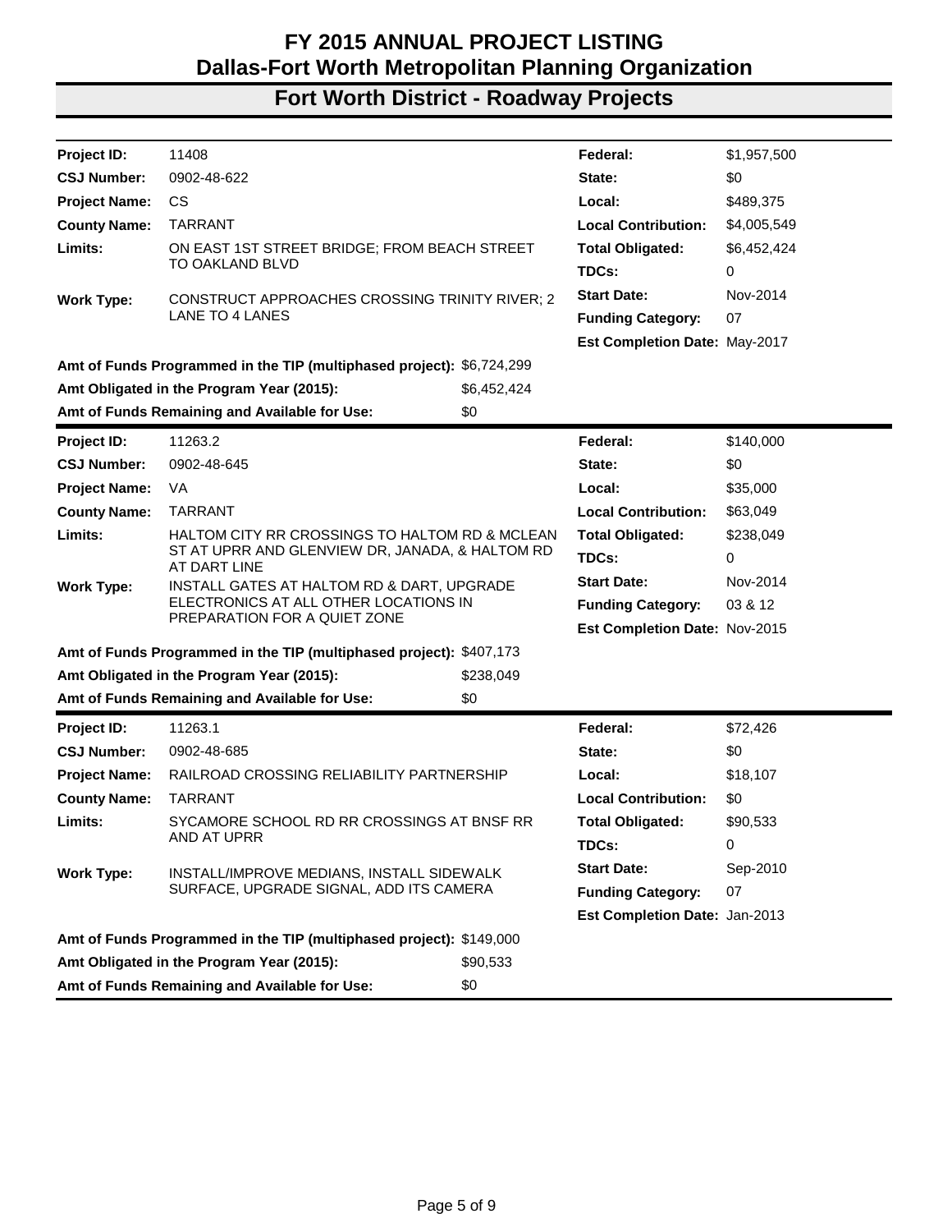# FY 2015 ANNUAL PROJECT LISTING
## Dallas-Fort Worth Metropolitan Planning Organization
## Fort Worth District - Roadway Projects

| | | | |
|---|---|---|---|
| **Project ID:** | 11408 | **Federal:** | $1,957,500 |
| **CSJ Number:** | 0902-48-622 | **State:** | $0 |
| **Project Name:** | CS | **Local:** | $489,375 |
| **County Name:** | TARRANT | **Local Contribution:** | $4,005,549 |
| **Limits:** | ON EAST 1ST STREET BRIDGE; FROM BEACH STREET TO OAKLAND BLVD | **Total Obligated:** | $6,452,424 |
| | | **TDCs:** | 0 |
| **Work Type:** | CONSTRUCT APPROACHES CROSSING TRINITY RIVER; 2 LANE TO 4 LANES | **Start Date:** | Nov-2014 |
| | | **Funding Category:** | 07 |
| | | **Est Completion Date:** | May-2017 |

**Amt of Funds Programmed in the TIP (multiphased project):** $6,724,299
**Amt Obligated in the Program Year (2015):** $6,452,424
**Amt of Funds Remaining and Available for Use:** $0

| | | | |
|---|---|---|---|
| **Project ID:** | 11263.2 | **Federal:** | $140,000 |
| **CSJ Number:** | 0902-48-645 | **State:** | $0 |
| **Project Name:** | VA | **Local:** | $35,000 |
| **County Name:** | TARRANT | **Local Contribution:** | $63,049 |
| **Limits:** | HALTOM CITY RR CROSSINGS TO HALTOM RD & MCLEAN ST AT UPRR AND GLENVIEW DR, JANADA, & HALTOM RD AT DART LINE | **Total Obligated:** | $238,049 |
| | | **TDCs:** | 0 |
| **Work Type:** | INSTALL GATES AT HALTOM RD & DART, UPGRADE ELECTRONICS AT ALL OTHER LOCATIONS IN PREPARATION FOR A QUIET ZONE | **Start Date:** | Nov-2014 |
| | | **Funding Category:** | 03 & 12 |
| | | **Est Completion Date:** | Nov-2015 |

**Amt of Funds Programmed in the TIP (multiphased project):** $407,173
**Amt Obligated in the Program Year (2015):** $238,049
**Amt of Funds Remaining and Available for Use:** $0

| | | | |
|---|---|---|---|
| **Project ID:** | 11263.1 | **Federal:** | $72,426 |
| **CSJ Number:** | 0902-48-685 | **State:** | $0 |
| **Project Name:** | RAILROAD CROSSING RELIABILITY PARTNERSHIP | **Local:** | $18,107 |
| **County Name:** | TARRANT | **Local Contribution:** | $0 |
| **Limits:** | SYCAMORE SCHOOL RD RR CROSSINGS AT BNSF RR AND AT UPRR | **Total Obligated:** | $90,533 |
| | | **TDCs:** | 0 |
| **Work Type:** | INSTALL/IMPROVE MEDIANS, INSTALL SIDEWALK SURFACE, UPGRADE SIGNAL, ADD ITS CAMERA | **Start Date:** | Sep-2010 |
| | | **Funding Category:** | 07 |
| | | **Est Completion Date:** | Jan-2013 |

**Amt of Funds Programmed in the TIP (multiphased project):** $149,000
**Amt Obligated in the Program Year (2015):** $90,533
**Amt of Funds Remaining and Available for Use:** $0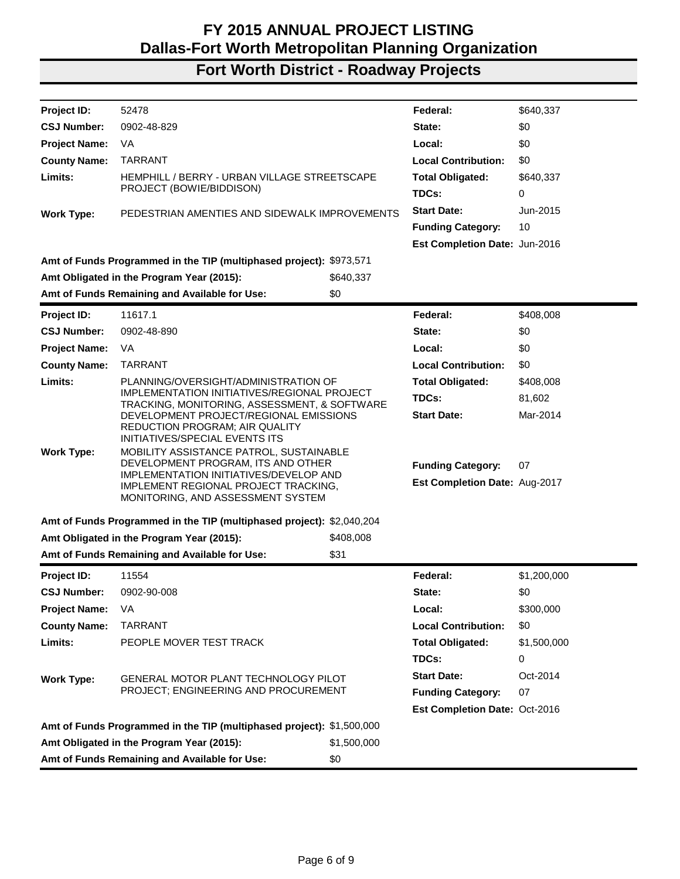# FY 2015 ANNUAL PROJECT LISTING
## Dallas-Fort Worth Metropolitan Planning Organization
## Fort Worth District - Roadway Projects

| | | | |
|---|---|---|---|
| **Project ID:** | 52478 | **Federal:** | $640,337 |
| **CSJ Number:** | 0902-48-829 | **State:** | $0 |
| **Project Name:** | VA | **Local:** | $0 |
| **County Name:** | TARRANT | **Local Contribution:** | $0 |
| **Limits:** | HEMPHILL / BERRY - URBAN VILLAGE STREETSCAPE PROJECT (BOWIE/BIDDISON) | **Total Obligated:** | $640,337 |
| | | **TDCs:** | 0 |
| **Work Type:** | PEDESTRIAN AMENTIES AND SIDEWALK IMPROVEMENTS | **Start Date:** | Jun-2015 |
| | | **Funding Category:** | 10 |
| | | **Est Completion Date:** | Jun-2016 |

**Amt of Funds Programmed in the TIP (multiphased project):** $973,571
**Amt Obligated in the Program Year (2015):** $640,337
**Amt of Funds Remaining and Available for Use:** $0

---

| | | | |
|---|---|---|---|
| **Project ID:** | 11617.1 | **Federal:** | $408,008 |
| **CSJ Number:** | 0902-48-890 | **State:** | $0 |
| **Project Name:** | VA | **Local:** | $0 |
| **County Name:** | TARRANT | **Local Contribution:** | $0 |
| **Limits:** | PLANNING/OVERSIGHT/ADMINISTRATION OF IMPLEMENTATION INITIATIVES/REGIONAL PROJECT TRACKING, MONITORING, ASSESSMENT, & SOFTWARE DEVELOPMENT PROJECT/REGIONAL EMISSIONS REDUCTION PROGRAM; AIR QUALITY INITIATIVES/SPECIAL EVENTS ITS | **Total Obligated:** | $408,008 |
| | | **TDCs:** | 81,602 |
| | | **Start Date:** | Mar-2014 |
| **Work Type:** | MOBILITY ASSISTANCE PATROL, SUSTAINABLE DEVELOPMENT PROGRAM, ITS AND OTHER IMPLEMENTATION INITIATIVES/DEVELOP AND IMPLEMENT REGIONAL PROJECT TRACKING, MONITORING, AND ASSESSMENT SYSTEM | **Funding Category:** | 07 |
| | | **Est Completion Date:** | Aug-2017 |

**Amt of Funds Programmed in the TIP (multiphased project):** $2,040,204
**Amt Obligated in the Program Year (2015):** $408,008
**Amt of Funds Remaining and Available for Use:** $31

---

| | | | |
|---|---|---|---|
| **Project ID:** | 11554 | **Federal:** | $1,200,000 |
| **CSJ Number:** | 0902-90-008 | **State:** | $0 |
| **Project Name:** | VA | **Local:** | $300,000 |
| **County Name:** | TARRANT | **Local Contribution:** | $0 |
| **Limits:** | PEOPLE MOVER TEST TRACK | **Total Obligated:** | $1,500,000 |
| | | **TDCs:** | 0 |
| **Work Type:** | GENERAL MOTOR PLANT TECHNOLOGY PILOT PROJECT; ENGINEERING AND PROCUREMENT | **Start Date:** | Oct-2014 |
| | | **Funding Category:** | 07 |
| | | **Est Completion Date:** | Oct-2016 |

**Amt of Funds Programmed in the TIP (multiphased project):** $1,500,000
**Amt Obligated in the Program Year (2015):** $1,500,000
**Amt of Funds Remaining and Available for Use:** $0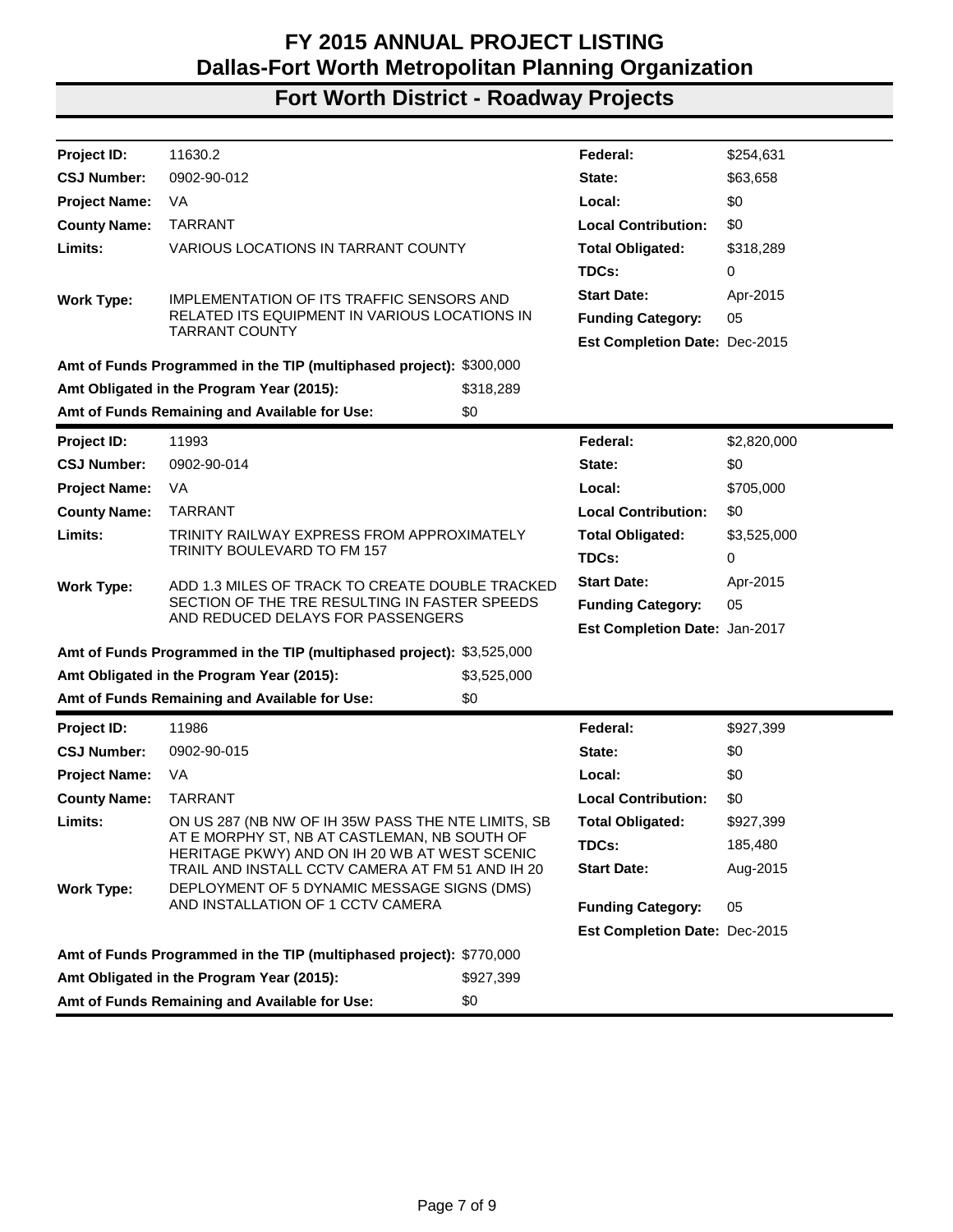# FY 2015 ANNUAL PROJECT LISTING
# Dallas-Fort Worth Metropolitan Planning Organization

## Fort Worth District - Roadway Projects

| | | | |
|---|---|---|---|
| **Project ID:** | 11630.2 | **Federal:** | $254,631 |
| **CSJ Number:** | 0902-90-012 | **State:** | $63,658 |
| **Project Name:** | VA | **Local:** | $0 |
| **County Name:** | TARRANT | **Local Contribution:** | $0 |
| **Limits:** | VARIOUS LOCATIONS IN TARRANT COUNTY | **Total Obligated:** | $318,289 |
| | | **TDCs:** | 0 |
| **Work Type:** | IMPLEMENTATION OF ITS TRAFFIC SENSORS AND RELATED ITS EQUIPMENT IN VARIOUS LOCATIONS IN TARRANT COUNTY | **Start Date:** | Apr-2015 |
| | | **Funding Category:** | 05 |
| | | **Est Completion Date:** | Dec-2015 |

**Amt of Funds Programmed in the TIP (multiphased project):** $300,000
**Amt Obligated in the Program Year (2015):** $318,289
**Amt of Funds Remaining and Available for Use:** $0

| | | | |
|---|---|---|---|
| **Project ID:** | 11993 | **Federal:** | $2,820,000 |
| **CSJ Number:** | 0902-90-014 | **State:** | $0 |
| **Project Name:** | VA | **Local:** | $705,000 |
| **County Name:** | TARRANT | **Local Contribution:** | $0 |
| **Limits:** | TRINITY RAILWAY EXPRESS FROM APPROXIMATELY TRINITY BOULEVARD TO FM 157 | **Total Obligated:** | $3,525,000 |
| | | **TDCs:** | 0 |
| **Work Type:** | ADD 1.3 MILES OF TRACK TO CREATE DOUBLE TRACKED SECTION OF THE TRE RESULTING IN FASTER SPEEDS AND REDUCED DELAYS FOR PASSENGERS | **Start Date:** | Apr-2015 |
| | | **Funding Category:** | 05 |
| | | **Est Completion Date:** | Jan-2017 |

**Amt of Funds Programmed in the TIP (multiphased project):** $3,525,000
**Amt Obligated in the Program Year (2015):** $3,525,000
**Amt of Funds Remaining and Available for Use:** $0

| | | | |
|---|---|---|---|
| **Project ID:** | 11986 | **Federal:** | $927,399 |
| **CSJ Number:** | 0902-90-015 | **State:** | $0 |
| **Project Name:** | VA | **Local:** | $0 |
| **County Name:** | TARRANT | **Local Contribution:** | $0 |
| **Limits:** | ON US 287 (NB NW OF IH 35W PASS THE NTE LIMITS, SB AT E MORPHY ST, NB AT CASTLEMAN, NB SOUTH OF HERITAGE PKWY) AND ON IH 20 WB AT WEST SCENIC TRAIL AND INSTALL CCTV CAMERA AT FM 51 AND IH 20 | **Total Obligated:** | $927,399 |
| | | **TDCs:** | 185,480 |
| | | **Start Date:** | Aug-2015 |
| **Work Type:** | DEPLOYMENT OF 5 DYNAMIC MESSAGE SIGNS (DMS) AND INSTALLATION OF 1 CCTV CAMERA | **Funding Category:** | 05 |
| | | **Est Completion Date:** | Dec-2015 |

**Amt of Funds Programmed in the TIP (multiphased project):** $770,000
**Amt Obligated in the Program Year (2015):** $927,399
**Amt of Funds Remaining and Available for Use:** $0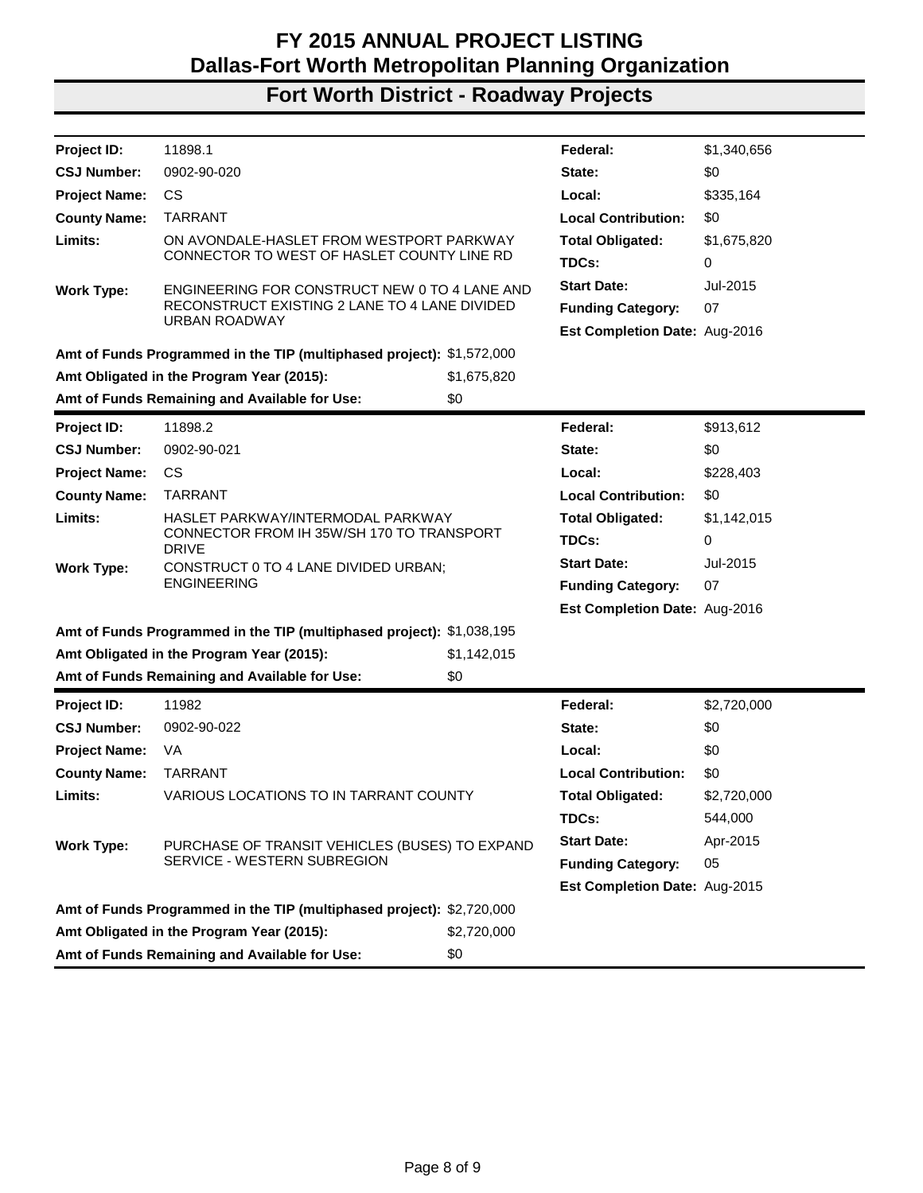# FY 2015 ANNUAL PROJECT LISTING
# Dallas-Fort Worth Metropolitan Planning Organization
## Fort Worth District - Roadway Projects

| | | | |
|---|---|---|---|
| **Project ID:** | 11898.1 | **Federal:** | $1,340,656 |
| **CSJ Number:** | 0902-90-020 | **State:** | $0 |
| **Project Name:** | CS | **Local:** | $335,164 |
| **County Name:** | TARRANT | **Local Contribution:** | $0 |
| **Limits:** | ON AVONDALE-HASLET FROM WESTPORT PARKWAY CONNECTOR TO WEST OF HASLET COUNTY LINE RD | **Total Obligated:** | $1,675,820 |
| | | **TDCs:** | 0 |
| **Work Type:** | ENGINEERING FOR CONSTRUCT NEW 0 TO 4 LANE AND RECONSTRUCT EXISTING 2 LANE TO 4 LANE DIVIDED URBAN ROADWAY | **Start Date:** | Jul-2015 |
| | | **Funding Category:** | 07 |
| | | **Est Completion Date:** | Aug-2016 |

**Amt of Funds Programmed in the TIP (multiphased project):** $1,572,000
**Amt Obligated in the Program Year (2015):** $1,675,820
**Amt of Funds Remaining and Available for Use:** $0

| | | | |
|---|---|---|---|
| **Project ID:** | 11898.2 | **Federal:** | $913,612 |
| **CSJ Number:** | 0902-90-021 | **State:** | $0 |
| **Project Name:** | CS | **Local:** | $228,403 |
| **County Name:** | TARRANT | **Local Contribution:** | $0 |
| **Limits:** | HASLET PARKWAY/INTERMODAL PARKWAY CONNECTOR FROM IH 35W/SH 170 TO TRANSPORT DRIVE | **Total Obligated:** | $1,142,015 |
| | | **TDCs:** | 0 |
| **Work Type:** | CONSTRUCT 0 TO 4 LANE DIVIDED URBAN; ENGINEERING | **Start Date:** | Jul-2015 |
| | | **Funding Category:** | 07 |
| | | **Est Completion Date:** | Aug-2016 |

**Amt of Funds Programmed in the TIP (multiphased project):** $1,038,195
**Amt Obligated in the Program Year (2015):** $1,142,015
**Amt of Funds Remaining and Available for Use:** $0

| | | | |
|---|---|---|---|
| **Project ID:** | 11982 | **Federal:** | $2,720,000 |
| **CSJ Number:** | 0902-90-022 | **State:** | $0 |
| **Project Name:** | VA | **Local:** | $0 |
| **County Name:** | TARRANT | **Local Contribution:** | $0 |
| **Limits:** | VARIOUS LOCATIONS TO IN TARRANT COUNTY | **Total Obligated:** | $2,720,000 |
| | | **TDCs:** | 544,000 |
| **Work Type:** | PURCHASE OF TRANSIT VEHICLES (BUSES) TO EXPAND SERVICE - WESTERN SUBREGION | **Start Date:** | Apr-2015 |
| | | **Funding Category:** | 05 |
| | | **Est Completion Date:** | Aug-2015 |

**Amt of Funds Programmed in the TIP (multiphased project):** $2,720,000
**Amt Obligated in the Program Year (2015):** $2,720,000
**Amt of Funds Remaining and Available for Use:** $0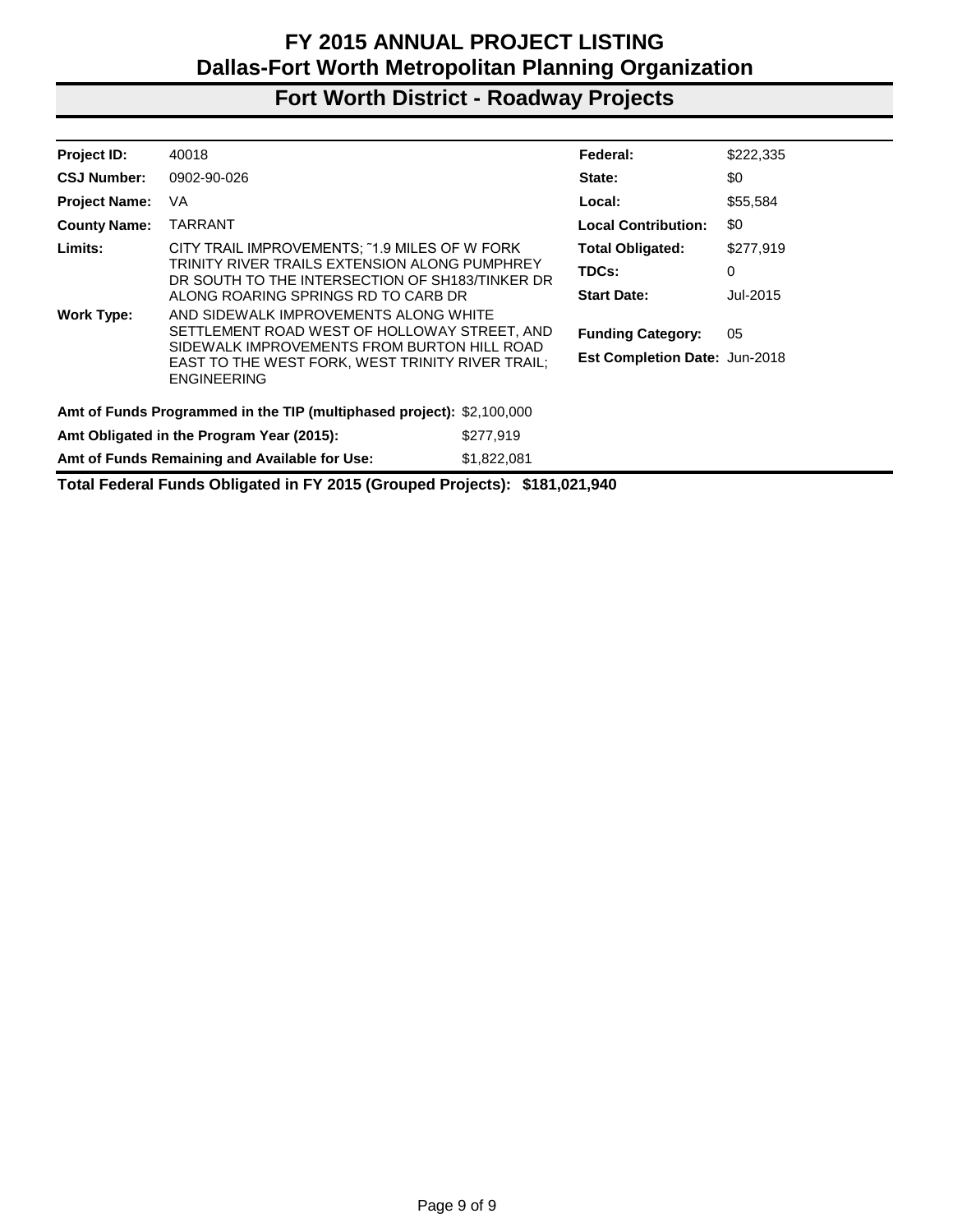# FY 2015 ANNUAL PROJECT LISTING
# Dallas-Fort Worth Metropolitan Planning Organization
## Fort Worth District - Roadway Projects

| | | | |
|---|---|---|---|
| **Project ID:** | 40018 | **Federal:** | $222,335 |
| **CSJ Number:** | 0902-90-026 | **State:** | $0 |
| **Project Name:** | VA | **Local:** | $55,584 |
| **County Name:** | TARRANT | **Local Contribution:** | $0 |
| **Limits:** | CITY TRAIL IMPROVEMENTS; ˜1.9 MILES OF W FORK TRINITY RIVER TRAILS EXTENSION ALONG PUMPHREY DR SOUTH TO THE INTERSECTION OF SH183/TINKER DR ALONG ROARING SPRINGS RD TO CARB DR | **Total Obligated:** | $277,919 |
| | | **TDCs:** | 0 |
| | | **Start Date:** | Jul-2015 |
| **Work Type:** | AND SIDEWALK IMPROVEMENTS ALONG WHITE SETTLEMENT ROAD WEST OF HOLLOWAY STREET, AND SIDEWALK IMPROVEMENTS FROM BURTON HILL ROAD EAST TO THE WEST FORK, WEST TRINITY RIVER TRAIL; ENGINEERING | **Funding Category:** | 05 |
| | | **Est Completion Date:** | Jun-2018 |

**Amt of Funds Programmed in the TIP (multiphased project):** $2,100,000

**Amt Obligated in the Program Year (2015):** $277,919

**Amt of Funds Remaining and Available for Use:** $1,822,081

**Total Federal Funds Obligated in FY 2015 (Grouped Projects): $181,021,940**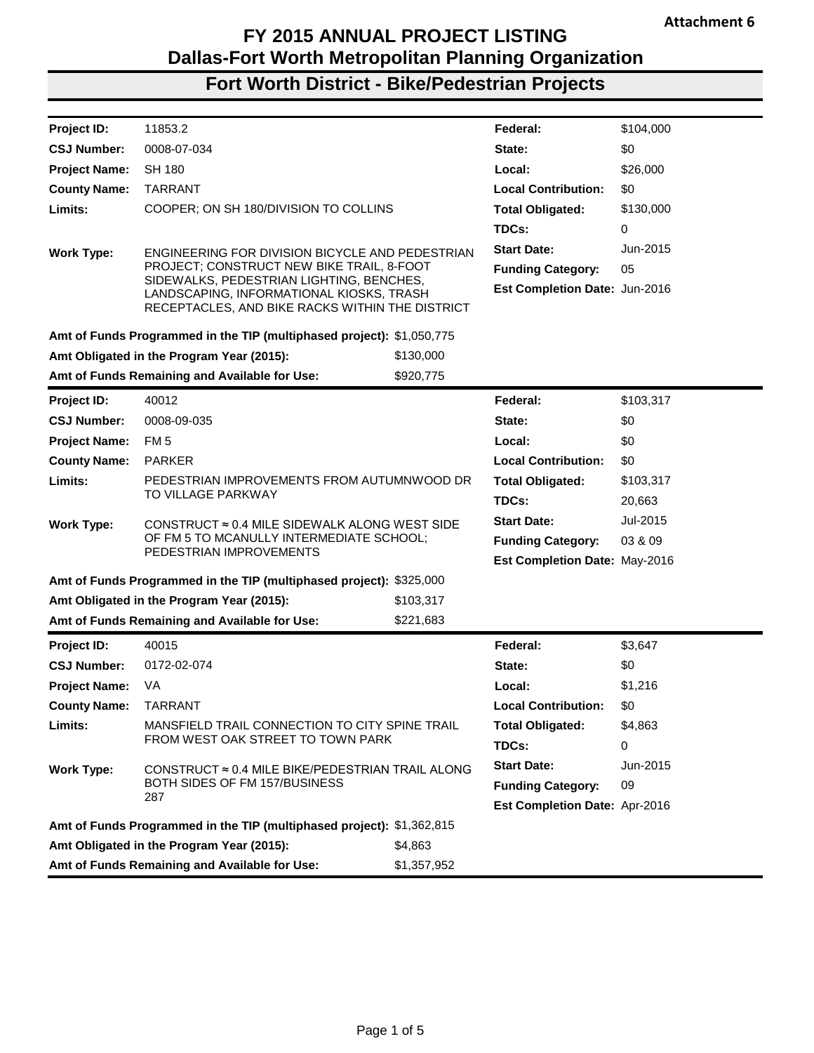**Attachment 6**

# FY 2015 ANNUAL PROJECT LISTING
## Dallas-Fort Worth Metropolitan Planning Organization
## Fort Worth District - Bike/Pedestrian Projects

| | | | |
|---|---|---|---|
| **Project ID:** | 11853.2 | **Federal:** | $104,000 |
| **CSJ Number:** | 0008-07-034 | **State:** | $0 |
| **Project Name:** | SH 180 | **Local:** | $26,000 |
| **County Name:** | TARRANT | **Local Contribution:** | $0 |
| **Limits:** | COOPER; ON SH 180/DIVISION TO COLLINS | **Total Obligated:** | $130,000 |
| | | **TDCs:** | 0 |
| **Work Type:** | ENGINEERING FOR DIVISION BICYCLE AND PEDESTRIAN PROJECT; CONSTRUCT NEW BIKE TRAIL, 8-FOOT SIDEWALKS, PEDESTRIAN LIGHTING, BENCHES, LANDSCAPING, INFORMATIONAL KIOSKS, TRASH RECEPTACLES, AND BIKE RACKS WITHIN THE DISTRICT | **Start Date:** | Jun-2015 |
| | | **Funding Category:** | 05 |
| | | **Est Completion Date:** | Jun-2016 |

**Amt of Funds Programmed in the TIP (multiphased project):** $1,050,775
**Amt Obligated in the Program Year (2015):** $130,000
**Amt of Funds Remaining and Available for Use:** $920,775

| | | | |
|---|---|---|---|
| **Project ID:** | 40012 | **Federal:** | $103,317 |
| **CSJ Number:** | 0008-09-035 | **State:** | $0 |
| **Project Name:** | FM 5 | **Local:** | $0 |
| **County Name:** | PARKER | **Local Contribution:** | $0 |
| **Limits:** | PEDESTRIAN IMPROVEMENTS FROM AUTUMNWOOD DR TO VILLAGE PARKWAY | **Total Obligated:** | $103,317 |
| | | **TDCs:** | 20,663 |
| **Work Type:** | CONSTRUCT ≈ 0.4 MILE SIDEWALK ALONG WEST SIDE OF FM 5 TO MCANULLY INTERMEDIATE SCHOOL; PEDESTRIAN IMPROVEMENTS | **Start Date:** | Jul-2015 |
| | | **Funding Category:** | 03 & 09 |
| | | **Est Completion Date:** | May-2016 |

**Amt of Funds Programmed in the TIP (multiphased project):** $325,000
**Amt Obligated in the Program Year (2015):** $103,317
**Amt of Funds Remaining and Available for Use:** $221,683

| | | | |
|---|---|---|---|
| **Project ID:** | 40015 | **Federal:** | $3,647 |
| **CSJ Number:** | 0172-02-074 | **State:** | $0 |
| **Project Name:** | VA | **Local:** | $1,216 |
| **County Name:** | TARRANT | **Local Contribution:** | $0 |
| **Limits:** | MANSFIELD TRAIL CONNECTION TO CITY SPINE TRAIL FROM WEST OAK STREET TO TOWN PARK | **Total Obligated:** | $4,863 |
| | | **TDCs:** | 0 |
| **Work Type:** | CONSTRUCT ≈ 0.4 MILE BIKE/PEDESTRIAN TRAIL ALONG BOTH SIDES OF FM 157/BUSINESS 287 | **Start Date:** | Jun-2015 |
| | | **Funding Category:** | 09 |
| | | **Est Completion Date:** | Apr-2016 |

**Amt of Funds Programmed in the TIP (multiphased project):** $1,362,815
**Amt Obligated in the Program Year (2015):** $4,863
**Amt of Funds Remaining and Available for Use:** $1,357,952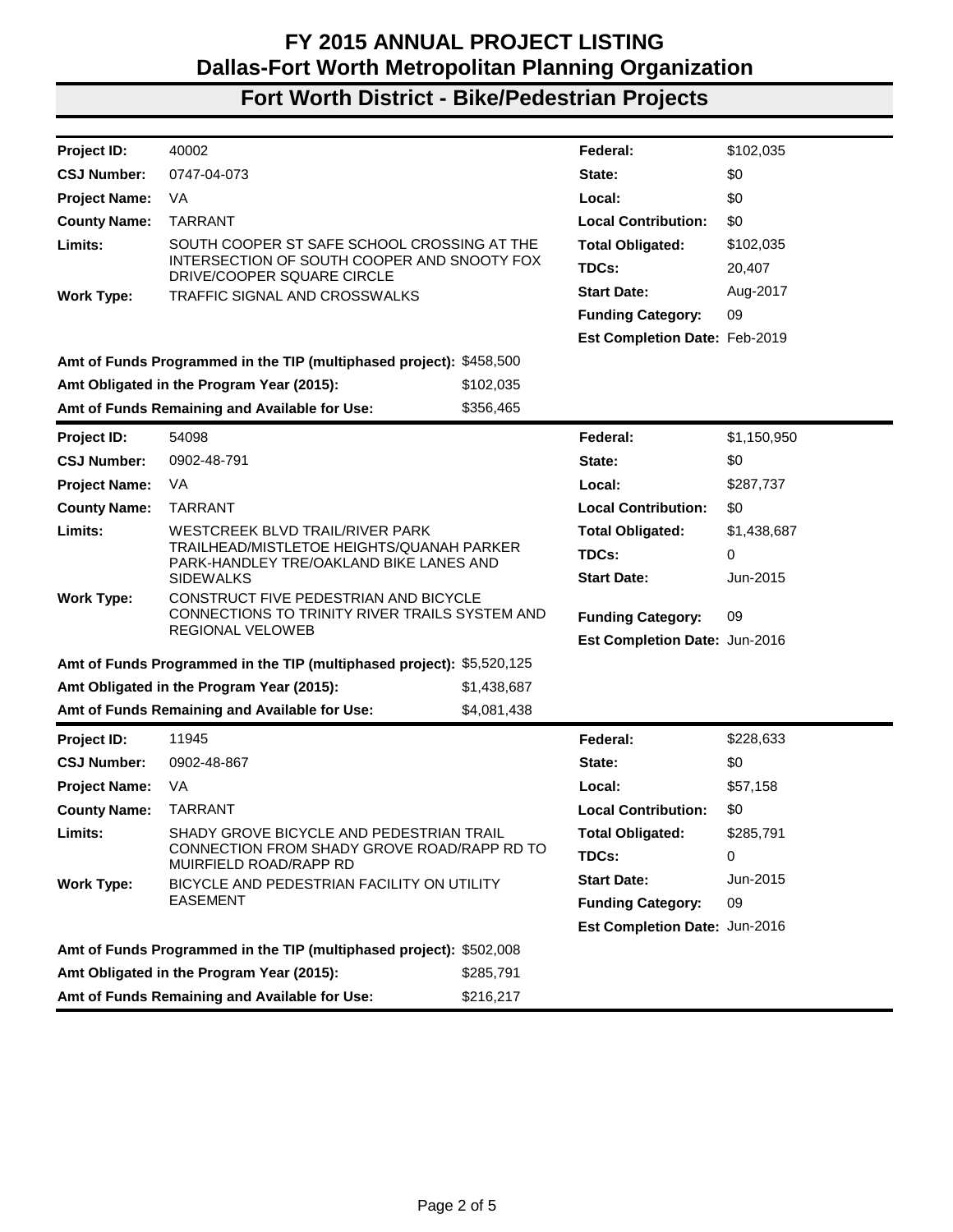# FY 2015 ANNUAL PROJECT LISTING
# Dallas-Fort Worth Metropolitan Planning Organization
## Fort Worth District - Bike/Pedestrian Projects

| | | | |
|---|---|---|---|
| **Project ID:** | 40002 | **Federal:** | $102,035 |
| **CSJ Number:** | 0747-04-073 | **State:** | $0 |
| **Project Name:** | VA | **Local:** | $0 |
| **County Name:** | TARRANT | **Local Contribution:** | $0 |
| **Limits:** | SOUTH COOPER ST SAFE SCHOOL CROSSING AT THE INTERSECTION OF SOUTH COOPER AND SNOOTY FOX DRIVE/COOPER SQUARE CIRCLE | **Total Obligated:** | $102,035 |
| | | **TDCs:** | 20,407 |
| **Work Type:** | TRAFFIC SIGNAL AND CROSSWALKS | **Start Date:** | Aug-2017 |
| | | **Funding Category:** | 09 |
| | | **Est Completion Date:** | Feb-2019 |

**Amt of Funds Programmed in the TIP (multiphased project):** $458,500
**Amt Obligated in the Program Year (2015):** $102,035
**Amt of Funds Remaining and Available for Use:** $356,465

| | | | |
|---|---|---|---|
| **Project ID:** | 54098 | **Federal:** | $1,150,950 |
| **CSJ Number:** | 0902-48-791 | **State:** | $0 |
| **Project Name:** | VA | **Local:** | $287,737 |
| **County Name:** | TARRANT | **Local Contribution:** | $0 |
| **Limits:** | WESTCREEK BLVD TRAIL/RIVER PARK TRAILHEAD/MISTLETOE HEIGHTS/QUANAH PARKER PARK-HANDLEY TRE/OAKLAND BIKE LANES AND SIDEWALKS | **Total Obligated:** | $1,438,687 |
| | | **TDCs:** | 0 |
| | | **Start Date:** | Jun-2015 |
| **Work Type:** | CONSTRUCT FIVE PEDESTRIAN AND BICYCLE CONNECTIONS TO TRINITY RIVER TRAILS SYSTEM AND REGIONAL VELOWEB | **Funding Category:** | 09 |
| | | **Est Completion Date:** | Jun-2016 |

**Amt of Funds Programmed in the TIP (multiphased project):** $5,520,125
**Amt Obligated in the Program Year (2015):** $1,438,687
**Amt of Funds Remaining and Available for Use:** $4,081,438

| | | | |
|---|---|---|---|
| **Project ID:** | 11945 | **Federal:** | $228,633 |
| **CSJ Number:** | 0902-48-867 | **State:** | $0 |
| **Project Name:** | VA | **Local:** | $57,158 |
| **County Name:** | TARRANT | **Local Contribution:** | $0 |
| **Limits:** | SHADY GROVE BICYCLE AND PEDESTRIAN TRAIL CONNECTION FROM SHADY GROVE ROAD/RAPP RD TO MUIRFIELD ROAD/RAPP RD | **Total Obligated:** | $285,791 |
| | | **TDCs:** | 0 |
| **Work Type:** | BICYCLE AND PEDESTRIAN FACILITY ON UTILITY EASEMENT | **Start Date:** | Jun-2015 |
| | | **Funding Category:** | 09 |
| | | **Est Completion Date:** | Jun-2016 |

**Amt of Funds Programmed in the TIP (multiphased project):** $502,008
**Amt Obligated in the Program Year (2015):** $285,791
**Amt of Funds Remaining and Available for Use:** $216,217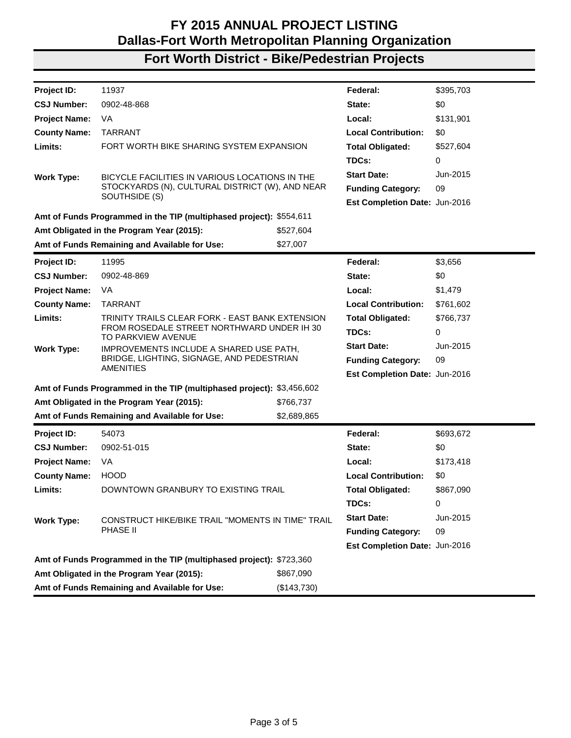# FY 2015 ANNUAL PROJECT LISTING
# Dallas-Fort Worth Metropolitan Planning Organization
## Fort Worth District - Bike/Pedestrian Projects

| | | | |
|---|---|---|---|
| **Project ID:** | 11937 | **Federal:** | $395,703 |
| **CSJ Number:** | 0902-48-868 | **State:** | $0 |
| **Project Name:** | VA | **Local:** | $131,901 |
| **County Name:** | TARRANT | **Local Contribution:** | $0 |
| **Limits:** | FORT WORTH BIKE SHARING SYSTEM EXPANSION | **Total Obligated:** | $527,604 |
| | | **TDCs:** | 0 |
| **Work Type:** | BICYCLE FACILITIES IN VARIOUS LOCATIONS IN THE STOCKYARDS (N), CULTURAL DISTRICT (W), AND NEAR SOUTHSIDE (S) | **Start Date:** | Jun-2015 |
| | | **Funding Category:** | 09 |
| | | **Est Completion Date:** | Jun-2016 |
| **Amt of Funds Programmed in the TIP (multiphased project):** | $554,611 | | |
| **Amt Obligated in the Program Year (2015):** | $527,604 | | |
| **Amt of Funds Remaining and Available for Use:** | $27,007 | | |

| | | | |
|---|---|---|---|
| **Project ID:** | 11995 | **Federal:** | $3,656 |
| **CSJ Number:** | 0902-48-869 | **State:** | $0 |
| **Project Name:** | VA | **Local:** | $1,479 |
| **County Name:** | TARRANT | **Local Contribution:** | $761,602 |
| **Limits:** | TRINITY TRAILS CLEAR FORK - EAST BANK EXTENSION FROM ROSEDALE STREET NORTHWARD UNDER IH 30 TO PARKVIEW AVENUE | **Total Obligated:** | $766,737 |
| | | **TDCs:** | 0 |
| **Work Type:** | IMPROVEMENTS INCLUDE A SHARED USE PATH, BRIDGE, LIGHTING, SIGNAGE, AND PEDESTRIAN AMENITIES | **Start Date:** | Jun-2015 |
| | | **Funding Category:** | 09 |
| | | **Est Completion Date:** | Jun-2016 |
| **Amt of Funds Programmed in the TIP (multiphased project):** | $3,456,602 | | |
| **Amt Obligated in the Program Year (2015):** | $766,737 | | |
| **Amt of Funds Remaining and Available for Use:** | $2,689,865 | | |

| | | | |
|---|---|---|---|
| **Project ID:** | 54073 | **Federal:** | $693,672 |
| **CSJ Number:** | 0902-51-015 | **State:** | $0 |
| **Project Name:** | VA | **Local:** | $173,418 |
| **County Name:** | HOOD | **Local Contribution:** | $0 |
| **Limits:** | DOWNTOWN GRANBURY TO EXISTING TRAIL | **Total Obligated:** | $867,090 |
| | | **TDCs:** | 0 |
| **Work Type:** | CONSTRUCT HIKE/BIKE TRAIL "MOMENTS IN TIME" TRAIL PHASE II | **Start Date:** | Jun-2015 |
| | | **Funding Category:** | 09 |
| | | **Est Completion Date:** | Jun-2016 |
| **Amt of Funds Programmed in the TIP (multiphased project):** | $723,360 | | |
| **Amt Obligated in the Program Year (2015):** | $867,090 | | |
| **Amt of Funds Remaining and Available for Use:** | ($143,730) | | |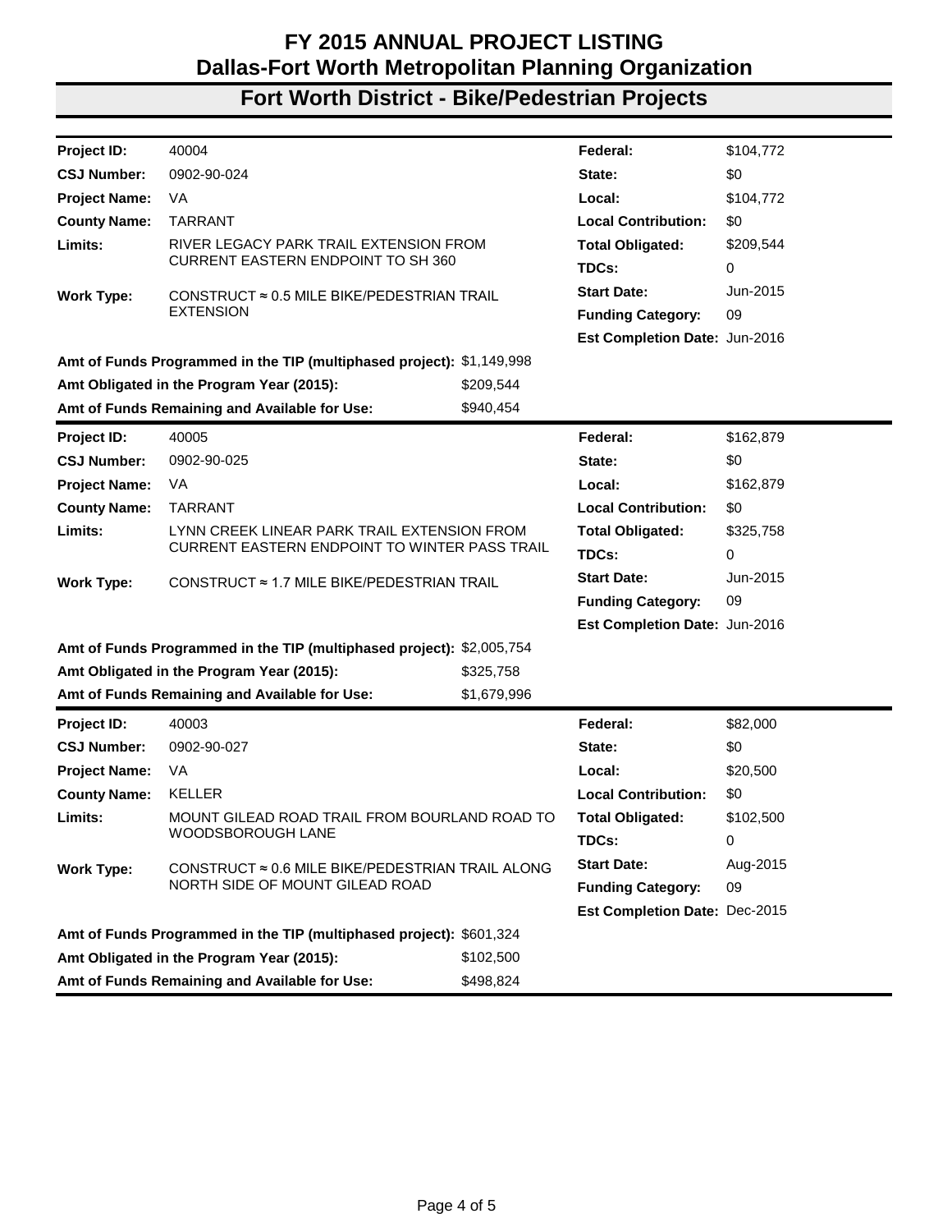# FY 2015 ANNUAL PROJECT LISTING
# Dallas-Fort Worth Metropolitan Planning Organization
## Fort Worth District - Bike/Pedestrian Projects

| | | | |
|---|---|---|---|
| **Project ID:** | 40004 | **Federal:** | $104,772 |
| **CSJ Number:** | 0902-90-024 | **State:** | $0 |
| **Project Name:** | VA | **Local:** | $104,772 |
| **County Name:** | TARRANT | **Local Contribution:** | $0 |
| **Limits:** | RIVER LEGACY PARK TRAIL EXTENSION FROM CURRENT EASTERN ENDPOINT TO SH 360 | **Total Obligated:** | $209,544 |
| | | **TDCs:** | 0 |
| **Work Type:** | CONSTRUCT ≈ 0.5 MILE BIKE/PEDESTRIAN TRAIL EXTENSION | **Start Date:** | Jun-2015 |
| | | **Funding Category:** | 09 |
| | | **Est Completion Date:** | Jun-2016 |

| | |
|---|---|
| **Amt of Funds Programmed in the TIP (multiphased project):** | $1,149,998 |
| **Amt Obligated in the Program Year (2015):** | $209,544 |
| **Amt of Funds Remaining and Available for Use:** | $940,454 |

| | | | |
|---|---|---|---|
| **Project ID:** | 40005 | **Federal:** | $162,879 |
| **CSJ Number:** | 0902-90-025 | **State:** | $0 |
| **Project Name:** | VA | **Local:** | $162,879 |
| **County Name:** | TARRANT | **Local Contribution:** | $0 |
| **Limits:** | LYNN CREEK LINEAR PARK TRAIL EXTENSION FROM CURRENT EASTERN ENDPOINT TO WINTER PASS TRAIL | **Total Obligated:** | $325,758 |
| | | **TDCs:** | 0 |
| **Work Type:** | CONSTRUCT ≈ 1.7 MILE BIKE/PEDESTRIAN TRAIL | **Start Date:** | Jun-2015 |
| | | **Funding Category:** | 09 |
| | | **Est Completion Date:** | Jun-2016 |

| | |
|---|---|
| **Amt of Funds Programmed in the TIP (multiphased project):** | $2,005,754 |
| **Amt Obligated in the Program Year (2015):** | $325,758 |
| **Amt of Funds Remaining and Available for Use:** | $1,679,996 |

| | | | |
|---|---|---|---|
| **Project ID:** | 40003 | **Federal:** | $82,000 |
| **CSJ Number:** | 0902-90-027 | **State:** | $0 |
| **Project Name:** | VA | **Local:** | $20,500 |
| **County Name:** | KELLER | **Local Contribution:** | $0 |
| **Limits:** | MOUNT GILEAD ROAD TRAIL FROM BOURLAND ROAD TO WOODSBOROUGH LANE | **Total Obligated:** | $102,500 |
| | | **TDCs:** | 0 |
| **Work Type:** | CONSTRUCT ≈ 0.6 MILE BIKE/PEDESTRIAN TRAIL ALONG NORTH SIDE OF MOUNT GILEAD ROAD | **Start Date:** | Aug-2015 |
| | | **Funding Category:** | 09 |
| | | **Est Completion Date:** | Dec-2015 |

| | |
|---|---|
| **Amt of Funds Programmed in the TIP (multiphased project):** | $601,324 |
| **Amt Obligated in the Program Year (2015):** | $102,500 |
| **Amt of Funds Remaining and Available for Use:** | $498,824 |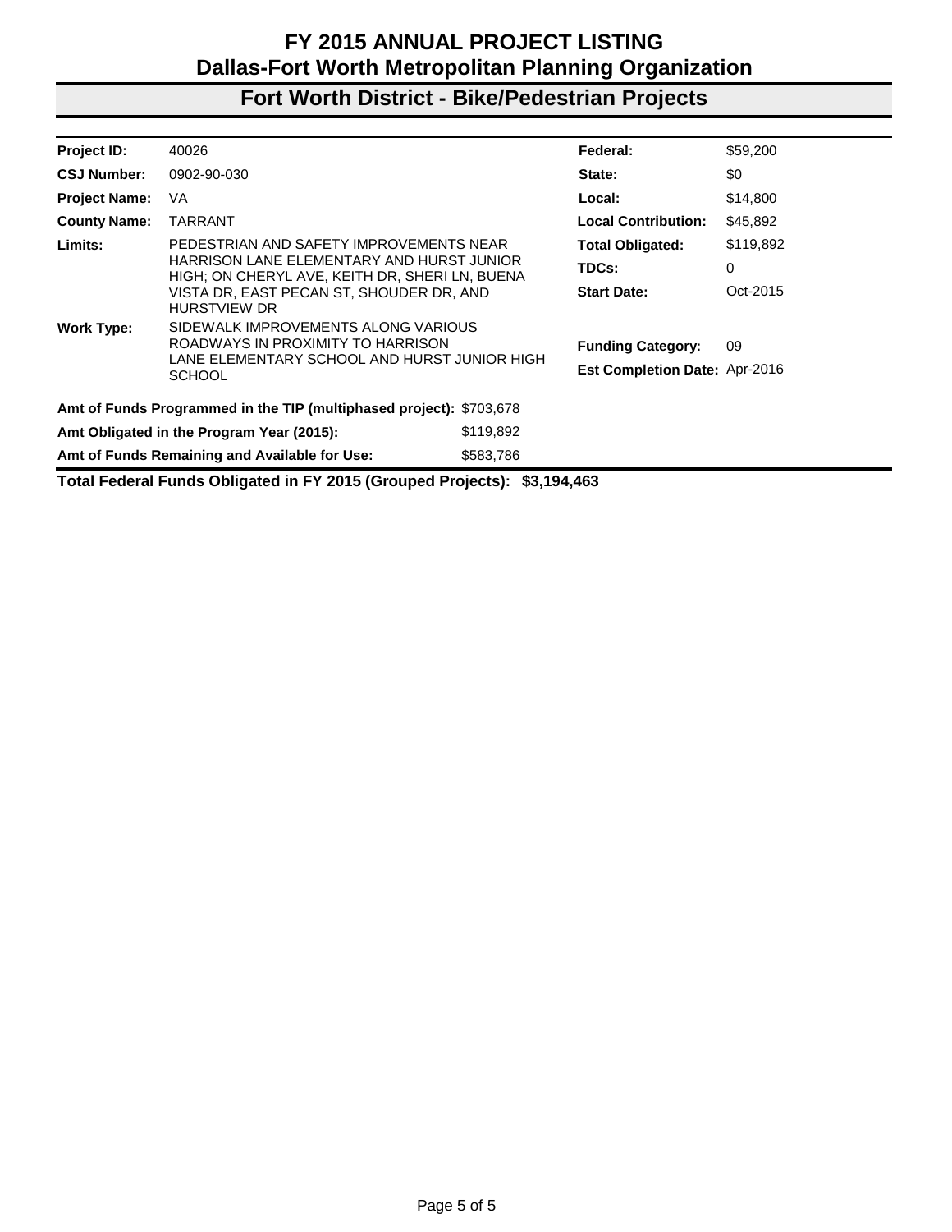# FY 2015 ANNUAL PROJECT LISTING
# Dallas-Fort Worth Metropolitan Planning Organization

## Fort Worth District - Bike/Pedestrian Projects

| | | | |
|---|---|---|---|
| **Project ID:** | 40026 | **Federal:** | $59,200 |
| **CSJ Number:** | 0902-90-030 | **State:** | $0 |
| **Project Name:** | VA | **Local:** | $14,800 |
| **County Name:** | TARRANT | **Local Contribution:** | $45,892 |
| **Limits:** | PEDESTRIAN AND SAFETY IMPROVEMENTS NEAR HARRISON LANE ELEMENTARY AND HURST JUNIOR HIGH; ON CHERYL AVE, KEITH DR, SHERI LN, BUENA VISTA DR, EAST PECAN ST, SHOUDER DR, AND HURSTVIEW DR | **Total Obligated:** | $119,892 |
| | | **TDCs:** | 0 |
| | | **Start Date:** | Oct-2015 |
| **Work Type:** | SIDEWALK IMPROVEMENTS ALONG VARIOUS ROADWAYS IN PROXIMITY TO HARRISON LANE ELEMENTARY SCHOOL AND HURST JUNIOR HIGH SCHOOL | **Funding Category:** | 09 |
| | | **Est Completion Date:** | Apr-2016 |

| | |
|---|---|
| **Amt of Funds Programmed in the TIP (multiphased project):** | $703,678 |
| **Amt Obligated in the Program Year (2015):** | $119,892 |
| **Amt of Funds Remaining and Available for Use:** | $583,786 |

**Total Federal Funds Obligated in FY 2015 (Grouped Projects): $3,194,463**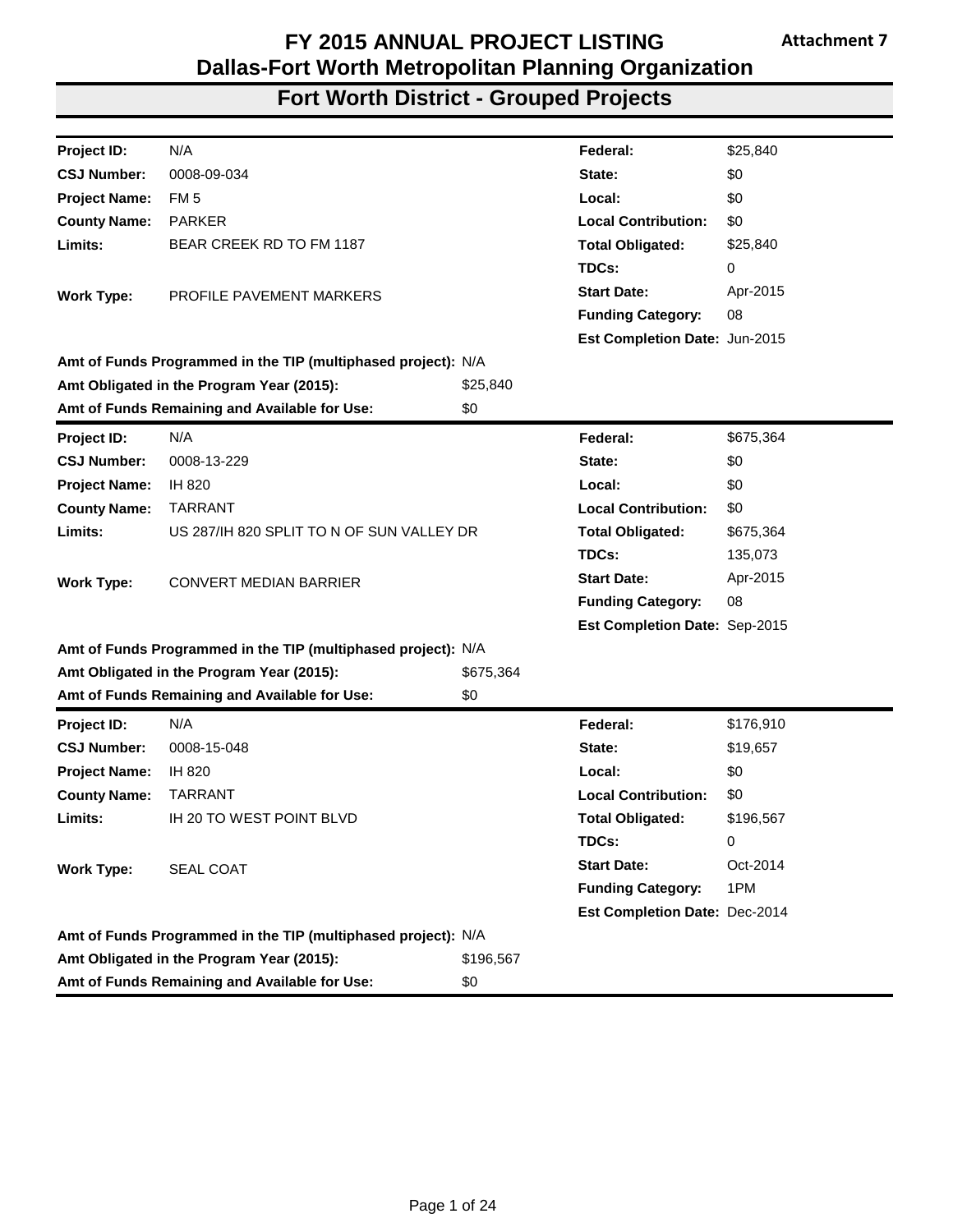Attachment 7

# FY 2015 ANNUAL PROJECT LISTING
## Dallas-Fort Worth Metropolitan Planning Organization
## Fort Worth District - Grouped Projects

| | | | |
|---|---|---|---|
| **Project ID:** | N/A | **Federal:** | $25,840 |
| **CSJ Number:** | 0008-09-034 | **State:** | $0 |
| **Project Name:** | FM 5 | **Local:** | $0 |
| **County Name:** | PARKER | **Local Contribution:** | $0 |
| **Limits:** | BEAR CREEK RD TO FM 1187 | **Total Obligated:** | $25,840 |
| | | **TDCs:** | 0 |
| **Work Type:** | PROFILE PAVEMENT MARKERS | **Start Date:** | Apr-2015 |
| | | **Funding Category:** | 08 |
| | | **Est Completion Date:** | Jun-2015 |

**Amt of Funds Programmed in the TIP (multiphased project):** N/A
**Amt Obligated in the Program Year (2015):** $25,840
**Amt of Funds Remaining and Available for Use:** $0

| | | | |
|---|---|---|---|
| **Project ID:** | N/A | **Federal:** | $675,364 |
| **CSJ Number:** | 0008-13-229 | **State:** | $0 |
| **Project Name:** | IH 820 | **Local:** | $0 |
| **County Name:** | TARRANT | **Local Contribution:** | $0 |
| **Limits:** | US 287/IH 820 SPLIT TO N OF SUN VALLEY DR | **Total Obligated:** | $675,364 |
| | | **TDCs:** | 135,073 |
| **Work Type:** | CONVERT MEDIAN BARRIER | **Start Date:** | Apr-2015 |
| | | **Funding Category:** | 08 |
| | | **Est Completion Date:** | Sep-2015 |

**Amt of Funds Programmed in the TIP (multiphased project):** N/A
**Amt Obligated in the Program Year (2015):** $675,364
**Amt of Funds Remaining and Available for Use:** $0

| | | | |
|---|---|---|---|
| **Project ID:** | N/A | **Federal:** | $176,910 |
| **CSJ Number:** | 0008-15-048 | **State:** | $19,657 |
| **Project Name:** | IH 820 | **Local:** | $0 |
| **County Name:** | TARRANT | **Local Contribution:** | $0 |
| **Limits:** | IH 20 TO WEST POINT BLVD | **Total Obligated:** | $196,567 |
| | | **TDCs:** | 0 |
| **Work Type:** | SEAL COAT | **Start Date:** | Oct-2014 |
| | | **Funding Category:** | 1PM |
| | | **Est Completion Date:** | Dec-2014 |

**Amt of Funds Programmed in the TIP (multiphased project):** N/A
**Amt Obligated in the Program Year (2015):** $196,567
**Amt of Funds Remaining and Available for Use:** $0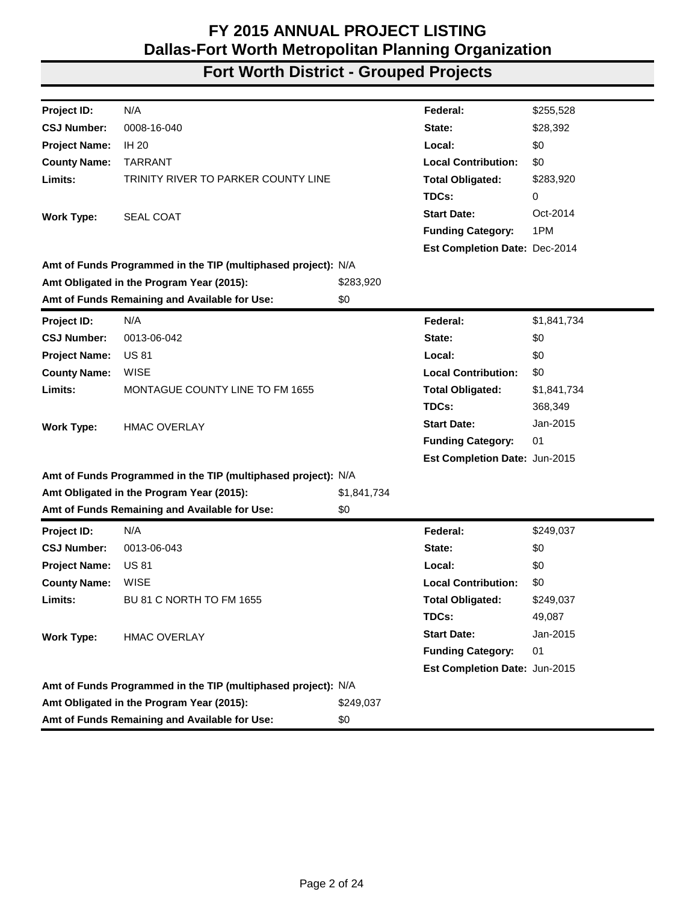# FY 2015 ANNUAL PROJECT LISTING
# Dallas-Fort Worth Metropolitan Planning Organization
## Fort Worth District - Grouped Projects

| | | | | |
|---|---|---|---|---|
| **Project ID:** | N/A | | **Federal:** | $255,528 |
| **CSJ Number:** | 0008-16-040 | | **State:** | $28,392 |
| **Project Name:** | IH 20 | | **Local:** | $0 |
| **County Name:** | TARRANT | | **Local Contribution:** | $0 |
| **Limits:** | TRINITY RIVER TO PARKER COUNTY LINE | | **Total Obligated:** | $283,920 |
| | | | **TDCs:** | 0 |
| **Work Type:** | SEAL COAT | | **Start Date:** | Oct-2014 |
| | | | **Funding Category:** | 1PM |
| | | | **Est Completion Date:** | Dec-2014 |
| **Amt of Funds Programmed in the TIP (multiphased project):** | | N/A | | |
| **Amt Obligated in the Program Year (2015):** | | $283,920 | | |
| **Amt of Funds Remaining and Available for Use:** | | $0 | | |

| | | | | |
|---|---|---|---|---|
| **Project ID:** | N/A | | **Federal:** | $1,841,734 |
| **CSJ Number:** | 0013-06-042 | | **State:** | $0 |
| **Project Name:** | US 81 | | **Local:** | $0 |
| **County Name:** | WISE | | **Local Contribution:** | $0 |
| **Limits:** | MONTAGUE COUNTY LINE TO FM 1655 | | **Total Obligated:** | $1,841,734 |
| | | | **TDCs:** | 368,349 |
| **Work Type:** | HMAC OVERLAY | | **Start Date:** | Jan-2015 |
| | | | **Funding Category:** | 01 |
| | | | **Est Completion Date:** | Jun-2015 |
| **Amt of Funds Programmed in the TIP (multiphased project):** | | N/A | | |
| **Amt Obligated in the Program Year (2015):** | | $1,841,734 | | |
| **Amt of Funds Remaining and Available for Use:** | | $0 | | |

| | | | | |
|---|---|---|---|---|
| **Project ID:** | N/A | | **Federal:** | $249,037 |
| **CSJ Number:** | 0013-06-043 | | **State:** | $0 |
| **Project Name:** | US 81 | | **Local:** | $0 |
| **County Name:** | WISE | | **Local Contribution:** | $0 |
| **Limits:** | BU 81 C NORTH TO FM 1655 | | **Total Obligated:** | $249,037 |
| | | | **TDCs:** | 49,087 |
| **Work Type:** | HMAC OVERLAY | | **Start Date:** | Jan-2015 |
| | | | **Funding Category:** | 01 |
| | | | **Est Completion Date:** | Jun-2015 |
| **Amt of Funds Programmed in the TIP (multiphased project):** | | N/A | | |
| **Amt Obligated in the Program Year (2015):** | | $249,037 | | |
| **Amt of Funds Remaining and Available for Use:** | | $0 | | |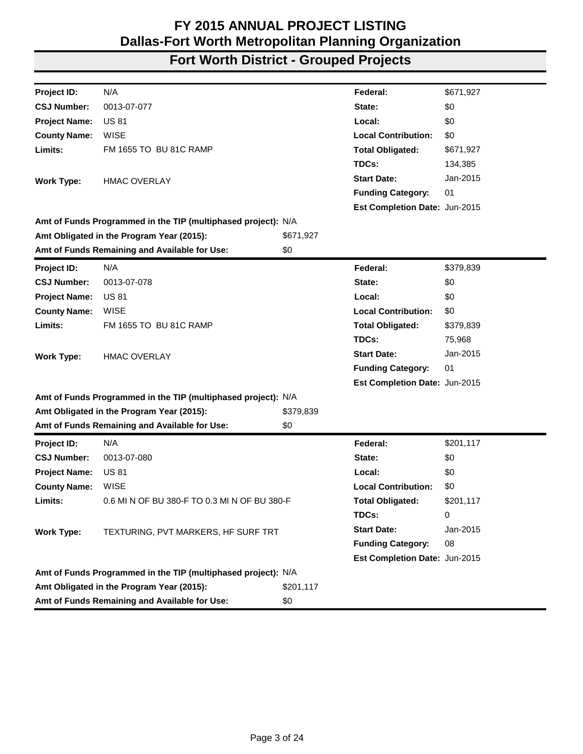# FY 2015 ANNUAL PROJECT LISTING
## Dallas-Fort Worth Metropolitan Planning Organization
## Fort Worth District - Grouped Projects

| | | | |
|---|---|---|---|
| **Project ID:** | N/A | **Federal:** | $671,927 |
| **CSJ Number:** | 0013-07-077 | **State:** | $0 |
| **Project Name:** | US 81 | **Local:** | $0 |
| **County Name:** | WISE | **Local Contribution:** | $0 |
| **Limits:** | FM 1655 TO BU 81C RAMP | **Total Obligated:** | $671,927 |
| | | **TDCs:** | 134,385 |
| **Work Type:** | HMAC OVERLAY | **Start Date:** | Jan-2015 |
| | | **Funding Category:** | 01 |
| | | **Est Completion Date:** | Jun-2015 |

**Amt of Funds Programmed in the TIP (multiphased project):** N/A
**Amt Obligated in the Program Year (2015):** $671,927
**Amt of Funds Remaining and Available for Use:** $0

| | | | |
|---|---|---|---|
| **Project ID:** | N/A | **Federal:** | $379,839 |
| **CSJ Number:** | 0013-07-078 | **State:** | $0 |
| **Project Name:** | US 81 | **Local:** | $0 |
| **County Name:** | WISE | **Local Contribution:** | $0 |
| **Limits:** | FM 1655 TO BU 81C RAMP | **Total Obligated:** | $379,839 |
| | | **TDCs:** | 75,968 |
| **Work Type:** | HMAC OVERLAY | **Start Date:** | Jan-2015 |
| | | **Funding Category:** | 01 |
| | | **Est Completion Date:** | Jun-2015 |

**Amt of Funds Programmed in the TIP (multiphased project):** N/A
**Amt Obligated in the Program Year (2015):** $379,839
**Amt of Funds Remaining and Available for Use:** $0

| | | | |
|---|---|---|---|
| **Project ID:** | N/A | **Federal:** | $201,117 |
| **CSJ Number:** | 0013-07-080 | **State:** | $0 |
| **Project Name:** | US 81 | **Local:** | $0 |
| **County Name:** | WISE | **Local Contribution:** | $0 |
| **Limits:** | 0.6 MI N OF BU 380-F TO 0.3 MI N OF BU 380-F | **Total Obligated:** | $201,117 |
| | | **TDCs:** | 0 |
| **Work Type:** | TEXTURING, PVT MARKERS, HF SURF TRT | **Start Date:** | Jan-2015 |
| | | **Funding Category:** | 08 |
| | | **Est Completion Date:** | Jun-2015 |

**Amt of Funds Programmed in the TIP (multiphased project):** N/A
**Amt Obligated in the Program Year (2015):** $201,117
**Amt of Funds Remaining and Available for Use:** $0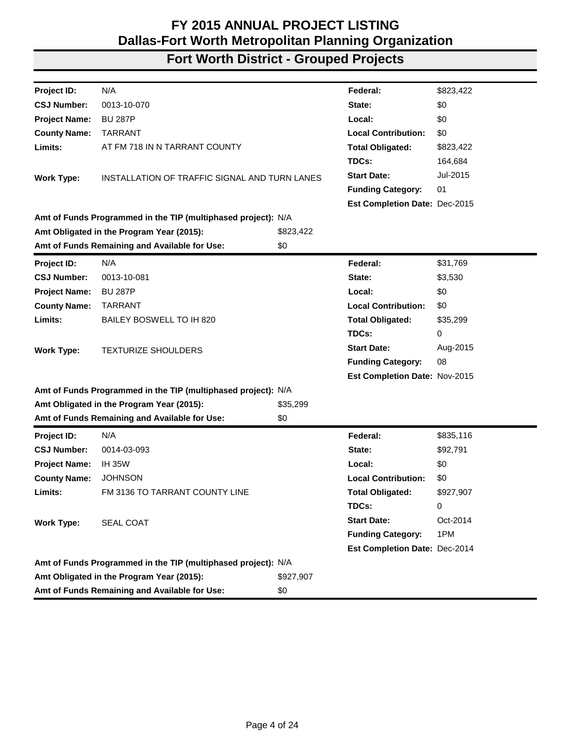# FY 2015 ANNUAL PROJECT LISTING
# Dallas-Fort Worth Metropolitan Planning Organization

## Fort Worth District - Grouped Projects

| | | | |
|---|---|---|---|
| **Project ID:** | N/A | **Federal:** | $823,422 |
| **CSJ Number:** | 0013-10-070 | **State:** | $0 |
| **Project Name:** | BU 287P | **Local:** | $0 |
| **County Name:** | TARRANT | **Local Contribution:** | $0 |
| **Limits:** | AT FM 718 IN N TARRANT COUNTY | **Total Obligated:** | $823,422 |
| | | **TDCs:** | 164,684 |
| **Work Type:** | INSTALLATION OF TRAFFIC SIGNAL AND TURN LANES | **Start Date:** | Jul-2015 |
| | | **Funding Category:** | 01 |
| | | **Est Completion Date:** | Dec-2015 |

**Amt of Funds Programmed in the TIP (multiphased project):** N/A
**Amt Obligated in the Program Year (2015):** $823,422
**Amt of Funds Remaining and Available for Use:** $0

| | | | |
|---|---|---|---|
| **Project ID:** | N/A | **Federal:** | $31,769 |
| **CSJ Number:** | 0013-10-081 | **State:** | $3,530 |
| **Project Name:** | BU 287P | **Local:** | $0 |
| **County Name:** | TARRANT | **Local Contribution:** | $0 |
| **Limits:** | BAILEY BOSWELL TO IH 820 | **Total Obligated:** | $35,299 |
| | | **TDCs:** | 0 |
| **Work Type:** | TEXTURIZE SHOULDERS | **Start Date:** | Aug-2015 |
| | | **Funding Category:** | 08 |
| | | **Est Completion Date:** | Nov-2015 |

**Amt of Funds Programmed in the TIP (multiphased project):** N/A
**Amt Obligated in the Program Year (2015):** $35,299
**Amt of Funds Remaining and Available for Use:** $0

| | | | |
|---|---|---|---|
| **Project ID:** | N/A | **Federal:** | $835,116 |
| **CSJ Number:** | 0014-03-093 | **State:** | $92,791 |
| **Project Name:** | IH 35W | **Local:** | $0 |
| **County Name:** | JOHNSON | **Local Contribution:** | $0 |
| **Limits:** | FM 3136 TO TARRANT COUNTY LINE | **Total Obligated:** | $927,907 |
| | | **TDCs:** | 0 |
| **Work Type:** | SEAL COAT | **Start Date:** | Oct-2014 |
| | | **Funding Category:** | 1PM |
| | | **Est Completion Date:** | Dec-2014 |

**Amt of Funds Programmed in the TIP (multiphased project):** N/A
**Amt Obligated in the Program Year (2015):** $927,907
**Amt of Funds Remaining and Available for Use:** $0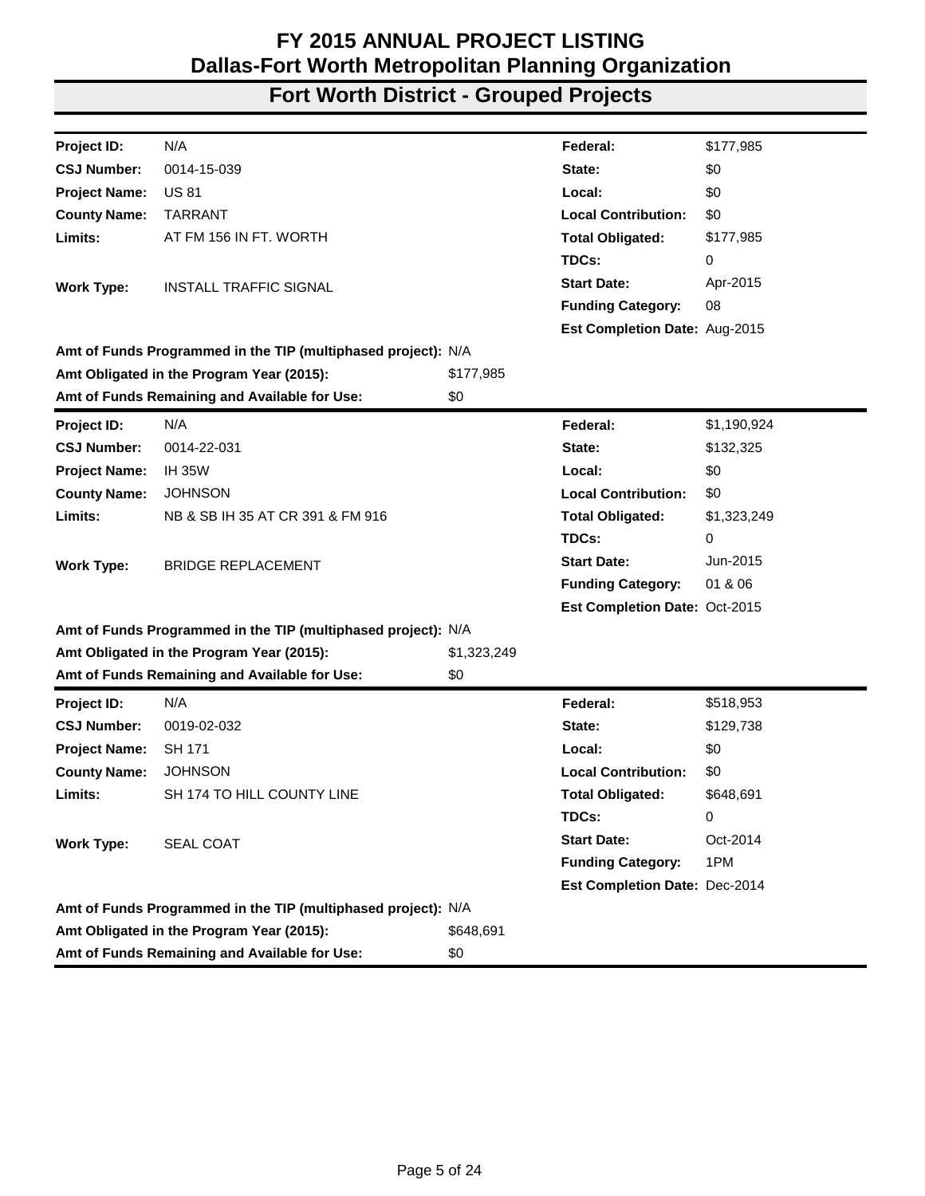# FY 2015 ANNUAL PROJECT LISTING
## Dallas-Fort Worth Metropolitan Planning Organization
## Fort Worth District - Grouped Projects

| | | | | |
|---|---|---|---|---|
| **Project ID:** | N/A | | **Federal:** | $177,985 |
| **CSJ Number:** | 0014-15-039 | | **State:** | $0 |
| **Project Name:** | US 81 | | **Local:** | $0 |
| **County Name:** | TARRANT | | **Local Contribution:** | $0 |
| **Limits:** | AT FM 156 IN FT. WORTH | | **Total Obligated:** | $177,985 |
| | | | **TDCs:** | 0 |
| **Work Type:** | INSTALL TRAFFIC SIGNAL | | **Start Date:** | Apr-2015 |
| | | | **Funding Category:** | 08 |
| | | | **Est Completion Date:** | Aug-2015 |
| **Amt of Funds Programmed in the TIP (multiphased project):** | | N/A | | |
| **Amt Obligated in the Program Year (2015):** | | $177,985 | | |
| **Amt of Funds Remaining and Available for Use:** | | $0 | | |

| | | | | |
|---|---|---|---|---|
| **Project ID:** | N/A | | **Federal:** | $1,190,924 |
| **CSJ Number:** | 0014-22-031 | | **State:** | $132,325 |
| **Project Name:** | IH 35W | | **Local:** | $0 |
| **County Name:** | JOHNSON | | **Local Contribution:** | $0 |
| **Limits:** | NB & SB IH 35 AT CR 391 & FM 916 | | **Total Obligated:** | $1,323,249 |
| | | | **TDCs:** | 0 |
| **Work Type:** | BRIDGE REPLACEMENT | | **Start Date:** | Jun-2015 |
| | | | **Funding Category:** | 01 & 06 |
| | | | **Est Completion Date:** | Oct-2015 |
| **Amt of Funds Programmed in the TIP (multiphased project):** | | N/A | | |
| **Amt Obligated in the Program Year (2015):** | | $1,323,249 | | |
| **Amt of Funds Remaining and Available for Use:** | | $0 | | |

| | | | | |
|---|---|---|---|---|
| **Project ID:** | N/A | | **Federal:** | $518,953 |
| **CSJ Number:** | 0019-02-032 | | **State:** | $129,738 |
| **Project Name:** | SH 171 | | **Local:** | $0 |
| **County Name:** | JOHNSON | | **Local Contribution:** | $0 |
| **Limits:** | SH 174 TO HILL COUNTY LINE | | **Total Obligated:** | $648,691 |
| | | | **TDCs:** | 0 |
| **Work Type:** | SEAL COAT | | **Start Date:** | Oct-2014 |
| | | | **Funding Category:** | 1PM |
| | | | **Est Completion Date:** | Dec-2014 |
| **Amt of Funds Programmed in the TIP (multiphased project):** | | N/A | | |
| **Amt Obligated in the Program Year (2015):** | | $648,691 | | |
| **Amt of Funds Remaining and Available for Use:** | | $0 | | |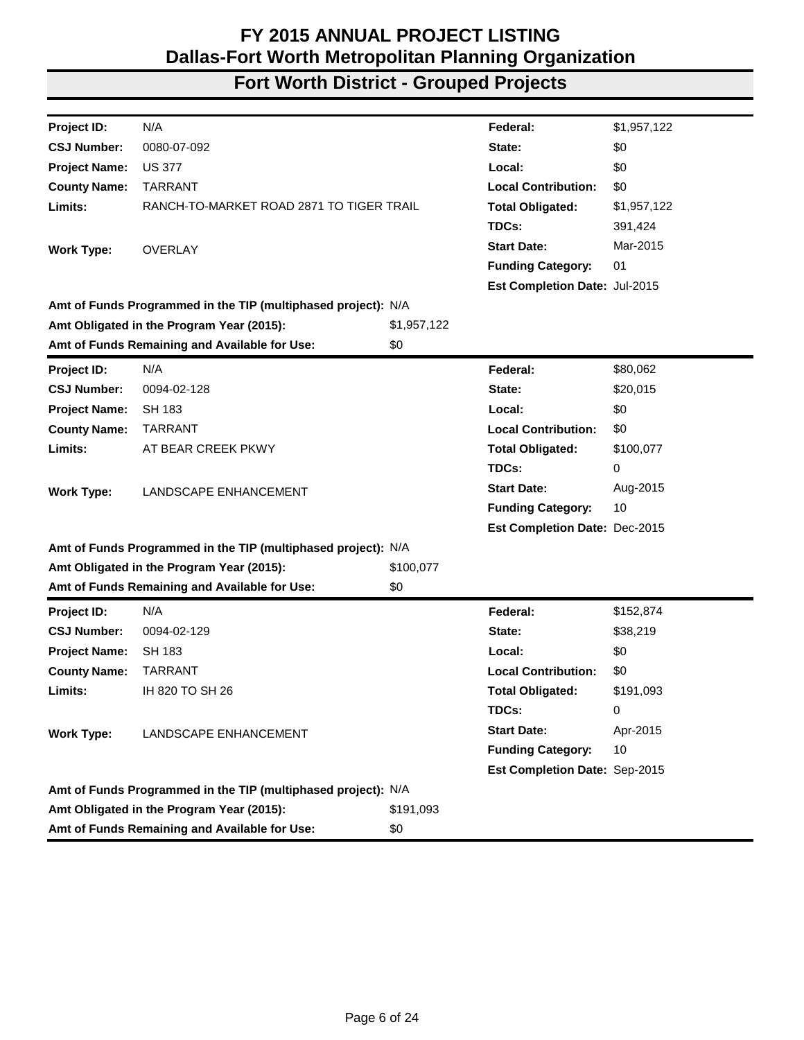# FY 2015 ANNUAL PROJECT LISTING
## Dallas-Fort Worth Metropolitan Planning Organization
## Fort Worth District - Grouped Projects

| | | | |
|---|---|---|---|
| **Project ID:** | N/A | **Federal:** | $1,957,122 |
| **CSJ Number:** | 0080-07-092 | **State:** | $0 |
| **Project Name:** | US 377 | **Local:** | $0 |
| **County Name:** | TARRANT | **Local Contribution:** | $0 |
| **Limits:** | RANCH-TO-MARKET ROAD 2871 TO TIGER TRAIL | **Total Obligated:** | $1,957,122 |
| | | **TDCs:** | 391,424 |
| **Work Type:** | OVERLAY | **Start Date:** | Mar-2015 |
| | | **Funding Category:** | 01 |
| | | **Est Completion Date:** | Jul-2015 |

**Amt of Funds Programmed in the TIP (multiphased project):** N/A
**Amt Obligated in the Program Year (2015):** $1,957,122
**Amt of Funds Remaining and Available for Use:** $0

---

| | | | |
|---|---|---|---|
| **Project ID:** | N/A | **Federal:** | $80,062 |
| **CSJ Number:** | 0094-02-128 | **State:** | $20,015 |
| **Project Name:** | SH 183 | **Local:** | $0 |
| **County Name:** | TARRANT | **Local Contribution:** | $0 |
| **Limits:** | AT BEAR CREEK PKWY | **Total Obligated:** | $100,077 |
| | | **TDCs:** | 0 |
| **Work Type:** | LANDSCAPE ENHANCEMENT | **Start Date:** | Aug-2015 |
| | | **Funding Category:** | 10 |
| | | **Est Completion Date:** | Dec-2015 |

**Amt of Funds Programmed in the TIP (multiphased project):** N/A
**Amt Obligated in the Program Year (2015):** $100,077
**Amt of Funds Remaining and Available for Use:** $0

---

| | | | |
|---|---|---|---|
| **Project ID:** | N/A | **Federal:** | $152,874 |
| **CSJ Number:** | 0094-02-129 | **State:** | $38,219 |
| **Project Name:** | SH 183 | **Local:** | $0 |
| **County Name:** | TARRANT | **Local Contribution:** | $0 |
| **Limits:** | IH 820 TO SH 26 | **Total Obligated:** | $191,093 |
| | | **TDCs:** | 0 |
| **Work Type:** | LANDSCAPE ENHANCEMENT | **Start Date:** | Apr-2015 |
| | | **Funding Category:** | 10 |
| | | **Est Completion Date:** | Sep-2015 |

**Amt of Funds Programmed in the TIP (multiphased project):** N/A
**Amt Obligated in the Program Year (2015):** $191,093
**Amt of Funds Remaining and Available for Use:** $0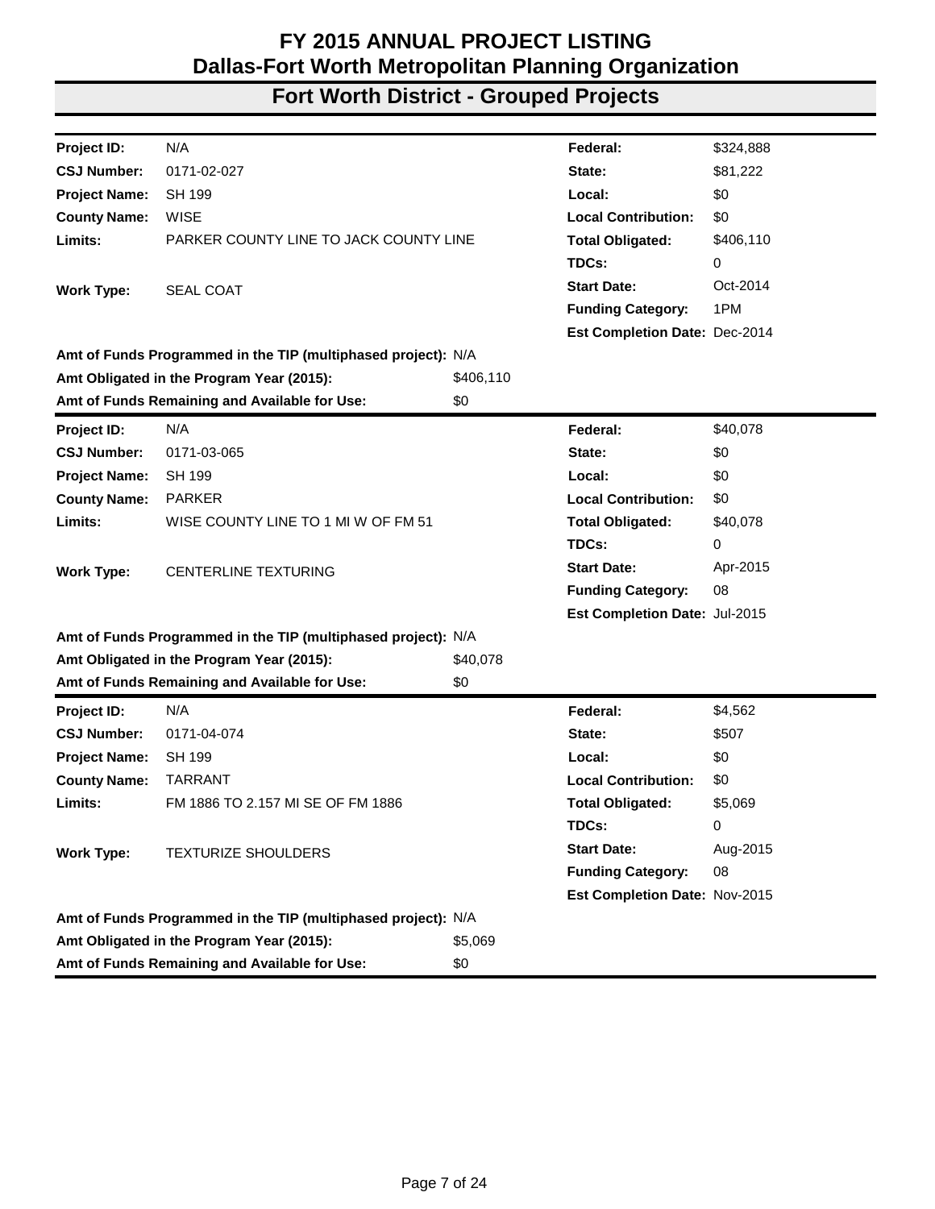# FY 2015 ANNUAL PROJECT LISTING
# Dallas-Fort Worth Metropolitan Planning Organization

## Fort Worth District - Grouped Projects

| | | | |
|---|---|---|---|
| **Project ID:** | N/A | **Federal:** | $324,888 |
| **CSJ Number:** | 0171-02-027 | **State:** | $81,222 |
| **Project Name:** | SH 199 | **Local:** | $0 |
| **County Name:** | WISE | **Local Contribution:** | $0 |
| **Limits:** | PARKER COUNTY LINE TO JACK COUNTY LINE | **Total Obligated:** | $406,110 |
| | | **TDCs:** | 0 |
| **Work Type:** | SEAL COAT | **Start Date:** | Oct-2014 |
| | | **Funding Category:** | 1PM |
| | | **Est Completion Date:** | Dec-2014 |

**Amt of Funds Programmed in the TIP (multiphased project):** N/A
**Amt Obligated in the Program Year (2015):** $406,110
**Amt of Funds Remaining and Available for Use:** $0

| | | | |
|---|---|---|---|
| **Project ID:** | N/A | **Federal:** | $40,078 |
| **CSJ Number:** | 0171-03-065 | **State:** | $0 |
| **Project Name:** | SH 199 | **Local:** | $0 |
| **County Name:** | PARKER | **Local Contribution:** | $0 |
| **Limits:** | WISE COUNTY LINE TO 1 MI W OF FM 51 | **Total Obligated:** | $40,078 |
| | | **TDCs:** | 0 |
| **Work Type:** | CENTERLINE TEXTURING | **Start Date:** | Apr-2015 |
| | | **Funding Category:** | 08 |
| | | **Est Completion Date:** | Jul-2015 |

**Amt of Funds Programmed in the TIP (multiphased project):** N/A
**Amt Obligated in the Program Year (2015):** $40,078
**Amt of Funds Remaining and Available for Use:** $0

| | | | |
|---|---|---|---|
| **Project ID:** | N/A | **Federal:** | $4,562 |
| **CSJ Number:** | 0171-04-074 | **State:** | $507 |
| **Project Name:** | SH 199 | **Local:** | $0 |
| **County Name:** | TARRANT | **Local Contribution:** | $0 |
| **Limits:** | FM 1886 TO 2.157 MI SE OF FM 1886 | **Total Obligated:** | $5,069 |
| | | **TDCs:** | 0 |
| **Work Type:** | TEXTURIZE SHOULDERS | **Start Date:** | Aug-2015 |
| | | **Funding Category:** | 08 |
| | | **Est Completion Date:** | Nov-2015 |

**Amt of Funds Programmed in the TIP (multiphased project):** N/A
**Amt Obligated in the Program Year (2015):** $5,069
**Amt of Funds Remaining and Available for Use:** $0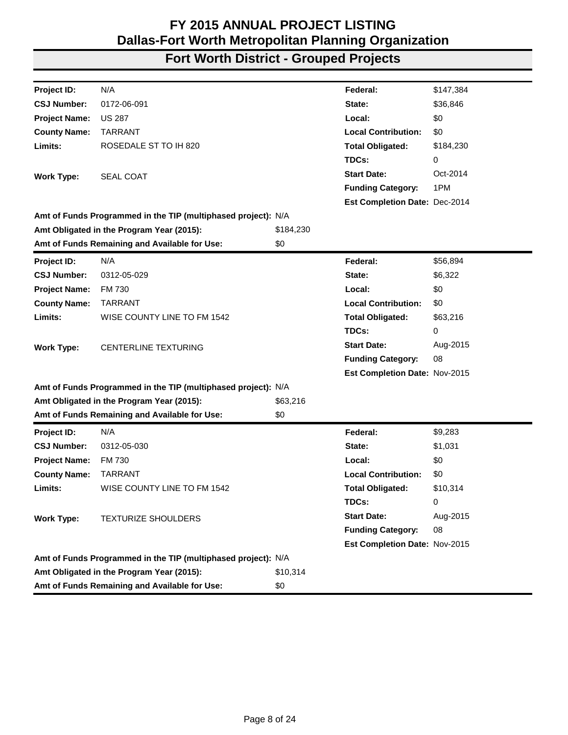# FY 2015 ANNUAL PROJECT LISTING
# Dallas-Fort Worth Metropolitan Planning Organization

## Fort Worth District - Grouped Projects

| | | | | |
|---|---|---|---|---|
| **Project ID:** | N/A | | **Federal:** | $147,384 |
| **CSJ Number:** | 0172-06-091 | | **State:** | $36,846 |
| **Project Name:** | US 287 | | **Local:** | $0 |
| **County Name:** | TARRANT | | **Local Contribution:** | $0 |
| **Limits:** | ROSEDALE ST TO IH 820 | | **Total Obligated:** | $184,230 |
| | | | **TDCs:** | 0 |
| **Work Type:** | SEAL COAT | | **Start Date:** | Oct-2014 |
| | | | **Funding Category:** | 1PM |
| | | | **Est Completion Date:** | Dec-2014 |
| **Amt of Funds Programmed in the TIP (multiphased project):** | | N/A | | |
| **Amt Obligated in the Program Year (2015):** | | $184,230 | | |
| **Amt of Funds Remaining and Available for Use:** | | $0 | | |

| | | | | |
|---|---|---|---|---|
| **Project ID:** | N/A | | **Federal:** | $56,894 |
| **CSJ Number:** | 0312-05-029 | | **State:** | $6,322 |
| **Project Name:** | FM 730 | | **Local:** | $0 |
| **County Name:** | TARRANT | | **Local Contribution:** | $0 |
| **Limits:** | WISE COUNTY LINE TO FM 1542 | | **Total Obligated:** | $63,216 |
| | | | **TDCs:** | 0 |
| **Work Type:** | CENTERLINE TEXTURING | | **Start Date:** | Aug-2015 |
| | | | **Funding Category:** | 08 |
| | | | **Est Completion Date:** | Nov-2015 |
| **Amt of Funds Programmed in the TIP (multiphased project):** | | N/A | | |
| **Amt Obligated in the Program Year (2015):** | | $63,216 | | |
| **Amt of Funds Remaining and Available for Use:** | | $0 | | |

| | | | | |
|---|---|---|---|---|
| **Project ID:** | N/A | | **Federal:** | $9,283 |
| **CSJ Number:** | 0312-05-030 | | **State:** | $1,031 |
| **Project Name:** | FM 730 | | **Local:** | $0 |
| **County Name:** | TARRANT | | **Local Contribution:** | $0 |
| **Limits:** | WISE COUNTY LINE TO FM 1542 | | **Total Obligated:** | $10,314 |
| | | | **TDCs:** | 0 |
| **Work Type:** | TEXTURIZE SHOULDERS | | **Start Date:** | Aug-2015 |
| | | | **Funding Category:** | 08 |
| | | | **Est Completion Date:** | Nov-2015 |
| **Amt of Funds Programmed in the TIP (multiphased project):** | | N/A | | |
| **Amt Obligated in the Program Year (2015):** | | $10,314 | | |
| **Amt of Funds Remaining and Available for Use:** | | $0 | | |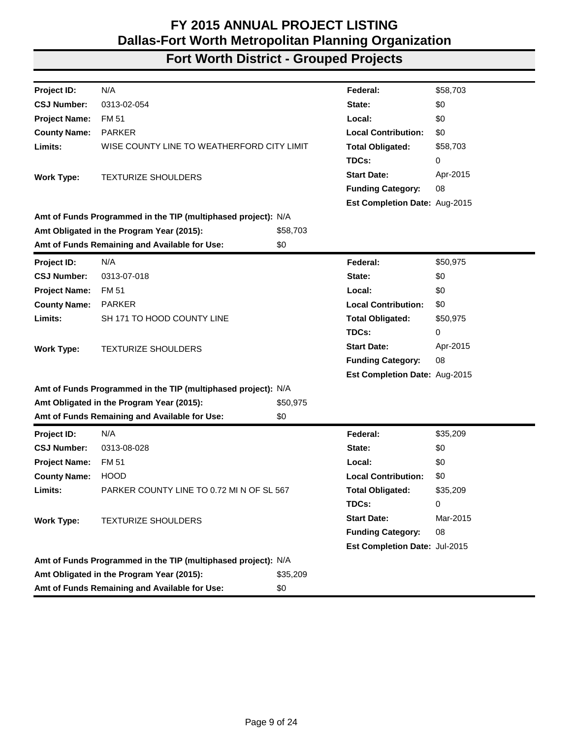# FY 2015 ANNUAL PROJECT LISTING
# Dallas-Fort Worth Metropolitan Planning Organization
## Fort Worth District - Grouped Projects

| | | | |
|---|---|---|---|
| **Project ID:** | N/A | **Federal:** | $58,703 |
| **CSJ Number:** | 0313-02-054 | **State:** | $0 |
| **Project Name:** | FM 51 | **Local:** | $0 |
| **County Name:** | PARKER | **Local Contribution:** | $0 |
| **Limits:** | WISE COUNTY LINE TO WEATHERFORD CITY LIMIT | **Total Obligated:** | $58,703 |
| | | **TDCs:** | 0 |
| **Work Type:** | TEXTURIZE SHOULDERS | **Start Date:** | Apr-2015 |
| | | **Funding Category:** | 08 |
| | | **Est Completion Date:** | Aug-2015 |

**Amt of Funds Programmed in the TIP (multiphased project):** N/A
**Amt Obligated in the Program Year (2015):** $58,703
**Amt of Funds Remaining and Available for Use:** $0

---

| | | | |
|---|---|---|---|
| **Project ID:** | N/A | **Federal:** | $50,975 |
| **CSJ Number:** | 0313-07-018 | **State:** | $0 |
| **Project Name:** | FM 51 | **Local:** | $0 |
| **County Name:** | PARKER | **Local Contribution:** | $0 |
| **Limits:** | SH 171 TO HOOD COUNTY LINE | **Total Obligated:** | $50,975 |
| | | **TDCs:** | 0 |
| **Work Type:** | TEXTURIZE SHOULDERS | **Start Date:** | Apr-2015 |
| | | **Funding Category:** | 08 |
| | | **Est Completion Date:** | Aug-2015 |

**Amt of Funds Programmed in the TIP (multiphased project):** N/A
**Amt Obligated in the Program Year (2015):** $50,975
**Amt of Funds Remaining and Available for Use:** $0

---

| | | | |
|---|---|---|---|
| **Project ID:** | N/A | **Federal:** | $35,209 |
| **CSJ Number:** | 0313-08-028 | **State:** | $0 |
| **Project Name:** | FM 51 | **Local:** | $0 |
| **County Name:** | HOOD | **Local Contribution:** | $0 |
| **Limits:** | PARKER COUNTY LINE TO 0.72 MI N OF SL 567 | **Total Obligated:** | $35,209 |
| | | **TDCs:** | 0 |
| **Work Type:** | TEXTURIZE SHOULDERS | **Start Date:** | Mar-2015 |
| | | **Funding Category:** | 08 |
| | | **Est Completion Date:** | Jul-2015 |

**Amt of Funds Programmed in the TIP (multiphased project):** N/A
**Amt Obligated in the Program Year (2015):** $35,209
**Amt of Funds Remaining and Available for Use:** $0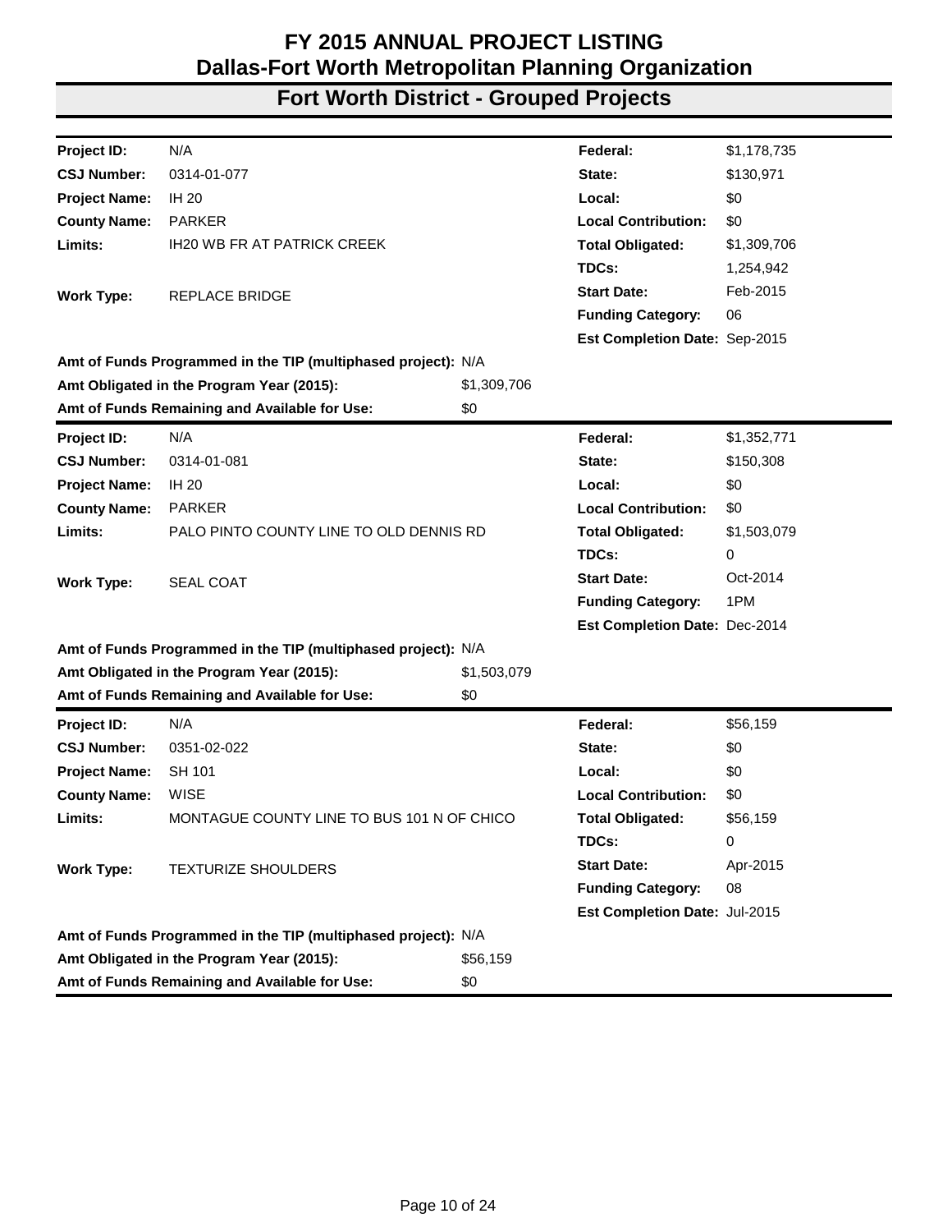# FY 2015 ANNUAL PROJECT LISTING
# Dallas-Fort Worth Metropolitan Planning Organization
## Fort Worth District - Grouped Projects

| | | | |
|---|---|---|---|
| **Project ID:** | N/A | **Federal:** | $1,178,735 |
| **CSJ Number:** | 0314-01-077 | **State:** | $130,971 |
| **Project Name:** | IH 20 | **Local:** | $0 |
| **County Name:** | PARKER | **Local Contribution:** | $0 |
| **Limits:** | IH20 WB FR AT PATRICK CREEK | **Total Obligated:** | $1,309,706 |
| | | **TDCs:** | 1,254,942 |
| **Work Type:** | REPLACE BRIDGE | **Start Date:** | Feb-2015 |
| | | **Funding Category:** | 06 |
| | | **Est Completion Date:** | Sep-2015 |

**Amt of Funds Programmed in the TIP (multiphased project):** N/A
**Amt Obligated in the Program Year (2015):** $1,309,706
**Amt of Funds Remaining and Available for Use:** $0

| | | | |
|---|---|---|---|
| **Project ID:** | N/A | **Federal:** | $1,352,771 |
| **CSJ Number:** | 0314-01-081 | **State:** | $150,308 |
| **Project Name:** | IH 20 | **Local:** | $0 |
| **County Name:** | PARKER | **Local Contribution:** | $0 |
| **Limits:** | PALO PINTO COUNTY LINE TO OLD DENNIS RD | **Total Obligated:** | $1,503,079 |
| | | **TDCs:** | 0 |
| **Work Type:** | SEAL COAT | **Start Date:** | Oct-2014 |
| | | **Funding Category:** | 1PM |
| | | **Est Completion Date:** | Dec-2014 |

**Amt of Funds Programmed in the TIP (multiphased project):** N/A
**Amt Obligated in the Program Year (2015):** $1,503,079
**Amt of Funds Remaining and Available for Use:** $0

| | | | |
|---|---|---|---|
| **Project ID:** | N/A | **Federal:** | $56,159 |
| **CSJ Number:** | 0351-02-022 | **State:** | $0 |
| **Project Name:** | SH 101 | **Local:** | $0 |
| **County Name:** | WISE | **Local Contribution:** | $0 |
| **Limits:** | MONTAGUE COUNTY LINE TO BUS 101 N OF CHICO | **Total Obligated:** | $56,159 |
| | | **TDCs:** | 0 |
| **Work Type:** | TEXTURIZE SHOULDERS | **Start Date:** | Apr-2015 |
| | | **Funding Category:** | 08 |
| | | **Est Completion Date:** | Jul-2015 |

**Amt of Funds Programmed in the TIP (multiphased project):** N/A
**Amt Obligated in the Program Year (2015):** $56,159
**Amt of Funds Remaining and Available for Use:** $0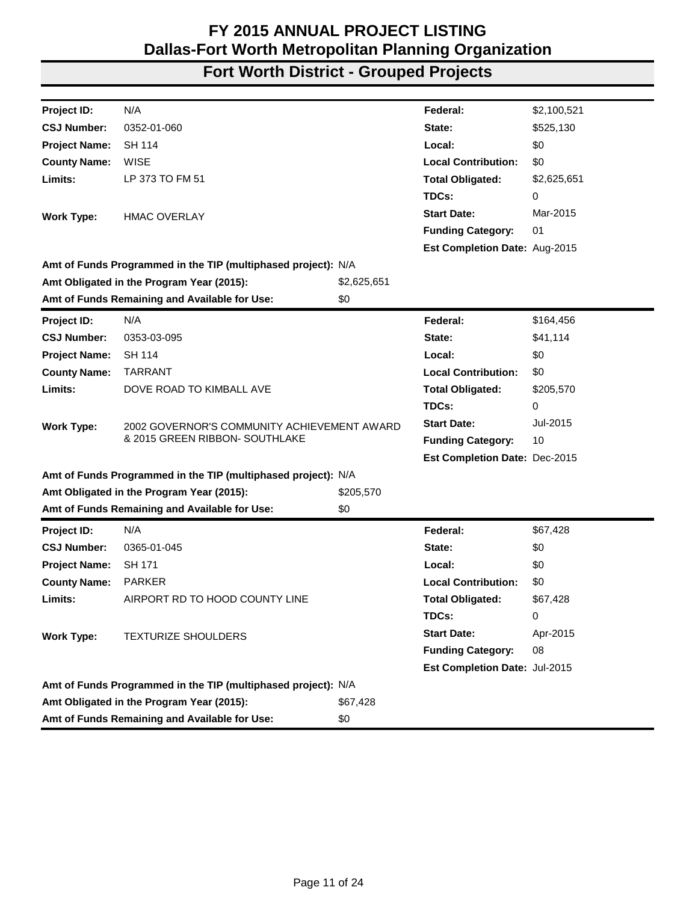# FY 2015 ANNUAL PROJECT LISTING
# Dallas-Fort Worth Metropolitan Planning Organization
## Fort Worth District - Grouped Projects

| | | | |
|---|---|---|---|
| **Project ID:** | N/A | **Federal:** | $2,100,521 |
| **CSJ Number:** | 0352-01-060 | **State:** | $525,130 |
| **Project Name:** | SH 114 | **Local:** | $0 |
| **County Name:** | WISE | **Local Contribution:** | $0 |
| **Limits:** | LP 373 TO FM 51 | **Total Obligated:** | $2,625,651 |
| | | **TDCs:** | 0 |
| **Work Type:** | HMAC OVERLAY | **Start Date:** | Mar-2015 |
| | | **Funding Category:** | 01 |
| | | **Est Completion Date:** | Aug-2015 |

**Amt of Funds Programmed in the TIP (multiphased project):** N/A
**Amt Obligated in the Program Year (2015):** $2,625,651
**Amt of Funds Remaining and Available for Use:** $0

| | | | |
|---|---|---|---|
| **Project ID:** | N/A | **Federal:** | $164,456 |
| **CSJ Number:** | 0353-03-095 | **State:** | $41,114 |
| **Project Name:** | SH 114 | **Local:** | $0 |
| **County Name:** | TARRANT | **Local Contribution:** | $0 |
| **Limits:** | DOVE ROAD TO KIMBALL AVE | **Total Obligated:** | $205,570 |
| | | **TDCs:** | 0 |
| **Work Type:** | 2002 GOVERNOR'S COMMUNITY ACHIEVEMENT AWARD & 2015 GREEN RIBBON- SOUTHLAKE | **Start Date:** | Jul-2015 |
| | | **Funding Category:** | 10 |
| | | **Est Completion Date:** | Dec-2015 |

**Amt of Funds Programmed in the TIP (multiphased project):** N/A
**Amt Obligated in the Program Year (2015):** $205,570
**Amt of Funds Remaining and Available for Use:** $0

| | | | |
|---|---|---|---|
| **Project ID:** | N/A | **Federal:** | $67,428 |
| **CSJ Number:** | 0365-01-045 | **State:** | $0 |
| **Project Name:** | SH 171 | **Local:** | $0 |
| **County Name:** | PARKER | **Local Contribution:** | $0 |
| **Limits:** | AIRPORT RD TO HOOD COUNTY LINE | **Total Obligated:** | $67,428 |
| | | **TDCs:** | 0 |
| **Work Type:** | TEXTURIZE SHOULDERS | **Start Date:** | Apr-2015 |
| | | **Funding Category:** | 08 |
| | | **Est Completion Date:** | Jul-2015 |

**Amt of Funds Programmed in the TIP (multiphased project):** N/A
**Amt Obligated in the Program Year (2015):** $67,428
**Amt of Funds Remaining and Available for Use:** $0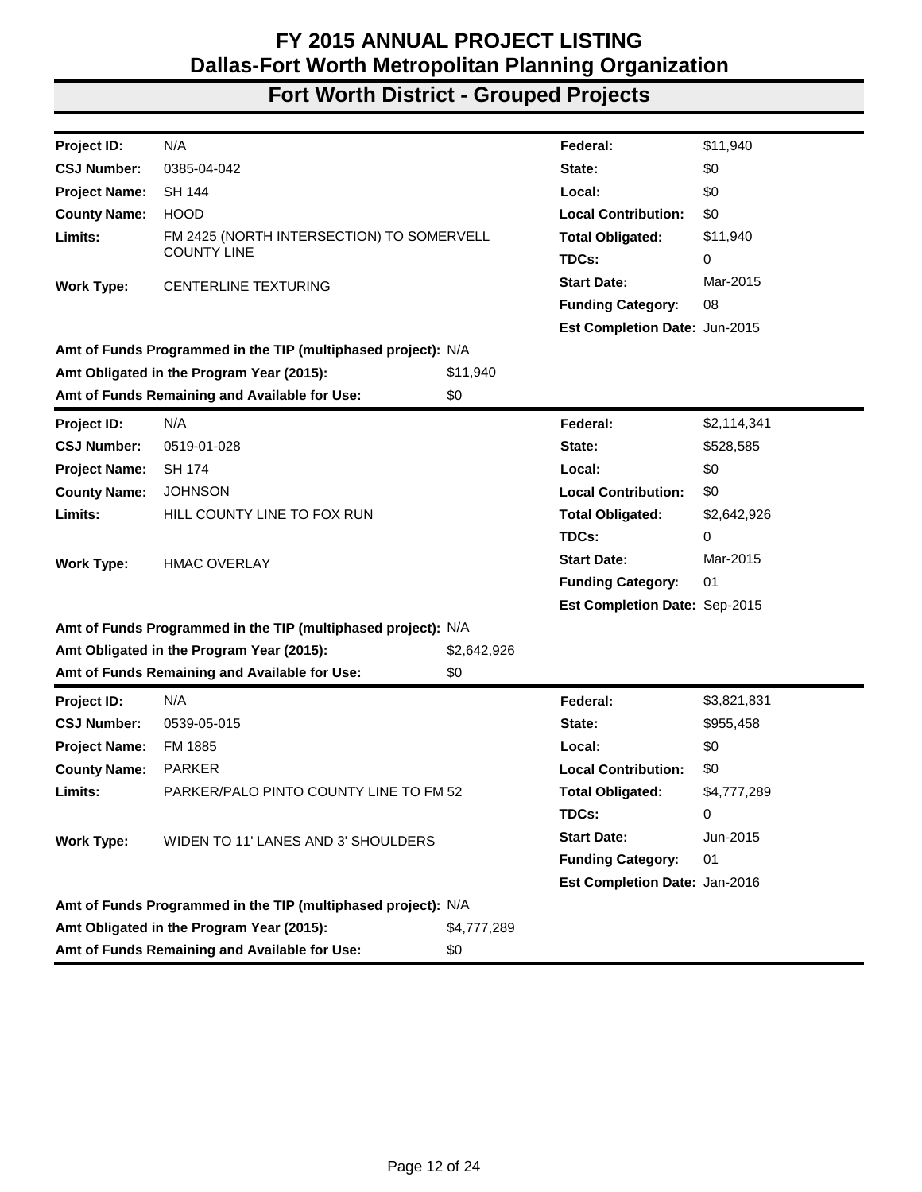# FY 2015 ANNUAL PROJECT LISTING
# Dallas-Fort Worth Metropolitan Planning Organization
## Fort Worth District - Grouped Projects

| | | | |
|---|---|---|---|
| **Project ID:** | N/A | **Federal:** | $11,940 |
| **CSJ Number:** | 0385-04-042 | **State:** | $0 |
| **Project Name:** | SH 144 | **Local:** | $0 |
| **County Name:** | HOOD | **Local Contribution:** | $0 |
| **Limits:** | FM 2425 (NORTH INTERSECTION) TO SOMERVELL COUNTY LINE | **Total Obligated:** | $11,940 |
| | | **TDCs:** | 0 |
| **Work Type:** | CENTERLINE TEXTURING | **Start Date:** | Mar-2015 |
| | | **Funding Category:** | 08 |
| | | **Est Completion Date:** | Jun-2015 |

**Amt of Funds Programmed in the TIP (multiphased project):** N/A
**Amt Obligated in the Program Year (2015):** $11,940
**Amt of Funds Remaining and Available for Use:** $0

| | | | |
|---|---|---|---|
| **Project ID:** | N/A | **Federal:** | $2,114,341 |
| **CSJ Number:** | 0519-01-028 | **State:** | $528,585 |
| **Project Name:** | SH 174 | **Local:** | $0 |
| **County Name:** | JOHNSON | **Local Contribution:** | $0 |
| **Limits:** | HILL COUNTY LINE TO FOX RUN | **Total Obligated:** | $2,642,926 |
| | | **TDCs:** | 0 |
| **Work Type:** | HMAC OVERLAY | **Start Date:** | Mar-2015 |
| | | **Funding Category:** | 01 |
| | | **Est Completion Date:** | Sep-2015 |

**Amt of Funds Programmed in the TIP (multiphased project):** N/A
**Amt Obligated in the Program Year (2015):** $2,642,926
**Amt of Funds Remaining and Available for Use:** $0

| | | | |
|---|---|---|---|
| **Project ID:** | N/A | **Federal:** | $3,821,831 |
| **CSJ Number:** | 0539-05-015 | **State:** | $955,458 |
| **Project Name:** | FM 1885 | **Local:** | $0 |
| **County Name:** | PARKER | **Local Contribution:** | $0 |
| **Limits:** | PARKER/PALO PINTO COUNTY LINE TO FM 52 | **Total Obligated:** | $4,777,289 |
| | | **TDCs:** | 0 |
| **Work Type:** | WIDEN TO 11' LANES AND 3' SHOULDERS | **Start Date:** | Jun-2015 |
| | | **Funding Category:** | 01 |
| | | **Est Completion Date:** | Jan-2016 |

**Amt of Funds Programmed in the TIP (multiphased project):** N/A
**Amt Obligated in the Program Year (2015):** $4,777,289
**Amt of Funds Remaining and Available for Use:** $0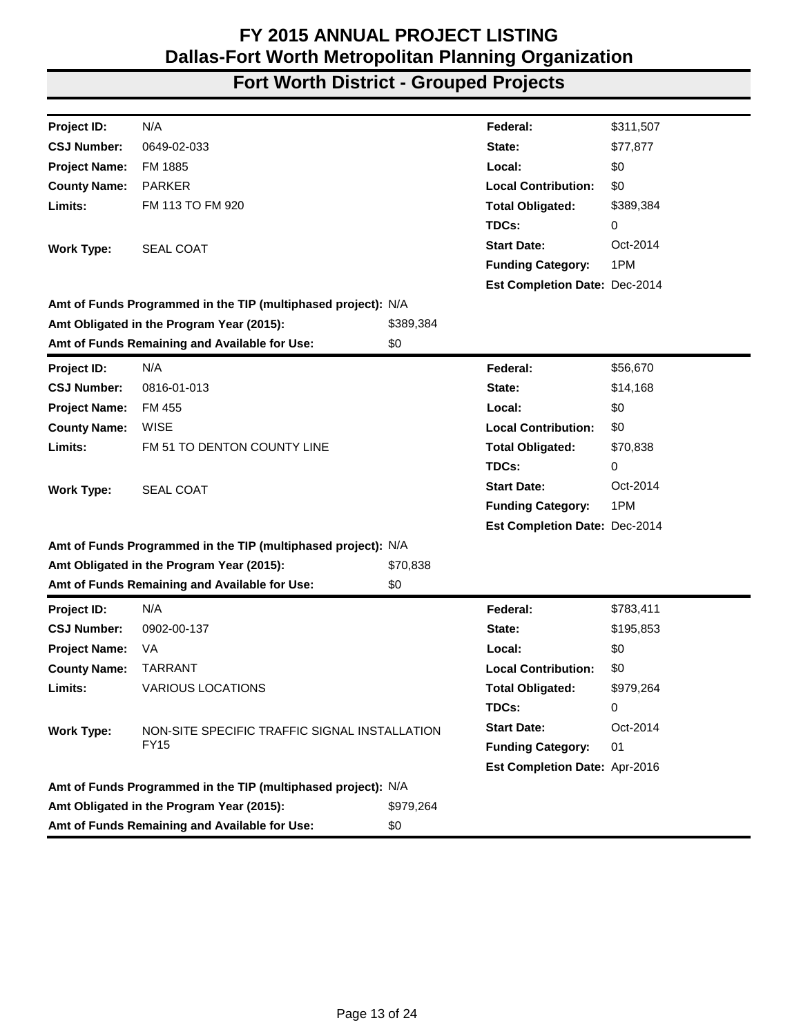# FY 2015 ANNUAL PROJECT LISTING
# Dallas-Fort Worth Metropolitan Planning Organization
## Fort Worth District - Grouped Projects

| | | | | |
|---|---|---|---|---|
| **Project ID:** | N/A | | **Federal:** | $311,507 |
| **CSJ Number:** | 0649-02-033 | | **State:** | $77,877 |
| **Project Name:** | FM 1885 | | **Local:** | $0 |
| **County Name:** | PARKER | | **Local Contribution:** | $0 |
| **Limits:** | FM 113 TO FM 920 | | **Total Obligated:** | $389,384 |
| | | | **TDCs:** | 0 |
| **Work Type:** | SEAL COAT | | **Start Date:** | Oct-2014 |
| | | | **Funding Category:** | 1PM |
| | | | **Est Completion Date:** | Dec-2014 |
| **Amt of Funds Programmed in the TIP (multiphased project):** | | N/A | | |
| **Amt Obligated in the Program Year (2015):** | | $389,384 | | |
| **Amt of Funds Remaining and Available for Use:** | | $0 | | |

| | | | | |
|---|---|---|---|---|
| **Project ID:** | N/A | | **Federal:** | $56,670 |
| **CSJ Number:** | 0816-01-013 | | **State:** | $14,168 |
| **Project Name:** | FM 455 | | **Local:** | $0 |
| **County Name:** | WISE | | **Local Contribution:** | $0 |
| **Limits:** | FM 51 TO DENTON COUNTY LINE | | **Total Obligated:** | $70,838 |
| | | | **TDCs:** | 0 |
| **Work Type:** | SEAL COAT | | **Start Date:** | Oct-2014 |
| | | | **Funding Category:** | 1PM |
| | | | **Est Completion Date:** | Dec-2014 |
| **Amt of Funds Programmed in the TIP (multiphased project):** | | N/A | | |
| **Amt Obligated in the Program Year (2015):** | | $70,838 | | |
| **Amt of Funds Remaining and Available for Use:** | | $0 | | |

| | | | | |
|---|---|---|---|---|
| **Project ID:** | N/A | | **Federal:** | $783,411 |
| **CSJ Number:** | 0902-00-137 | | **State:** | $195,853 |
| **Project Name:** | VA | | **Local:** | $0 |
| **County Name:** | TARRANT | | **Local Contribution:** | $0 |
| **Limits:** | VARIOUS LOCATIONS | | **Total Obligated:** | $979,264 |
| | | | **TDCs:** | 0 |
| **Work Type:** | NON-SITE SPECIFIC TRAFFIC SIGNAL INSTALLATION FY15 | | **Start Date:** | Oct-2014 |
| | | | **Funding Category:** | 01 |
| | | | **Est Completion Date:** | Apr-2016 |
| **Amt of Funds Programmed in the TIP (multiphased project):** | | N/A | | |
| **Amt Obligated in the Program Year (2015):** | | $979,264 | | |
| **Amt of Funds Remaining and Available for Use:** | | $0 | | |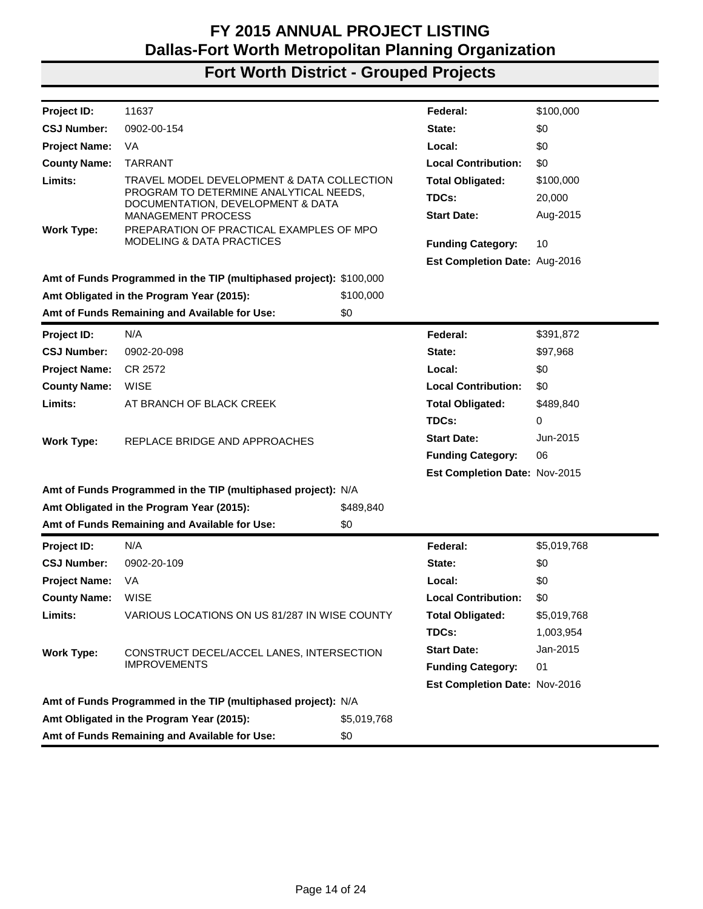# FY 2015 ANNUAL PROJECT LISTING
## Dallas-Fort Worth Metropolitan Planning Organization
## Fort Worth District - Grouped Projects

| | | | |
|---|---|---|---|
| **Project ID:** | 11637 | **Federal:** | $100,000 |
| **CSJ Number:** | 0902-00-154 | **State:** | $0 |
| **Project Name:** | VA | **Local:** | $0 |
| **County Name:** | TARRANT | **Local Contribution:** | $0 |
| **Limits:** | TRAVEL MODEL DEVELOPMENT & DATA COLLECTION PROGRAM TO DETERMINE ANALYTICAL NEEDS, DOCUMENTATION, DEVELOPMENT & DATA MANAGEMENT PROCESS | **Total Obligated:** | $100,000 |
| | | **TDCs:** | 20,000 |
| | | **Start Date:** | Aug-2015 |
| **Work Type:** | PREPARATION OF PRACTICAL EXAMPLES OF MPO MODELING & DATA PRACTICES | **Funding Category:** | 10 |
| | | **Est Completion Date:** | Aug-2016 |

**Amt of Funds Programmed in the TIP (multiphased project):** $100,000
**Amt Obligated in the Program Year (2015):** $100,000
**Amt of Funds Remaining and Available for Use:** $0

| | | | |
|---|---|---|---|
| **Project ID:** | N/A | **Federal:** | $391,872 |
| **CSJ Number:** | 0902-20-098 | **State:** | $97,968 |
| **Project Name:** | CR 2572 | **Local:** | $0 |
| **County Name:** | WISE | **Local Contribution:** | $0 |
| **Limits:** | AT BRANCH OF BLACK CREEK | **Total Obligated:** | $489,840 |
| | | **TDCs:** | 0 |
| **Work Type:** | REPLACE BRIDGE AND APPROACHES | **Start Date:** | Jun-2015 |
| | | **Funding Category:** | 06 |
| | | **Est Completion Date:** | Nov-2015 |

**Amt of Funds Programmed in the TIP (multiphased project):** N/A
**Amt Obligated in the Program Year (2015):** $489,840
**Amt of Funds Remaining and Available for Use:** $0

| | | | |
|---|---|---|---|
| **Project ID:** | N/A | **Federal:** | $5,019,768 |
| **CSJ Number:** | 0902-20-109 | **State:** | $0 |
| **Project Name:** | VA | **Local:** | $0 |
| **County Name:** | WISE | **Local Contribution:** | $0 |
| **Limits:** | VARIOUS LOCATIONS ON US 81/287 IN WISE COUNTY | **Total Obligated:** | $5,019,768 |
| | | **TDCs:** | 1,003,954 |
| **Work Type:** | CONSTRUCT DECEL/ACCEL LANES, INTERSECTION IMPROVEMENTS | **Start Date:** | Jan-2015 |
| | | **Funding Category:** | 01 |
| | | **Est Completion Date:** | Nov-2016 |

**Amt of Funds Programmed in the TIP (multiphased project):** N/A
**Amt Obligated in the Program Year (2015):** $5,019,768
**Amt of Funds Remaining and Available for Use:** $0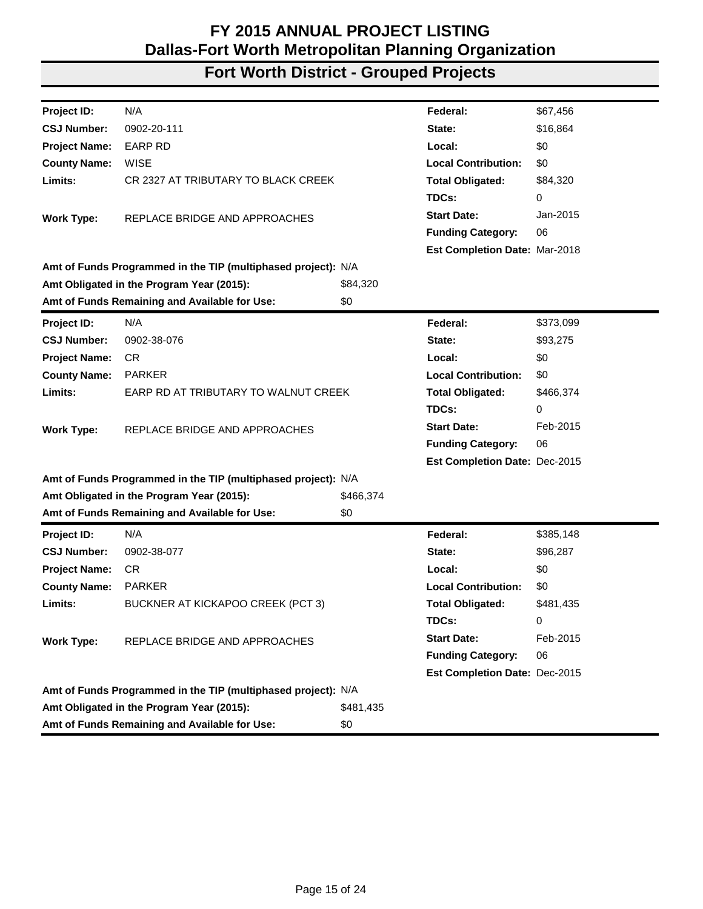# FY 2015 ANNUAL PROJECT LISTING
# Dallas-Fort Worth Metropolitan Planning Organization
## Fort Worth District - Grouped Projects

| | | | |
|---|---|---|---|
| **Project ID:** | N/A | **Federal:** | $67,456 |
| **CSJ Number:** | 0902-20-111 | **State:** | $16,864 |
| **Project Name:** | EARP RD | **Local:** | $0 |
| **County Name:** | WISE | **Local Contribution:** | $0 |
| **Limits:** | CR 2327 AT TRIBUTARY TO BLACK CREEK | **Total Obligated:** | $84,320 |
| | | **TDCs:** | 0 |
| **Work Type:** | REPLACE BRIDGE AND APPROACHES | **Start Date:** | Jan-2015 |
| | | **Funding Category:** | 06 |
| | | **Est Completion Date:** | Mar-2018 |

**Amt of Funds Programmed in the TIP (multiphased project):** N/A
**Amt Obligated in the Program Year (2015):** $84,320
**Amt of Funds Remaining and Available for Use:** $0

| | | | |
|---|---|---|---|
| **Project ID:** | N/A | **Federal:** | $373,099 |
| **CSJ Number:** | 0902-38-076 | **State:** | $93,275 |
| **Project Name:** | CR | **Local:** | $0 |
| **County Name:** | PARKER | **Local Contribution:** | $0 |
| **Limits:** | EARP RD AT TRIBUTARY TO WALNUT CREEK | **Total Obligated:** | $466,374 |
| | | **TDCs:** | 0 |
| **Work Type:** | REPLACE BRIDGE AND APPROACHES | **Start Date:** | Feb-2015 |
| | | **Funding Category:** | 06 |
| | | **Est Completion Date:** | Dec-2015 |

**Amt of Funds Programmed in the TIP (multiphased project):** N/A
**Amt Obligated in the Program Year (2015):** $466,374
**Amt of Funds Remaining and Available for Use:** $0

| | | | |
|---|---|---|---|
| **Project ID:** | N/A | **Federal:** | $385,148 |
| **CSJ Number:** | 0902-38-077 | **State:** | $96,287 |
| **Project Name:** | CR | **Local:** | $0 |
| **County Name:** | PARKER | **Local Contribution:** | $0 |
| **Limits:** | BUCKNER AT KICKAPOO CREEK (PCT 3) | **Total Obligated:** | $481,435 |
| | | **TDCs:** | 0 |
| **Work Type:** | REPLACE BRIDGE AND APPROACHES | **Start Date:** | Feb-2015 |
| | | **Funding Category:** | 06 |
| | | **Est Completion Date:** | Dec-2015 |

**Amt of Funds Programmed in the TIP (multiphased project):** N/A
**Amt Obligated in the Program Year (2015):** $481,435
**Amt of Funds Remaining and Available for Use:** $0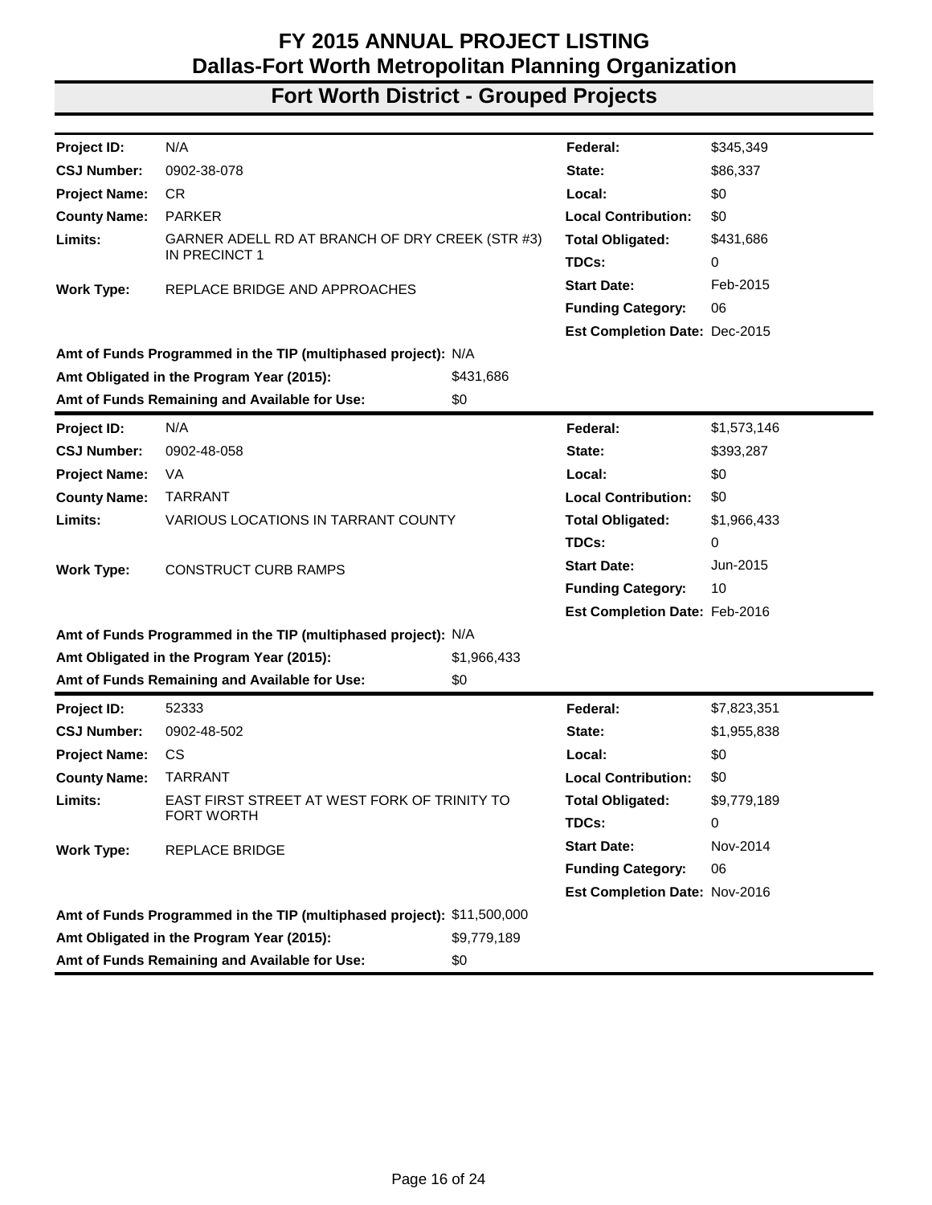# FY 2015 ANNUAL PROJECT LISTING
# Dallas-Fort Worth Metropolitan Planning Organization
## Fort Worth District - Grouped Projects

| | | | |
|---|---|---|---|
| **Project ID:** | N/A | **Federal:** | $345,349 |
| **CSJ Number:** | 0902-38-078 | **State:** | $86,337 |
| **Project Name:** | CR | **Local:** | $0 |
| **County Name:** | PARKER | **Local Contribution:** | $0 |
| **Limits:** | GARNER ADELL RD AT BRANCH OF DRY CREEK (STR #3) IN PRECINCT 1 | **Total Obligated:** | $431,686 |
| | | **TDCs:** | 0 |
| **Work Type:** | REPLACE BRIDGE AND APPROACHES | **Start Date:** | Feb-2015 |
| | | **Funding Category:** | 06 |
| | | **Est Completion Date:** | Dec-2015 |

**Amt of Funds Programmed in the TIP (multiphased project):** N/A
**Amt Obligated in the Program Year (2015):** $431,686
**Amt of Funds Remaining and Available for Use:** $0

---

| | | | |
|---|---|---|---|
| **Project ID:** | N/A | **Federal:** | $1,573,146 |
| **CSJ Number:** | 0902-48-058 | **State:** | $393,287 |
| **Project Name:** | VA | **Local:** | $0 |
| **County Name:** | TARRANT | **Local Contribution:** | $0 |
| **Limits:** | VARIOUS LOCATIONS IN TARRANT COUNTY | **Total Obligated:** | $1,966,433 |
| | | **TDCs:** | 0 |
| **Work Type:** | CONSTRUCT CURB RAMPS | **Start Date:** | Jun-2015 |
| | | **Funding Category:** | 10 |
| | | **Est Completion Date:** | Feb-2016 |

**Amt of Funds Programmed in the TIP (multiphased project):** N/A
**Amt Obligated in the Program Year (2015):** $1,966,433
**Amt of Funds Remaining and Available for Use:** $0

---

| | | | |
|---|---|---|---|
| **Project ID:** | 52333 | **Federal:** | $7,823,351 |
| **CSJ Number:** | 0902-48-502 | **State:** | $1,955,838 |
| **Project Name:** | CS | **Local:** | $0 |
| **County Name:** | TARRANT | **Local Contribution:** | $0 |
| **Limits:** | EAST FIRST STREET AT WEST FORK OF TRINITY TO FORT WORTH | **Total Obligated:** | $9,779,189 |
| | | **TDCs:** | 0 |
| **Work Type:** | REPLACE BRIDGE | **Start Date:** | Nov-2014 |
| | | **Funding Category:** | 06 |
| | | **Est Completion Date:** | Nov-2016 |

**Amt of Funds Programmed in the TIP (multiphased project):** $11,500,000
**Amt Obligated in the Program Year (2015):** $9,779,189
**Amt of Funds Remaining and Available for Use:** $0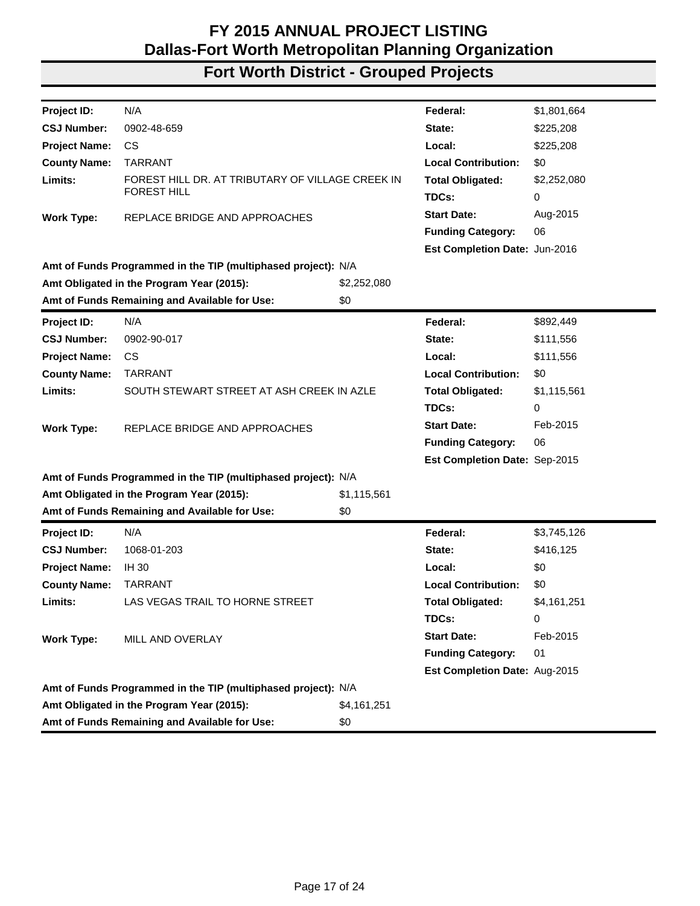# FY 2015 ANNUAL PROJECT LISTING
# Dallas-Fort Worth Metropolitan Planning Organization
## Fort Worth District - Grouped Projects

| | | | |
|---|---|---|---|
| **Project ID:** | N/A | **Federal:** | $1,801,664 |
| **CSJ Number:** | 0902-48-659 | **State:** | $225,208 |
| **Project Name:** | CS | **Local:** | $225,208 |
| **County Name:** | TARRANT | **Local Contribution:** | $0 |
| **Limits:** | FOREST HILL DR. AT TRIBUTARY OF VILLAGE CREEK IN FOREST HILL | **Total Obligated:** | $2,252,080 |
| | | **TDCs:** | 0 |
| **Work Type:** | REPLACE BRIDGE AND APPROACHES | **Start Date:** | Aug-2015 |
| | | **Funding Category:** | 06 |
| | | **Est Completion Date:** | Jun-2016 |

**Amt of Funds Programmed in the TIP (multiphased project):** N/A
**Amt Obligated in the Program Year (2015):** $2,252,080
**Amt of Funds Remaining and Available for Use:** $0

| | | | |
|---|---|---|---|
| **Project ID:** | N/A | **Federal:** | $892,449 |
| **CSJ Number:** | 0902-90-017 | **State:** | $111,556 |
| **Project Name:** | CS | **Local:** | $111,556 |
| **County Name:** | TARRANT | **Local Contribution:** | $0 |
| **Limits:** | SOUTH STEWART STREET AT ASH CREEK IN AZLE | **Total Obligated:** | $1,115,561 |
| | | **TDCs:** | 0 |
| **Work Type:** | REPLACE BRIDGE AND APPROACHES | **Start Date:** | Feb-2015 |
| | | **Funding Category:** | 06 |
| | | **Est Completion Date:** | Sep-2015 |

**Amt of Funds Programmed in the TIP (multiphased project):** N/A
**Amt Obligated in the Program Year (2015):** $1,115,561
**Amt of Funds Remaining and Available for Use:** $0

| | | | |
|---|---|---|---|
| **Project ID:** | N/A | **Federal:** | $3,745,126 |
| **CSJ Number:** | 1068-01-203 | **State:** | $416,125 |
| **Project Name:** | IH 30 | **Local:** | $0 |
| **County Name:** | TARRANT | **Local Contribution:** | $0 |
| **Limits:** | LAS VEGAS TRAIL TO HORNE STREET | **Total Obligated:** | $4,161,251 |
| | | **TDCs:** | 0 |
| **Work Type:** | MILL AND OVERLAY | **Start Date:** | Feb-2015 |
| | | **Funding Category:** | 01 |
| | | **Est Completion Date:** | Aug-2015 |

**Amt of Funds Programmed in the TIP (multiphased project):** N/A
**Amt Obligated in the Program Year (2015):** $4,161,251
**Amt of Funds Remaining and Available for Use:** $0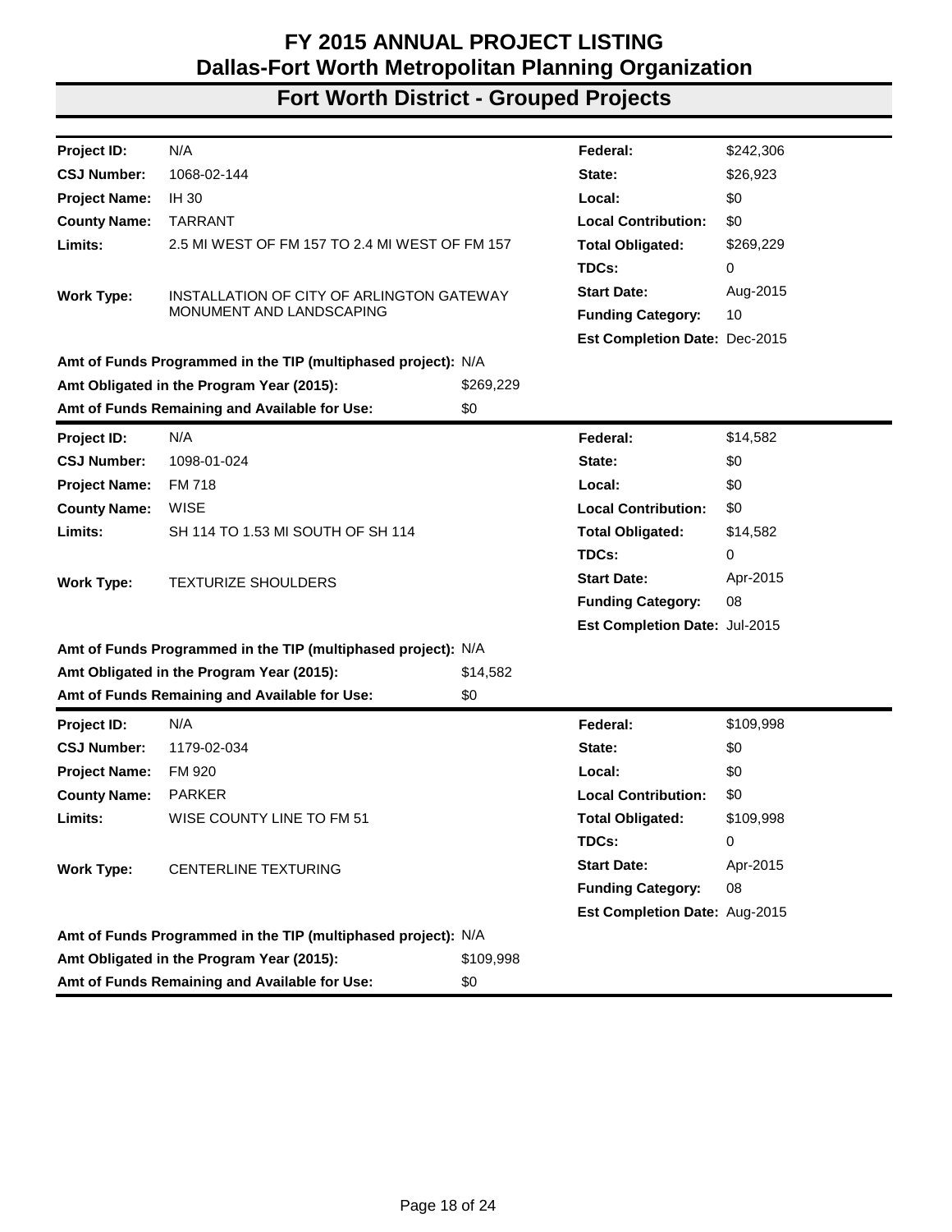# FY 2015 ANNUAL PROJECT LISTING
# Dallas-Fort Worth Metropolitan Planning Organization
## Fort Worth District - Grouped Projects

| | | | |
|---|---|---|---|
| **Project ID:** | N/A | **Federal:** | $242,306 |
| **CSJ Number:** | 1068-02-144 | **State:** | $26,923 |
| **Project Name:** | IH 30 | **Local:** | $0 |
| **County Name:** | TARRANT | **Local Contribution:** | $0 |
| **Limits:** | 2.5 MI WEST OF FM 157 TO 2.4 MI WEST OF FM 157 | **Total Obligated:** | $269,229 |
| | | **TDCs:** | 0 |
| **Work Type:** | INSTALLATION OF CITY OF ARLINGTON GATEWAY MONUMENT AND LANDSCAPING | **Start Date:** | Aug-2015 |
| | | **Funding Category:** | 10 |
| | | **Est Completion Date:** | Dec-2015 |

**Amt of Funds Programmed in the TIP (multiphased project):** N/A
**Amt Obligated in the Program Year (2015):** $269,229
**Amt of Funds Remaining and Available for Use:** $0

---

| | | | |
|---|---|---|---|
| **Project ID:** | N/A | **Federal:** | $14,582 |
| **CSJ Number:** | 1098-01-024 | **State:** | $0 |
| **Project Name:** | FM 718 | **Local:** | $0 |
| **County Name:** | WISE | **Local Contribution:** | $0 |
| **Limits:** | SH 114 TO 1.53 MI SOUTH OF SH 114 | **Total Obligated:** | $14,582 |
| | | **TDCs:** | 0 |
| **Work Type:** | TEXTURIZE SHOULDERS | **Start Date:** | Apr-2015 |
| | | **Funding Category:** | 08 |
| | | **Est Completion Date:** | Jul-2015 |

**Amt of Funds Programmed in the TIP (multiphased project):** N/A
**Amt Obligated in the Program Year (2015):** $14,582
**Amt of Funds Remaining and Available for Use:** $0

---

| | | | |
|---|---|---|---|
| **Project ID:** | N/A | **Federal:** | $109,998 |
| **CSJ Number:** | 1179-02-034 | **State:** | $0 |
| **Project Name:** | FM 920 | **Local:** | $0 |
| **County Name:** | PARKER | **Local Contribution:** | $0 |
| **Limits:** | WISE COUNTY LINE TO FM 51 | **Total Obligated:** | $109,998 |
| | | **TDCs:** | 0 |
| **Work Type:** | CENTERLINE TEXTURING | **Start Date:** | Apr-2015 |
| | | **Funding Category:** | 08 |
| | | **Est Completion Date:** | Aug-2015 |

**Amt of Funds Programmed in the TIP (multiphased project):** N/A
**Amt Obligated in the Program Year (2015):** $109,998
**Amt of Funds Remaining and Available for Use:** $0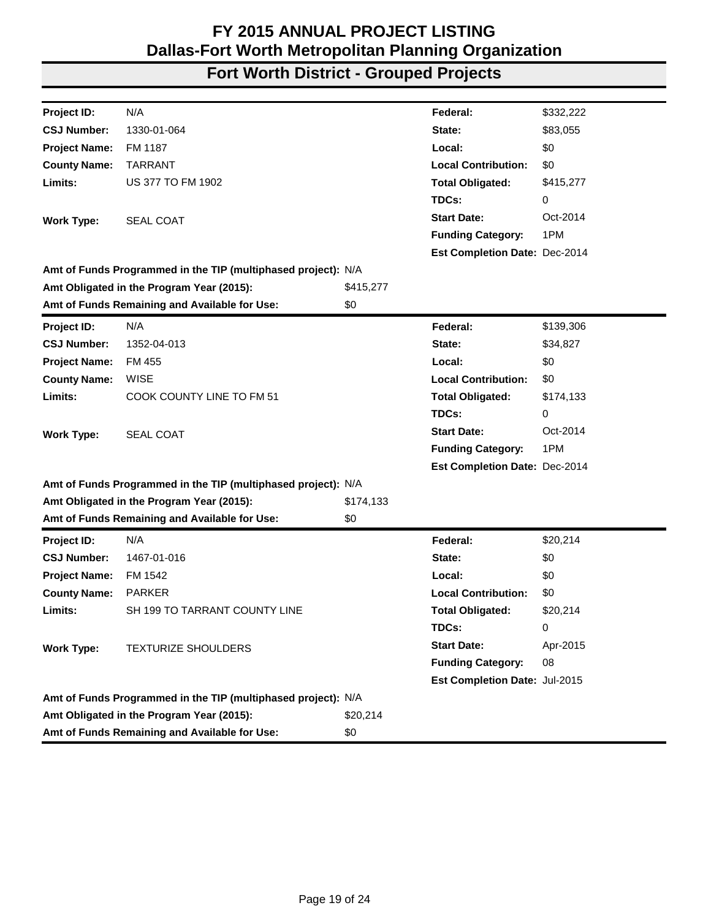# FY 2015 ANNUAL PROJECT LISTING
## Dallas-Fort Worth Metropolitan Planning Organization
## Fort Worth District - Grouped Projects

| | | | |
|---|---|---|---|
| **Project ID:** | N/A | **Federal:** | $332,222 |
| **CSJ Number:** | 1330-01-064 | **State:** | $83,055 |
| **Project Name:** | FM 1187 | **Local:** | $0 |
| **County Name:** | TARRANT | **Local Contribution:** | $0 |
| **Limits:** | US 377 TO FM 1902 | **Total Obligated:** | $415,277 |
| | | **TDCs:** | 0 |
| **Work Type:** | SEAL COAT | **Start Date:** | Oct-2014 |
| | | **Funding Category:** | 1PM |
| | | **Est Completion Date:** | Dec-2014 |

**Amt of Funds Programmed in the TIP (multiphased project):** N/A
**Amt Obligated in the Program Year (2015):** $415,277
**Amt of Funds Remaining and Available for Use:** $0

| | | | |
|---|---|---|---|
| **Project ID:** | N/A | **Federal:** | $139,306 |
| **CSJ Number:** | 1352-04-013 | **State:** | $34,827 |
| **Project Name:** | FM 455 | **Local:** | $0 |
| **County Name:** | WISE | **Local Contribution:** | $0 |
| **Limits:** | COOK COUNTY LINE TO FM 51 | **Total Obligated:** | $174,133 |
| | | **TDCs:** | 0 |
| **Work Type:** | SEAL COAT | **Start Date:** | Oct-2014 |
| | | **Funding Category:** | 1PM |
| | | **Est Completion Date:** | Dec-2014 |

**Amt of Funds Programmed in the TIP (multiphased project):** N/A
**Amt Obligated in the Program Year (2015):** $174,133
**Amt of Funds Remaining and Available for Use:** $0

| | | | |
|---|---|---|---|
| **Project ID:** | N/A | **Federal:** | $20,214 |
| **CSJ Number:** | 1467-01-016 | **State:** | $0 |
| **Project Name:** | FM 1542 | **Local:** | $0 |
| **County Name:** | PARKER | **Local Contribution:** | $0 |
| **Limits:** | SH 199 TO TARRANT COUNTY LINE | **Total Obligated:** | $20,214 |
| | | **TDCs:** | 0 |
| **Work Type:** | TEXTURIZE SHOULDERS | **Start Date:** | Apr-2015 |
| | | **Funding Category:** | 08 |
| | | **Est Completion Date:** | Jul-2015 |

**Amt of Funds Programmed in the TIP (multiphased project):** N/A
**Amt Obligated in the Program Year (2015):** $20,214
**Amt of Funds Remaining and Available for Use:** $0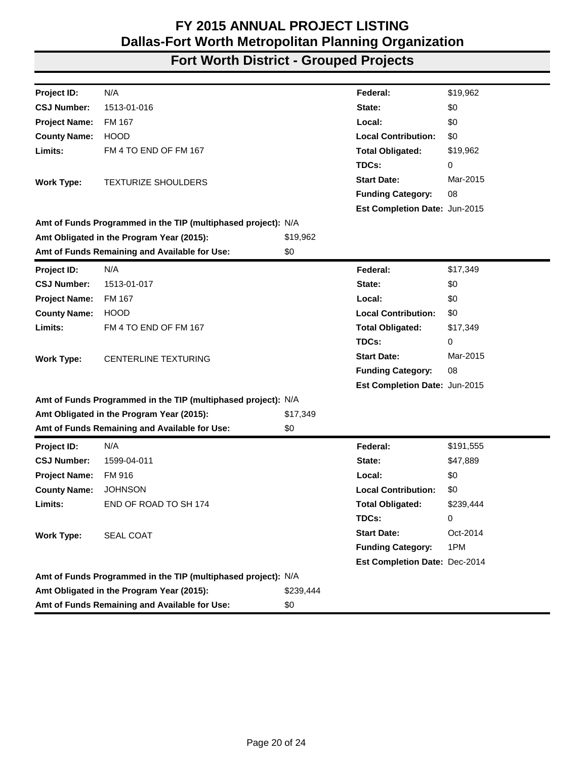# FY 2015 ANNUAL PROJECT LISTING
# Dallas-Fort Worth Metropolitan Planning Organization
## Fort Worth District - Grouped Projects

| | | | | |
|---|---|---|---|---|
| **Project ID:** | N/A | | **Federal:** | $19,962 |
| **CSJ Number:** | 1513-01-016 | | **State:** | $0 |
| **Project Name:** | FM 167 | | **Local:** | $0 |
| **County Name:** | HOOD | | **Local Contribution:** | $0 |
| **Limits:** | FM 4 TO END OF FM 167 | | **Total Obligated:** | $19,962 |
| | | | **TDCs:** | 0 |
| **Work Type:** | TEXTURIZE SHOULDERS | | **Start Date:** | Mar-2015 |
| | | | **Funding Category:** | 08 |
| | | | **Est Completion Date:** | Jun-2015 |
| **Amt of Funds Programmed in the TIP (multiphased project):** | | N/A | | |
| **Amt Obligated in the Program Year (2015):** | | $19,962 | | |
| **Amt of Funds Remaining and Available for Use:** | | $0 | | |

| | | | | |
|---|---|---|---|---|
| **Project ID:** | N/A | | **Federal:** | $17,349 |
| **CSJ Number:** | 1513-01-017 | | **State:** | $0 |
| **Project Name:** | FM 167 | | **Local:** | $0 |
| **County Name:** | HOOD | | **Local Contribution:** | $0 |
| **Limits:** | FM 4 TO END OF FM 167 | | **Total Obligated:** | $17,349 |
| | | | **TDCs:** | 0 |
| **Work Type:** | CENTERLINE TEXTURING | | **Start Date:** | Mar-2015 |
| | | | **Funding Category:** | 08 |
| | | | **Est Completion Date:** | Jun-2015 |
| **Amt of Funds Programmed in the TIP (multiphased project):** | | N/A | | |
| **Amt Obligated in the Program Year (2015):** | | $17,349 | | |
| **Amt of Funds Remaining and Available for Use:** | | $0 | | |

| | | | | |
|---|---|---|---|---|
| **Project ID:** | N/A | | **Federal:** | $191,555 |
| **CSJ Number:** | 1599-04-011 | | **State:** | $47,889 |
| **Project Name:** | FM 916 | | **Local:** | $0 |
| **County Name:** | JOHNSON | | **Local Contribution:** | $0 |
| **Limits:** | END OF ROAD TO SH 174 | | **Total Obligated:** | $239,444 |
| | | | **TDCs:** | 0 |
| **Work Type:** | SEAL COAT | | **Start Date:** | Oct-2014 |
| | | | **Funding Category:** | 1PM |
| | | | **Est Completion Date:** | Dec-2014 |
| **Amt of Funds Programmed in the TIP (multiphased project):** | | N/A | | |
| **Amt Obligated in the Program Year (2015):** | | $239,444 | | |
| **Amt of Funds Remaining and Available for Use:** | | $0 | | |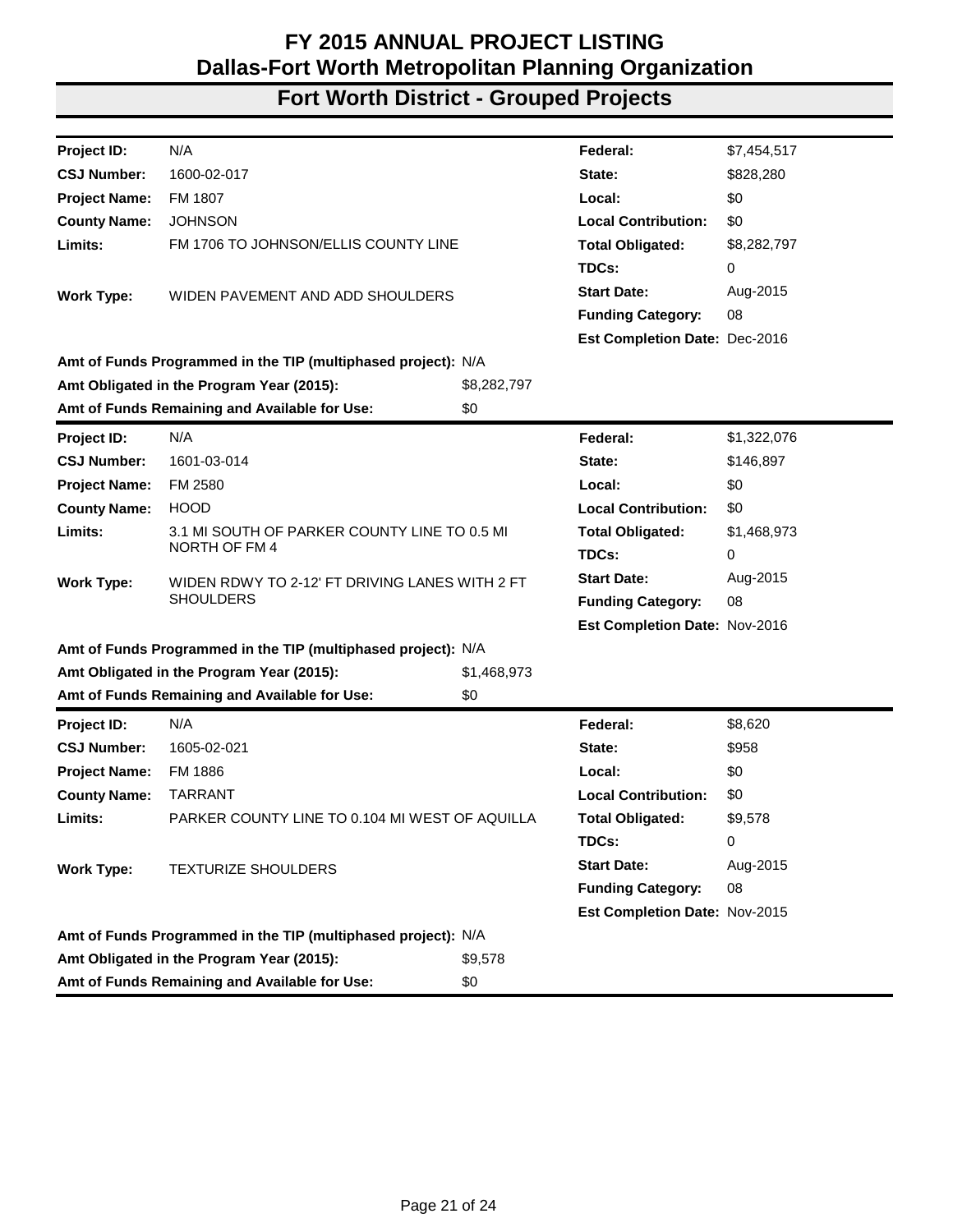# FY 2015 ANNUAL PROJECT LISTING
## Dallas-Fort Worth Metropolitan Planning Organization
## Fort Worth District - Grouped Projects

| | | | |
|---|---|---|---|
| **Project ID:** | N/A | **Federal:** | $7,454,517 |
| **CSJ Number:** | 1600-02-017 | **State:** | $828,280 |
| **Project Name:** | FM 1807 | **Local:** | $0 |
| **County Name:** | JOHNSON | **Local Contribution:** | $0 |
| **Limits:** | FM 1706 TO JOHNSON/ELLIS COUNTY LINE | **Total Obligated:** | $8,282,797 |
| | | **TDCs:** | 0 |
| **Work Type:** | WIDEN PAVEMENT AND ADD SHOULDERS | **Start Date:** | Aug-2015 |
| | | **Funding Category:** | 08 |
| | | **Est Completion Date:** | Dec-2016 |

**Amt of Funds Programmed in the TIP (multiphased project):** N/A
**Amt Obligated in the Program Year (2015):** $8,282,797
**Amt of Funds Remaining and Available for Use:** $0

---

| | | | |
|---|---|---|---|
| **Project ID:** | N/A | **Federal:** | $1,322,076 |
| **CSJ Number:** | 1601-03-014 | **State:** | $146,897 |
| **Project Name:** | FM 2580 | **Local:** | $0 |
| **County Name:** | HOOD | **Local Contribution:** | $0 |
| **Limits:** | 3.1 MI SOUTH OF PARKER COUNTY LINE TO 0.5 MI NORTH OF FM 4 | **Total Obligated:** | $1,468,973 |
| | | **TDCs:** | 0 |
| **Work Type:** | WIDEN RDWY TO 2-12' FT DRIVING LANES WITH 2 FT SHOULDERS | **Start Date:** | Aug-2015 |
| | | **Funding Category:** | 08 |
| | | **Est Completion Date:** | Nov-2016 |

**Amt of Funds Programmed in the TIP (multiphased project):** N/A
**Amt Obligated in the Program Year (2015):** $1,468,973
**Amt of Funds Remaining and Available for Use:** $0

---

| | | | |
|---|---|---|---|
| **Project ID:** | N/A | **Federal:** | $8,620 |
| **CSJ Number:** | 1605-02-021 | **State:** | $958 |
| **Project Name:** | FM 1886 | **Local:** | $0 |
| **County Name:** | TARRANT | **Local Contribution:** | $0 |
| **Limits:** | PARKER COUNTY LINE TO 0.104 MI WEST OF AQUILLA | **Total Obligated:** | $9,578 |
| | | **TDCs:** | 0 |
| **Work Type:** | TEXTURIZE SHOULDERS | **Start Date:** | Aug-2015 |
| | | **Funding Category:** | 08 |
| | | **Est Completion Date:** | Nov-2015 |

**Amt of Funds Programmed in the TIP (multiphased project):** N/A
**Amt Obligated in the Program Year (2015):** $9,578
**Amt of Funds Remaining and Available for Use:** $0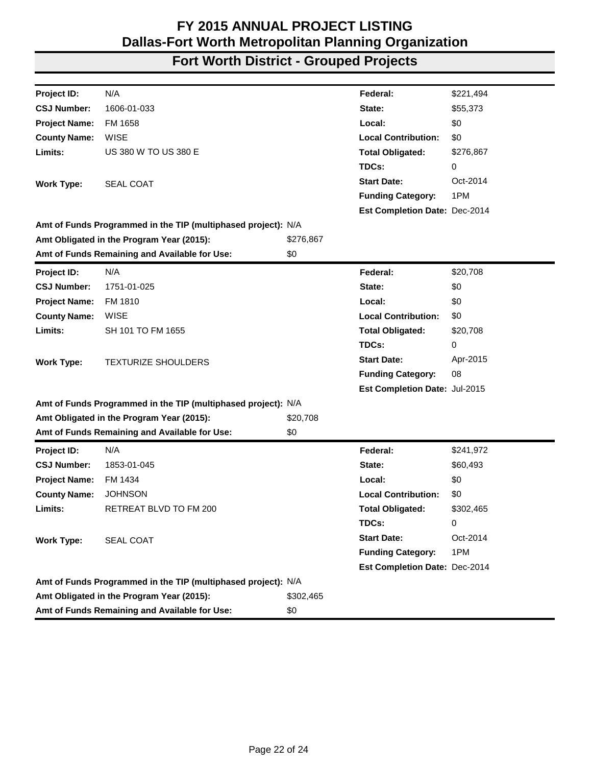# FY 2015 ANNUAL PROJECT LISTING
## Dallas-Fort Worth Metropolitan Planning Organization
## Fort Worth District - Grouped Projects

| | | | | |
|---|---|---|---|---|
| **Project ID:** | N/A | | **Federal:** | $221,494 |
| **CSJ Number:** | 1606-01-033 | | **State:** | $55,373 |
| **Project Name:** | FM 1658 | | **Local:** | $0 |
| **County Name:** | WISE | | **Local Contribution:** | $0 |
| **Limits:** | US 380 W TO US 380 E | | **Total Obligated:** | $276,867 |
| | | | **TDCs:** | 0 |
| **Work Type:** | SEAL COAT | | **Start Date:** | Oct-2014 |
| | | | **Funding Category:** | 1PM |
| | | | **Est Completion Date:** | Dec-2014 |
| **Amt of Funds Programmed in the TIP (multiphased project):** | | N/A | | |
| **Amt Obligated in the Program Year (2015):** | | $276,867 | | |
| **Amt of Funds Remaining and Available for Use:** | | $0 | | |

| | | | | |
|---|---|---|---|---|
| **Project ID:** | N/A | | **Federal:** | $20,708 |
| **CSJ Number:** | 1751-01-025 | | **State:** | $0 |
| **Project Name:** | FM 1810 | | **Local:** | $0 |
| **County Name:** | WISE | | **Local Contribution:** | $0 |
| **Limits:** | SH 101 TO FM 1655 | | **Total Obligated:** | $20,708 |
| | | | **TDCs:** | 0 |
| **Work Type:** | TEXTURIZE SHOULDERS | | **Start Date:** | Apr-2015 |
| | | | **Funding Category:** | 08 |
| | | | **Est Completion Date:** | Jul-2015 |
| **Amt of Funds Programmed in the TIP (multiphased project):** | | N/A | | |
| **Amt Obligated in the Program Year (2015):** | | $20,708 | | |
| **Amt of Funds Remaining and Available for Use:** | | $0 | | |

| | | | | |
|---|---|---|---|---|
| **Project ID:** | N/A | | **Federal:** | $241,972 |
| **CSJ Number:** | 1853-01-045 | | **State:** | $60,493 |
| **Project Name:** | FM 1434 | | **Local:** | $0 |
| **County Name:** | JOHNSON | | **Local Contribution:** | $0 |
| **Limits:** | RETREAT BLVD TO FM 200 | | **Total Obligated:** | $302,465 |
| | | | **TDCs:** | 0 |
| **Work Type:** | SEAL COAT | | **Start Date:** | Oct-2014 |
| | | | **Funding Category:** | 1PM |
| | | | **Est Completion Date:** | Dec-2014 |
| **Amt of Funds Programmed in the TIP (multiphased project):** | | N/A | | |
| **Amt Obligated in the Program Year (2015):** | | $302,465 | | |
| **Amt of Funds Remaining and Available for Use:** | | $0 | | |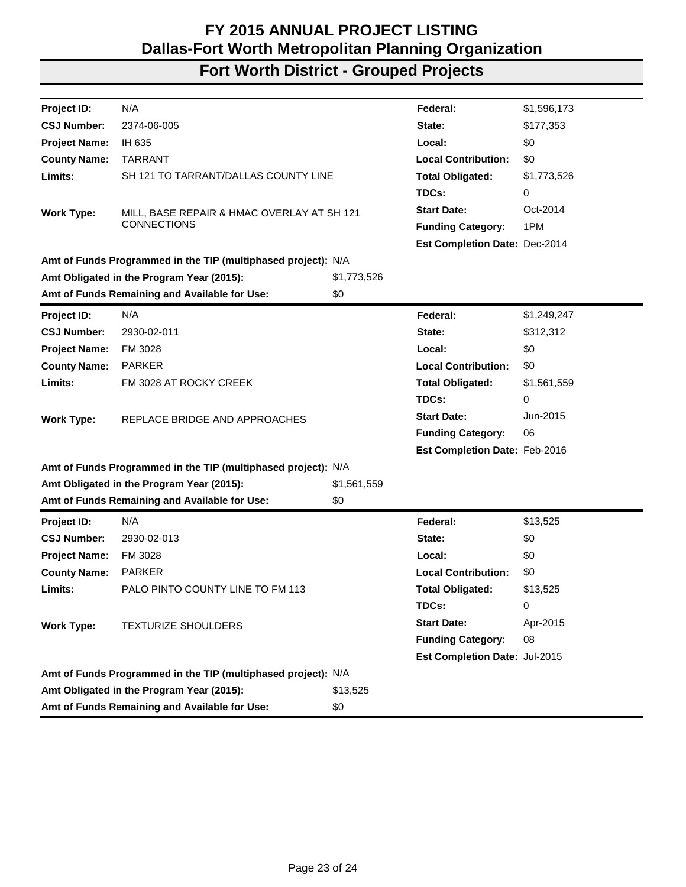# FY 2015 ANNUAL PROJECT LISTING
# Dallas-Fort Worth Metropolitan Planning Organization

## Fort Worth District - Grouped Projects

| | | | |
|---|---|---|---|
| **Project ID:** | N/A | **Federal:** | $1,596,173 |
| **CSJ Number:** | 2374-06-005 | **State:** | $177,353 |
| **Project Name:** | IH 635 | **Local:** | $0 |
| **County Name:** | TARRANT | **Local Contribution:** | $0 |
| **Limits:** | SH 121 TO TARRANT/DALLAS COUNTY LINE | **Total Obligated:** | $1,773,526 |
| | | **TDCs:** | 0 |
| **Work Type:** | MILL, BASE REPAIR & HMAC OVERLAY AT SH 121 CONNECTIONS | **Start Date:** | Oct-2014 |
| | | **Funding Category:** | 1PM |
| | | **Est Completion Date:** | Dec-2014 |

**Amt of Funds Programmed in the TIP (multiphased project):** N/A
**Amt Obligated in the Program Year (2015):** $1,773,526
**Amt of Funds Remaining and Available for Use:** $0

| | | | |
|---|---|---|---|
| **Project ID:** | N/A | **Federal:** | $1,249,247 |
| **CSJ Number:** | 2930-02-011 | **State:** | $312,312 |
| **Project Name:** | FM 3028 | **Local:** | $0 |
| **County Name:** | PARKER | **Local Contribution:** | $0 |
| **Limits:** | FM 3028 AT ROCKY CREEK | **Total Obligated:** | $1,561,559 |
| | | **TDCs:** | 0 |
| **Work Type:** | REPLACE BRIDGE AND APPROACHES | **Start Date:** | Jun-2015 |
| | | **Funding Category:** | 06 |
| | | **Est Completion Date:** | Feb-2016 |

**Amt of Funds Programmed in the TIP (multiphased project):** N/A
**Amt Obligated in the Program Year (2015):** $1,561,559
**Amt of Funds Remaining and Available for Use:** $0

| | | | |
|---|---|---|---|
| **Project ID:** | N/A | **Federal:** | $13,525 |
| **CSJ Number:** | 2930-02-013 | **State:** | $0 |
| **Project Name:** | FM 3028 | **Local:** | $0 |
| **County Name:** | PARKER | **Local Contribution:** | $0 |
| **Limits:** | PALO PINTO COUNTY LINE TO FM 113 | **Total Obligated:** | $13,525 |
| | | **TDCs:** | 0 |
| **Work Type:** | TEXTURIZE SHOULDERS | **Start Date:** | Apr-2015 |
| | | **Funding Category:** | 08 |
| | | **Est Completion Date:** | Jul-2015 |

**Amt of Funds Programmed in the TIP (multiphased project):** N/A
**Amt Obligated in the Program Year (2015):** $13,525
**Amt of Funds Remaining and Available for Use:** $0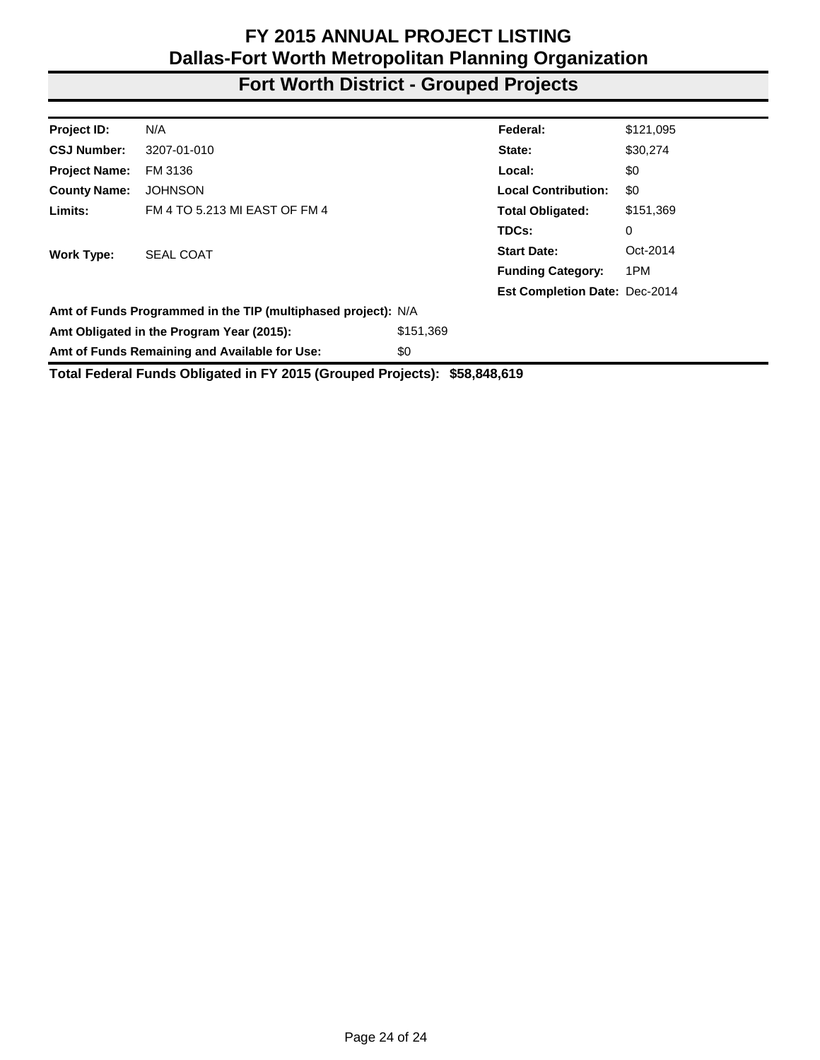# FY 2015 ANNUAL PROJECT LISTING
## Dallas-Fort Worth Metropolitan Planning Organization
## Fort Worth District - Grouped Projects

| | | | |
|---|---|---|---|
| **Project ID:** | N/A | **Federal:** | $121,095 |
| **CSJ Number:** | 3207-01-010 | **State:** | $30,274 |
| **Project Name:** | FM 3136 | **Local:** | $0 |
| **County Name:** | JOHNSON | **Local Contribution:** | $0 |
| **Limits:** | FM 4 TO 5.213 MI EAST OF FM 4 | **Total Obligated:** | $151,369 |
| | | **TDCs:** | 0 |
| **Work Type:** | SEAL COAT | **Start Date:** | Oct-2014 |
| | | **Funding Category:** | 1PM |
| | | **Est Completion Date:** | Dec-2014 |

| | |
|---|---|
| **Amt of Funds Programmed in the TIP (multiphased project):** | N/A |
| **Amt Obligated in the Program Year (2015):** | $151,369 |
| **Amt of Funds Remaining and Available for Use:** | $0 |

**Total Federal Funds Obligated in FY 2015 (Grouped Projects): $58,848,619**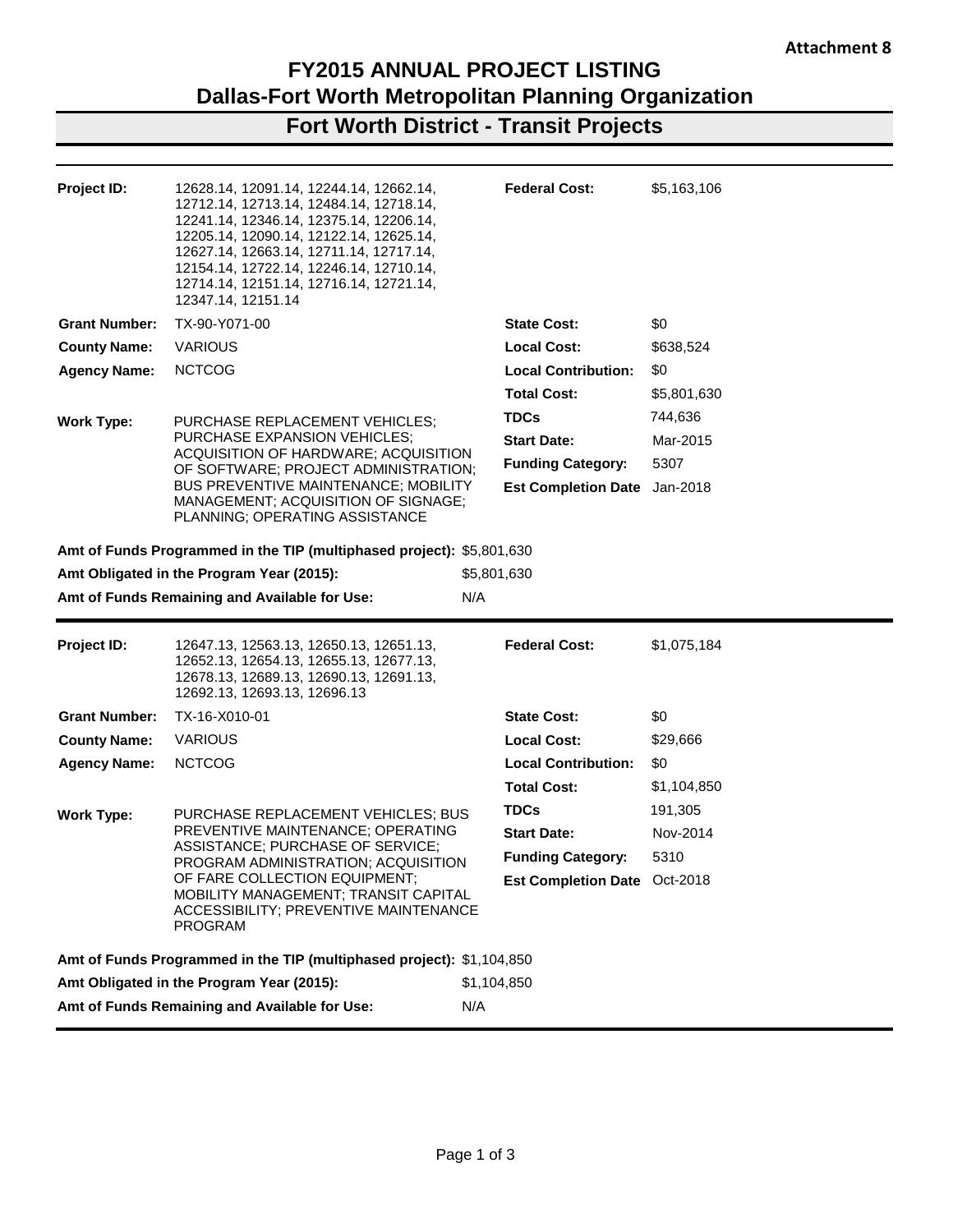Attachment 8

# FY2015 ANNUAL PROJECT LISTING
# Dallas-Fort Worth Metropolitan Planning Organization
## Fort Worth District - Transit Projects

| | | | |
|---|---|---|---|
| **Project ID:** | 12628.14, 12091.14, 12244.14, 12662.14, 12712.14, 12713.14, 12484.14, 12718.14, 12241.14, 12346.14, 12375.14, 12206.14, 12205.14, 12090.14, 12122.14, 12625.14, 12627.14, 12663.14, 12711.14, 12717.14, 12154.14, 12722.14, 12246.14, 12710.14, 12714.14, 12151.14, 12716.14, 12721.14, 12347.14, 12151.14 | **Federal Cost:** | $5,163,106 |
| **Grant Number:** | TX-90-Y071-00 | **State Cost:** | $0 |
| **County Name:** | VARIOUS | **Local Cost:** | $638,524 |
| **Agency Name:** | NCTCOG | **Local Contribution:** | $0 |
| | | **Total Cost:** | $5,801,630 |
| **Work Type:** | PURCHASE REPLACEMENT VEHICLES; PURCHASE EXPANSION VEHICLES; ACQUISITION OF HARDWARE; ACQUISITION OF SOFTWARE; PROJECT ADMINISTRATION; BUS PREVENTIVE MAINTENANCE; MOBILITY MANAGEMENT; ACQUISITION OF SIGNAGE; PLANNING; OPERATING ASSISTANCE | **TDCs** | 744,636 |
| | | **Start Date:** | Mar-2015 |
| | | **Funding Category:** | 5307 |
| | | **Est Completion Date** | Jan-2018 |

**Amt of Funds Programmed in the TIP (multiphased project):** $5,801,630

**Amt Obligated in the Program Year (2015):** $5,801,630

**Amt of Funds Remaining and Available for Use:** N/A

---

| | | | |
|---|---|---|---|
| **Project ID:** | 12647.13, 12563.13, 12650.13, 12651.13, 12652.13, 12654.13, 12655.13, 12677.13, 12678.13, 12689.13, 12690.13, 12691.13, 12692.13, 12693.13, 12696.13 | **Federal Cost:** | $1,075,184 |
| **Grant Number:** | TX-16-X010-01 | **State Cost:** | $0 |
| **County Name:** | VARIOUS | **Local Cost:** | $29,666 |
| **Agency Name:** | NCTCOG | **Local Contribution:** | $0 |
| | | **Total Cost:** | $1,104,850 |
| **Work Type:** | PURCHASE REPLACEMENT VEHICLES; BUS PREVENTIVE MAINTENANCE; OPERATING ASSISTANCE; PURCHASE OF SERVICE; PROGRAM ADMINISTRATION; ACQUISITION OF FARE COLLECTION EQUIPMENT; MOBILITY MANAGEMENT; TRANSIT CAPITAL ACCESSIBILITY; PREVENTIVE MAINTENANCE PROGRAM | **TDCs** | 191,305 |
| | | **Start Date:** | Nov-2014 |
| | | **Funding Category:** | 5310 |
| | | **Est Completion Date** | Oct-2018 |

**Amt of Funds Programmed in the TIP (multiphased project):** $1,104,850

**Amt Obligated in the Program Year (2015):** $1,104,850

**Amt of Funds Remaining and Available for Use:** N/A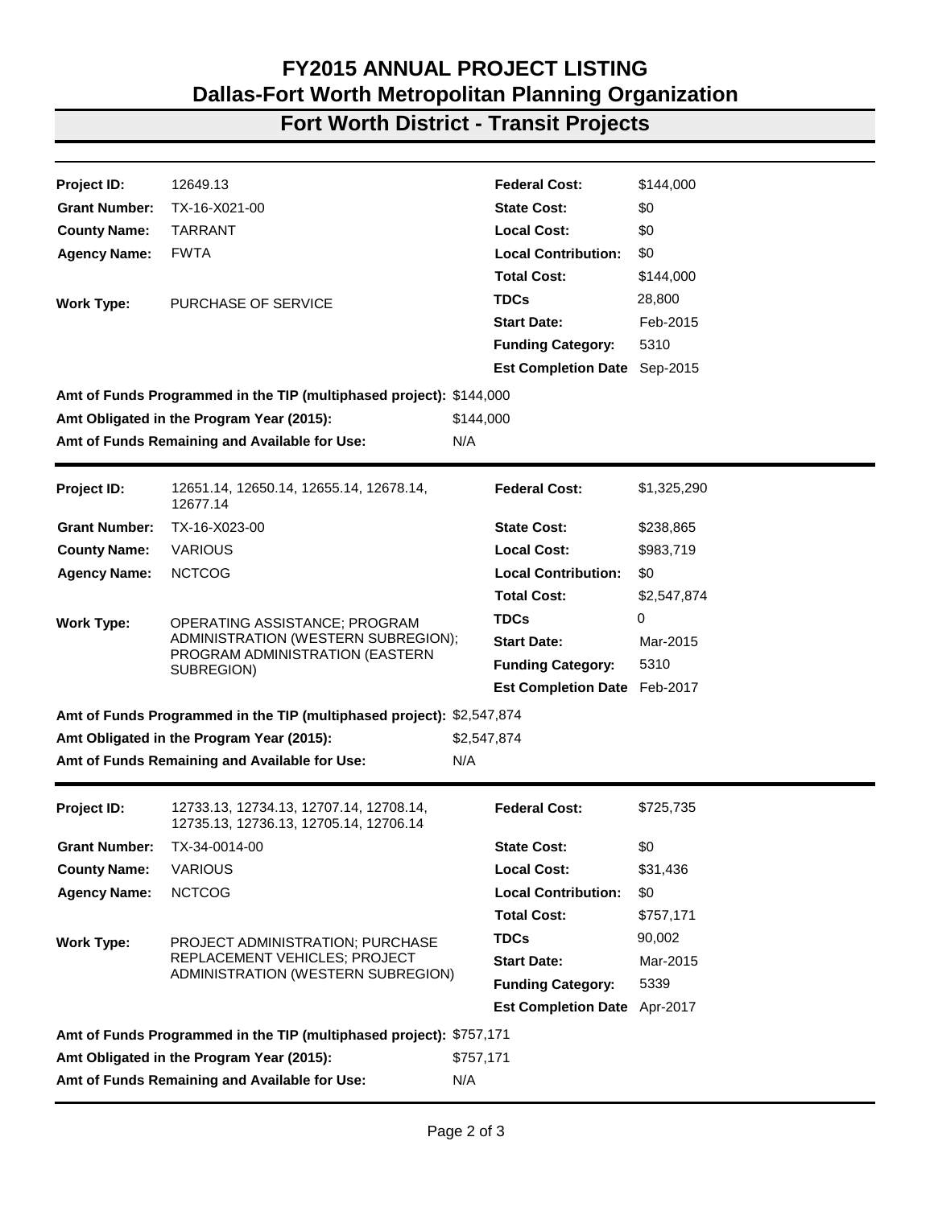# FY2015 ANNUAL PROJECT LISTING
# Dallas-Fort Worth Metropolitan Planning Organization
## Fort Worth District - Transit Projects

| | | | |
|---|---|---|---|
| **Project ID:** | 12649.13 | **Federal Cost:** | $144,000 |
| **Grant Number:** | TX-16-X021-00 | **State Cost:** | $0 |
| **County Name:** | TARRANT | **Local Cost:** | $0 |
| **Agency Name:** | FWTA | **Local Contribution:** | $0 |
| | | **Total Cost:** | $144,000 |
| **Work Type:** | PURCHASE OF SERVICE | **TDCs** | 28,800 |
| | | **Start Date:** | Feb-2015 |
| | | **Funding Category:** | 5310 |
| | | **Est Completion Date** | Sep-2015 |

**Amt of Funds Programmed in the TIP (multiphased project):** $144,000
**Amt Obligated in the Program Year (2015):** $144,000
**Amt of Funds Remaining and Available for Use:** N/A

---

| | | | |
|---|---|---|---|
| **Project ID:** | 12651.14, 12650.14, 12655.14, 12678.14, 12677.14 | **Federal Cost:** | $1,325,290 |
| **Grant Number:** | TX-16-X023-00 | **State Cost:** | $238,865 |
| **County Name:** | VARIOUS | **Local Cost:** | $983,719 |
| **Agency Name:** | NCTCOG | **Local Contribution:** | $0 |
| | | **Total Cost:** | $2,547,874 |
| **Work Type:** | OPERATING ASSISTANCE; PROGRAM ADMINISTRATION (WESTERN SUBREGION); PROGRAM ADMINISTRATION (EASTERN SUBREGION) | **TDCs** | 0 |
| | | **Start Date:** | Mar-2015 |
| | | **Funding Category:** | 5310 |
| | | **Est Completion Date** | Feb-2017 |

**Amt of Funds Programmed in the TIP (multiphased project):** $2,547,874
**Amt Obligated in the Program Year (2015):** $2,547,874
**Amt of Funds Remaining and Available for Use:** N/A

---

| | | | |
|---|---|---|---|
| **Project ID:** | 12733.13, 12734.13, 12707.14, 12708.14, 12735.13, 12736.13, 12705.14, 12706.14 | **Federal Cost:** | $725,735 |
| **Grant Number:** | TX-34-0014-00 | **State Cost:** | $0 |
| **County Name:** | VARIOUS | **Local Cost:** | $31,436 |
| **Agency Name:** | NCTCOG | **Local Contribution:** | $0 |
| | | **Total Cost:** | $757,171 |
| **Work Type:** | PROJECT ADMINISTRATION; PURCHASE REPLACEMENT VEHICLES; PROJECT ADMINISTRATION (WESTERN SUBREGION) | **TDCs** | 90,002 |
| | | **Start Date:** | Mar-2015 |
| | | **Funding Category:** | 5339 |
| | | **Est Completion Date** | Apr-2017 |

**Amt of Funds Programmed in the TIP (multiphased project):** $757,171
**Amt Obligated in the Program Year (2015):** $757,171
**Amt of Funds Remaining and Available for Use:** N/A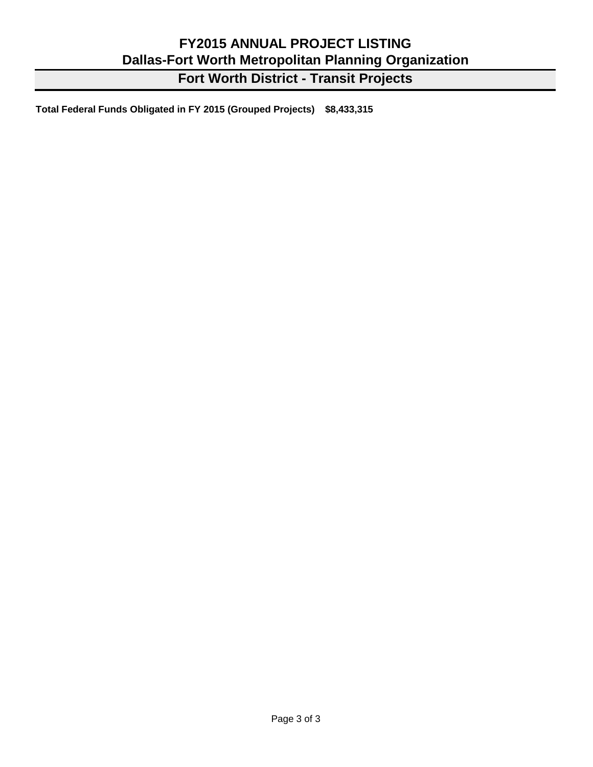# FY2015 ANNUAL PROJECT LISTING

## Dallas-Fort Worth Metropolitan Planning Organization

## Fort Worth District - Transit Projects

**Total Federal Funds Obligated in FY 2015 (Grouped Projects)    $8,433,315**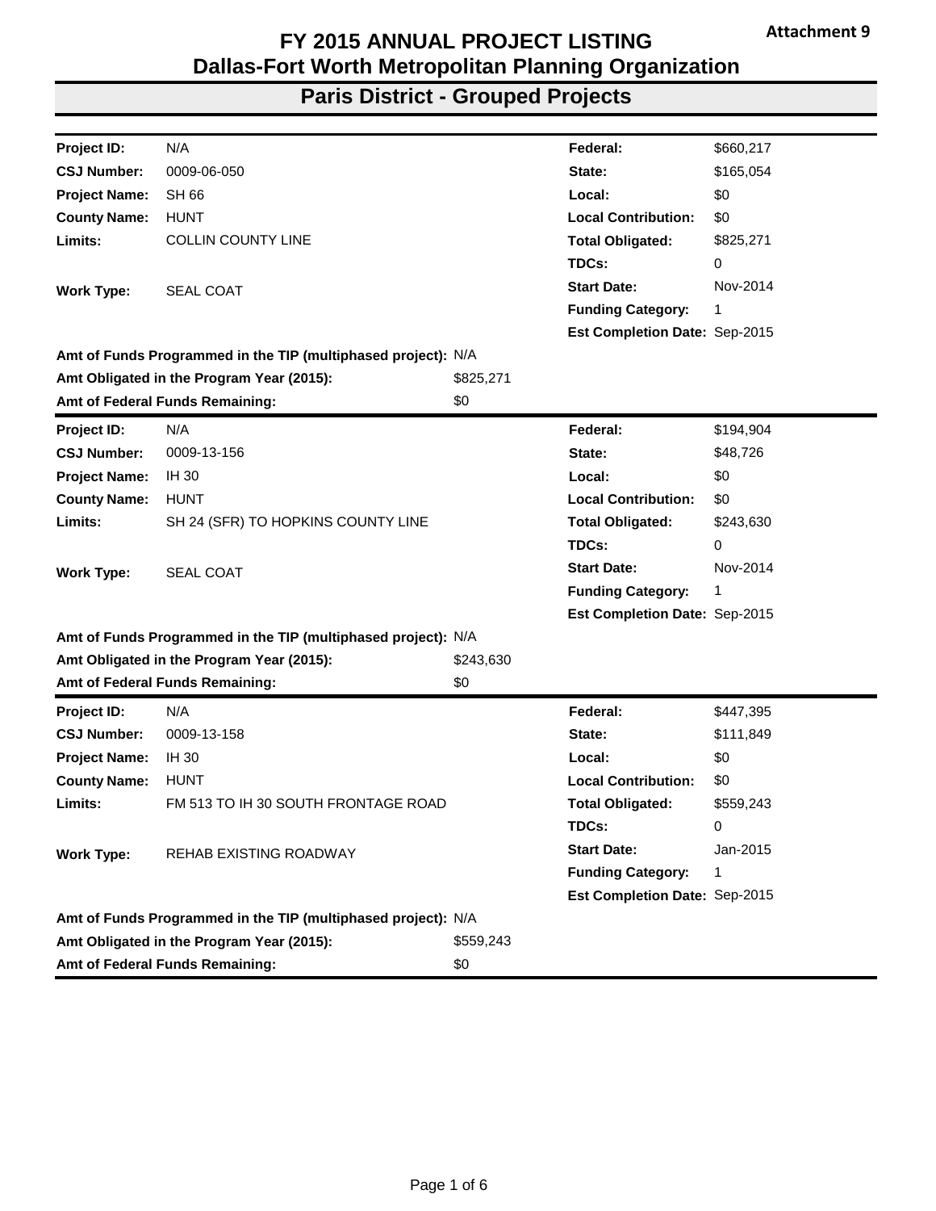Attachment 9

# FY 2015 ANNUAL PROJECT LISTING
# Dallas-Fort Worth Metropolitan Planning Organization

## Paris District - Grouped Projects

| | | | |
|---|---|---|---|
| **Project ID:** | N/A | **Federal:** | $660,217 |
| **CSJ Number:** | 0009-06-050 | **State:** | $165,054 |
| **Project Name:** | SH 66 | **Local:** | $0 |
| **County Name:** | HUNT | **Local Contribution:** | $0 |
| **Limits:** | COLLIN COUNTY LINE | **Total Obligated:** | $825,271 |
| | | **TDCs:** | 0 |
| **Work Type:** | SEAL COAT | **Start Date:** | Nov-2014 |
| | | **Funding Category:** | 1 |
| | | **Est Completion Date:** | Sep-2015 |

**Amt of Funds Programmed in the TIP (multiphased project):** N/A
**Amt Obligated in the Program Year (2015):** $825,271
**Amt of Federal Funds Remaining:** $0

| | | | |
|---|---|---|---|
| **Project ID:** | N/A | **Federal:** | $194,904 |
| **CSJ Number:** | 0009-13-156 | **State:** | $48,726 |
| **Project Name:** | IH 30 | **Local:** | $0 |
| **County Name:** | HUNT | **Local Contribution:** | $0 |
| **Limits:** | SH 24 (SFR) TO HOPKINS COUNTY LINE | **Total Obligated:** | $243,630 |
| | | **TDCs:** | 0 |
| **Work Type:** | SEAL COAT | **Start Date:** | Nov-2014 |
| | | **Funding Category:** | 1 |
| | | **Est Completion Date:** | Sep-2015 |

**Amt of Funds Programmed in the TIP (multiphased project):** N/A
**Amt Obligated in the Program Year (2015):** $243,630
**Amt of Federal Funds Remaining:** $0

| | | | |
|---|---|---|---|
| **Project ID:** | N/A | **Federal:** | $447,395 |
| **CSJ Number:** | 0009-13-158 | **State:** | $111,849 |
| **Project Name:** | IH 30 | **Local:** | $0 |
| **County Name:** | HUNT | **Local Contribution:** | $0 |
| **Limits:** | FM 513 TO IH 30 SOUTH FRONTAGE ROAD | **Total Obligated:** | $559,243 |
| | | **TDCs:** | 0 |
| **Work Type:** | REHAB EXISTING ROADWAY | **Start Date:** | Jan-2015 |
| | | **Funding Category:** | 1 |
| | | **Est Completion Date:** | Sep-2015 |

**Amt of Funds Programmed in the TIP (multiphased project):** N/A
**Amt Obligated in the Program Year (2015):** $559,243
**Amt of Federal Funds Remaining:** $0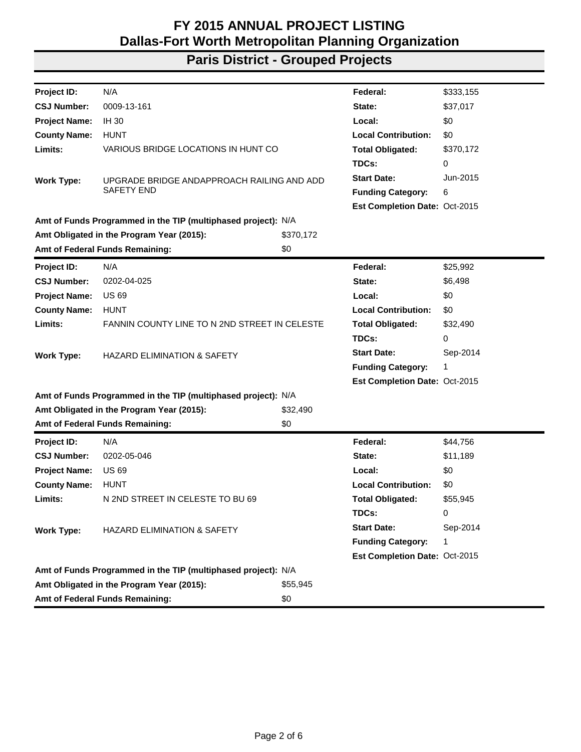# FY 2015 ANNUAL PROJECT LISTING
# Dallas-Fort Worth Metropolitan Planning Organization

## Paris District - Grouped Projects

| | | | |
|---|---|---|---|
| **Project ID:** | N/A | **Federal:** | $333,155 |
| **CSJ Number:** | 0009-13-161 | **State:** | $37,017 |
| **Project Name:** | IH 30 | **Local:** | $0 |
| **County Name:** | HUNT | **Local Contribution:** | $0 |
| **Limits:** | VARIOUS BRIDGE LOCATIONS IN HUNT CO | **Total Obligated:** | $370,172 |
| | | **TDCs:** | 0 |
| **Work Type:** | UPGRADE BRIDGE ANDAPPROACH RAILING AND ADD SAFETY END | **Start Date:** | Jun-2015 |
| | | **Funding Category:** | 6 |
| | | **Est Completion Date:** | Oct-2015 |

**Amt of Funds Programmed in the TIP (multiphased project):** N/A
**Amt Obligated in the Program Year (2015):** $370,172
**Amt of Federal Funds Remaining:** $0

| | | | |
|---|---|---|---|
| **Project ID:** | N/A | **Federal:** | $25,992 |
| **CSJ Number:** | 0202-04-025 | **State:** | $6,498 |
| **Project Name:** | US 69 | **Local:** | $0 |
| **County Name:** | HUNT | **Local Contribution:** | $0 |
| **Limits:** | FANNIN COUNTY LINE TO N 2ND STREET IN CELESTE | **Total Obligated:** | $32,490 |
| | | **TDCs:** | 0 |
| **Work Type:** | HAZARD ELIMINATION & SAFETY | **Start Date:** | Sep-2014 |
| | | **Funding Category:** | 1 |
| | | **Est Completion Date:** | Oct-2015 |

**Amt of Funds Programmed in the TIP (multiphased project):** N/A
**Amt Obligated in the Program Year (2015):** $32,490
**Amt of Federal Funds Remaining:** $0

| | | | |
|---|---|---|---|
| **Project ID:** | N/A | **Federal:** | $44,756 |
| **CSJ Number:** | 0202-05-046 | **State:** | $11,189 |
| **Project Name:** | US 69 | **Local:** | $0 |
| **County Name:** | HUNT | **Local Contribution:** | $0 |
| **Limits:** | N 2ND STREET IN CELESTE TO BU 69 | **Total Obligated:** | $55,945 |
| | | **TDCs:** | 0 |
| **Work Type:** | HAZARD ELIMINATION & SAFETY | **Start Date:** | Sep-2014 |
| | | **Funding Category:** | 1 |
| | | **Est Completion Date:** | Oct-2015 |

**Amt of Funds Programmed in the TIP (multiphased project):** N/A
**Amt Obligated in the Program Year (2015):** $55,945
**Amt of Federal Funds Remaining:** $0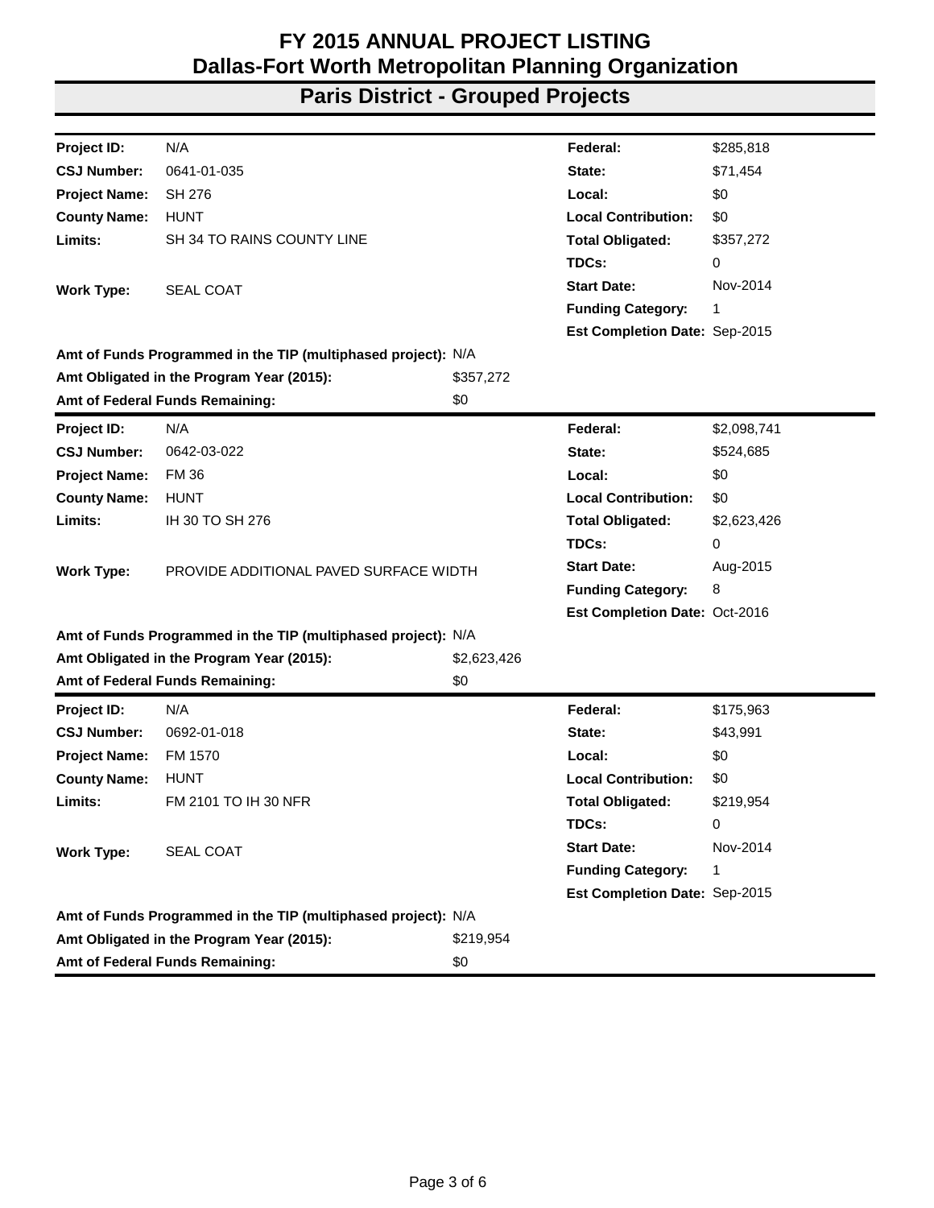# FY 2015 ANNUAL PROJECT LISTING
# Dallas-Fort Worth Metropolitan Planning Organization

## Paris District - Grouped Projects

| | | | |
|---|---|---|---|
| **Project ID:** | N/A | **Federal:** | $285,818 |
| **CSJ Number:** | 0641-01-035 | **State:** | $71,454 |
| **Project Name:** | SH 276 | **Local:** | $0 |
| **County Name:** | HUNT | **Local Contribution:** | $0 |
| **Limits:** | SH 34 TO RAINS COUNTY LINE | **Total Obligated:** | $357,272 |
| | | **TDCs:** | 0 |
| **Work Type:** | SEAL COAT | **Start Date:** | Nov-2014 |
| | | **Funding Category:** | 1 |
| | | **Est Completion Date:** | Sep-2015 |

**Amt of Funds Programmed in the TIP (multiphased project):** N/A
**Amt Obligated in the Program Year (2015):** $357,272
**Amt of Federal Funds Remaining:** $0

| | | | |
|---|---|---|---|
| **Project ID:** | N/A | **Federal:** | $2,098,741 |
| **CSJ Number:** | 0642-03-022 | **State:** | $524,685 |
| **Project Name:** | FM 36 | **Local:** | $0 |
| **County Name:** | HUNT | **Local Contribution:** | $0 |
| **Limits:** | IH 30 TO SH 276 | **Total Obligated:** | $2,623,426 |
| | | **TDCs:** | 0 |
| **Work Type:** | PROVIDE ADDITIONAL PAVED SURFACE WIDTH | **Start Date:** | Aug-2015 |
| | | **Funding Category:** | 8 |
| | | **Est Completion Date:** | Oct-2016 |

**Amt of Funds Programmed in the TIP (multiphased project):** N/A
**Amt Obligated in the Program Year (2015):** $2,623,426
**Amt of Federal Funds Remaining:** $0

| | | | |
|---|---|---|---|
| **Project ID:** | N/A | **Federal:** | $175,963 |
| **CSJ Number:** | 0692-01-018 | **State:** | $43,991 |
| **Project Name:** | FM 1570 | **Local:** | $0 |
| **County Name:** | HUNT | **Local Contribution:** | $0 |
| **Limits:** | FM 2101 TO IH 30 NFR | **Total Obligated:** | $219,954 |
| | | **TDCs:** | 0 |
| **Work Type:** | SEAL COAT | **Start Date:** | Nov-2014 |
| | | **Funding Category:** | 1 |
| | | **Est Completion Date:** | Sep-2015 |

**Amt of Funds Programmed in the TIP (multiphased project):** N/A
**Amt Obligated in the Program Year (2015):** $219,954
**Amt of Federal Funds Remaining:** $0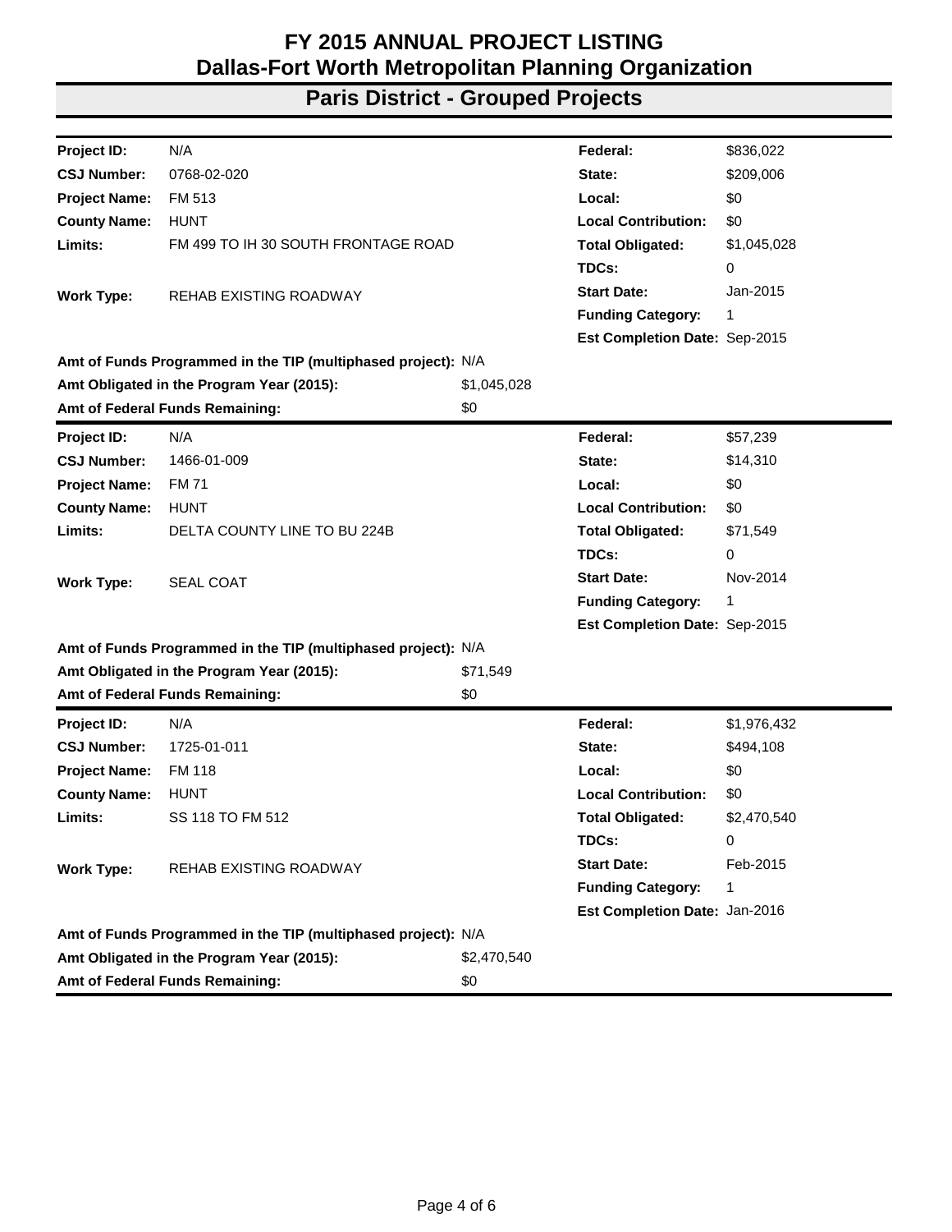# FY 2015 ANNUAL PROJECT LISTING
# Dallas-Fort Worth Metropolitan Planning Organization

## Paris District - Grouped Projects

| | | | |
|---|---|---|---|
| **Project ID:** | N/A | **Federal:** | $836,022 |
| **CSJ Number:** | 0768-02-020 | **State:** | $209,006 |
| **Project Name:** | FM 513 | **Local:** | $0 |
| **County Name:** | HUNT | **Local Contribution:** | $0 |
| **Limits:** | FM 499 TO IH 30 SOUTH FRONTAGE ROAD | **Total Obligated:** | $1,045,028 |
| | | **TDCs:** | 0 |
| **Work Type:** | REHAB EXISTING ROADWAY | **Start Date:** | Jan-2015 |
| | | **Funding Category:** | 1 |
| | | **Est Completion Date:** | Sep-2015 |

**Amt of Funds Programmed in the TIP (multiphased project):** N/A
**Amt Obligated in the Program Year (2015):** $1,045,028
**Amt of Federal Funds Remaining:** $0

| | | | |
|---|---|---|---|
| **Project ID:** | N/A | **Federal:** | $57,239 |
| **CSJ Number:** | 1466-01-009 | **State:** | $14,310 |
| **Project Name:** | FM 71 | **Local:** | $0 |
| **County Name:** | HUNT | **Local Contribution:** | $0 |
| **Limits:** | DELTA COUNTY LINE TO BU 224B | **Total Obligated:** | $71,549 |
| | | **TDCs:** | 0 |
| **Work Type:** | SEAL COAT | **Start Date:** | Nov-2014 |
| | | **Funding Category:** | 1 |
| | | **Est Completion Date:** | Sep-2015 |

**Amt of Funds Programmed in the TIP (multiphased project):** N/A
**Amt Obligated in the Program Year (2015):** $71,549
**Amt of Federal Funds Remaining:** $0

| | | | |
|---|---|---|---|
| **Project ID:** | N/A | **Federal:** | $1,976,432 |
| **CSJ Number:** | 1725-01-011 | **State:** | $494,108 |
| **Project Name:** | FM 118 | **Local:** | $0 |
| **County Name:** | HUNT | **Local Contribution:** | $0 |
| **Limits:** | SS 118 TO FM 512 | **Total Obligated:** | $2,470,540 |
| | | **TDCs:** | 0 |
| **Work Type:** | REHAB EXISTING ROADWAY | **Start Date:** | Feb-2015 |
| | | **Funding Category:** | 1 |
| | | **Est Completion Date:** | Jan-2016 |

**Amt of Funds Programmed in the TIP (multiphased project):** N/A
**Amt Obligated in the Program Year (2015):** $2,470,540
**Amt of Federal Funds Remaining:** $0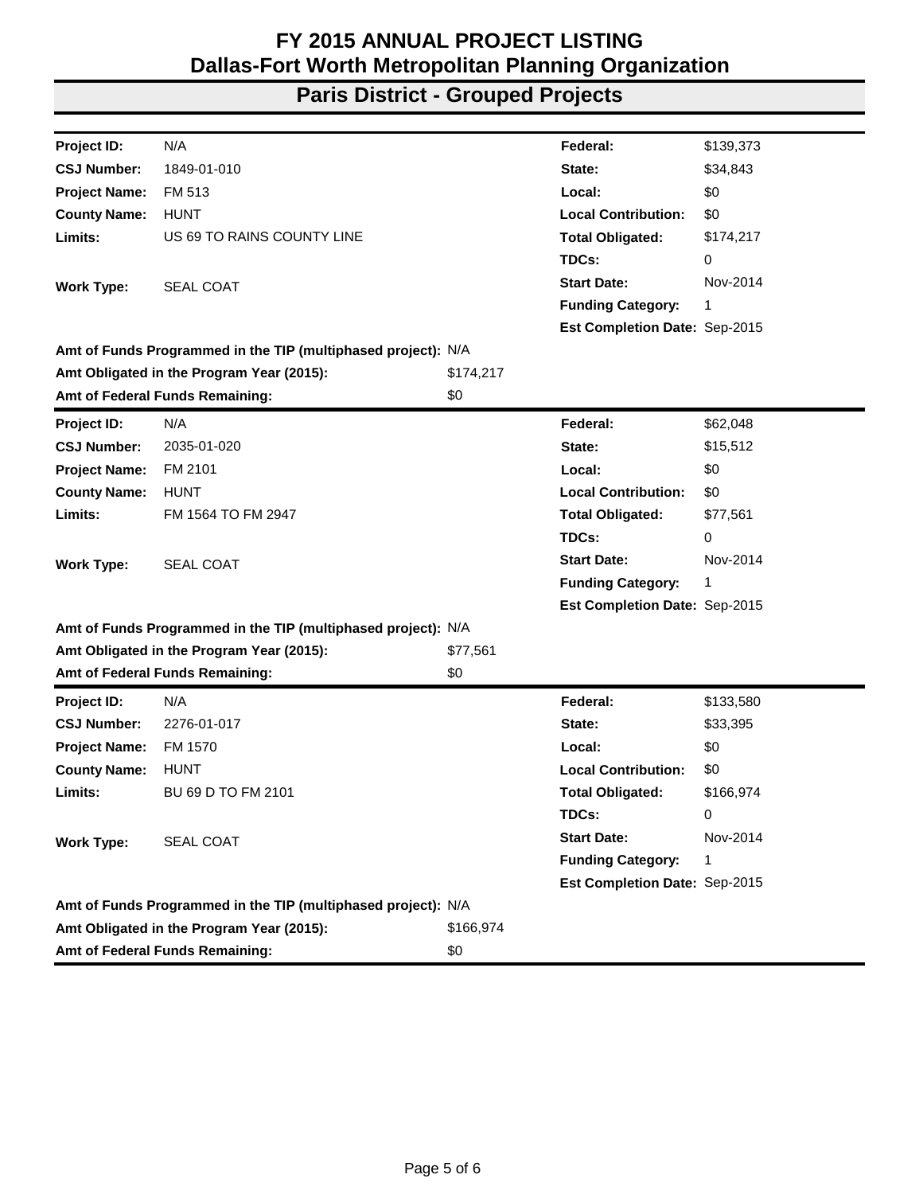# FY 2015 ANNUAL PROJECT LISTING
# Dallas-Fort Worth Metropolitan Planning Organization

## Paris District - Grouped Projects

| | | | |
|---|---|---|---|
| **Project ID:** | N/A | **Federal:** | $139,373 |
| **CSJ Number:** | 1849-01-010 | **State:** | $34,843 |
| **Project Name:** | FM 513 | **Local:** | $0 |
| **County Name:** | HUNT | **Local Contribution:** | $0 |
| **Limits:** | US 69 TO RAINS COUNTY LINE | **Total Obligated:** | $174,217 |
| | | **TDCs:** | 0 |
| **Work Type:** | SEAL COAT | **Start Date:** | Nov-2014 |
| | | **Funding Category:** | 1 |
| | | **Est Completion Date:** | Sep-2015 |

**Amt of Funds Programmed in the TIP (multiphased project):** N/A
**Amt Obligated in the Program Year (2015):** $174,217
**Amt of Federal Funds Remaining:** $0

---

| | | | |
|---|---|---|---|
| **Project ID:** | N/A | **Federal:** | $62,048 |
| **CSJ Number:** | 2035-01-020 | **State:** | $15,512 |
| **Project Name:** | FM 2101 | **Local:** | $0 |
| **County Name:** | HUNT | **Local Contribution:** | $0 |
| **Limits:** | FM 1564 TO FM 2947 | **Total Obligated:** | $77,561 |
| | | **TDCs:** | 0 |
| **Work Type:** | SEAL COAT | **Start Date:** | Nov-2014 |
| | | **Funding Category:** | 1 |
| | | **Est Completion Date:** | Sep-2015 |

**Amt of Funds Programmed in the TIP (multiphased project):** N/A
**Amt Obligated in the Program Year (2015):** $77,561
**Amt of Federal Funds Remaining:** $0

---

| | | | |
|---|---|---|---|
| **Project ID:** | N/A | **Federal:** | $133,580 |
| **CSJ Number:** | 2276-01-017 | **State:** | $33,395 |
| **Project Name:** | FM 1570 | **Local:** | $0 |
| **County Name:** | HUNT | **Local Contribution:** | $0 |
| **Limits:** | BU 69 D TO FM 2101 | **Total Obligated:** | $166,974 |
| | | **TDCs:** | 0 |
| **Work Type:** | SEAL COAT | **Start Date:** | Nov-2014 |
| | | **Funding Category:** | 1 |
| | | **Est Completion Date:** | Sep-2015 |

**Amt of Funds Programmed in the TIP (multiphased project):** N/A
**Amt Obligated in the Program Year (2015):** $166,974
**Amt of Federal Funds Remaining:** $0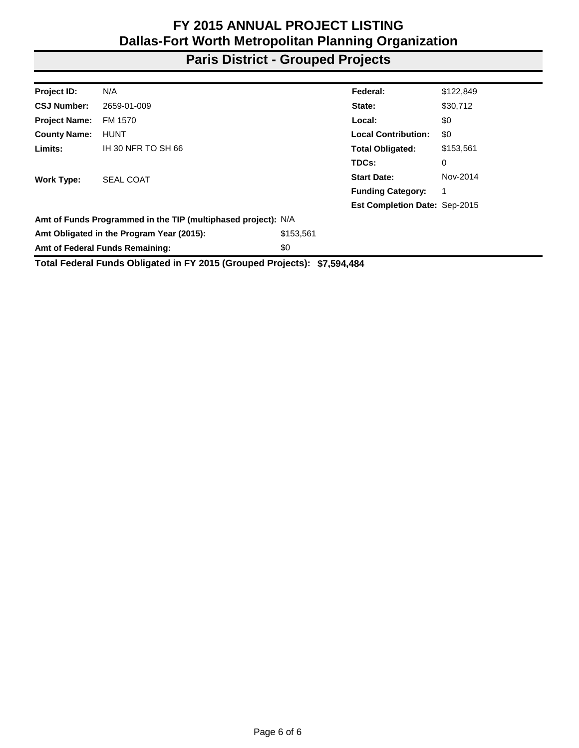# FY 2015 ANNUAL PROJECT LISTING
## Dallas-Fort Worth Metropolitan Planning Organization
## Paris District - Grouped Projects

| | | | |
|---|---|---|---|
| **Project ID:** | N/A | **Federal:** | $122,849 |
| **CSJ Number:** | 2659-01-009 | **State:** | $30,712 |
| **Project Name:** | FM 1570 | **Local:** | $0 |
| **County Name:** | HUNT | **Local Contribution:** | $0 |
| **Limits:** | IH 30 NFR TO SH 66 | **Total Obligated:** | $153,561 |
| | | **TDCs:** | 0 |
| **Work Type:** | SEAL COAT | **Start Date:** | Nov-2014 |
| | | **Funding Category:** | 1 |
| | | **Est Completion Date:** | Sep-2015 |

| | |
|---|---|
| **Amt of Funds Programmed in the TIP (multiphased project):** | N/A |
| **Amt Obligated in the Program Year (2015):** | $153,561 |
| **Amt of Federal Funds Remaining:** | $0 |

**Total Federal Funds Obligated in FY 2015 (Grouped Projects): $7,594,484**